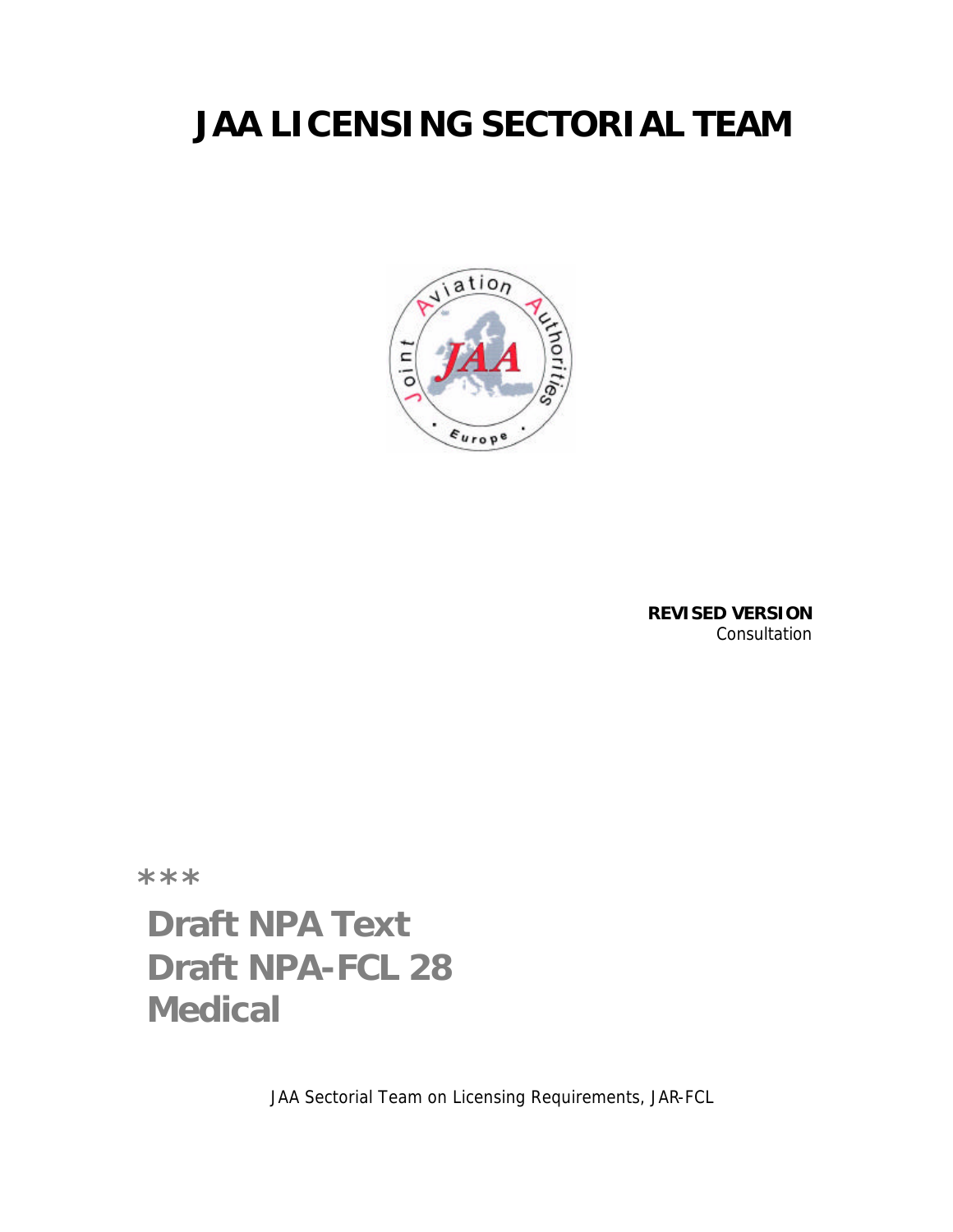# JAA LICENSING SECTORIAL TEAM

**REVISED VERSION**
Consultation

***

## Draft NPA Text
## Draft NPA-FCL 28
## Medical

JAA Sectorial Team on Licensing Requirements, JAR-FCL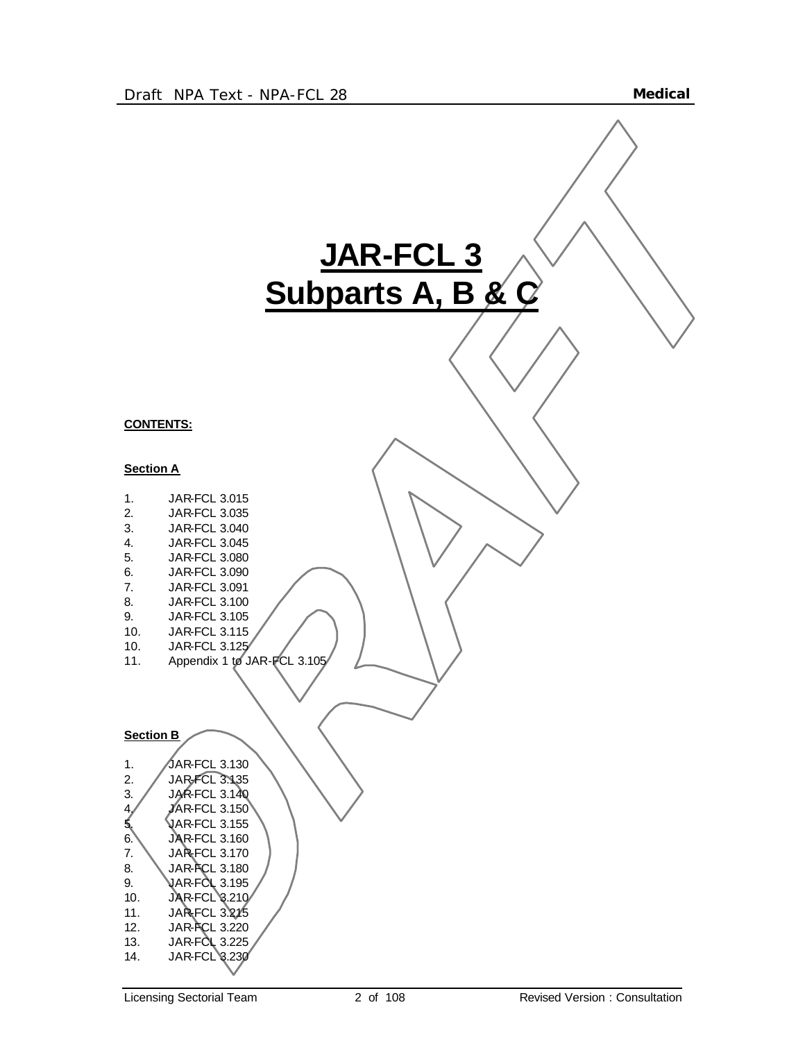# JAR-FCL 3
# Subparts A, B & C

**CONTENTS:**

**Section A**

1. JAR-FCL 3.015
2. JAR-FCL 3.035
3. JAR-FCL 3.040
4. JAR-FCL 3.045
5. JAR-FCL 3.080
6. JAR-FCL 3.090
7. JAR-FCL 3.091
8. JAR-FCL 3.100
9. JAR-FCL 3.105
10. JAR-FCL 3.115
10. JAR-FCL 3.125
11. Appendix 1 to JAR-FCL 3.105

**Section B**

1. JAR-FCL 3.130
2. JAR-FCL 3.135
3. JAR-FCL 3.140
4. JAR-FCL 3.150
5. JAR-FCL 3.155
6. JAR-FCL 3.160
7. JAR-FCL 3.170
8. JAR-FCL 3.180
9. JAR-FCL 3.195
10. JAR-FCL 3.210
11. JAR-FCL 3.215
12. JAR-FCL 3.220
13. JAR-FCL 3.225
14. JAR-FCL 3.230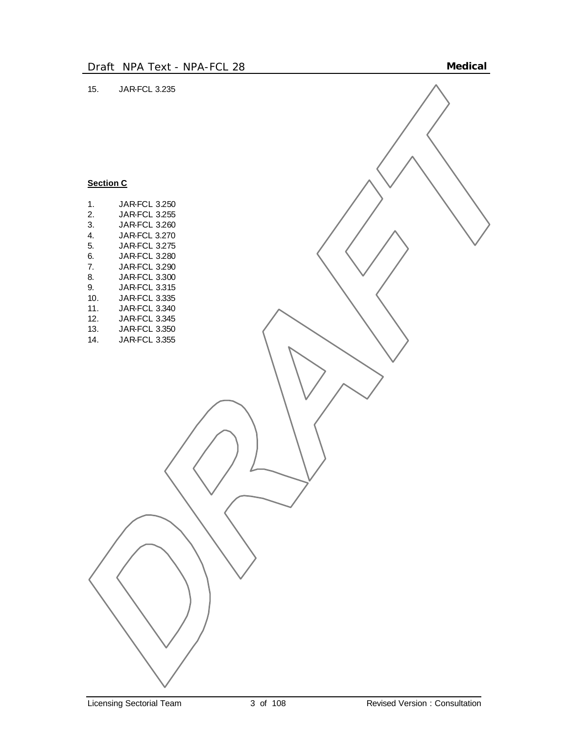15. JAR-FCL 3.235

**Section C**

1. JAR-FCL 3.250
2. JAR-FCL 3.255
3. JAR-FCL 3.260
4. JAR-FCL 3.270
5. JAR-FCL 3.275
6. JAR-FCL 3.280
7. JAR-FCL 3.290
8. JAR-FCL 3.300
9. JAR-FCL 3.315
10. JAR-FCL 3.335
11. JAR-FCL 3.340
12. JAR-FCL 3.345
13. JAR-FCL 3.350
14. JAR-FCL 3.355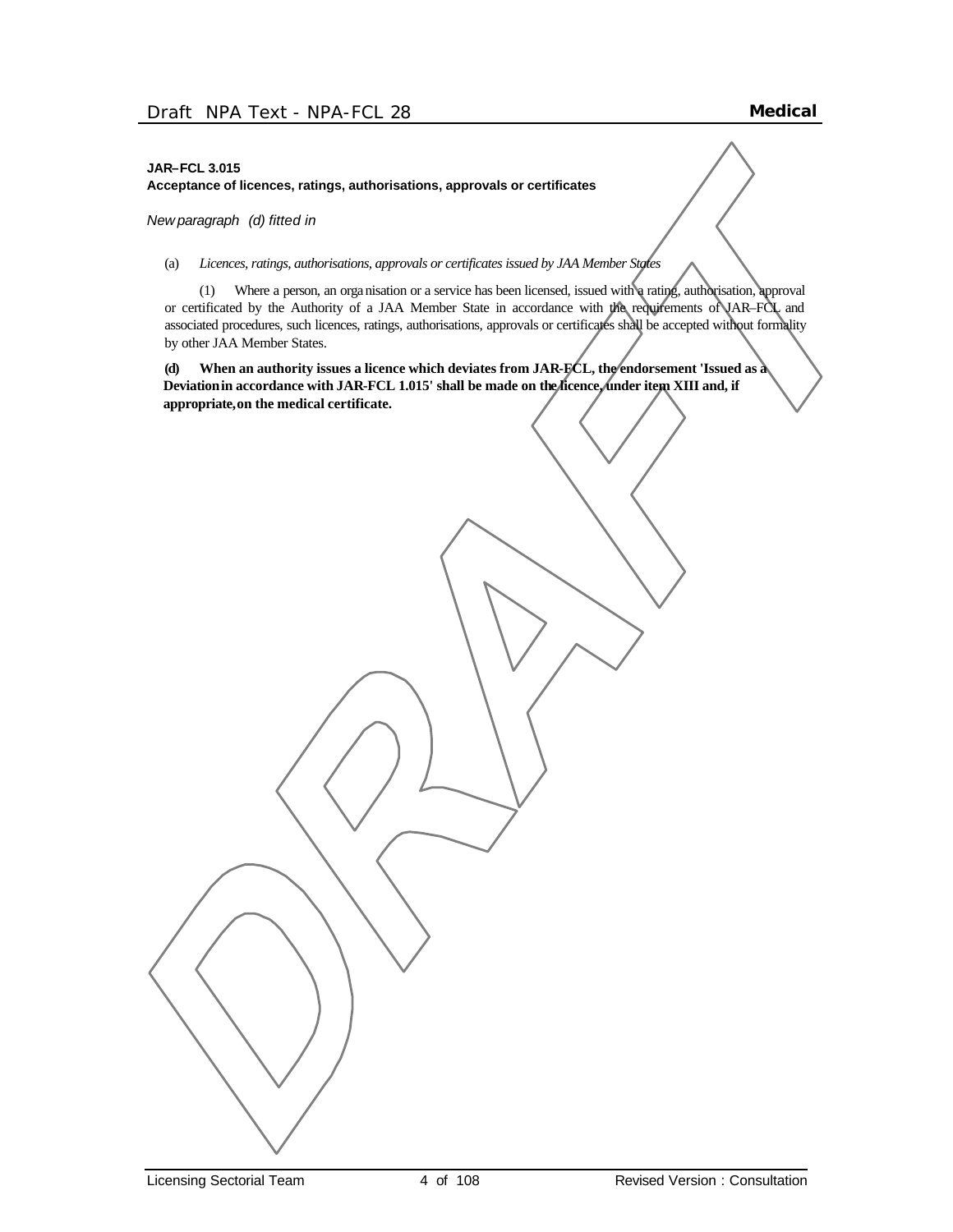**JAR–FCL 3.015**
**Acceptance of licences, ratings, authorisations, approvals or certificates**

*New paragraph (d) fitted in*

(a) *Licences, ratings, authorisations, approvals or certificates issued by JAA Member States*

(1) Where a person, an organisation or a service has been licensed, issued with a rating, authorisation, approval or certificated by the Authority of a JAA Member State in accordance with the requirements of JAR–FCL and associated procedures, such licences, ratings, authorisations, approvals or certificates shall be accepted without formality by other JAA Member States.

**(d) When an authority issues a licence which deviates from JAR-FCL, the endorsement 'Issued as a Deviation in accordance with JAR-FCL 1.015' shall be made on the licence, under item XIII and, if appropriate, on the medical certificate.**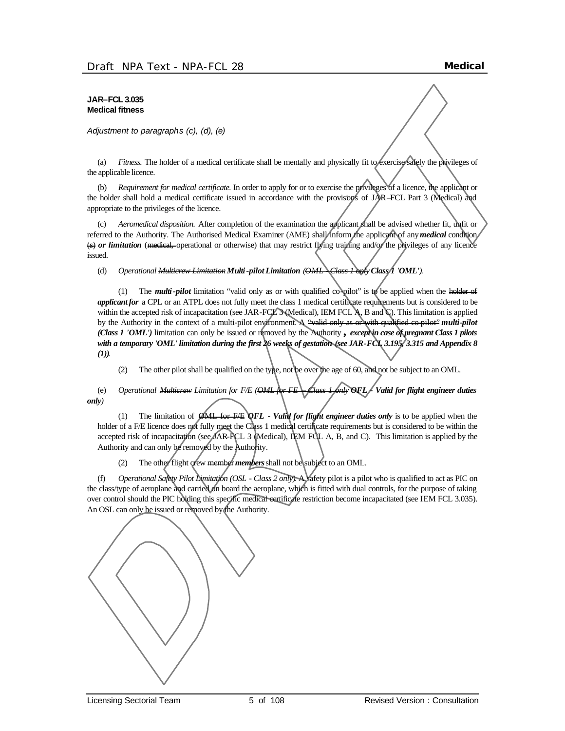**JAR–FCL 3.035**
**Medical fitness**

*Adjustment to paragraphs (c), (d), (e)*

(a) *Fitness.* The holder of a medical certificate shall be mentally and physically fit to exercise safely the privileges of the applicable licence.

(b) *Requirement for medical certificate.* In order to apply for or to exercise the privileges of a licence, the applicant or the holder shall hold a medical certificate issued in accordance with the provisions of JAR–FCL Part 3 (Medical) and appropriate to the privileges of the licence.

(c) *Aeromedical disposition.* After completion of the examination the applicant shall be advised whether fit, unfit or referred to the Authority. The Authorised Medical Examiner (AME) shall inform the applicant of any ***medical*** condition ~~(s)~~ ***or limitation*** (~~medical,~~ operational or otherwise) that may restrict flying training and/or the privileges of any licence issued.

(d) *Operational ~~Multicrew Limitation~~* ***Multi-pilot Limitation*** *(~~OML - Class 1 only~~* ***Class 1 'OML'****).*

(1) The ***multi-pilot*** limitation "valid only as or with qualified co-pilot" is to be applied when the ~~holder of~~ ***applicant for*** a CPL or an ATPL does not fully meet the class 1 medical certificate requirements but is considered to be within the accepted risk of incapacitation (see JAR-FCL 3 (Medical), IEM FCL A, B and C). This limitation is applied by the Authority in the context of a multi-pilot environment. A ~~"valid only as or with qualified co-pilot"~~ ***multi-pilot (Class 1 'OML')*** limitation can only be issued or removed by the Authority ***, except in case of pregnant Class 1 pilots with a temporary 'OML' limitation during the first 26 weeks of gestation (see JAR-FCL 3.195, 3.315 and Appendix 8 (1)).***

(2) The other pilot shall be qualified on the type, not be over the age of 60, and not be subject to an OML.

(e) *Operational ~~Multicrew~~ Limitation for F/E (~~OML for FE – Class 1 only~~* ***OFL - Valid for flight engineer duties only****)*

(1) The limitation of ~~OML for F/E~~ ***OFL - Valid for flight engineer duties only*** is to be applied when the holder of a F/E licence does not fully meet the Class 1 medical certificate requirements but is considered to be within the accepted risk of incapacitation (see JAR-FCL 3 (Medical), IEM FCL A, B, and C). This limitation is applied by the Authority and can only be removed by the Authority.

(2) The other flight crew ~~member~~ ***members*** shall not be subject to an OML.

(f) *Operational Safety Pilot Limitation (OSL - Class 2 only).* A safety pilot is a pilot who is qualified to act as PIC on the class/type of aeroplane and carried on board the aeroplane, which is fitted with dual controls, for the purpose of taking over control should the PIC holding this specific medical certificate restriction become incapacitated (see IEM FCL 3.035). An OSL can only be issued or removed by the Authority.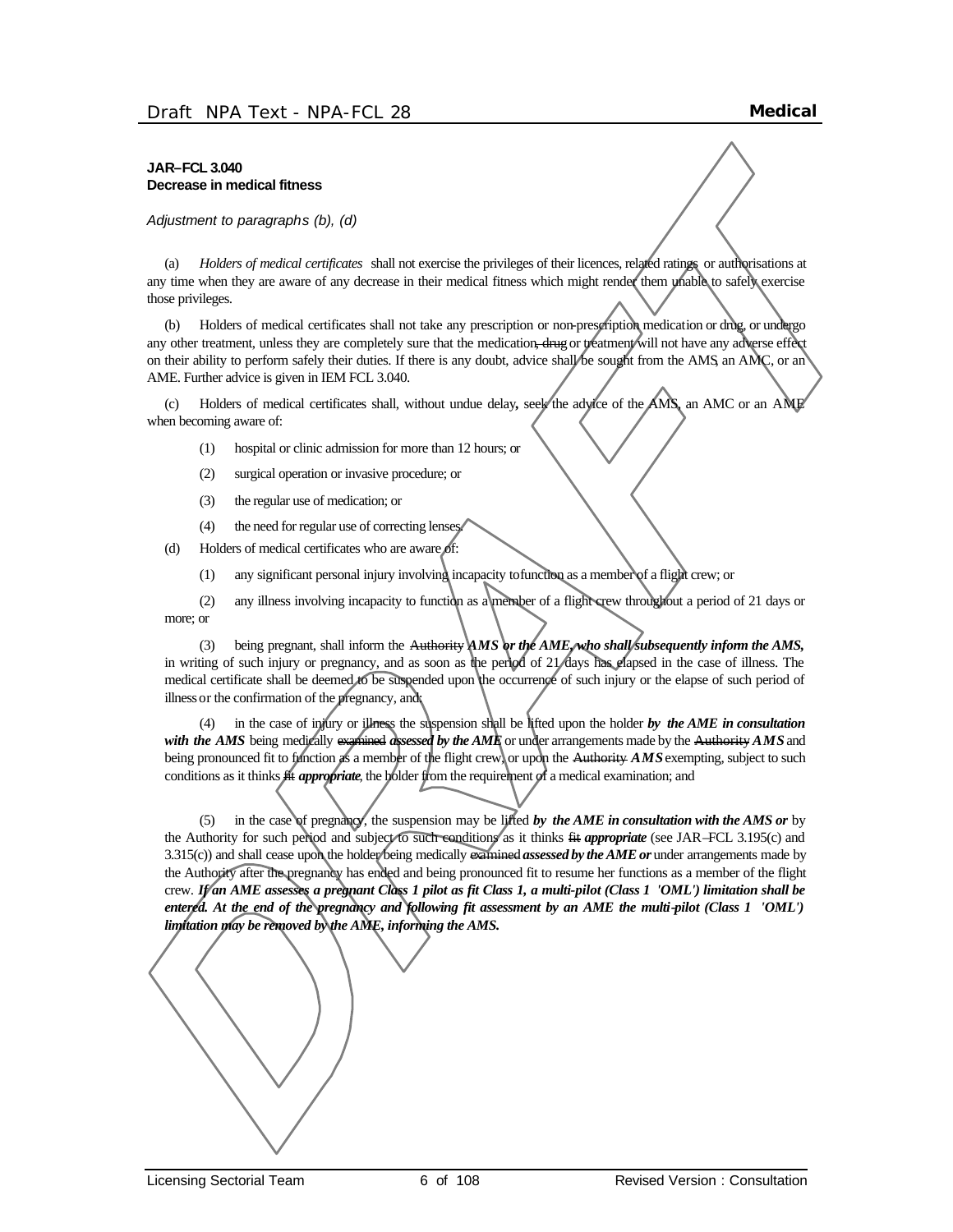**JAR–FCL 3.040**
**Decrease in medical fitness**

*Adjustment to paragraphs (b), (d)*

(a) *Holders of medical certificates* shall not exercise the privileges of their licences, related ratings or authorisations at any time when they are aware of any decrease in their medical fitness which might render them unable to safely exercise those privileges.

(b) Holders of medical certificates shall not take any prescription or non-prescription medication or drug, or undergo any other treatment, unless they are completely sure that the medication~~, drug~~ or treatment will not have any adverse effect on their ability to perform safely their duties. If there is any doubt, advice shall be sought from the AMS, an AMC, or an AME. Further advice is given in IEM FCL 3.040.

(c) Holders of medical certificates shall, without undue delay, seek the advice of the AMS, an AMC or an AME when becoming aware of:

(1) hospital or clinic admission for more than 12 hours; or

(2) surgical operation or invasive procedure; or

(3) the regular use of medication; or

(4) the need for regular use of correcting lenses.

(d) Holders of medical certificates who are aware of:

(1) any significant personal injury involving incapacity to function as a member of a flight crew; or

(2) any illness involving incapacity to function as a member of a flight crew throughout a period of 21 days or more; or

(3) being pregnant, shall inform the ~~Authority~~ ***AMS or the AME, who shall subsequently inform the AMS,*** in writing of such injury or pregnancy, and as soon as the period of 21 days has elapsed in the case of illness. The medical certificate shall be deemed to be suspended upon the occurrence of such injury or the elapse of such period of illness or the confirmation of the pregnancy, and:

(4) in the case of injury or illness the suspension shall be lifted upon the holder ***by the AME in consultation with the AMS*** being medically ~~examined~~ ***assessed by the AME*** or under arrangements made by the ~~Authority~~ ***AMS*** and being pronounced fit to function as a member of the flight crew, or upon the ~~Authority~~ ***AMS*** exempting, subject to such conditions as it thinks ~~fit~~ ***appropriate***, the holder from the requirement of a medical examination; and

(5) in the case of pregnancy, the suspension may be lifted ***by the AME in consultation with the AMS or*** by the Authority for such period and subject to such conditions as it thinks ~~fit~~ ***appropriate*** (see JAR–FCL 3.195(c) and 3.315(c)) and shall cease upon the holder being medically ~~examined~~ ***assessed by the AME or*** under arrangements made by the Authority after the pregnancy has ended and being pronounced fit to resume her functions as a member of the flight crew. ***If an AME assesses a pregnant Class 1 pilot as fit Class 1, a multi-pilot (Class 1 'OML') limitation shall be entered. At the end of the pregnancy and following fit assessment by an AME the multi-pilot (Class 1 'OML') limitation may be removed by the AME, informing the AMS.***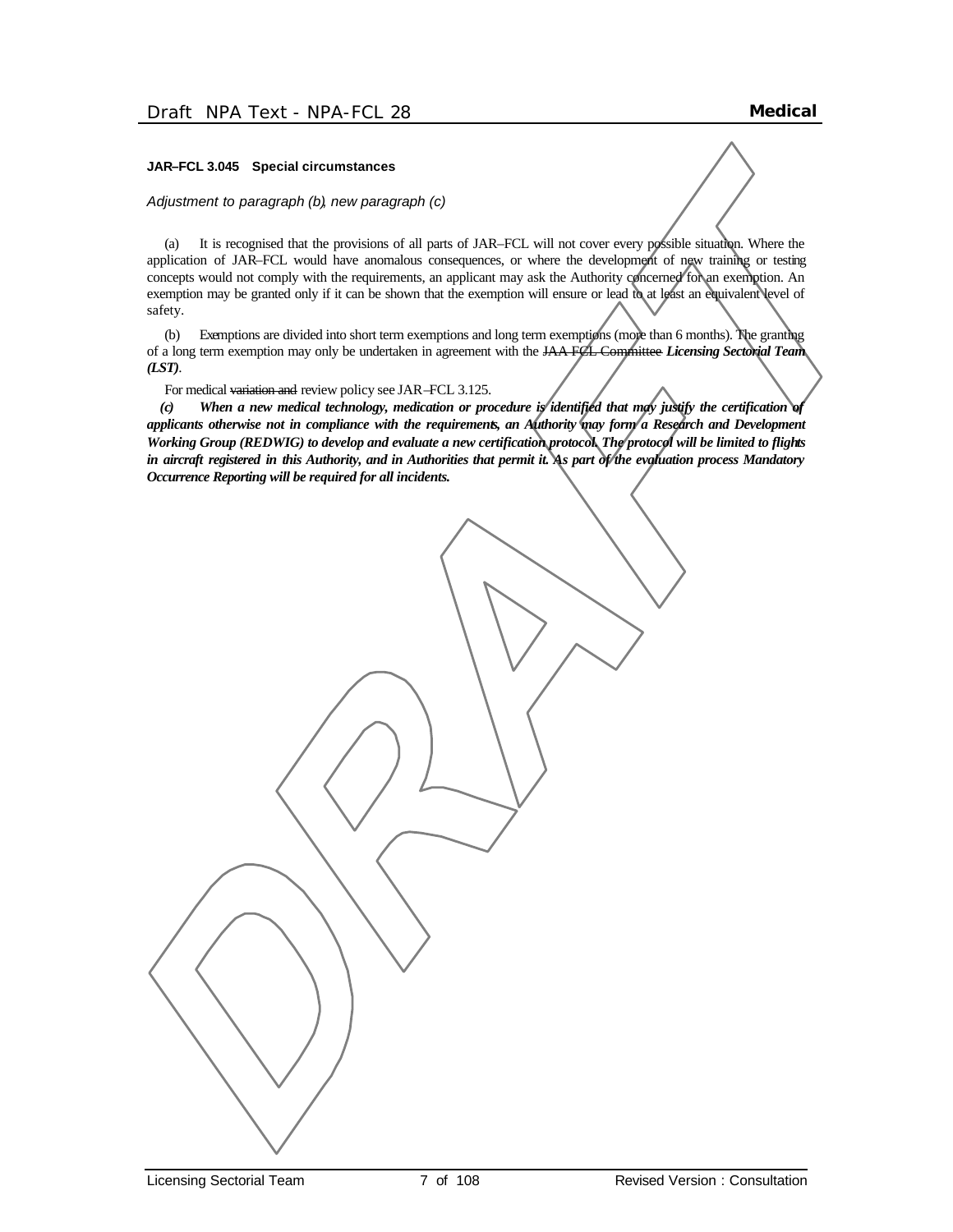**JAR–FCL 3.045 Special circumstances**

*Adjustment to paragraph (b), new paragraph (c)*

(a) It is recognised that the provisions of all parts of JAR–FCL will not cover every possible situation. Where the application of JAR–FCL would have anomalous consequences, or where the development of new training or testing concepts would not comply with the requirements, an applicant may ask the Authority concerned for an exemption. An exemption may be granted only if it can be shown that the exemption will ensure or lead to at least an equivalent level of safety.

(b) Exemptions are divided into short term exemptions and long term exemptions (more than 6 months). The granting of a long term exemption may only be undertaken in agreement with the ~~JAA FCL Committee~~ ***Licensing Sectorial Team (LST)***.

For medical ~~variation and~~ review policy see JAR–FCL 3.125.

***(c) When a new medical technology, medication or procedure is identified that may justify the certification of applicants otherwise not in compliance with the requirements, an Authority may form a Research and Development Working Group (REDWIG) to develop and evaluate a new certification protocol. The protocol will be limited to flights in aircraft registered in this Authority, and in Authorities that permit it. As part of the evaluation process Mandatory Occurrence Reporting will be required for all incidents.***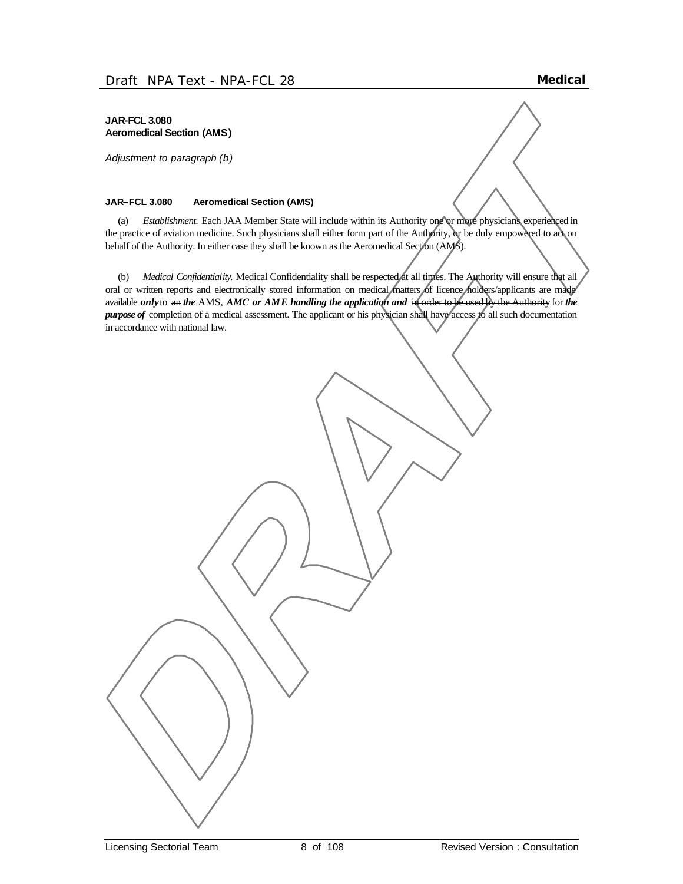**JAR-FCL 3.080**
**Aeromedical Section (AMS)**

*Adjustment to paragraph (b)*

**JAR–FCL 3.080 Aeromedical Section (AMS)**

(a) *Establishment.* Each JAA Member State will include within its Authority one or more physicians experienced in the practice of aviation medicine. Such physicians shall either form part of the Authority, or be duly empowered to act on behalf of the Authority. In either case they shall be known as the Aeromedical Section (AMS).

(b) *Medical Confidentiality.* Medical Confidentiality shall be respected at all times. The Authority will ensure that all oral or written reports and electronically stored information on medical matters of licence holders/applicants are made available ***only*** to ~~an~~ ***the*** AMS, ***AMC or AME handling the application and*** ~~in order to be used by the Authority~~ for ***the purpose of*** completion of a medical assessment. The applicant or his physician shall have access to all such documentation in accordance with national law.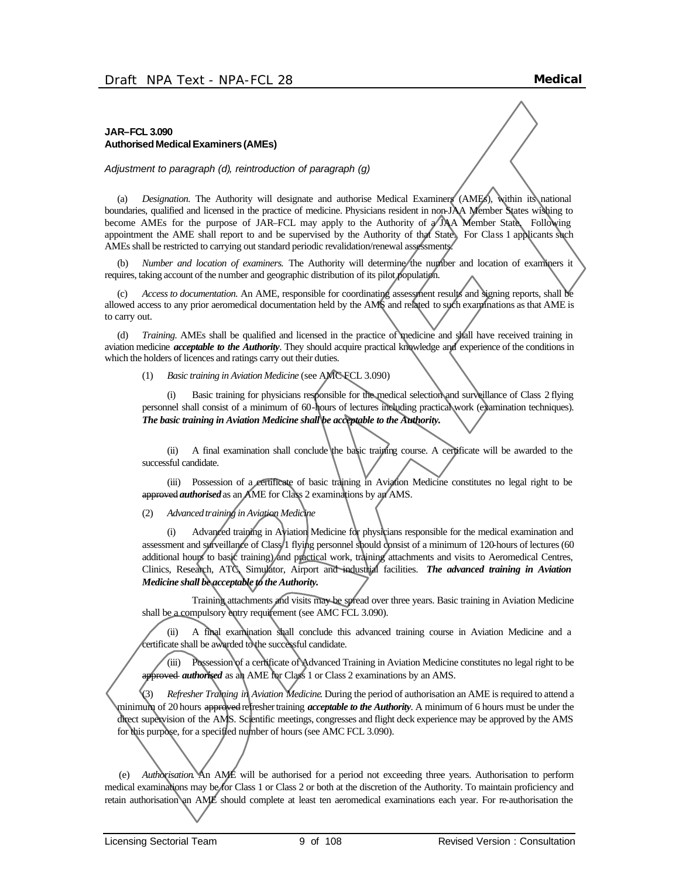**JAR–FCL 3.090**
**Authorised Medical Examiners (AMEs)**

*Adjustment to paragraph (d), reintroduction of paragraph (g)*

(a) *Designation.* The Authority will designate and authorise Medical Examiners (AMEs), within its national boundaries, qualified and licensed in the practice of medicine. Physicians resident in non-JAA Member States wishing to become AMEs for the purpose of JAR–FCL may apply to the Authority of a JAA Member State. Following appointment the AME shall report to and be supervised by the Authority of that State. For Class 1 applicants such AMEs shall be restricted to carrying out standard periodic revalidation/renewal assessments.

(b) *Number and location of examiners.* The Authority will determine the number and location of examiners it requires, taking account of the number and geographic distribution of its pilot population.

(c) *Access to documentation.* An AME, responsible for coordinating assessment results and signing reports, shall be allowed access to any prior aeromedical documentation held by the AMS and related to such examinations as that AME is to carry out.

(d) *Training.* AMEs shall be qualified and licensed in the practice of medicine and shall have received training in aviation medicine ***acceptable to the Authority***. They should acquire practical knowledge and experience of the conditions in which the holders of licences and ratings carry out their duties.

(1) *Basic training in Aviation Medicine* (see AMC FCL 3.090)

(i) Basic training for physicians responsible for the medical selection and surveillance of Class 2 flying personnel shall consist of a minimum of 60-hours of lectures including practical work (examination techniques). ***The basic training in Aviation Medicine shall be acceptable to the Authority.***

(ii) A final examination shall conclude the basic training course. A certificate will be awarded to the successful candidate.

(iii) Possession of a certificate of basic training in Aviation Medicine constitutes no legal right to be ~~approved~~ ***authorised*** as an AME for Class 2 examinations by an AMS.

(2) *Advanced training in Aviation Medicine*

(i) Advanced training in Aviation Medicine for physicians responsible for the medical examination and assessment and surveillance of Class 1 flying personnel should consist of a minimum of 120-hours of lectures (60 additional hours to basic training) and practical work, training attachments and visits to Aeromedical Centres, Clinics, Research, ATC, Simulator, Airport and industrial facilities. ***The advanced training in Aviation Medicine shall be acceptable to the Authority.***

Training attachments and visits may be spread over three years. Basic training in Aviation Medicine shall be a compulsory entry requirement (see AMC FCL 3.090).

(ii) A final examination shall conclude this advanced training course in Aviation Medicine and a certificate shall be awarded to the successful candidate.

(iii) Possession of a certificate of Advanced Training in Aviation Medicine constitutes no legal right to be ~~approved~~ ***authorised*** as an AME for Class 1 or Class 2 examinations by an AMS.

(3) *Refresher Training in Aviation Medicine.* During the period of authorisation an AME is required to attend a minimum of 20 hours ~~approved~~ refresher training ***acceptable to the Authority***. A minimum of 6 hours must be under the direct supervision of the AMS. Scientific meetings, congresses and flight deck experience may be approved by the AMS for this purpose, for a specified number of hours (see AMC FCL 3.090).

(e) *Authorisation.* An AME will be authorised for a period not exceeding three years. Authorisation to perform medical examinations may be for Class 1 or Class 2 or both at the discretion of the Authority. To maintain proficiency and retain authorisation an AME should complete at least ten aeromedical examinations each year. For re-authorisation the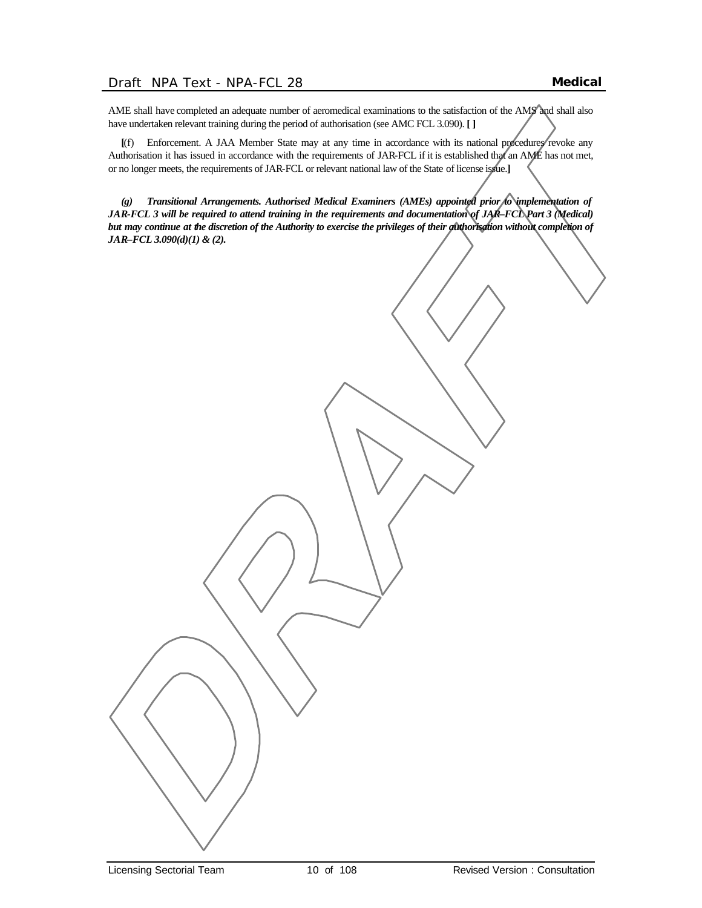AME shall have completed an adequate number of aeromedical examinations to the satisfaction of the AMS and shall also have undertaken relevant training during the period of authorisation (see AMC FCL 3.090). **[ ]**

**[**(f) Enforcement. A JAA Member State may at any time in accordance with its national procedures revoke any Authorisation it has issued in accordance with the requirements of JAR-FCL if it is established that an AME has not met, or no longer meets, the requirements of JAR-FCL or relevant national law of the State of license issue.**]**

***(g) Transitional Arrangements. Authorised Medical Examiners (AMEs) appointed prior to implementation of JAR-FCL 3 will be required to attend training in the requirements and documentation of JAR–FCL Part 3 (Medical) but may continue at the discretion of the Authority to exercise the privileges of their authorisation without completion of JAR–FCL 3.090(d)(1) & (2).***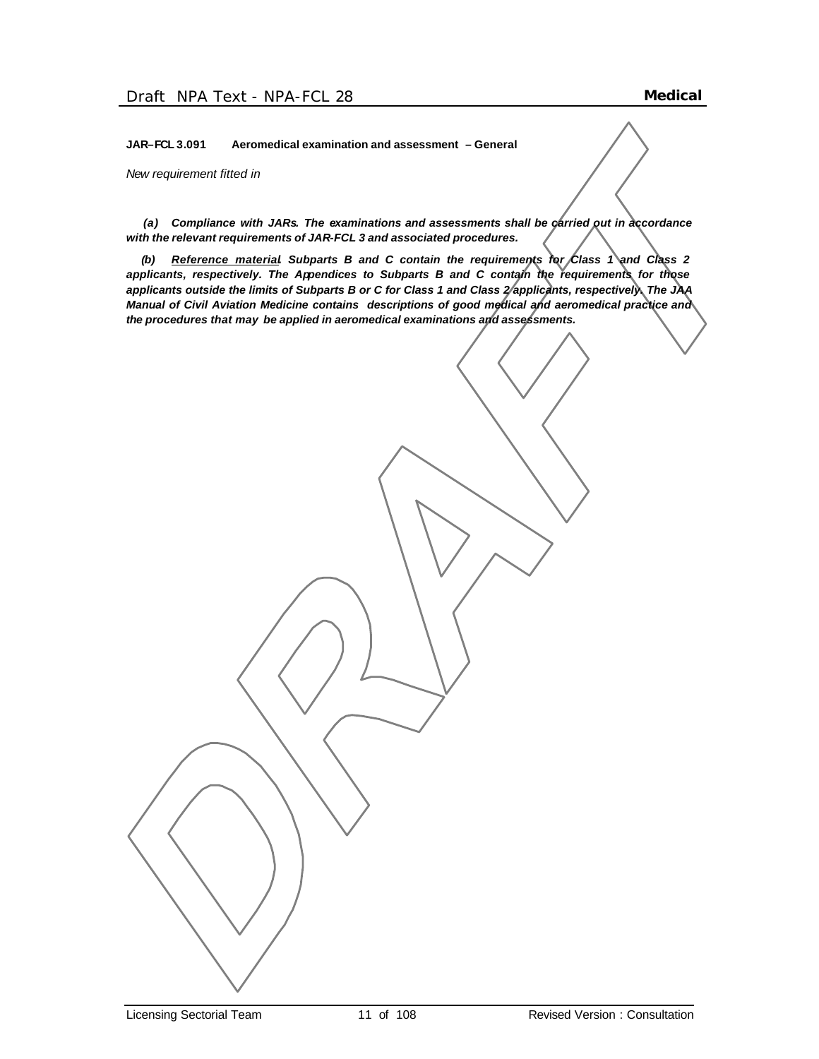**JAR–FCL 3.091 Aeromedical examination and assessment – General**

*New requirement fitted in*

***(a) Compliance with JARs. The examinations and assessments shall be carried out in accordance with the relevant requirements of JAR-FCL 3 and associated procedures.***

***(b) <u>Reference material</u>. Subparts B and C contain the requirements for Class 1 and Class 2 applicants, respectively. The Appendices to Subparts B and C contain the requirements for those applicants outside the limits of Subparts B or C for Class 1 and Class 2 applicants, respectively. The JAA Manual of Civil Aviation Medicine contains descriptions of good medical and aeromedical practice and the procedures that may be applied in aeromedical examinations and assessments.***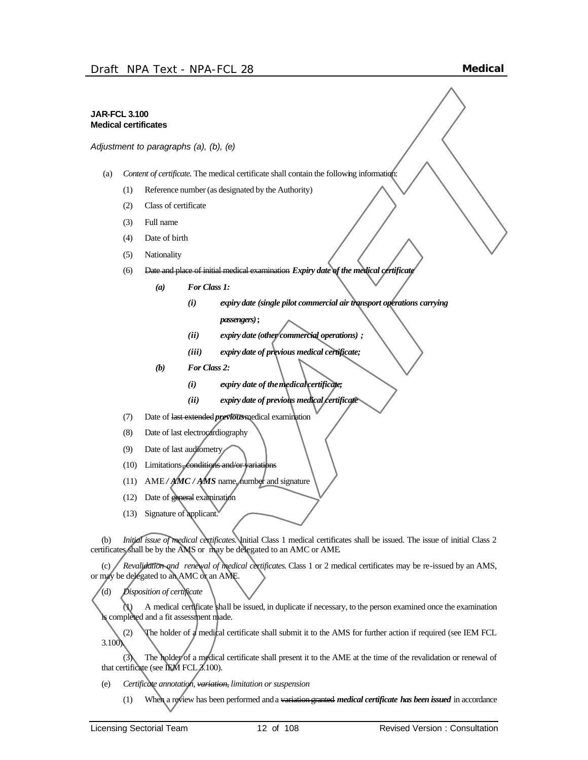**JAR-FCL 3.100**
**Medical certificates**

*Adjustment to paragraphs (a), (b), (e)*

(a) *Content of certificate.* The medical certificate shall contain the following information:

(1) Reference number (as designated by the Authority)

(2) Class of certificate

(3) Full name

(4) Date of birth

(5) Nationality

(6) ~~Date and place of initial medical examination~~ ***Expiry date of the medical certificate***

***(a) For Class 1:***

***(i) expiry date (single pilot commercial air transport operations carrying passengers);***

***(ii) expiry date (other commercial operations) ;***

***(iii) expiry date of previous medical certificate;***

***(b) For Class 2:***

***(i) expiry date of the medical certificate;***

***(ii) expiry date of previous medical certificate***

(7) Date of ~~last extended~~ ***previous*** medical examination

(8) Date of last electrocardiography

(9) Date of last audiometry

(10) Limitations~~, conditions and/or variations~~

(11) AME ***/ AMC / AMS*** name, number and signature

(12) Date of ~~general~~ examination

(13) Signature of applicant.

(b) *Initial issue of medical certificates.* Initial Class 1 medical certificates shall be issued. The issue of initial Class 2 certificates shall be by the AMS or may be delegated to an AMC or AME.

(c) *Revalidation and renewal of medical certificates.* Class 1 or 2 medical certificates may be re-issued by an AMS, or may be delegated to an AMC or an AME.

(d) *Disposition of certificate*

(1) A medical certificate shall be issued, in duplicate if necessary, to the person examined once the examination is completed and a fit assessment made.

(2) The holder of a medical certificate shall submit it to the AMS for further action if required (see IEM FCL 3.100).

(3) The holder of a medical certificate shall present it to the AME at the time of the revalidation or renewal of that certificate (see IEM FCL 3.100).

(e) *Certificate annotation, ~~variation,~~ limitation or suspension*

(1) When a review has been performed and a ~~variation granted~~ ***medical certificate has been issued*** in accordance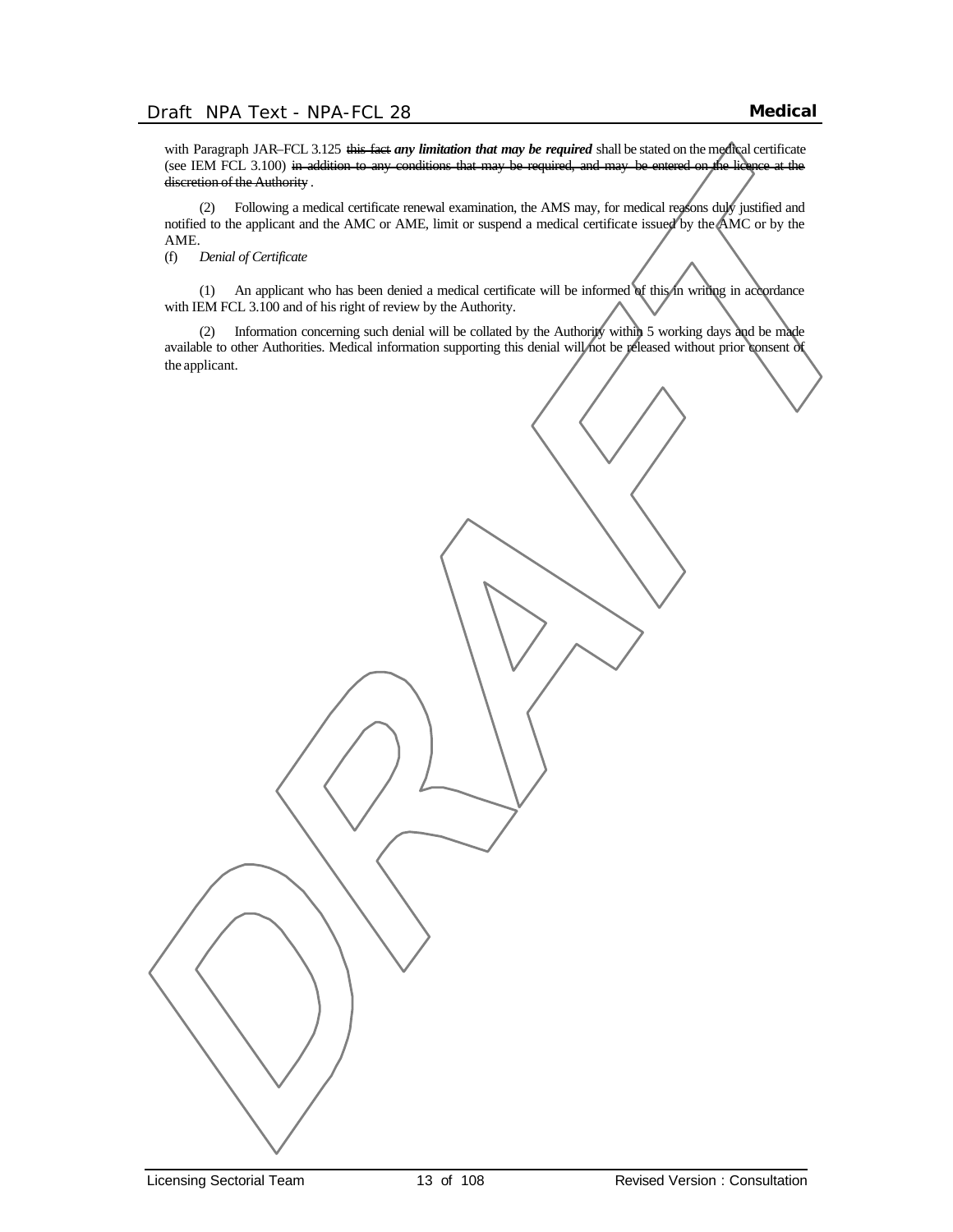with Paragraph JAR–FCL 3.125 ~~this fact~~ ***any limitation that may be required*** shall be stated on the medical certificate (see IEM FCL 3.100) ~~in addition to any conditions that may be required, and may be entered on the licence at the discretion of the Authority~~ .

(2) Following a medical certificate renewal examination, the AMS may, for medical reasons duly justified and notified to the applicant and the AMC or AME, limit or suspend a medical certificate issued by the AMC or by the AME.

(f) *Denial of Certificate*

(1) An applicant who has been denied a medical certificate will be informed of this in writing in accordance with IEM FCL 3.100 and of his right of review by the Authority.

(2) Information concerning such denial will be collated by the Authority within 5 working days and be made available to other Authorities. Medical information supporting this denial will not be released without prior consent of the applicant.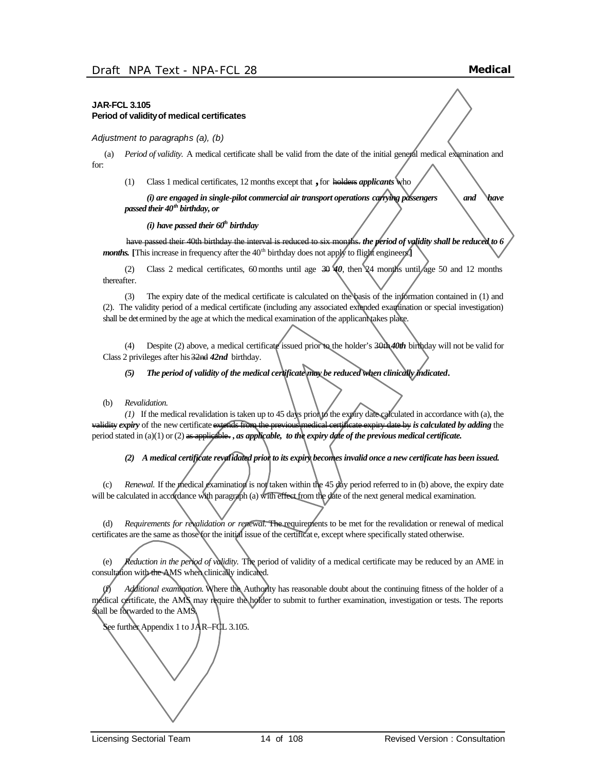**JAR-FCL 3.105**
**Period of validity of medical certificates**

*Adjustment to paragraphs (a), (b)*

(a) *Period of validity.* A medical certificate shall be valid from the date of the initial general medical examination and for:

(1) Class 1 medical certificates, 12 months except that **,** for ~~holders~~ ***applicants*** who

***(i) are engaged in single-pilot commercial air transport operations carrying passengers and have passed their 40th birthday, or***

***(i) have passed their 60th birthday***

~~have passed their 40th birthday the interval is reduced to six months.~~ ***the period of validity shall be reduced to 6 months.*** **[**This increase in frequency after the 40th birthday does not apply to flight engineers.**]**

(2) Class 2 medical certificates, 60 months until age ~~30~~ ***40***, then 24 months until age 50 and 12 months thereafter.

(3) The expiry date of the medical certificate is calculated on the basis of the information contained in (1) and (2). The validity period of a medical certificate (including any associated extended examination or special investigation) shall be determined by the age at which the medical examination of the applicant takes place.

(4) Despite (2) above, a medical certificate issued prior to the holder's ~~30th~~ ***40th*** birthday will not be valid for Class 2 privileges after his ~~32nd~~ ***42nd*** birthday.

***(5) The period of validity of the medical certificate may be reduced when clinically indicated.***

(b) *Revalidation.*

*(1)* If the medical revalidation is taken up to 45 days prior to the expiry date calculated in accordance with (a), the ~~validity~~ ***expiry*** of the new certificate ~~extends from the previous medical certificate expiry date by~~ ***is calculated by adding*** the period stated in (a)(1) or (2) ~~as applicable.~~ ***, as applicable, to the expiry date of the previous medical certificate.***

***(2) A medical certificate revalidated prior to its expiry becomes invalid once a new certificate has been issued.***

(c) *Renewal.* If the medical examination is not taken within the 45 day period referred to in (b) above, the expiry date will be calculated in accordance with paragraph (a) with effect from the date of the next general medical examination.

(d) *Requirements for revalidation or renewal.* The requirements to be met for the revalidation or renewal of medical certificates are the same as those for the initial issue of the certificate, except where specifically stated otherwise.

(e) *Reduction in the period of validity.* The period of validity of a medical certificate may be reduced by an AME in consultation with the AMS when clinically indicated.

(f) *Additional examination.* Where the Authority has reasonable doubt about the continuing fitness of the holder of a medical certificate, the AMS may require the holder to submit to further examination, investigation or tests. The reports shall be forwarded to the AMS.

See further Appendix 1 to JAR–FCL 3.105.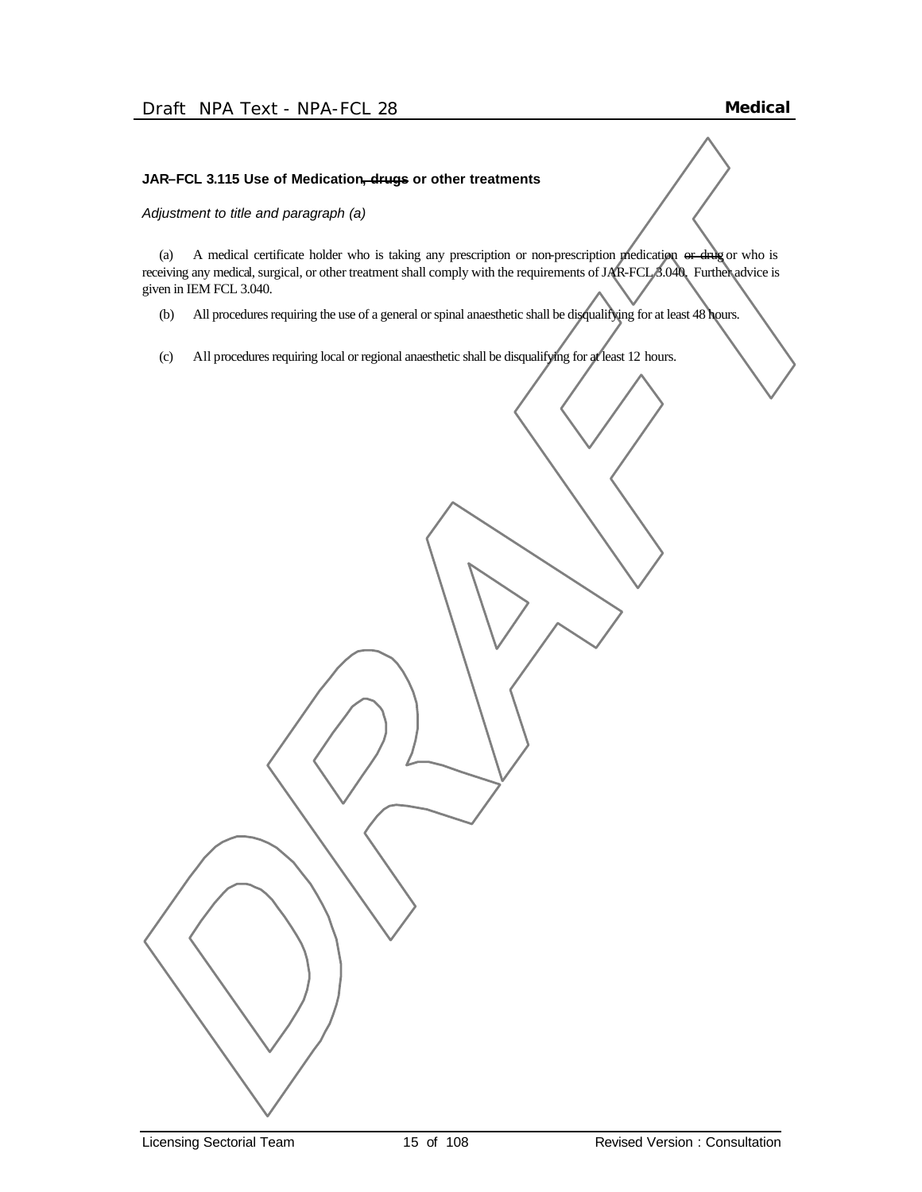**JAR–FCL 3.115 Use of Medication~~, drugs~~ or other treatments**

*Adjustment to title and paragraph (a)*

(a) A medical certificate holder who is taking any prescription or non-prescription medication ~~or drug~~ or who is receiving any medical, surgical, or other treatment shall comply with the requirements of JAR-FCL 3.040. Further advice is given in IEM FCL 3.040.

(b) All procedures requiring the use of a general or spinal anaesthetic shall be disqualifying for at least 48 hours.

(c) All procedures requiring local or regional anaesthetic shall be disqualifying for at least 12 hours.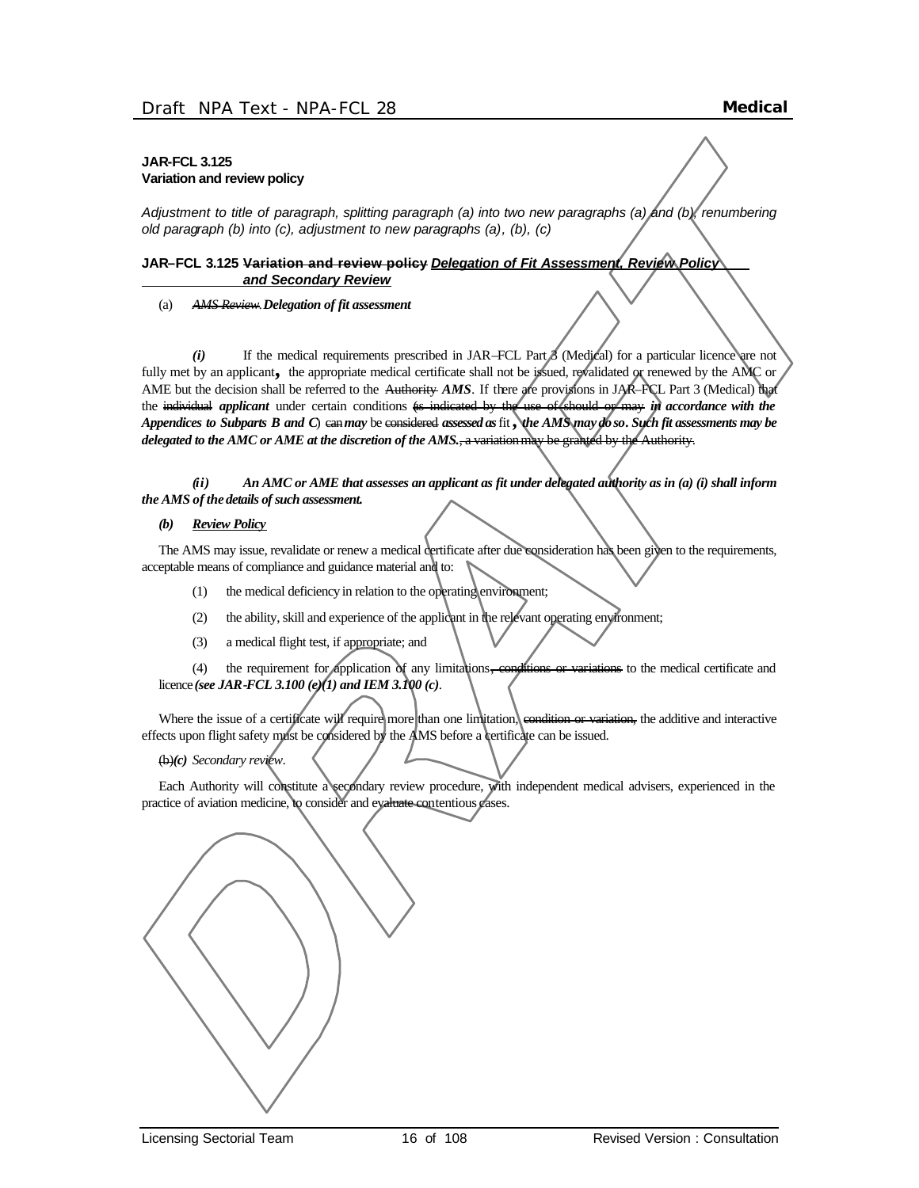**JAR-FCL 3.125**
**Variation and review policy**

*Adjustment to title of paragraph, splitting paragraph (a) into two new paragraphs (a) and (b), renumbering old paragraph (b) into (c), adjustment to new paragraphs (a), (b), (c)*

**JAR–FCL 3.125 ~~Variation and review policy~~ *Delegation of Fit Assessment, Review Policy and Secondary Review***

(a) ~~*AMS Review*~~ ***Delegation of fit assessment***

***(i)*** If the medical requirements prescribed in JAR–FCL Part 3 (Medical) for a particular licence are not fully met by an applicant**,** the appropriate medical certificate shall not be issued, revalidated or renewed by the AMC or AME but the decision shall be referred to the ~~Authority~~ ***AMS***. If there are provisions in JAR–FCL Part 3 (Medical) that the ~~individual~~ ***applicant*** under certain conditions ~~(as indicated by the use of should or may~~ ***in accordance with the Appendices to Subparts B and C***) ~~can~~ ***may*** be ~~considered~~ ***assessed as*** fit ***, the AMS may do so. Such fit assessments may be delegated to the AMC or AME at the discretion of the AMS.*** ~~, a variation may be granted by the Authority.~~

***(ii) An AMC or AME that assesses an applicant as fit under delegated authority as in (a) (i) shall inform the AMS of the details of such assessment.***

***(b) Review Policy***

The AMS may issue, revalidate or renew a medical certificate after due consideration has been given to the requirements, acceptable means of compliance and guidance material and to:

(1) the medical deficiency in relation to the operating environment;

(2) the ability, skill and experience of the applicant in the relevant operating environment;

(3) a medical flight test, if appropriate; and

(4) the requirement for application of any limitations~~, conditions or variations~~ to the medical certificate and licence ***(see JAR-FCL 3.100 (e)(1) and IEM 3.100 (c)***.

Where the issue of a certificate will require more than one limitation, ~~condition or variation,~~ the additive and interactive effects upon flight safety must be considered by the AMS before a certificate can be issued.

~~(b)~~***(c)*** *Secondary review*.

Each Authority will constitute a secondary review procedure, with independent medical advisers, experienced in the practice of aviation medicine, to consider and evaluate contentious cases.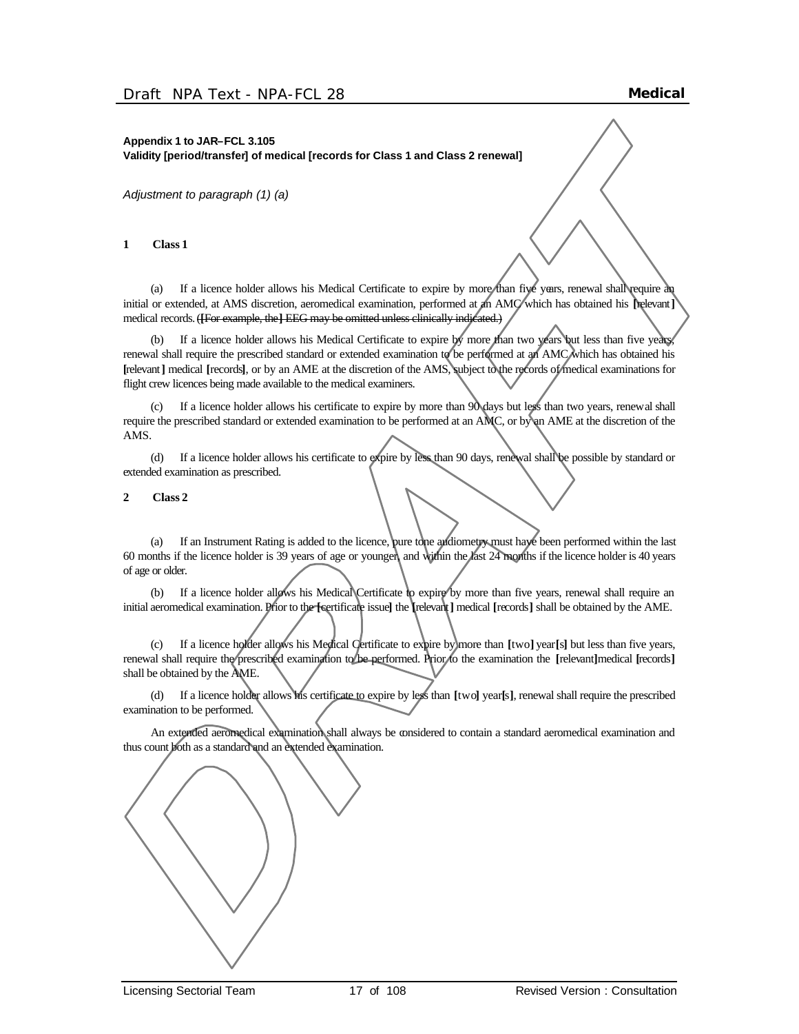**Appendix 1 to JAR–FCL 3.105**
**Validity [period/transfer] of medical [records for Class 1 and Class 2 renewal]**

*Adjustment to paragraph (1) (a)*

**1 Class 1**

(a) If a licence holder allows his Medical Certificate to expire by more than five years, renewal shall require an initial or extended, at AMS discretion, aeromedical examination, performed at an AMC which has obtained his [relevant] medical records. ~~([For example, the] EEG may be omitted unless clinically indicated.)~~

(b) If a licence holder allows his Medical Certificate to expire by more than two years but less than five years, renewal shall require the prescribed standard or extended examination to be performed at an AMC which has obtained his [relevant] medical [records], or by an AME at the discretion of the AMS, subject to the records of medical examinations for flight crew licences being made available to the medical examiners.

(c) If a licence holder allows his certificate to expire by more than 90 days but less than two years, renewal shall require the prescribed standard or extended examination to be performed at an AMC, or by an AME at the discretion of the AMS.

(d) If a licence holder allows his certificate to expire by less than 90 days, renewal shall be possible by standard or extended examination as prescribed.

**2 Class 2**

(a) If an Instrument Rating is added to the licence, pure tone audiometry must have been performed within the last 60 months if the licence holder is 39 years of age or younger, and within the last 24 months if the licence holder is 40 years of age or older.

(b) If a licence holder allows his Medical Certificate to expire by more than five years, renewal shall require an initial aeromedical examination. Prior to the [certificate issue] the [relevant] medical [records] shall be obtained by the AME.

(c) If a licence holder allows his Medical Certificate to expire by more than [two] year[s] but less than five years, renewal shall require the prescribed examination to be performed. Prior to the examination the [relevant]medical [records] shall be obtained by the AME.

(d) If a licence holder allows his certificate to expire by less than [two] year[s], renewal shall require the prescribed examination to be performed.

An extended aeromedical examination shall always be considered to contain a standard aeromedical examination and thus count both as a standard and an extended examination.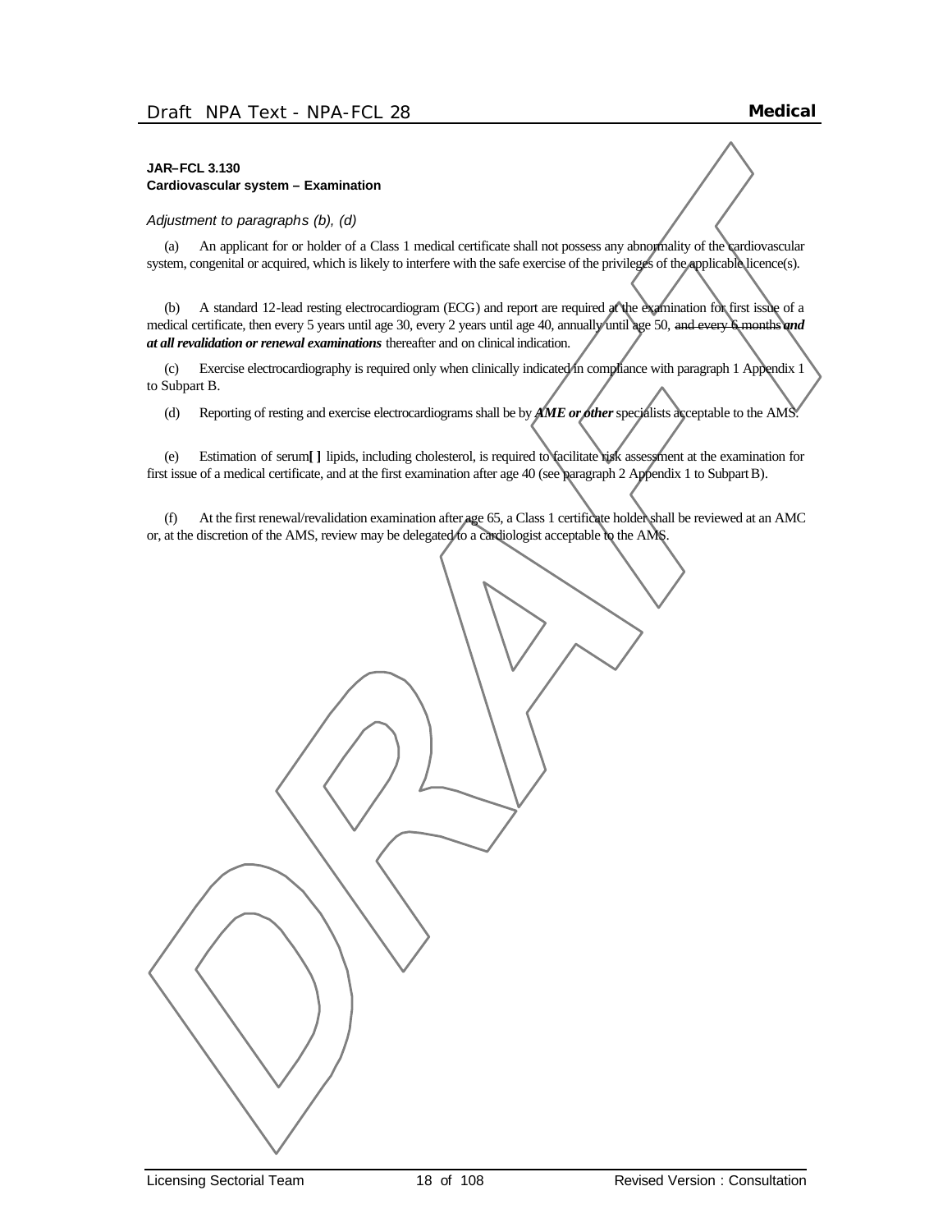**JAR–FCL 3.130**
**Cardiovascular system – Examination**

*Adjustment to paragraphs (b), (d)*

(a) An applicant for or holder of a Class 1 medical certificate shall not possess any abnormality of the cardiovascular system, congenital or acquired, which is likely to interfere with the safe exercise of the privileges of the applicable licence(s).

(b) A standard 12-lead resting electrocardiogram (ECG) and report are required at the examination for first issue of a medical certificate, then every 5 years until age 30, every 2 years until age 40, annually until age 50, ~~and every 6 months~~ ***and at all revalidation or renewal examinations*** thereafter and on clinical indication.

(c) Exercise electrocardiography is required only when clinically indicated in compliance with paragraph 1 Appendix 1 to Subpart B.

(d) Reporting of resting and exercise electrocardiograms shall be by ***AME or other*** specialists acceptable to the AMS.

(e) Estimation of serum**[ ]** lipids, including cholesterol, is required to facilitate risk assessment at the examination for first issue of a medical certificate, and at the first examination after age 40 (see paragraph 2 Appendix 1 to Subpart B).

(f) At the first renewal/revalidation examination after age 65, a Class 1 certificate holder shall be reviewed at an AMC or, at the discretion of the AMS, review may be delegated to a cardiologist acceptable to the AMS.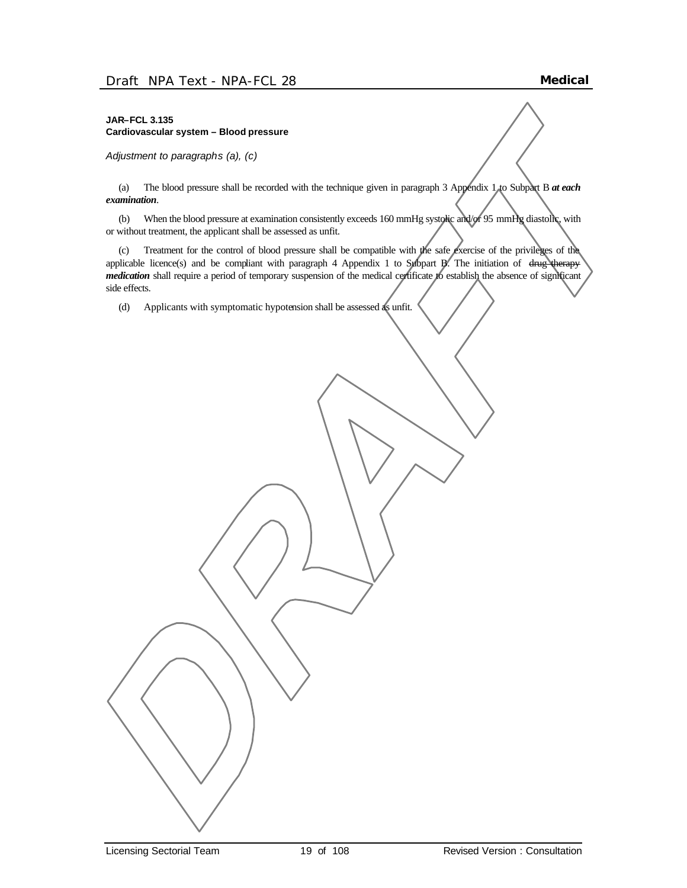**JAR–FCL 3.135**
**Cardiovascular system – Blood pressure**

*Adjustment to paragraphs (a), (c)*

(a) The blood pressure shall be recorded with the technique given in paragraph 3 Appendix 1 to Subpart B ***at each examination***.

(b) When the blood pressure at examination consistently exceeds 160 mmHg systolic and/or 95 mmHg diastolic, with or without treatment, the applicant shall be assessed as unfit.

(c) Treatment for the control of blood pressure shall be compatible with the safe exercise of the privileges of the applicable licence(s) and be compliant with paragraph 4 Appendix 1 to Subpart B. The initiation of ~~drug therapy~~ ***medication*** shall require a period of temporary suspension of the medical certificate to establish the absence of significant side effects.

(d) Applicants with symptomatic hypotension shall be assessed as unfit.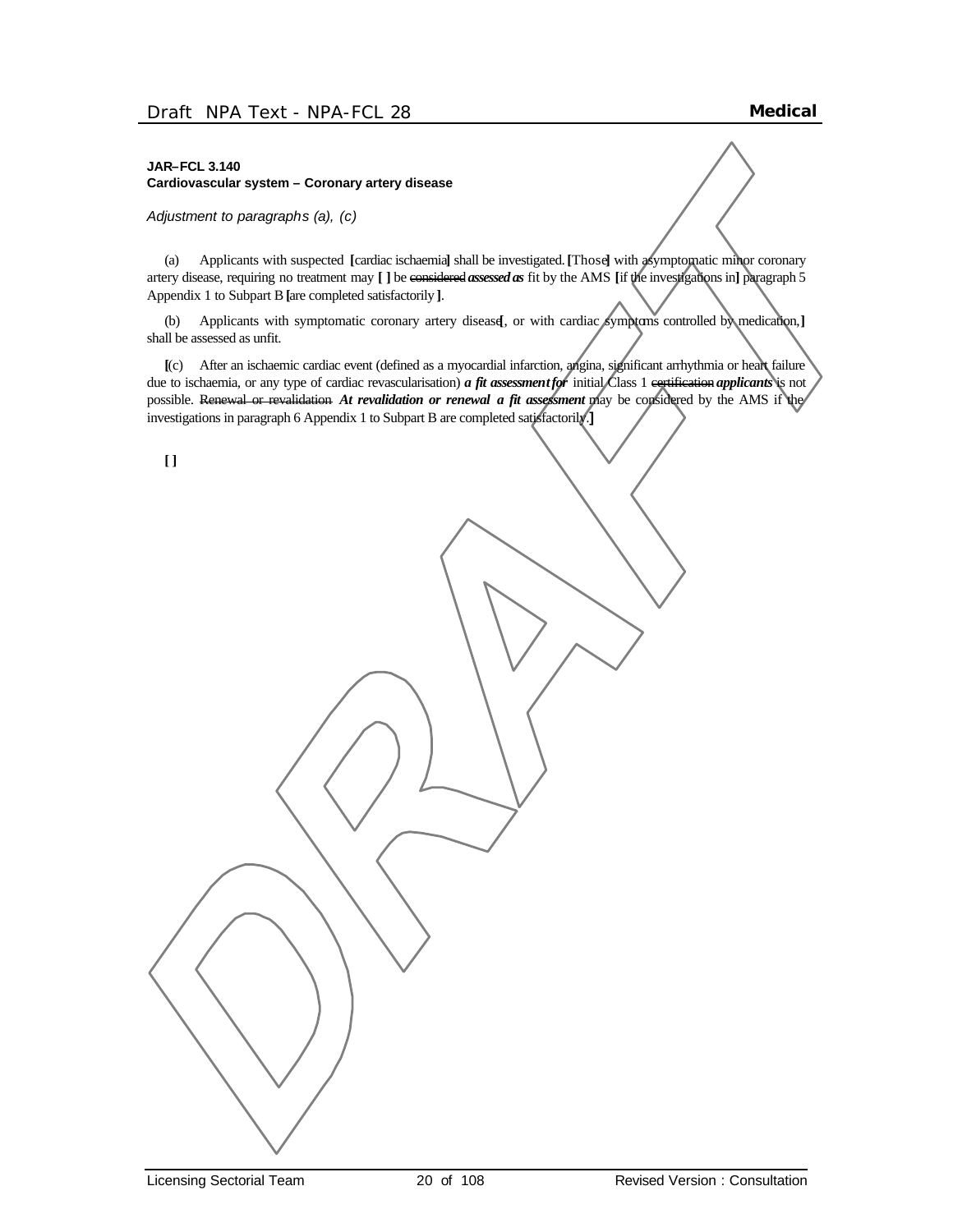**JAR–FCL 3.140**
**Cardiovascular system – Coronary artery disease**

*Adjustment to paragraphs (a), (c)*

(a) Applicants with suspected **[**cardiac ischaemia**]** shall be investigated. **[**Those**]** with asymptomatic minor coronary artery disease, requiring no treatment may **[ ]** be ~~considered~~ ***assessed as*** fit by the AMS **[**if the investigations in**]** paragraph 5 Appendix 1 to Subpart B **[**are completed satisfactorily**]**.

(b) Applicants with symptomatic coronary artery disease**[**, or with cardiac symptoms controlled by medication,**]** shall be assessed as unfit.

**[**(c) After an ischaemic cardiac event (defined as a myocardial infarction, angina, significant arrhythmia or heart failure due to ischaemia, or any type of cardiac revascularisation) ***a fit assessment for*** initial Class 1 ~~certification~~ ***applicants*** is not possible. ~~Renewal or revalidation~~ ***At revalidation or renewal a fit assessment*** may be considered by the AMS if the investigations in paragraph 6 Appendix 1 to Subpart B are completed satisfactorily.**]**

**[ ]**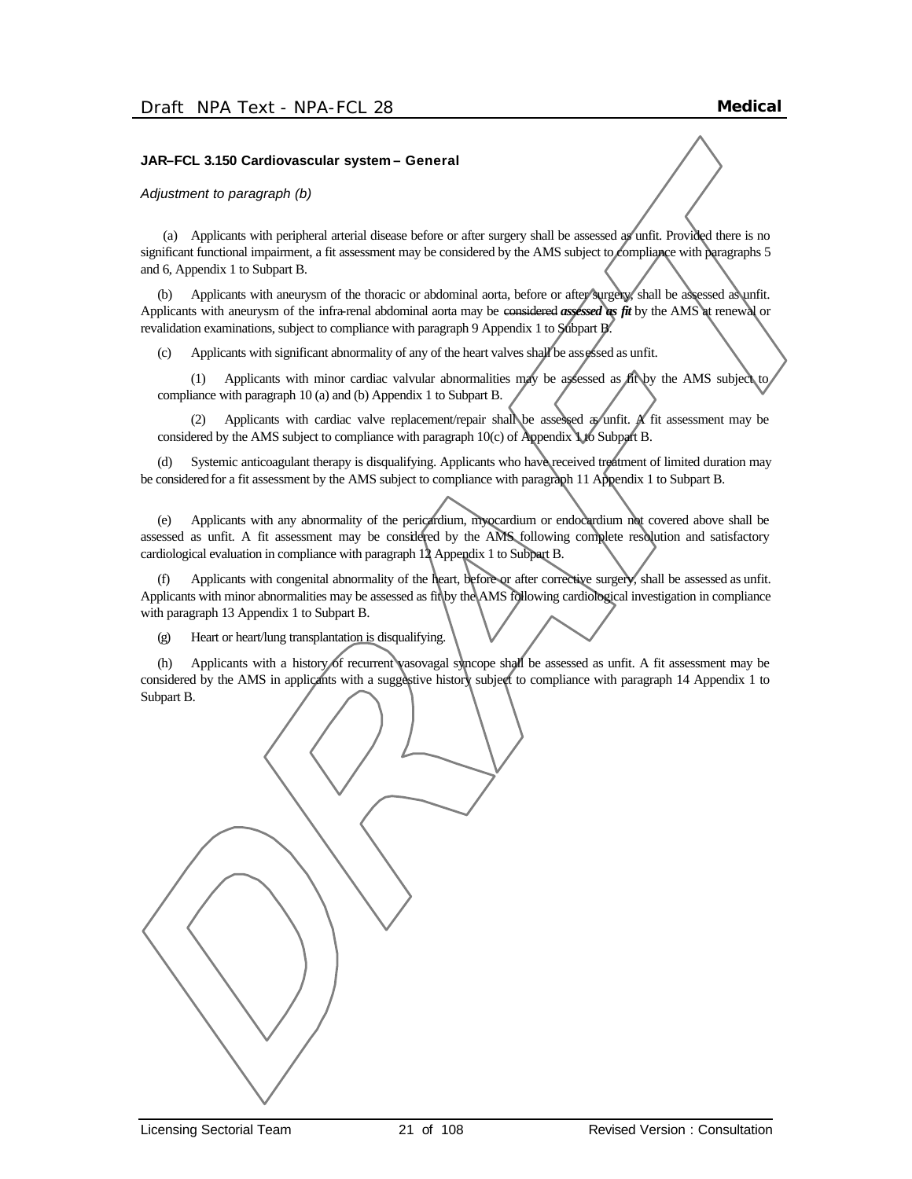**JAR–FCL 3.150 Cardiovascular system – General**

*Adjustment to paragraph (b)*

(a) Applicants with peripheral arterial disease before or after surgery shall be assessed as unfit. Provided there is no significant functional impairment, a fit assessment may be considered by the AMS subject to compliance with paragraphs 5 and 6, Appendix 1 to Subpart B.

(b) Applicants with aneurysm of the thoracic or abdominal aorta, before or after surgery, shall be assessed as unfit. Applicants with aneurysm of the infra-renal abdominal aorta may be ~~considered~~ ***assessed as fit*** by the AMS at renewal or revalidation examinations, subject to compliance with paragraph 9 Appendix 1 to Subpart B.

(c) Applicants with significant abnormality of any of the heart valves shall be assessed as unfit.

(1) Applicants with minor cardiac valvular abnormalities may be assessed as fit by the AMS subject to compliance with paragraph 10 (a) and (b) Appendix 1 to Subpart B.

(2) Applicants with cardiac valve replacement/repair shall be assessed as unfit. A fit assessment may be considered by the AMS subject to compliance with paragraph 10(c) of Appendix 1 to Subpart B.

(d) Systemic anticoagulant therapy is disqualifying. Applicants who have received treatment of limited duration may be considered for a fit assessment by the AMS subject to compliance with paragraph 11 Appendix 1 to Subpart B.

(e) Applicants with any abnormality of the pericardium, myocardium or endocardium not covered above shall be assessed as unfit. A fit assessment may be considered by the AMS following complete resolution and satisfactory cardiological evaluation in compliance with paragraph 12 Appendix 1 to Subpart B.

(f) Applicants with congenital abnormality of the heart, before or after corrective surgery, shall be assessed as unfit. Applicants with minor abnormalities may be assessed as fit by the AMS following cardiological investigation in compliance with paragraph 13 Appendix 1 to Subpart B.

(g) Heart or heart/lung transplantation is disqualifying.

(h) Applicants with a history of recurrent vasovagal syncope shall be assessed as unfit. A fit assessment may be considered by the AMS in applicants with a suggestive history subject to compliance with paragraph 14 Appendix 1 to Subpart B.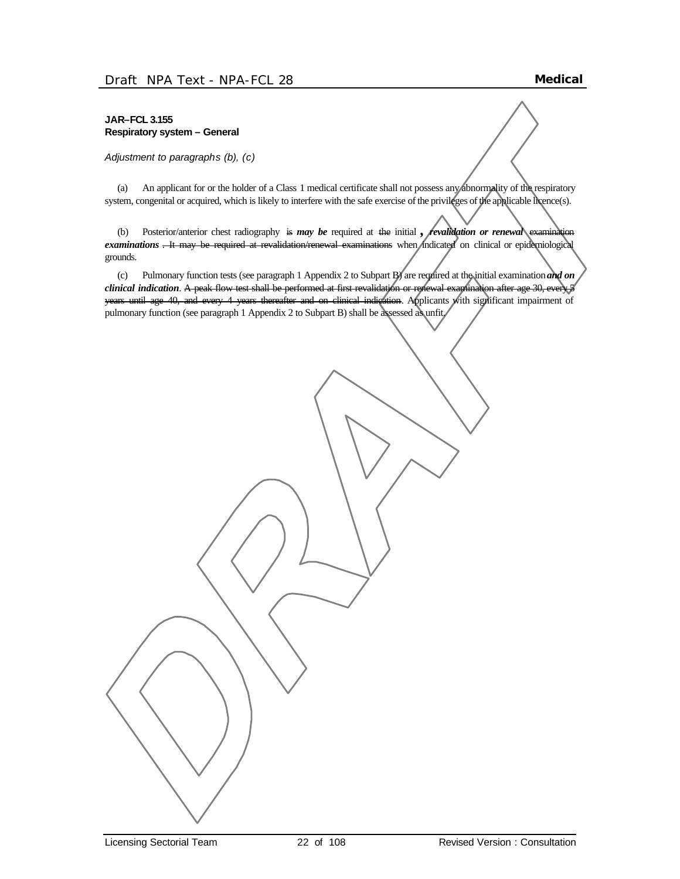**JAR–FCL 3.155**
**Respiratory system – General**

*Adjustment to paragraphs (b), (c)*

(a) An applicant for or the holder of a Class 1 medical certificate shall not possess any abnormality of the respiratory system, congenital or acquired, which is likely to interfere with the safe exercise of the privileges of the applicable licence(s).

(b) Posterior/anterior chest radiography ~~is~~ ***may be*** required at ~~the~~ initial ***, revalidation or renewal*** ~~examination~~ ***examinations*** ~~. It may be required at revalidation/renewal examinations~~ when indicated on clinical or epidemiological grounds.

(c) Pulmonary function tests (see paragraph 1 Appendix 2 to Subpart B) are required at the initial examination ***and on clinical indication***. ~~A peak flow test shall be performed at first revalidation or renewal examination after age 30, every 5 years until age 40, and every 4 years thereafter and on clinical indication~~. Applicants with significant impairment of pulmonary function (see paragraph 1 Appendix 2 to Subpart B) shall be assessed as unfit.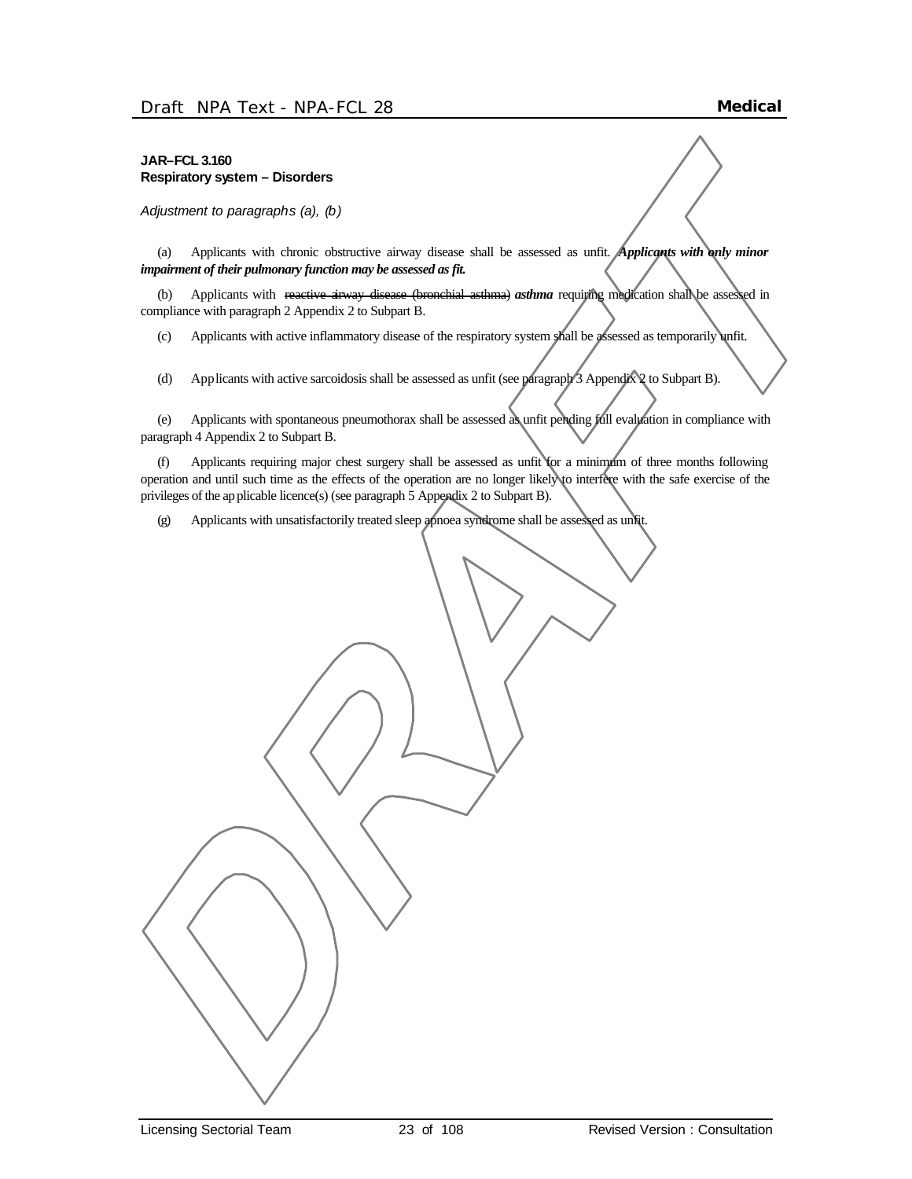**JAR–FCL 3.160**
**Respiratory system – Disorders**

*Adjustment to paragraphs (a), (b)*

(a) Applicants with chronic obstructive airway disease shall be assessed as unfit. ***Applicants with only minor impairment of their pulmonary function may be assessed as fit.***

(b) Applicants with ~~reactive airway disease (bronchial asthma)~~ ***asthma*** requiring medication shall be assessed in compliance with paragraph 2 Appendix 2 to Subpart B.

(c) Applicants with active inflammatory disease of the respiratory system shall be assessed as temporarily unfit.

(d) Applicants with active sarcoidosis shall be assessed as unfit (see paragraph 3 Appendix 2 to Subpart B).

(e) Applicants with spontaneous pneumothorax shall be assessed as unfit pending full evaluation in compliance with paragraph 4 Appendix 2 to Subpart B.

(f) Applicants requiring major chest surgery shall be assessed as unfit for a minimum of three months following operation and until such time as the effects of the operation are no longer likely to interfere with the safe exercise of the privileges of the applicable licence(s) (see paragraph 5 Appendix 2 to Subpart B).

(g) Applicants with unsatisfactorily treated sleep apnoea syndrome shall be assessed as unfit.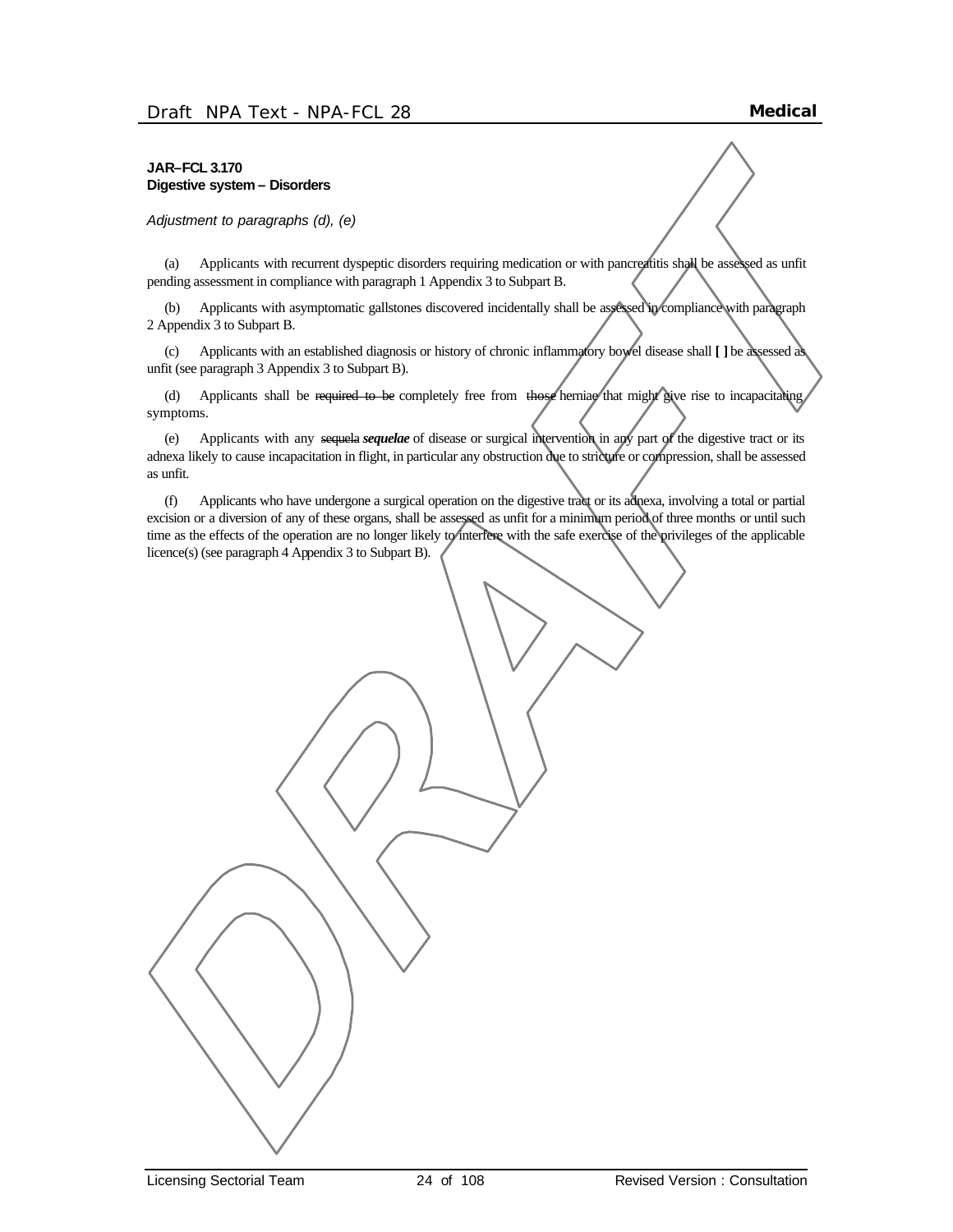**JAR–FCL 3.170**
**Digestive system – Disorders**

*Adjustment to paragraphs (d), (e)*

(a) Applicants with recurrent dyspeptic disorders requiring medication or with pancreatitis shall be assessed as unfit pending assessment in compliance with paragraph 1 Appendix 3 to Subpart B.

(b) Applicants with asymptomatic gallstones discovered incidentally shall be assessed in compliance with paragraph 2 Appendix 3 to Subpart B.

(c) Applicants with an established diagnosis or history of chronic inflammatory bowel disease shall **[ ]** be assessed as unfit (see paragraph 3 Appendix 3 to Subpart B).

(d) Applicants shall be ~~required to be~~ completely free from ~~those~~ herniae that might give rise to incapacitating symptoms.

(e) Applicants with any ~~sequela~~ ***sequelae*** of disease or surgical intervention in any part of the digestive tract or its adnexa likely to cause incapacitation in flight, in particular any obstruction due to stricture or compression, shall be assessed as unfit.

(f) Applicants who have undergone a surgical operation on the digestive tract or its adnexa, involving a total or partial excision or a diversion of any of these organs, shall be assessed as unfit for a minimum period of three months or until such time as the effects of the operation are no longer likely to interfere with the safe exercise of the privileges of the applicable licence(s) (see paragraph 4 Appendix 3 to Subpart B).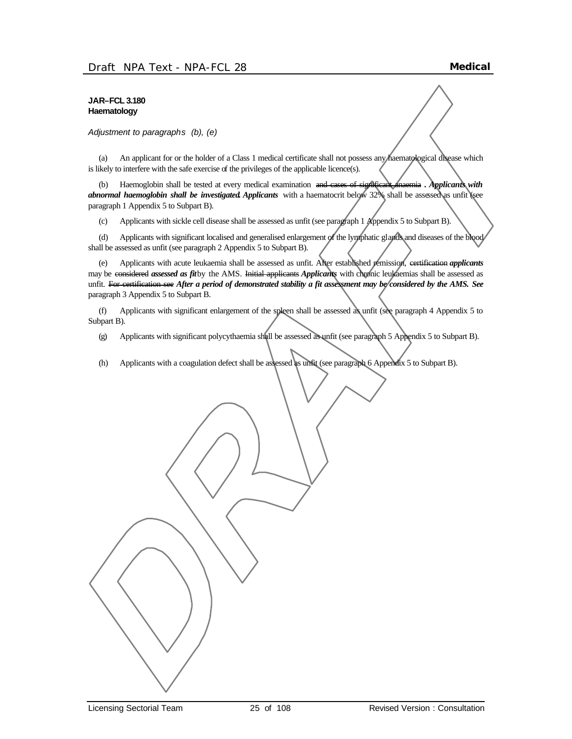**JAR–FCL 3.180**
**Haematology**

*Adjustment to paragraphs (b), (e)*

(a) An applicant for or the holder of a Class 1 medical certificate shall not possess any haematological disease which is likely to interfere with the safe exercise of the privileges of the applicable licence(s).

(b) Haemoglobin shall be tested at every medical examination ~~and cases of significant anaemia~~ . ***Applicants with abnormal haemoglobin shall be investigated. Applicants*** with a haematocrit below 32% shall be assessed as unfit (see paragraph 1 Appendix 5 to Subpart B).

(c) Applicants with sickle cell disease shall be assessed as unfit (see paragraph 1 Appendix 5 to Subpart B).

(d) Applicants with significant localised and generalised enlargement of the lymphatic glands and diseases of the blood shall be assessed as unfit (see paragraph 2 Appendix 5 to Subpart B).

(e) Applicants with acute leukaemia shall be assessed as unfit. After established remission, ~~certification~~ ***applicants*** may be ~~considered~~ ***assessed as fit*** by the AMS. ~~Initial applicants~~ ***Applicants*** with chronic leukaemias shall be assessed as unfit. ~~For certification see~~ ***After a period of demonstrated stability a fit assessment may be considered by the AMS. See*** paragraph 3 Appendix 5 to Subpart B.

(f) Applicants with significant enlargement of the spleen shall be assessed as unfit (see paragraph 4 Appendix 5 to Subpart B).

(g) Applicants with significant polycythaemia shall be assessed as unfit (see paragraph 5 Appendix 5 to Subpart B).

(h) Applicants with a coagulation defect shall be assessed as unfit (see paragraph 6 Appendix 5 to Subpart B).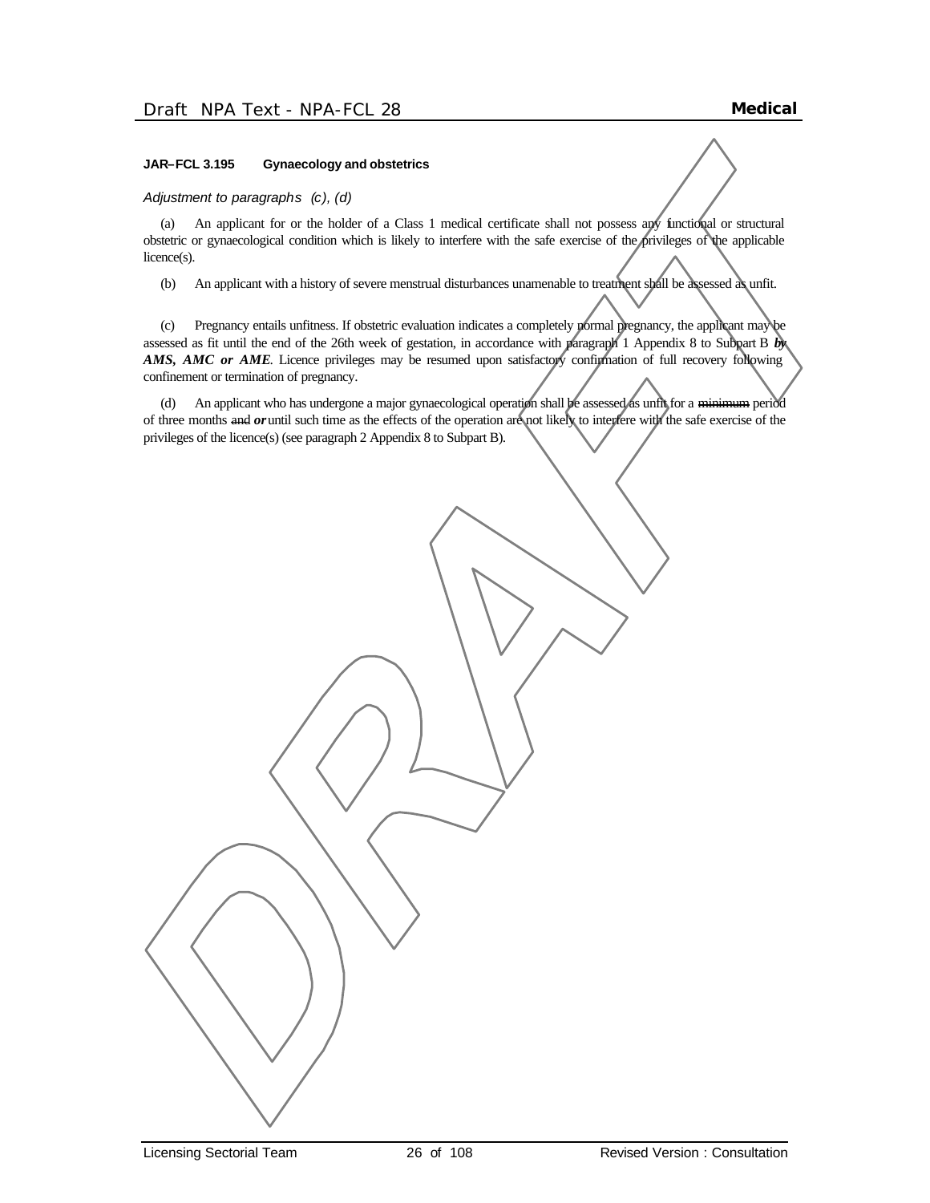### JAR–FCL 3.195 Gynaecology and obstetrics

*Adjustment to paragraphs (c), (d)*

(a) An applicant for or the holder of a Class 1 medical certificate shall not possess any functional or structural obstetric or gynaecological condition which is likely to interfere with the safe exercise of the privileges of the applicable licence(s).

(b) An applicant with a history of severe menstrual disturbances unamenable to treatment shall be assessed as unfit.

(c) Pregnancy entails unfitness. If obstetric evaluation indicates a completely normal pregnancy, the applicant may be assessed as fit until the end of the 26th week of gestation, in accordance with paragraph 1 Appendix 8 to Subpart B ***by AMS, AMC or AME***. Licence privileges may be resumed upon satisfactory confirmation of full recovery following confinement or termination of pregnancy.

(d) An applicant who has undergone a major gynaecological operation shall be assessed as unfit for a ~~minimum~~ period of three months ~~and~~ ***or*** until such time as the effects of the operation are not likely to interfere with the safe exercise of the privileges of the licence(s) (see paragraph 2 Appendix 8 to Subpart B).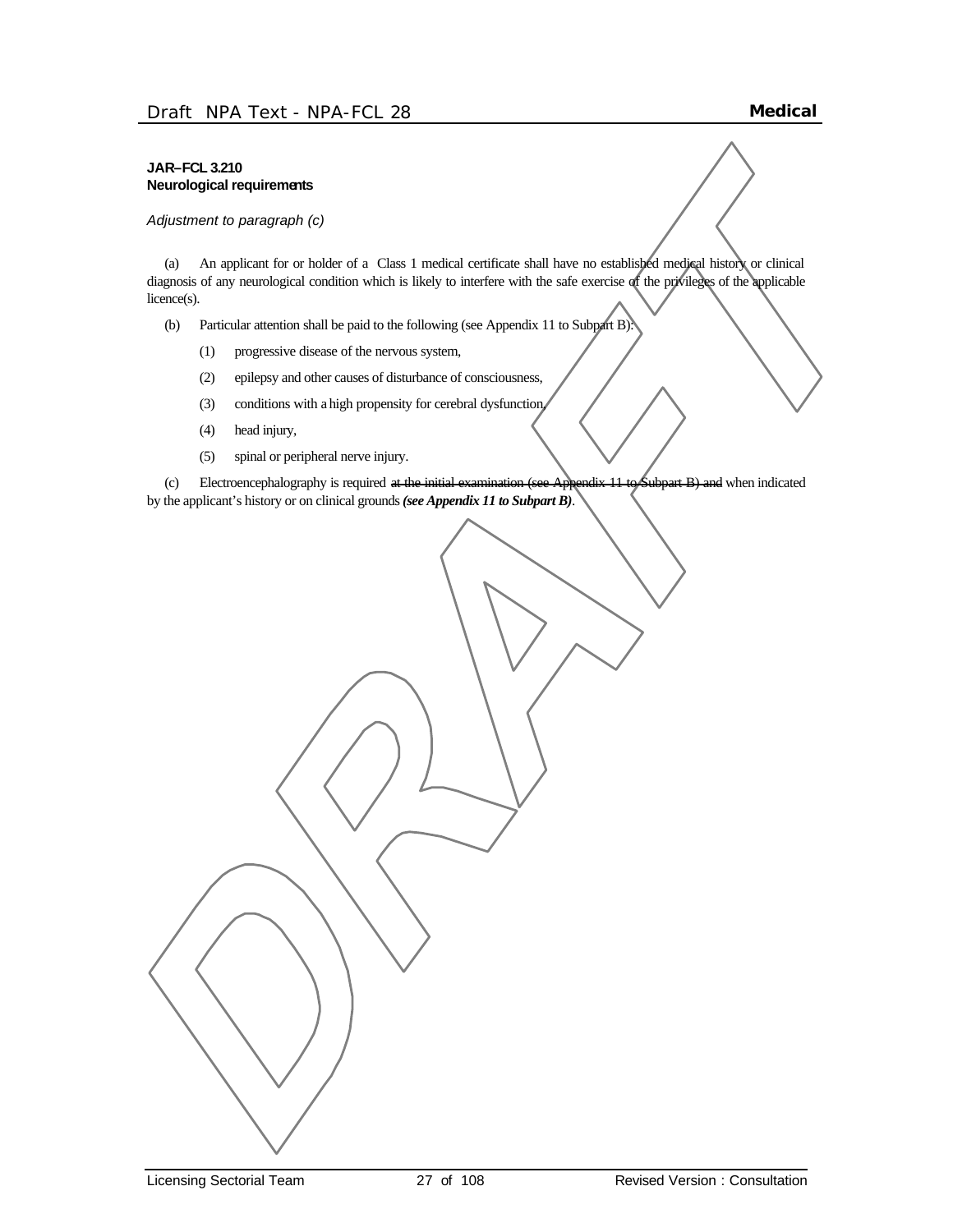**JAR–FCL 3.210**
**Neurological requirements**

*Adjustment to paragraph (c)*

(a) An applicant for or holder of a Class 1 medical certificate shall have no established medical history or clinical diagnosis of any neurological condition which is likely to interfere with the safe exercise of the privileges of the applicable licence(s).

(b) Particular attention shall be paid to the following (see Appendix 11 to Subpart B):

(1) progressive disease of the nervous system,

(2) epilepsy and other causes of disturbance of consciousness,

(3) conditions with a high propensity for cerebral dysfunction,

(4) head injury,

(5) spinal or peripheral nerve injury.

(c) Electroencephalography is required ~~at the initial examination (see Appendix 11 to Subpart B) and~~ when indicated by the applicant's history or on clinical grounds ***(see Appendix 11 to Subpart B)***.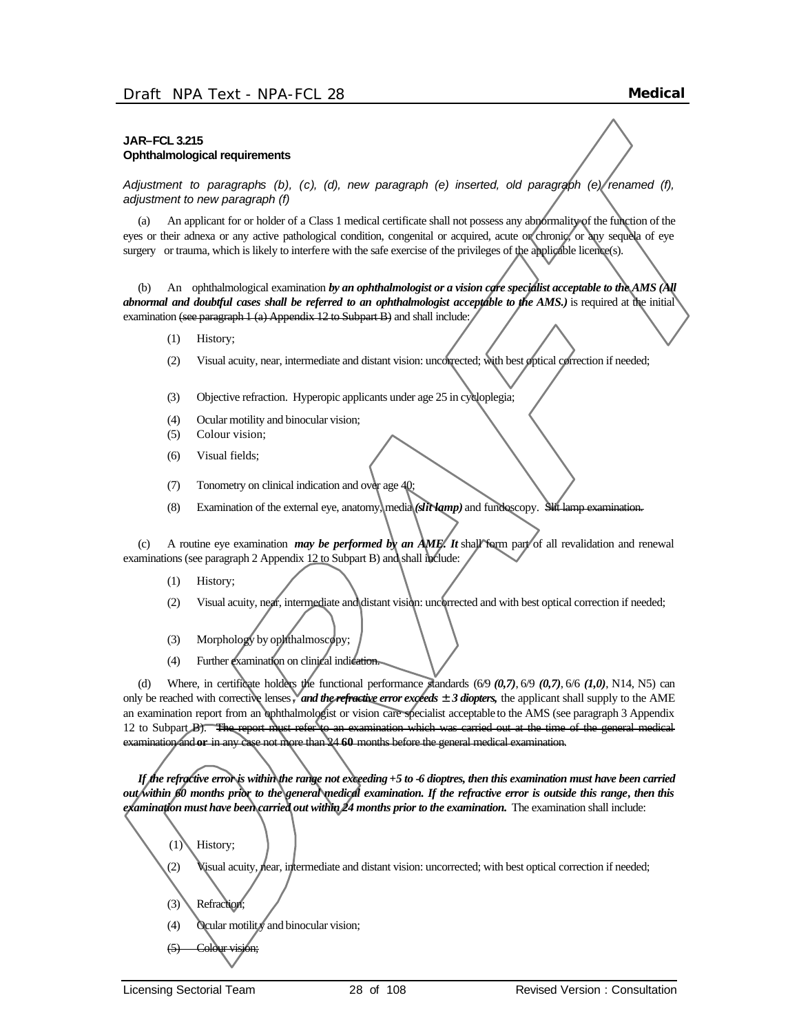**JAR–FCL 3.215**
**Ophthalmological requirements**

*Adjustment to paragraphs (b), (c), (d), new paragraph (e) inserted, old paragraph (e) renamed (f), adjustment to new paragraph (f)*

(a) An applicant for or holder of a Class 1 medical certificate shall not possess any abnormality of the function of the eyes or their adnexa or any active pathological condition, congenital or acquired, acute or chronic, or any sequela of eye surgery or trauma, which is likely to interfere with the safe exercise of the privileges of the applicable licence(s).

(b) An ophthalmological examination ***by an ophthalmologist or a vision care specialist acceptable to the AMS (All abnormal and doubtful cases shall be referred to an ophthalmologist acceptable to the AMS.)*** is required at the initial examination ~~(see paragraph 1 (a) Appendix 12 to Subpart B)~~ and shall include:

(1) History;

(2) Visual acuity, near, intermediate and distant vision: uncorrected; with best optical correction if needed;

(3) Objective refraction. Hyperopic applicants under age 25 in cycloplegia;

(4) Ocular motility and binocular vision;

(5) Colour vision;

(6) Visual fields;

(7) Tonometry on clinical indication and over age 40;

(8) Examination of the external eye, anatomy, media ***(slit lamp)*** and fundoscopy. ~~Slit lamp examination.~~

(c) A routine eye examination ***may be performed by an AME. It*** shall form part of all revalidation and renewal examinations (see paragraph 2 Appendix 12 to Subpart B) and shall include:

(1) History;

(2) Visual acuity, near, intermediate and distant vision: uncorrected and with best optical correction if needed;

(3) Morphology by ophthalmoscopy;

(4) Further examination on clinical indication.

(d) Where, in certificate holders the functional performance standards (6/9 ***(0,7)***, 6/9 ***(0,7)***, 6/6 ***(1,0)***, N14, N5) can only be reached with corrective lenses~~,~~ ***and the refractive error exceeds ± 3 diopters,*** the applicant shall supply to the AME an examination report from an ophthalmologist or vision care specialist acceptable to the AMS (see paragraph 3 Appendix 12 to Subpart B). ~~The report must refer to an examination which was carried out at the time of the general medical examination and~~ **or** ~~in any case not more than 24~~ **60** ~~months before the general medical examination.~~

***If the refractive error is within the range not exceeding +5 to -6 dioptres, then this examination must have been carried out within 60 months prior to the general medical examination. If the refractive error is outside this range, then this examination must have been carried out within 24 months prior to the examination.*** The examination shall include:

(1) History;

(2) Visual acuity, near, intermediate and distant vision: uncorrected; with best optical correction if needed;

(3) Refraction;

(4) Ocular motility and binocular vision;

~~(5) Colour vision;~~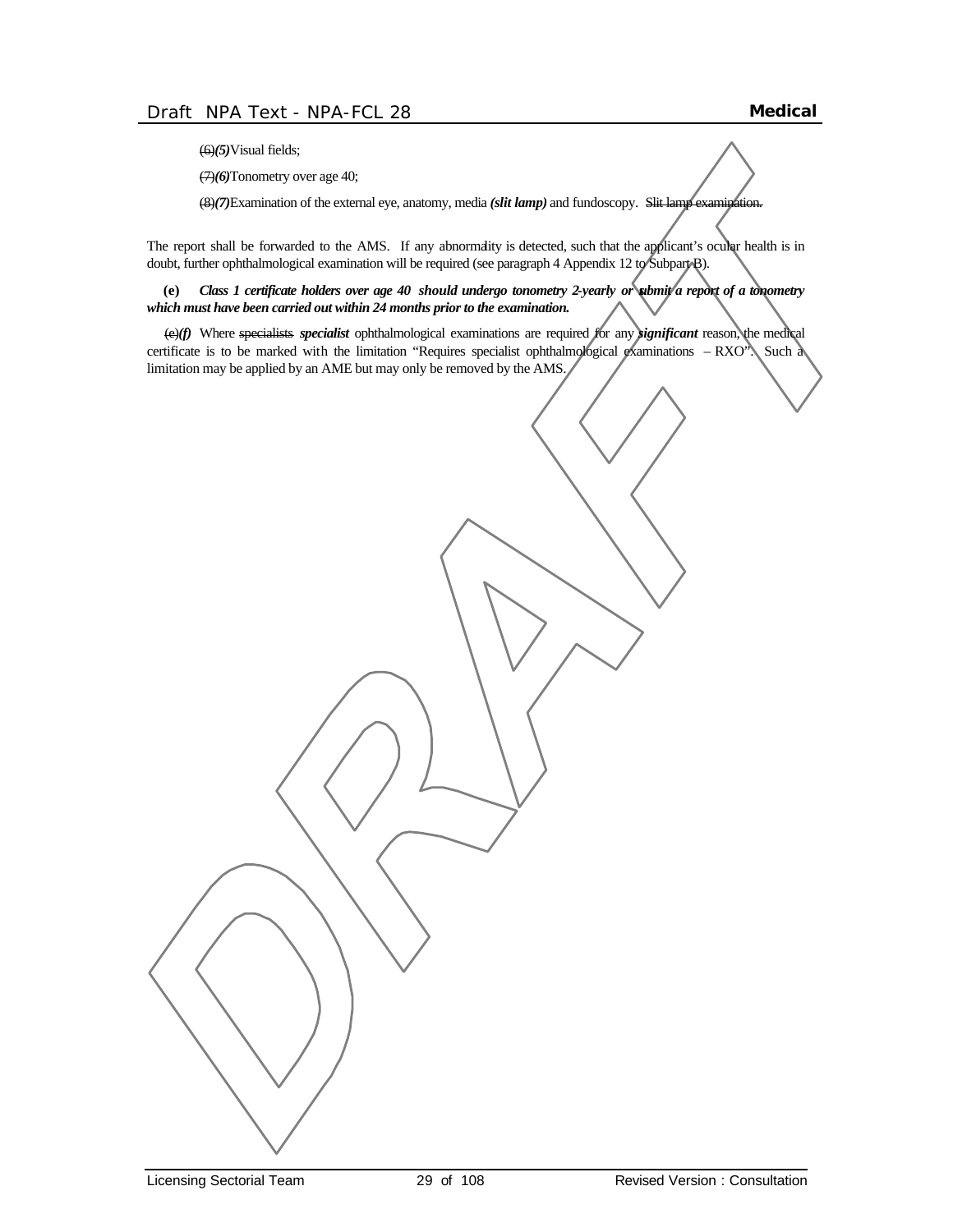~~(6)~~***(5)***Visual fields;

~~(7)~~***(6)***Tonometry over age 40;

~~(8)~~***(7)***Examination of the external eye, anatomy, media ***(slit lamp)*** and fundoscopy. ~~Slit lamp examination.~~

The report shall be forwarded to the AMS. If any abnormality is detected, such that the applicant's ocular health is in doubt, further ophthalmological examination will be required (see paragraph 4 Appendix 12 to Subpart B).

**(e)** ***Class 1 certificate holders over age 40 should undergo tonometry 2-yearly or submit a report of a tonometry which must have been carried out within 24 months prior to the examination.***

~~(e)~~***(f)*** Where ~~specialists~~ ***specialist*** ophthalmological examinations are required for any ***significant*** reason, the medical certificate is to be marked with the limitation "Requires specialist ophthalmological examinations – RXO". Such a limitation may be applied by an AME but may only be removed by the AMS.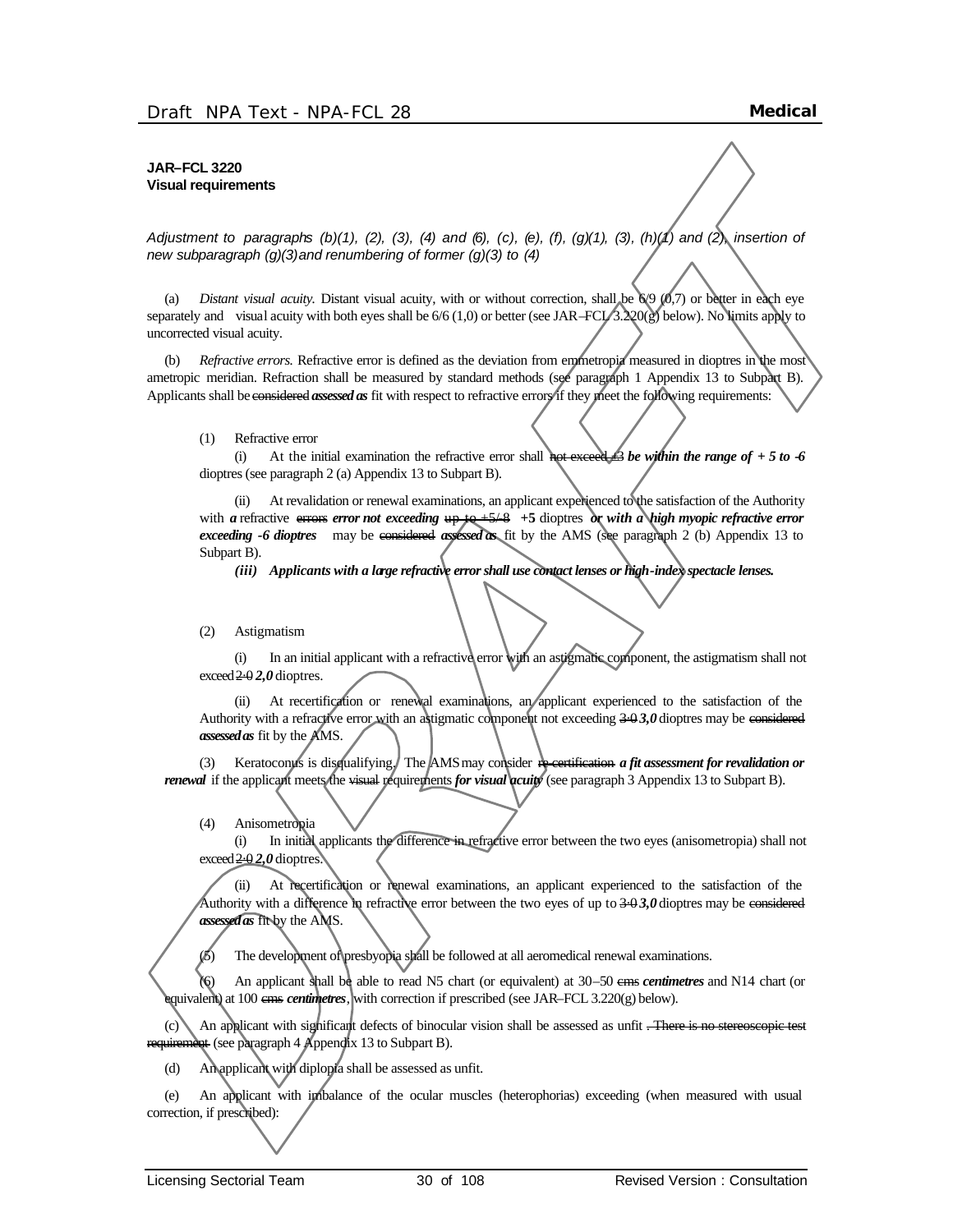**JAR–FCL 3220**
**Visual requirements**

*Adjustment to paragraphs (b)(1), (2), (3), (4) and (6), (c), (e), (f), (g)(1), (3), (h)(1) and (2), insertion of new subparagraph (g)(3) and renumbering of former (g)(3) to (4)*

(a) *Distant visual acuity.* Distant visual acuity, with or without correction, shall be 6/9 (0,7) or better in each eye separately and visual acuity with both eyes shall be 6/6 (1,0) or better (see JAR–FCL 3.220(g) below). No limits apply to uncorrected visual acuity.

(b) *Refractive errors.* Refractive error is defined as the deviation from emmetropia measured in dioptres in the most ametropic meridian. Refraction shall be measured by standard methods (see paragraph 1 Appendix 13 to Subpart B). Applicants shall be ~~considered~~ ***assessed as*** fit with respect to refractive errors if they meet the following requirements:

(1) Refractive error

(i) At the initial examination the refractive error shall ~~not exceed ±3~~ ***be within the range of + 5 to -6*** dioptres (see paragraph 2 (a) Appendix 13 to Subpart B).

(ii) At revalidation or renewal examinations, an applicant experienced to the satisfaction of the Authority with ***a*** refractive ~~errors~~ ***error not exceeding*** ~~up to +5/-8~~ **+5** dioptres ***or with a high myopic refractive error exceeding -6 dioptres*** may be ~~considered~~ ***assessed as*** fit by the AMS (see paragraph 2 (b) Appendix 13 to Subpart B).

***(iii) Applicants with a large refractive error shall use contact lenses or high-index spectacle lenses.***

(2) Astigmatism

(i) In an initial applicant with a refractive error with an astigmatic component, the astigmatism shall not exceed ~~2·0~~ ***2,0*** dioptres.

(ii) At recertification or renewal examinations, an applicant experienced to the satisfaction of the Authority with a refractive error with an astigmatic component not exceeding ~~3·0~~ ***3,0*** dioptres may be ~~considered~~ ***assessed as*** fit by the AMS.

(3) Keratoconus is disqualifying. The AMS may consider ~~re-certification~~ ***a fit assessment for revalidation or renewal*** if the applicant meets the ~~visual~~ requirements ***for visual acuity*** (see paragraph 3 Appendix 13 to Subpart B).

(4) Anisometropia

(i) In initial applicants the difference in refractive error between the two eyes (anisometropia) shall not exceed ~~2·0~~ ***2,0*** dioptres.

(ii) At recertification or renewal examinations, an applicant experienced to the satisfaction of the Authority with a difference in refractive error between the two eyes of up to ~~3·0~~ ***3,0*** dioptres may be ~~considered~~ ***assessed as*** fit by the AMS.

(5) The development of presbyopia shall be followed at all aeromedical renewal examinations.

(6) An applicant shall be able to read N5 chart (or equivalent) at 30–50 ~~cms~~ ***centimetres*** and N14 chart (or equivalent) at 100 ~~cms~~ ***centimetres***, with correction if prescribed (see JAR–FCL 3.220(g) below).

(c) An applicant with significant defects of binocular vision shall be assessed as unfit ~~. There is no stereoscopic test requirement~~ (see paragraph 4 Appendix 13 to Subpart B).

(d) An applicant with diplopia shall be assessed as unfit.

(e) An applicant with imbalance of the ocular muscles (heterophorias) exceeding (when measured with usual correction, if prescribed):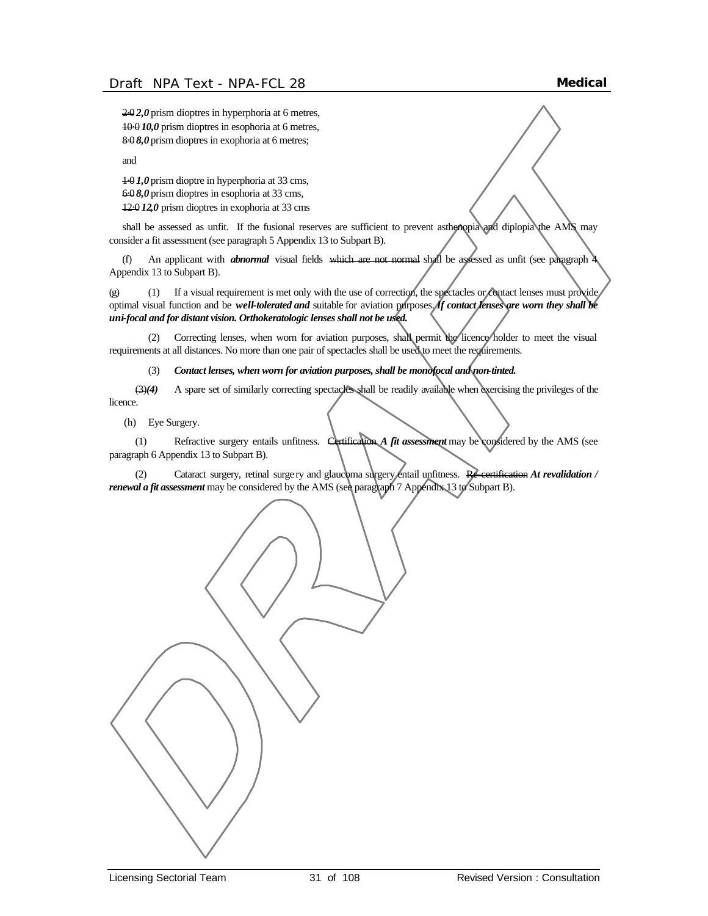~~2·0~~ ***2,0*** prism dioptres in hyperphoria at 6 metres,
~~10·0~~ ***10,0*** prism dioptres in esophoria at 6 metres,
~~8·0~~ ***8,0*** prism dioptres in exophoria at 6 metres;

and

~~1·0~~ ***1,0*** prism dioptre in hyperphoria at 33 cms,
~~6·0~~ ***8,0*** prism dioptres in esophoria at 33 cms,
~~12·0~~ ***12,0*** prism dioptres in exophoria at 33 cms

shall be assessed as unfit. If the fusional reserves are sufficient to prevent asthenopia and diplopia the AMS may consider a fit assessment (see paragraph 5 Appendix 13 to Subpart B).

(f) An applicant with ***abnormal*** visual fields ~~which are not normal~~ shall be assessed as unfit (see paragraph 4 Appendix 13 to Subpart B).

(g) (1) If a visual requirement is met only with the use of correction, the spectacles or contact lenses must provide optimal visual function and be ***well-tolerated and*** suitable for aviation purposes. ***If contact lenses are worn they shall be uni-focal and for distant vision. Orthokeratologic lenses shall not be used.***

(2) Correcting lenses, when worn for aviation purposes, shall permit the licence holder to meet the visual requirements at all distances. No more than one pair of spectacles shall be used to meet the requirements.

(3) ***Contact lenses, when worn for aviation purposes, shall be monofocal and non-tinted.***

~~(3)~~***(4)*** A spare set of similarly correcting spectacles shall be readily available when exercising the privileges of the licence.

(h) Eye Surgery.

(1) Refractive surgery entails unfitness. ~~Certification~~ ***A fit assessment*** may be considered by the AMS (see paragraph 6 Appendix 13 to Subpart B).

(2) Cataract surgery, retinal surgery and glaucoma surgery entail unfitness. ~~Re-certification~~ ***At revalidation / renewal a fit assessment*** may be considered by the AMS (see paragraph 7 Appendix 13 to Subpart B).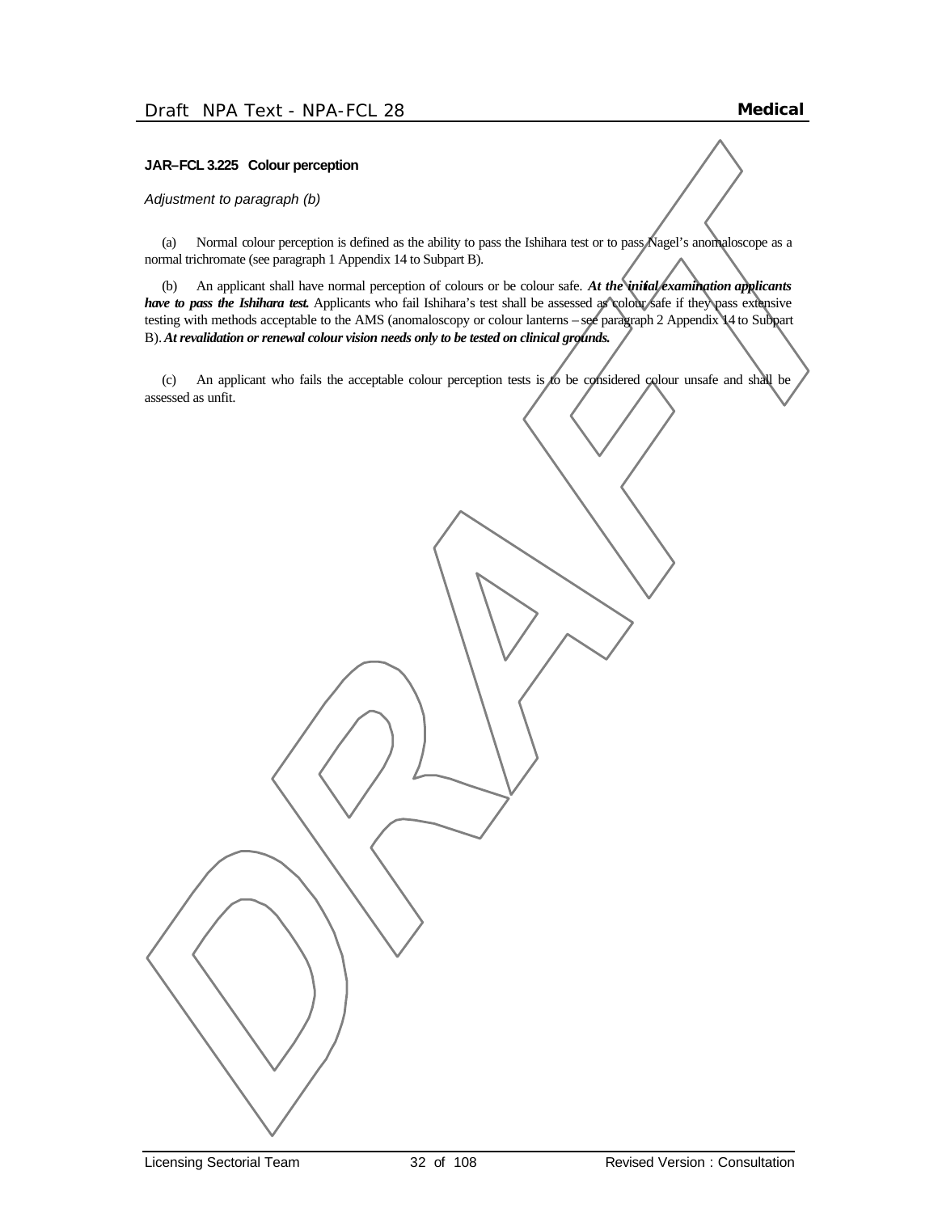**JAR–FCL 3.225 Colour perception**

*Adjustment to paragraph (b)*

(a) Normal colour perception is defined as the ability to pass the Ishihara test or to pass Nagel's anomaloscope as a normal trichromate (see paragraph 1 Appendix 14 to Subpart B).

(b) An applicant shall have normal perception of colours or be colour safe. ***At the initial examination applicants have to pass the Ishihara test.*** Applicants who fail Ishihara's test shall be assessed as colour safe if they pass extensive testing with methods acceptable to the AMS (anomaloscopy or colour lanterns – see paragraph 2 Appendix 14 to Subpart B). ***At revalidation or renewal colour vision needs only to be tested on clinical grounds.***

(c) An applicant who fails the acceptable colour perception tests is to be considered colour unsafe and shall be assessed as unfit.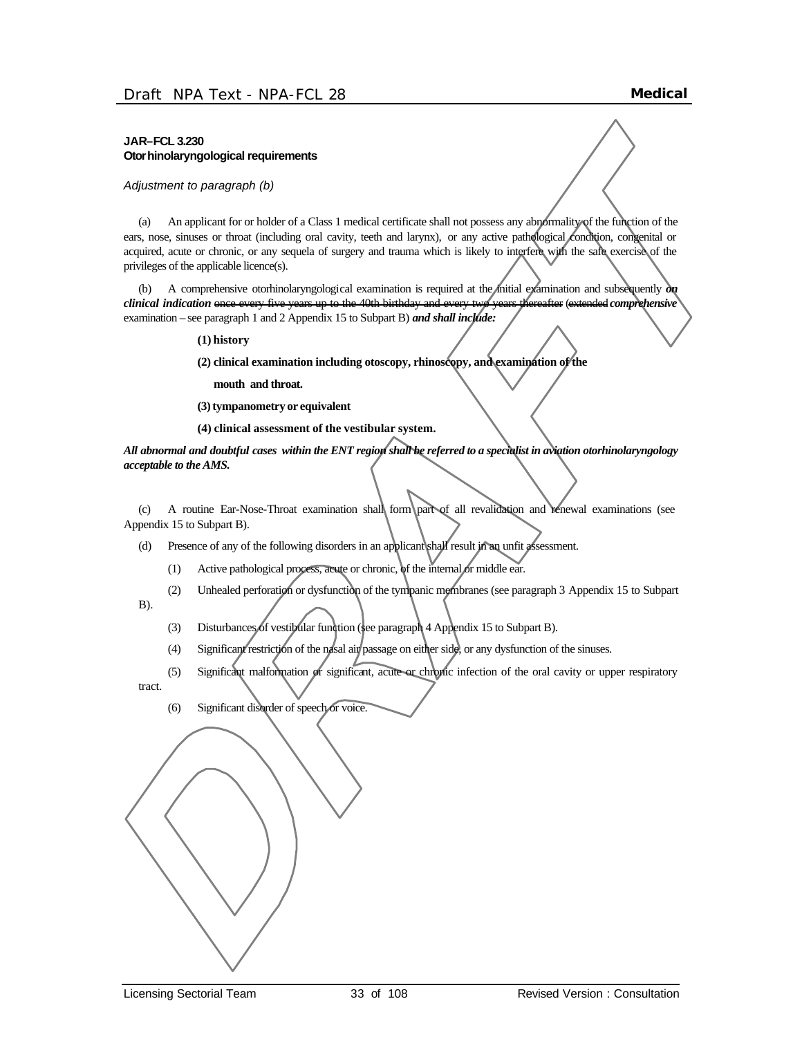**JAR–FCL 3.230**
**Otorhinolaryngological requirements**

*Adjustment to paragraph (b)*

(a) An applicant for or holder of a Class 1 medical certificate shall not possess any abnormality of the function of the ears, nose, sinuses or throat (including oral cavity, teeth and larynx), or any active pathological condition, congenital or acquired, acute or chronic, or any sequela of surgery and trauma which is likely to interfere with the safe exercise of the privileges of the applicable licence(s).

(b) A comprehensive otorhinolaryngological examination is required at the initial examination and subsequently ***on clinical indication*** ~~once every five years up to the 40th birthday and every two years thereafter~~ (~~extended~~ ***comprehensive*** examination – see paragraph 1 and 2 Appendix 15 to Subpart B) ***and shall include:***

**(1) history**

**(2) clinical examination including otoscopy, rhinoscopy, and examination of the mouth and throat.**

**(3) tympanometry or equivalent**

**(4) clinical assessment of the vestibular system.**

***All abnormal and doubtful cases within the ENT region shall be referred to a specialist in aviation otorhinolaryngology acceptable to the AMS.***

(c) A routine Ear-Nose-Throat examination shall form part of all revalidation and renewal examinations (see Appendix 15 to Subpart B).

(d) Presence of any of the following disorders in an applicant shall result in an unfit assessment.

(1) Active pathological process, acute or chronic, of the internal or middle ear.

(2) Unhealed perforation or dysfunction of the tympanic membranes (see paragraph 3 Appendix 15 to Subpart B).

(3) Disturbances of vestibular function (see paragraph 4 Appendix 15 to Subpart B).

(4) Significant restriction of the nasal air passage on either side, or any dysfunction of the sinuses.

(5) Significant malformation or significant, acute or chronic infection of the oral cavity or upper respiratory tract.

(6) Significant disorder of speech or voice.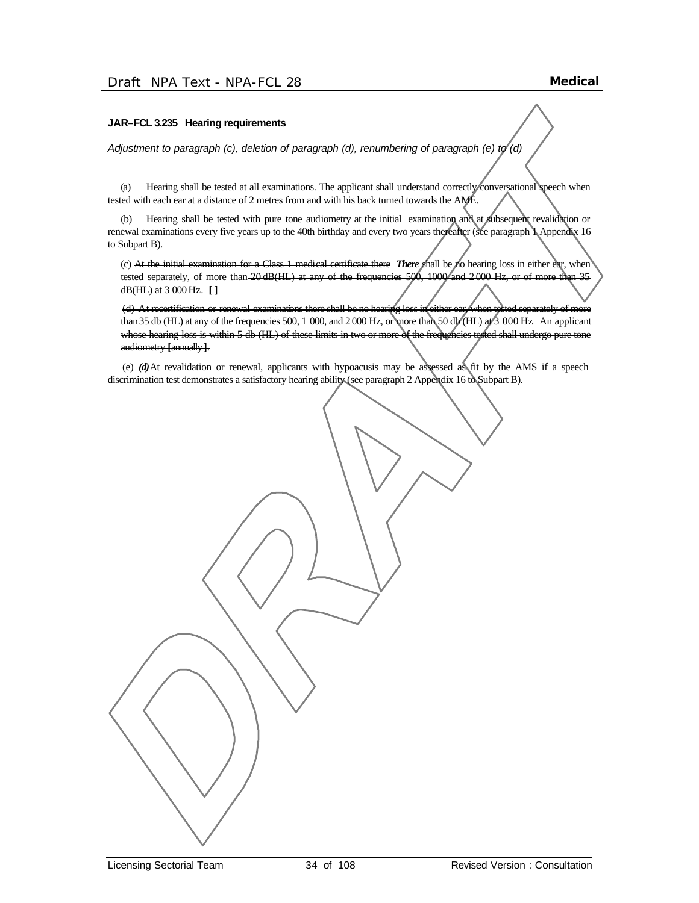**JAR–FCL 3.235 Hearing requirements**

*Adjustment to paragraph (c), deletion of paragraph (d), renumbering of paragraph (e) to (d)*

(a) Hearing shall be tested at all examinations. The applicant shall understand correctly conversational speech when tested with each ear at a distance of 2 metres from and with his back turned towards the AME.

(b) Hearing shall be tested with pure tone audiometry at the initial examination and at subsequent revalidation or renewal examinations every five years up to the 40th birthday and every two years thereafter (see paragraph 1 Appendix 16 to Subpart B).

(c) ~~At the initial examination for a Class 1 medical certificate there~~ ***There*** shall be no hearing loss in either ear, when tested separately, of more than ~~20 dB(HL) at any of the frequencies 500, 1000 and 2 000 Hz, or of more than 35 dB(HL) at 3 000 Hz. [ ]~~

~~(d) At recertification or renewal examinations there shall be no hearing loss in either ear, when tested separately of more than~~ 35 db (HL) at any of the frequencies 500, 1 000, and 2 000 Hz, or more than 50 db (HL) at 3 000 Hz~~. An applicant whose hearing loss is within 5 db (HL) of these limits in two or more of the frequencies tested shall undergo pure tone audiometry [annually].~~

~~(e)~~ ***(d)*** At revalidation or renewal, applicants with hypoacusis may be assessed as fit by the AMS if a speech discrimination test demonstrates a satisfactory hearing ability (see paragraph 2 Appendix 16 to Subpart B).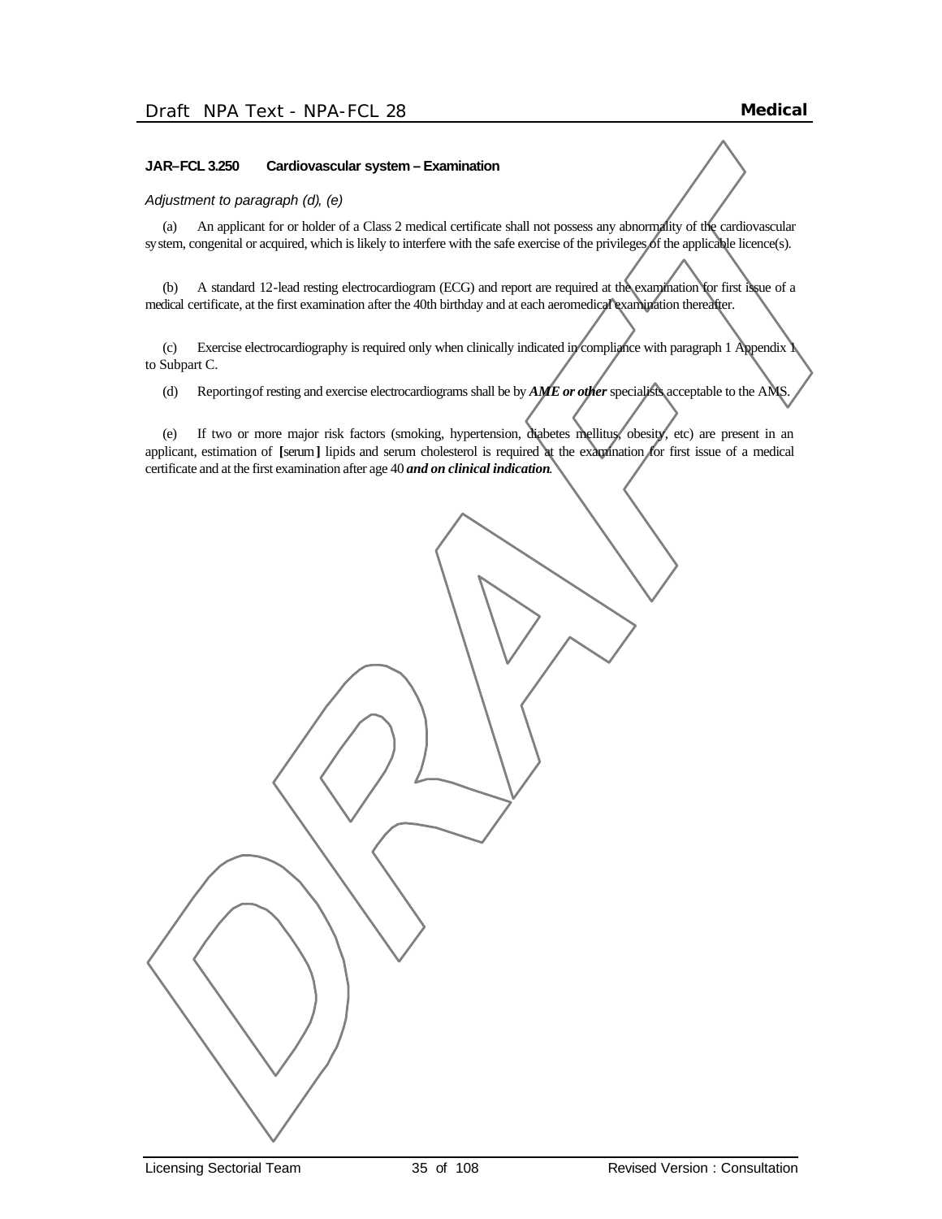### JAR–FCL 3.250 Cardiovascular system – Examination

*Adjustment to paragraph (d), (e)*

(a) An applicant for or holder of a Class 2 medical certificate shall not possess any abnormality of the cardiovascular system, congenital or acquired, which is likely to interfere with the safe exercise of the privileges of the applicable licence(s).

(b) A standard 12-lead resting electrocardiogram (ECG) and report are required at the examination for first issue of a medical certificate, at the first examination after the 40th birthday and at each aeromedical examination thereafter.

(c) Exercise electrocardiography is required only when clinically indicated in compliance with paragraph 1 Appendix 1 to Subpart C.

(d) Reporting of resting and exercise electrocardiograms shall be by ***AME or other*** specialists acceptable to the AMS.

(e) If two or more major risk factors (smoking, hypertension, diabetes mellitus, obesity, etc) are present in an applicant, estimation of **[**serum**]** lipids and serum cholesterol is required at the examination for first issue of a medical certificate and at the first examination after age 40 ***and on clinical indication***.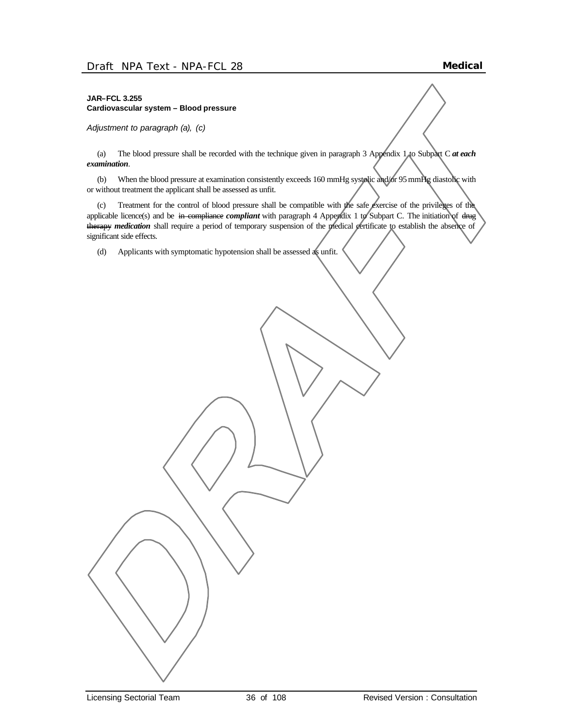**JAR–FCL 3.255**
**Cardiovascular system – Blood pressure**

*Adjustment to paragraph (a), (c)*

(a) The blood pressure shall be recorded with the technique given in paragraph 3 Appendix 1 to Subpart C ***at each examination***.

(b) When the blood pressure at examination consistently exceeds 160 mmHg systolic and/or 95 mmHg diastolic with or without treatment the applicant shall be assessed as unfit.

(c) Treatment for the control of blood pressure shall be compatible with the safe exercise of the privileges of the applicable licence(s) and be ~~in compliance~~ ***compliant*** with paragraph 4 Appendix 1 to Subpart C. The initiation of ~~drug therapy~~ ***medication*** shall require a period of temporary suspension of the medical certificate to establish the absence of significant side effects.

(d) Applicants with symptomatic hypotension shall be assessed as unfit.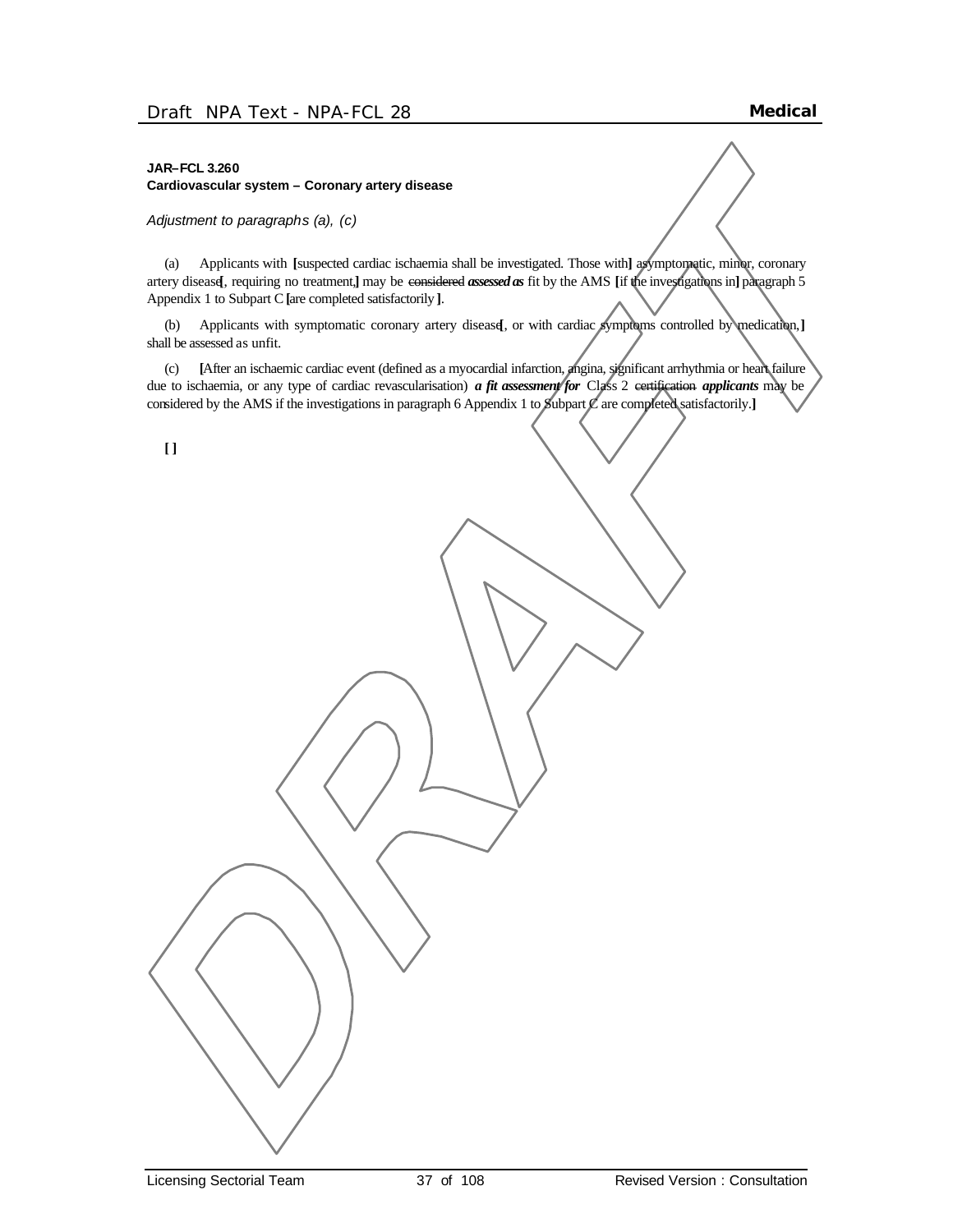**JAR–FCL 3.260**
**Cardiovascular system – Coronary artery disease**

*Adjustment to paragraphs (a), (c)*

(a) Applicants with **[**suspected cardiac ischaemia shall be investigated. Those with**]** asymptomatic, minor, coronary artery disease**[**, requiring no treatment,**]** may be ~~considered~~ ***assessed as*** fit by the AMS **[**if the investigations in**]** paragraph 5 Appendix 1 to Subpart C **[**are completed satisfactorily **]**.

(b) Applicants with symptomatic coronary artery disease**[**, or with cardiac symptoms controlled by medication,**]** shall be assessed as unfit.

(c) **[**After an ischaemic cardiac event (defined as a myocardial infarction, angina, significant arrhythmia or heart failure due to ischaemia, or any type of cardiac revascularisation) ***a fit assessment for*** Class 2 ~~certification~~ ***applicants*** may be considered by the AMS if the investigations in paragraph 6 Appendix 1 to Subpart C are completed satisfactorily.**]**

**[ ]**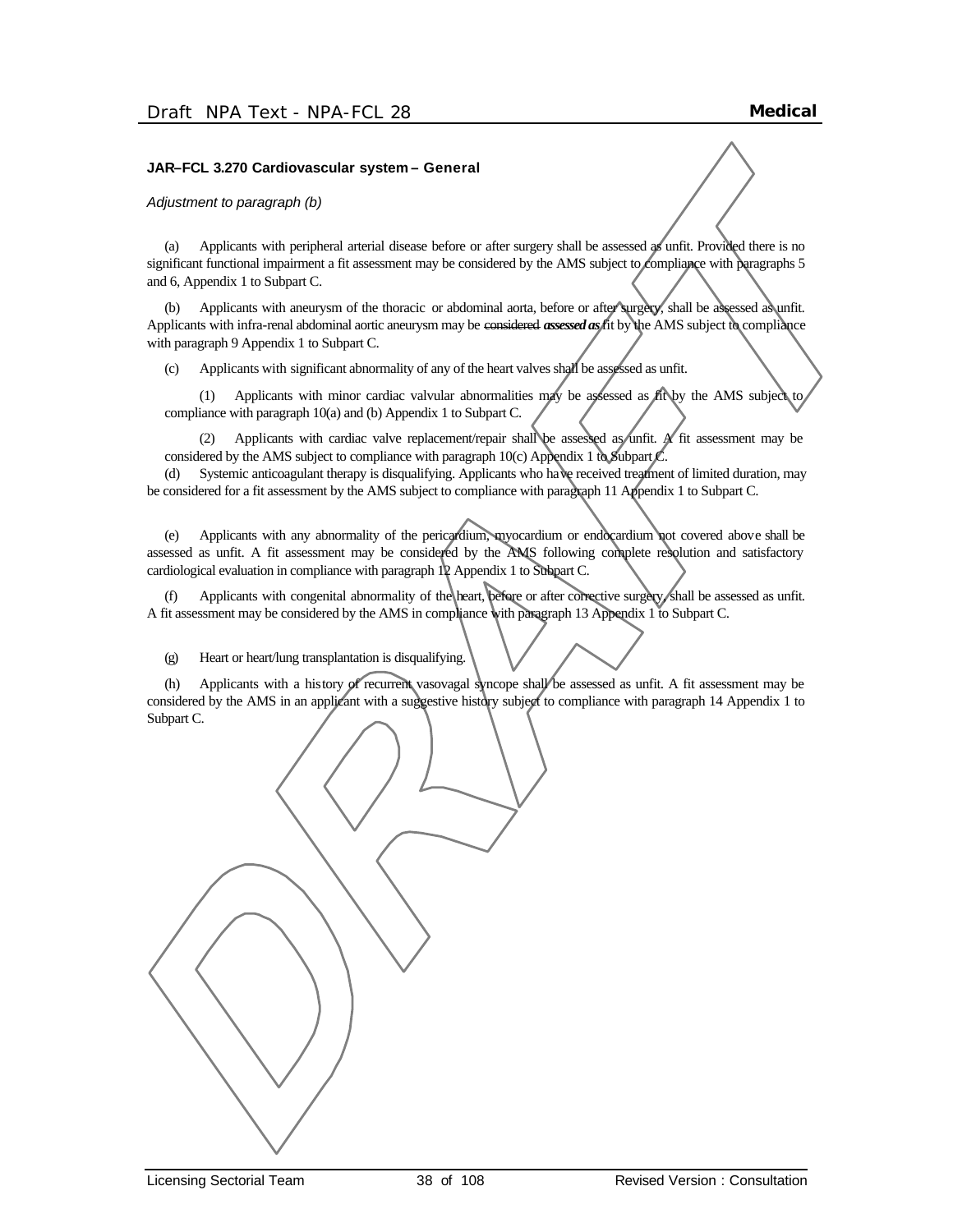**JAR–FCL 3.270 Cardiovascular system – General**

*Adjustment to paragraph (b)*

(a) Applicants with peripheral arterial disease before or after surgery shall be assessed as unfit. Provided there is no significant functional impairment a fit assessment may be considered by the AMS subject to compliance with paragraphs 5 and 6, Appendix 1 to Subpart C.

(b) Applicants with aneurysm of the thoracic or abdominal aorta, before or after surgery, shall be assessed as unfit. Applicants with infra-renal abdominal aortic aneurysm may be ~~considered~~ ***assessed as*** fit by the AMS subject to compliance with paragraph 9 Appendix 1 to Subpart C.

(c) Applicants with significant abnormality of any of the heart valves shall be assessed as unfit.

(1) Applicants with minor cardiac valvular abnormalities may be assessed as fit by the AMS subject to compliance with paragraph 10(a) and (b) Appendix 1 to Subpart C.

(2) Applicants with cardiac valve replacement/repair shall be assessed as unfit. A fit assessment may be considered by the AMS subject to compliance with paragraph 10(c) Appendix 1 to Subpart C.

(d) Systemic anticoagulant therapy is disqualifying. Applicants who have received treatment of limited duration, may be considered for a fit assessment by the AMS subject to compliance with paragraph 11 Appendix 1 to Subpart C.

(e) Applicants with any abnormality of the pericardium, myocardium or endocardium not covered above shall be assessed as unfit. A fit assessment may be considered by the AMS following complete resolution and satisfactory cardiological evaluation in compliance with paragraph 12 Appendix 1 to Subpart C.

(f) Applicants with congenital abnormality of the heart, before or after corrective surgery, shall be assessed as unfit. A fit assessment may be considered by the AMS in compliance with paragraph 13 Appendix 1 to Subpart C.

(g) Heart or heart/lung transplantation is disqualifying.

(h) Applicants with a history of recurrent vasovagal syncope shall be assessed as unfit. A fit assessment may be considered by the AMS in an applicant with a suggestive history subject to compliance with paragraph 14 Appendix 1 to Subpart C.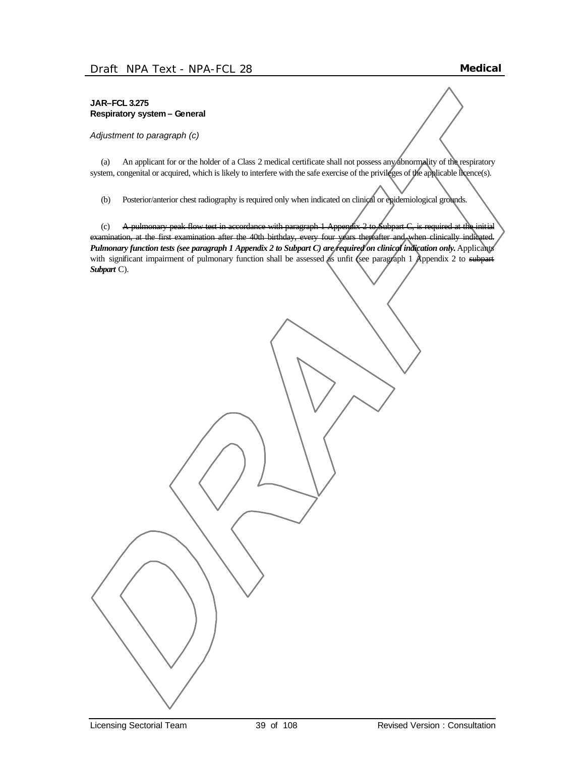**JAR–FCL 3.275**
**Respiratory system – General**

*Adjustment to paragraph (c)*

(a) An applicant for or the holder of a Class 2 medical certificate shall not possess any abnormality of the respiratory system, congenital or acquired, which is likely to interfere with the safe exercise of the privileges of the applicable licence(s).

(b) Posterior/anterior chest radiography is required only when indicated on clinical or epidemiological grounds.

(c) ~~A pulmonary peak flow test in accordance with paragraph 1 Appendix 2 to Subpart C, is required at the initial examination, at the first examination after the 40th birthday, every four years thereafter and when clinically indicated.~~ ***Pulmonary function tests (see paragraph 1 Appendix 2 to Subpart C) are required on clinical indication only.*** Applicants with significant impairment of pulmonary function shall be assessed as unfit (see paragraph 1 Appendix 2 to ~~subpart~~ ***Subpart*** C).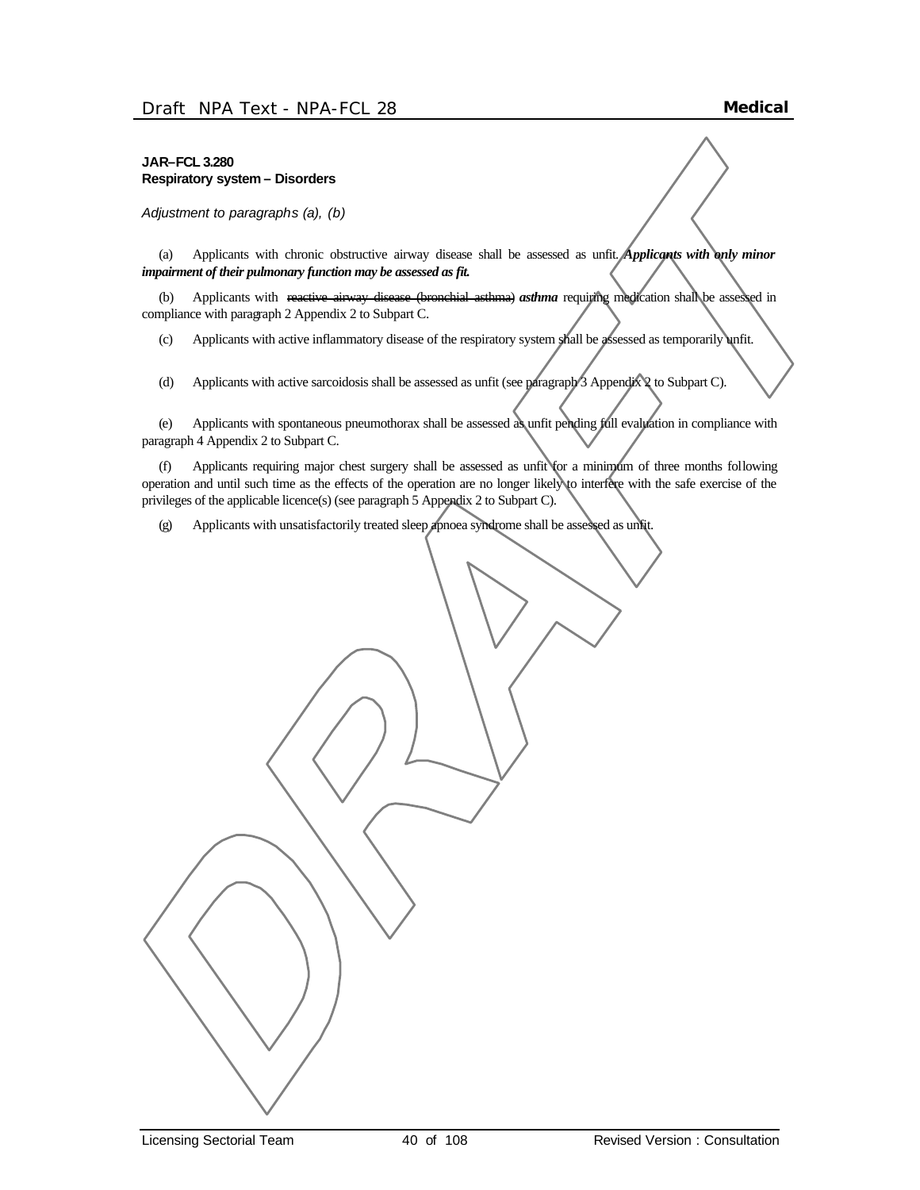**JAR–FCL 3.280**
**Respiratory system – Disorders**

*Adjustment to paragraphs (a), (b)*

(a) Applicants with chronic obstructive airway disease shall be assessed as unfit. ***Applicants with only minor impairment of their pulmonary function may be assessed as fit.***

(b) Applicants with ~~reactive airway disease (bronchial asthma)~~ ***asthma*** requiring medication shall be assessed in compliance with paragraph 2 Appendix 2 to Subpart C.

(c) Applicants with active inflammatory disease of the respiratory system shall be assessed as temporarily unfit.

(d) Applicants with active sarcoidosis shall be assessed as unfit (see paragraph 3 Appendix 2 to Subpart C).

(e) Applicants with spontaneous pneumothorax shall be assessed as unfit pending full evaluation in compliance with paragraph 4 Appendix 2 to Subpart C.

(f) Applicants requiring major chest surgery shall be assessed as unfit for a minimum of three months following operation and until such time as the effects of the operation are no longer likely to interfere with the safe exercise of the privileges of the applicable licence(s) (see paragraph 5 Appendix 2 to Subpart C).

(g) Applicants with unsatisfactorily treated sleep apnoea syndrome shall be assessed as unfit.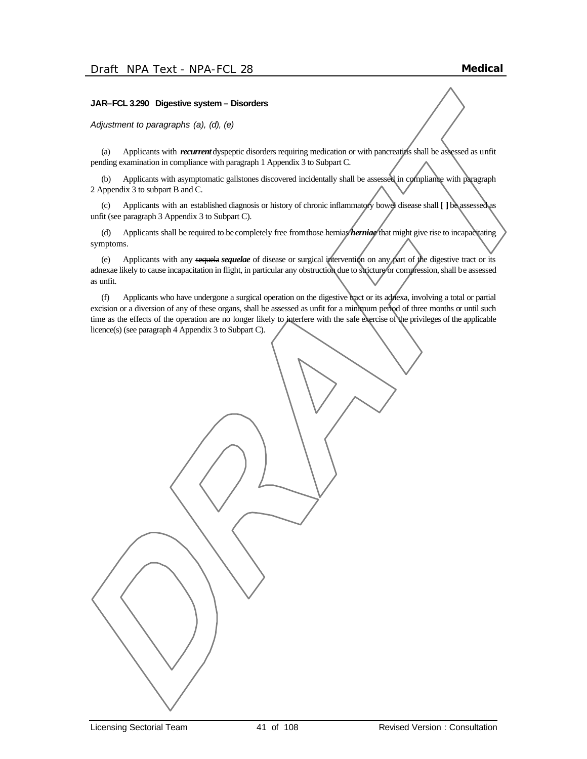**JAR–FCL 3.290 Digestive system – Disorders**

*Adjustment to paragraphs (a), (d), (e)*

(a) Applicants with ***recurrent*** dyspeptic disorders requiring medication or with pancreatitis shall be assessed as unfit pending examination in compliance with paragraph 1 Appendix 3 to Subpart C.

(b) Applicants with asymptomatic gallstones discovered incidentally shall be assessed in compliance with paragraph 2 Appendix 3 to subpart B and C.

(c) Applicants with an established diagnosis or history of chronic inflammatory bowel disease shall **[ ]** be assessed as unfit (see paragraph 3 Appendix 3 to Subpart C).

(d) Applicants shall be ~~required to be~~ completely free from ~~those hernias~~ ***herniae*** that might give rise to incapacitating symptoms.

(e) Applicants with any ~~sequela~~ ***sequelae*** of disease or surgical intervention on any part of the digestive tract or its adnexae likely to cause incapacitation in flight, in particular any obstruction due to stricture or compression, shall be assessed as unfit.

(f) Applicants who have undergone a surgical operation on the digestive tract or its adnexa, involving a total or partial excision or a diversion of any of these organs, shall be assessed as unfit for a minimum period of three months or until such time as the effects of the operation are no longer likely to interfere with the safe exercise of the privileges of the applicable licence(s) (see paragraph 4 Appendix 3 to Subpart C).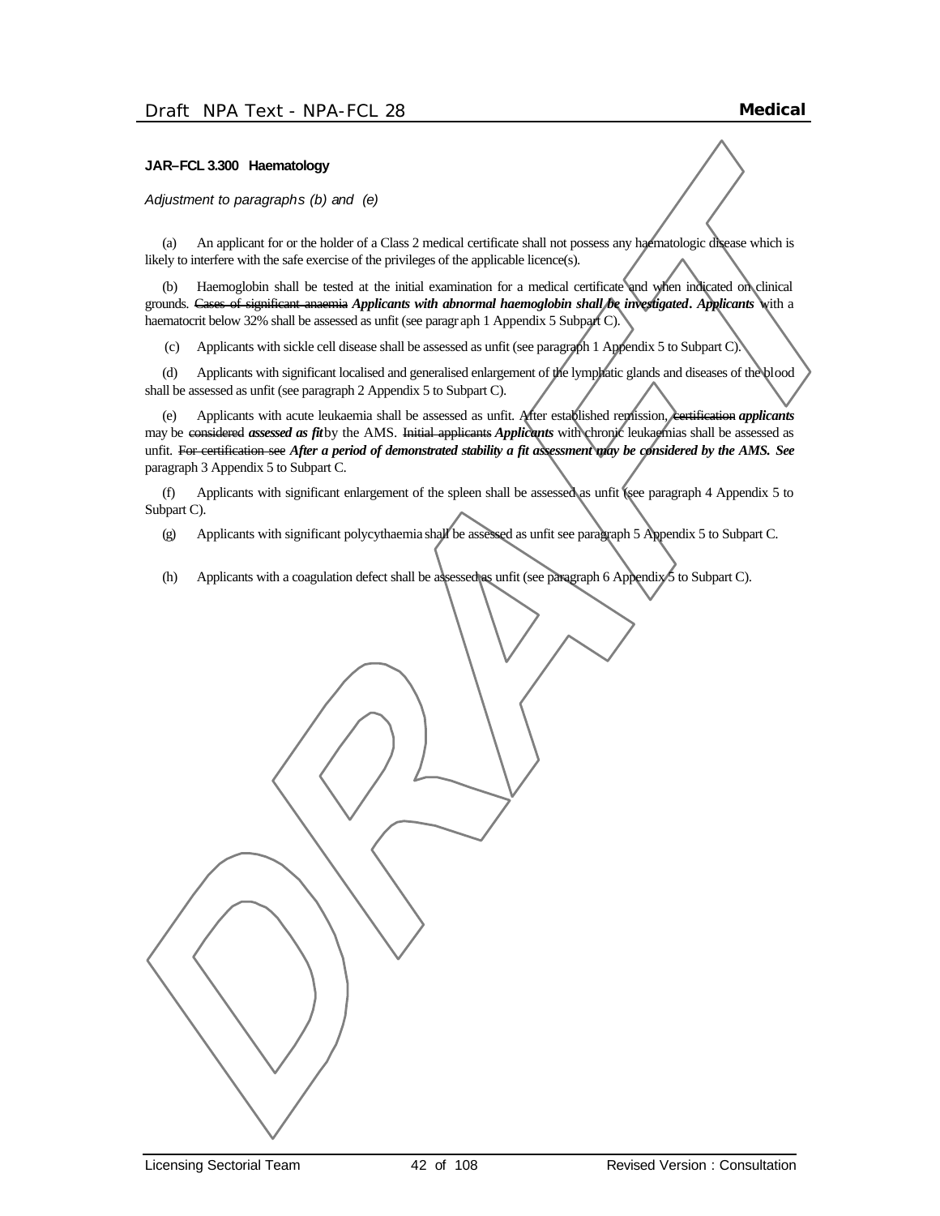**JAR–FCL 3.300 Haematology**

*Adjustment to paragraphs (b) and (e)*

(a) An applicant for or the holder of a Class 2 medical certificate shall not possess any haematologic disease which is likely to interfere with the safe exercise of the privileges of the applicable licence(s).

(b) Haemoglobin shall be tested at the initial examination for a medical certificate and when indicated on clinical grounds. ~~Cases of significant anaemia~~ ***Applicants with abnormal haemoglobin shall be investigated. Applicants*** with a haematocrit below 32% shall be assessed as unfit (see paragraph 1 Appendix 5 Subpart C).

(c) Applicants with sickle cell disease shall be assessed as unfit (see paragraph 1 Appendix 5 to Subpart C).

(d) Applicants with significant localised and generalised enlargement of the lymphatic glands and diseases of the blood shall be assessed as unfit (see paragraph 2 Appendix 5 to Subpart C).

(e) Applicants with acute leukaemia shall be assessed as unfit. After established remission, ~~certification~~ ***applicants*** may be ~~considered~~ ***assessed as fit*** by the AMS. ~~Initial applicants~~ ***Applicants*** with chronic leukaemias shall be assessed as unfit. ~~For certification see~~ ***After a period of demonstrated stability a fit assessment may be considered by the AMS. See*** paragraph 3 Appendix 5 to Subpart C.

(f) Applicants with significant enlargement of the spleen shall be assessed as unfit (see paragraph 4 Appendix 5 to Subpart C).

(g) Applicants with significant polycythaemia shall be assessed as unfit see paragraph 5 Appendix 5 to Subpart C.

(h) Applicants with a coagulation defect shall be assessed as unfit (see paragraph 6 Appendix 5 to Subpart C).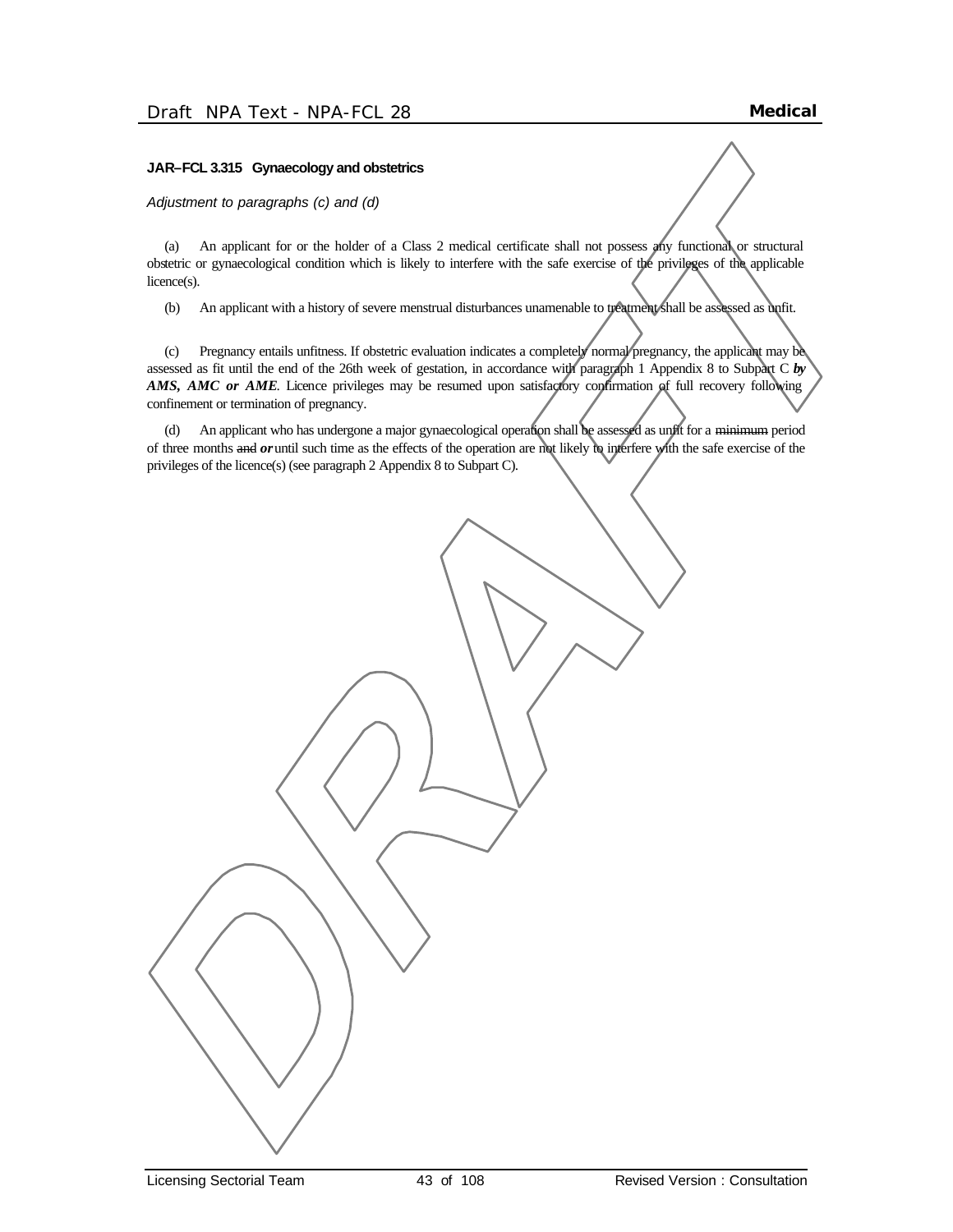**JAR–FCL 3.315 Gynaecology and obstetrics**

*Adjustment to paragraphs (c) and (d)*

(a) An applicant for or the holder of a Class 2 medical certificate shall not possess any functional or structural obstetric or gynaecological condition which is likely to interfere with the safe exercise of the privileges of the applicable licence(s).

(b) An applicant with a history of severe menstrual disturbances unamenable to treatment shall be assessed as unfit.

(c) Pregnancy entails unfitness. If obstetric evaluation indicates a completely normal pregnancy, the applicant may be assessed as fit until the end of the 26th week of gestation, in accordance with paragraph 1 Appendix 8 to Subpart C ***by AMS, AMC or AME***. Licence privileges may be resumed upon satisfactory confirmation of full recovery following confinement or termination of pregnancy.

(d) An applicant who has undergone a major gynaecological operation shall be assessed as unfit for a ~~minimum~~ period of three months ~~and~~ ***or*** until such time as the effects of the operation are not likely to interfere with the safe exercise of the privileges of the licence(s) (see paragraph 2 Appendix 8 to Subpart C).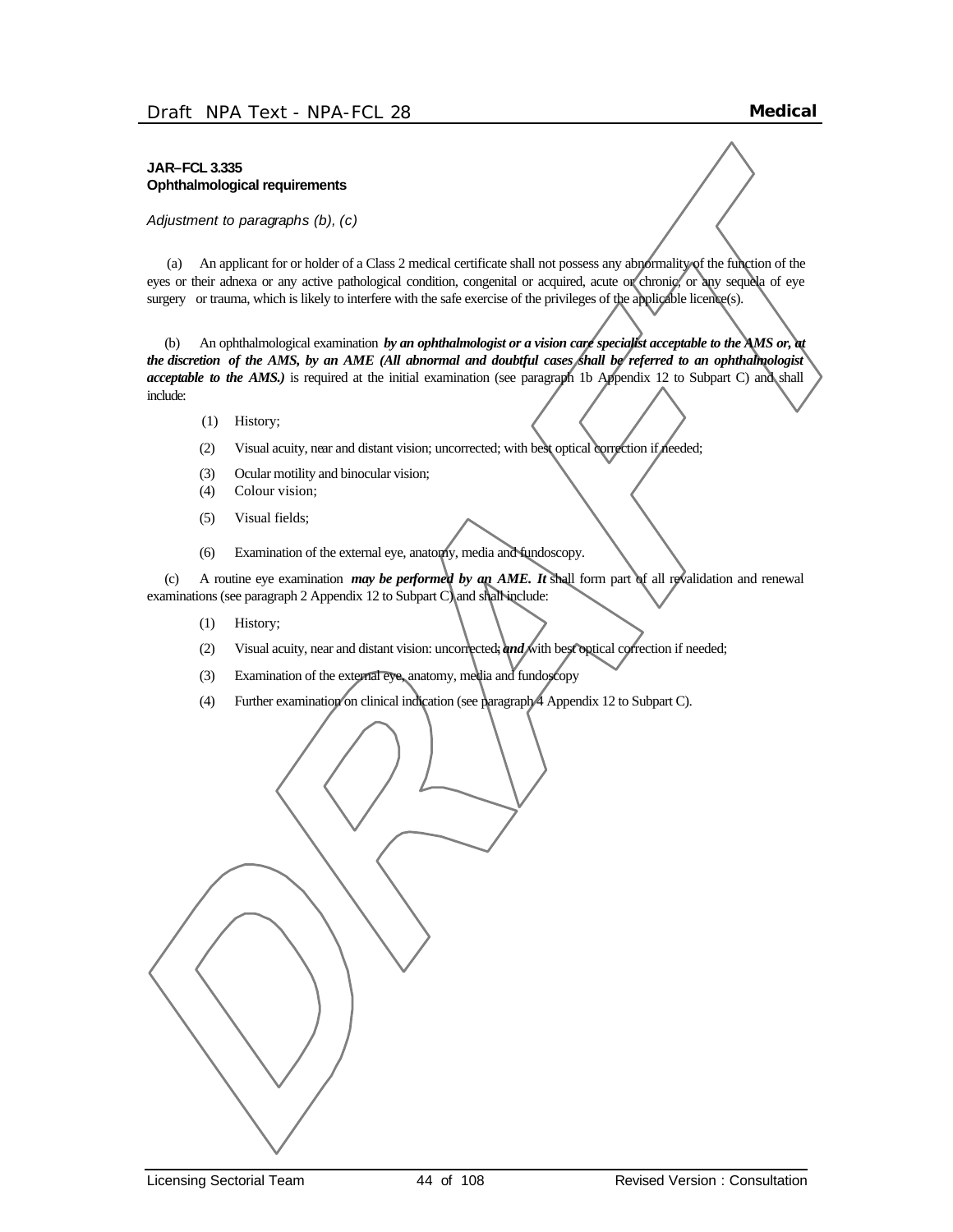**JAR–FCL 3.335**
**Ophthalmological requirements**

*Adjustment to paragraphs (b), (c)*

(a) An applicant for or holder of a Class 2 medical certificate shall not possess any abnormality of the function of the eyes or their adnexa or any active pathological condition, congenital or acquired, acute or chronic, or any sequela of eye surgery or trauma, which is likely to interfere with the safe exercise of the privileges of the applicable licence(s).

(b) An ophthalmological examination ***by an ophthalmologist or a vision care specialist acceptable to the AMS or, at the discretion of the AMS, by an AME (All abnormal and doubtful cases shall be referred to an ophthalmologist acceptable to the AMS.)*** is required at the initial examination (see paragraph 1b Appendix 12 to Subpart C) and shall include:

(1) History;

(2) Visual acuity, near and distant vision; uncorrected; with best optical correction if needed;

(3) Ocular motility and binocular vision;

(4) Colour vision;

(5) Visual fields;

(6) Examination of the external eye, anatomy, media and fundoscopy.

(c) A routine eye examination ***may be performed by an AME. It*** shall form part of all revalidation and renewal examinations (see paragraph 2 Appendix 12 to Subpart C) and shall include:

(1) History;

(2) Visual acuity, near and distant vision: uncorrected; ***and*** with best optical correction if needed;

(3) Examination of the external eye, anatomy, media and fundoscopy

(4) Further examination on clinical indication (see paragraph 4 Appendix 12 to Subpart C).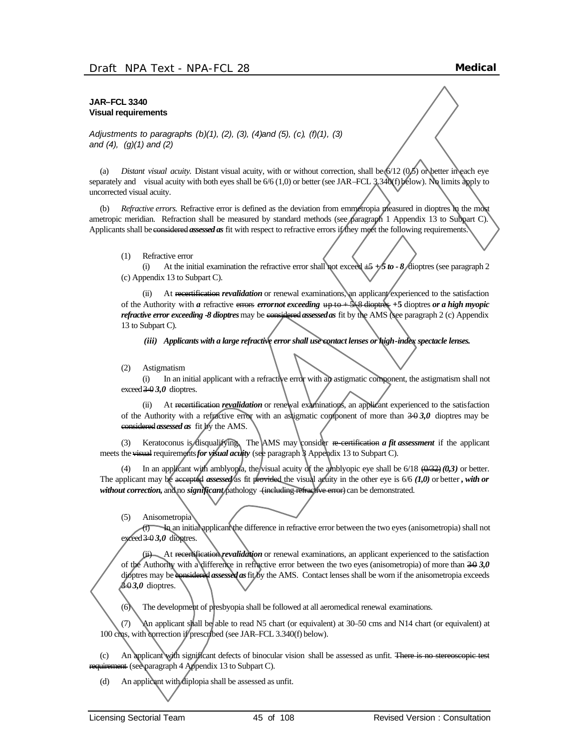**JAR–FCL 3340**
**Visual requirements**

*Adjustments to paragraphs (b)(1), (2), (3), (4)and (5), (c), (f)(1), (3) and (4), (g)(1) and (2)*

(a) *Distant visual acuity.* Distant visual acuity, with or without correction, shall be 6/12 (0,5) or better in each eye separately and visual acuity with both eyes shall be 6/6 (1,0) or better (see JAR–FCL 3.340(f) below). No limits apply to uncorrected visual acuity.

(b) *Refractive errors.* Refractive error is defined as the deviation from emmetropia measured in dioptres in the most ametropic meridian. Refraction shall be measured by standard methods (see paragraph 1 Appendix 13 to Subpart C). Applicants shall be ~~considered~~ ***assessed as*** fit with respect to refractive errors if they meet the following requirements.

(1) Refractive error

(i) At the initial examination the refractive error shall not exceed ~~±5~~ ***+ 5 to - 8*** dioptres (see paragraph 2 (c) Appendix 13 to Subpart C).

(ii) At ~~recertification~~ ***revalidation*** or renewal examinations, an applicant experienced to the satisfaction of the Authority with ***a*** refractive ~~errors~~ ***error not exceeding*** ~~up to + 5/-8 dioptres~~ **+5** dioptres ***or a high myopic refractive error exceeding -8 dioptres*** may be ~~considered~~ ***assessed as*** fit by the AMS (see paragraph 2 (c) Appendix 13 to Subpart C).

***(iii) Applicants with a large refractive error shall use contact lenses or high-index spectacle lenses.***

(2) Astigmatism

(i) In an initial applicant with a refractive error with an astigmatic component, the astigmatism shall not exceed ~~3·0~~ ***3,0*** dioptres.

(ii) At ~~recertification~~ ***revalidation*** or renewal examinations, an applicant experienced to the satisfaction of the Authority with a refractive error with an astigmatic component of more than ~~3·0~~ ***3,0*** dioptres may be ~~considered~~ ***assessed as*** fit by the AMS.

(3) Keratoconus is disqualifying. The AMS may consider ~~re-certification~~ ***a fit assessment*** if the applicant meets the ~~visual~~ requirements ***for visual acuity*** (see paragraph 3 Appendix 13 to Subpart C).

(4) In an applicant with amblyopia, the visual acuity of the amblyopic eye shall be 6/18 ~~(0/32)~~ ***(0,3)*** or better. The applicant may be ~~accepted~~ ***assessed*** as fit ~~provided~~ the visual acuity in the other eye is 6/6 ***(1,0)*** or better ***, with or without correction,*** and no ***significant*** pathology ~~(including refractive error)~~ can be demonstrated.

(5) Anisometropia

(i) In an initial applicant the difference in refractive error between the two eyes (anisometropia) shall not exceed ~~3·0~~ ***3,0*** dioptres.

(ii) At ~~recertification~~ ***revalidation*** or renewal examinations, an applicant experienced to the satisfaction of the Authority with a difference in refractive error between the two eyes (anisometropia) of more than ~~3·0~~ ***3,0*** dioptres may be ~~considered~~ ***assessed as*** fit by the AMS. Contact lenses shall be worn if the anisometropia exceeds ~~3·0~~ ***3,0*** dioptres.

(6) The development of presbyopia shall be followed at all aeromedical renewal examinations.

(7) An applicant shall be able to read N5 chart (or equivalent) at 30–50 cms and N14 chart (or equivalent) at 100 cms, with correction if prescribed (see JAR–FCL 3.340(f) below).

(c) An applicant with significant defects of binocular vision shall be assessed as unfit. ~~There is no stereoscopic test requirement~~ (see paragraph 4 Appendix 13 to Subpart C).

(d) An applicant with diplopia shall be assessed as unfit.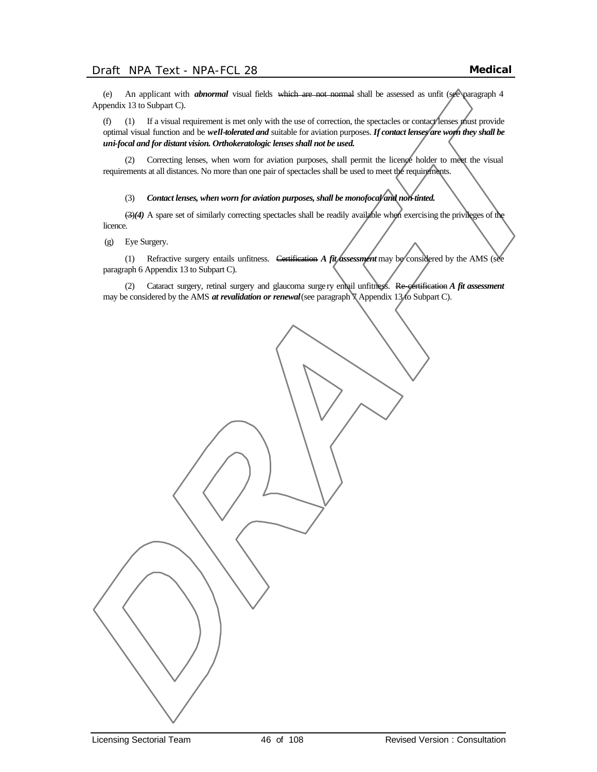(e) An applicant with ***abnormal*** visual fields ~~which are not normal~~ shall be assessed as unfit (see paragraph 4 Appendix 13 to Subpart C).

(f) (1) If a visual requirement is met only with the use of correction, the spectacles or contact lenses must provide optimal visual function and be ***well-tolerated and*** suitable for aviation purposes. ***If contact lenses are worn they shall be uni-focal and for distant vision. Orthokeratologic lenses shall not be used.***

(2) Correcting lenses, when worn for aviation purposes, shall permit the licence holder to meet the visual requirements at all distances. No more than one pair of spectacles shall be used to meet the requirements.

(3) ***Contact lenses, when worn for aviation purposes, shall be monofocal and non-tinted.***

~~(3)~~***(4)*** A spare set of similarly correcting spectacles shall be readily available when exercising the privileges of the licence.

(g) Eye Surgery.

(1) Refractive surgery entails unfitness. ~~Certification~~ ***A fit assessment*** may be considered by the AMS (see paragraph 6 Appendix 13 to Subpart C).

(2) Cataract surgery, retinal surgery and glaucoma surgery entail unfitness. ~~Re-certification~~ ***A fit assessment*** may be considered by the AMS ***at revalidation or renewal*** (see paragraph 7 Appendix 13 to Subpart C).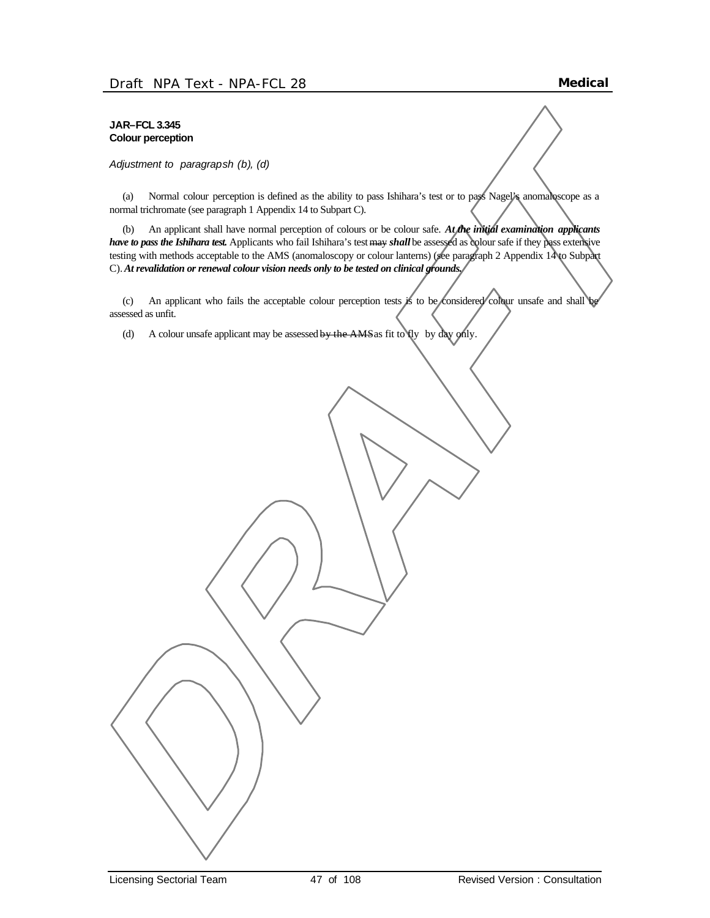**JAR–FCL 3.345**
**Colour perception**

*Adjustment to paragrapsh (b), (d)*

(a) Normal colour perception is defined as the ability to pass Ishihara's test or to pass Nagel's anomaloscope as a normal trichromate (see paragraph 1 Appendix 14 to Subpart C).

(b) An applicant shall have normal perception of colours or be colour safe. ***At the initial examination applicants have to pass the Ishihara test.*** Applicants who fail Ishihara's test ~~may~~ ***shall*** be assessed as colour safe if they pass extensive testing with methods acceptable to the AMS (anomaloscopy or colour lanterns) (see paragraph 2 Appendix 14 to Subpart C). ***At revalidation or renewal colour vision needs only to be tested on clinical grounds.***

(c) An applicant who fails the acceptable colour perception tests is to be considered colour unsafe and shall be assessed as unfit.

(d) A colour unsafe applicant may be assessed ~~by the AMS~~ as fit to fly by day only.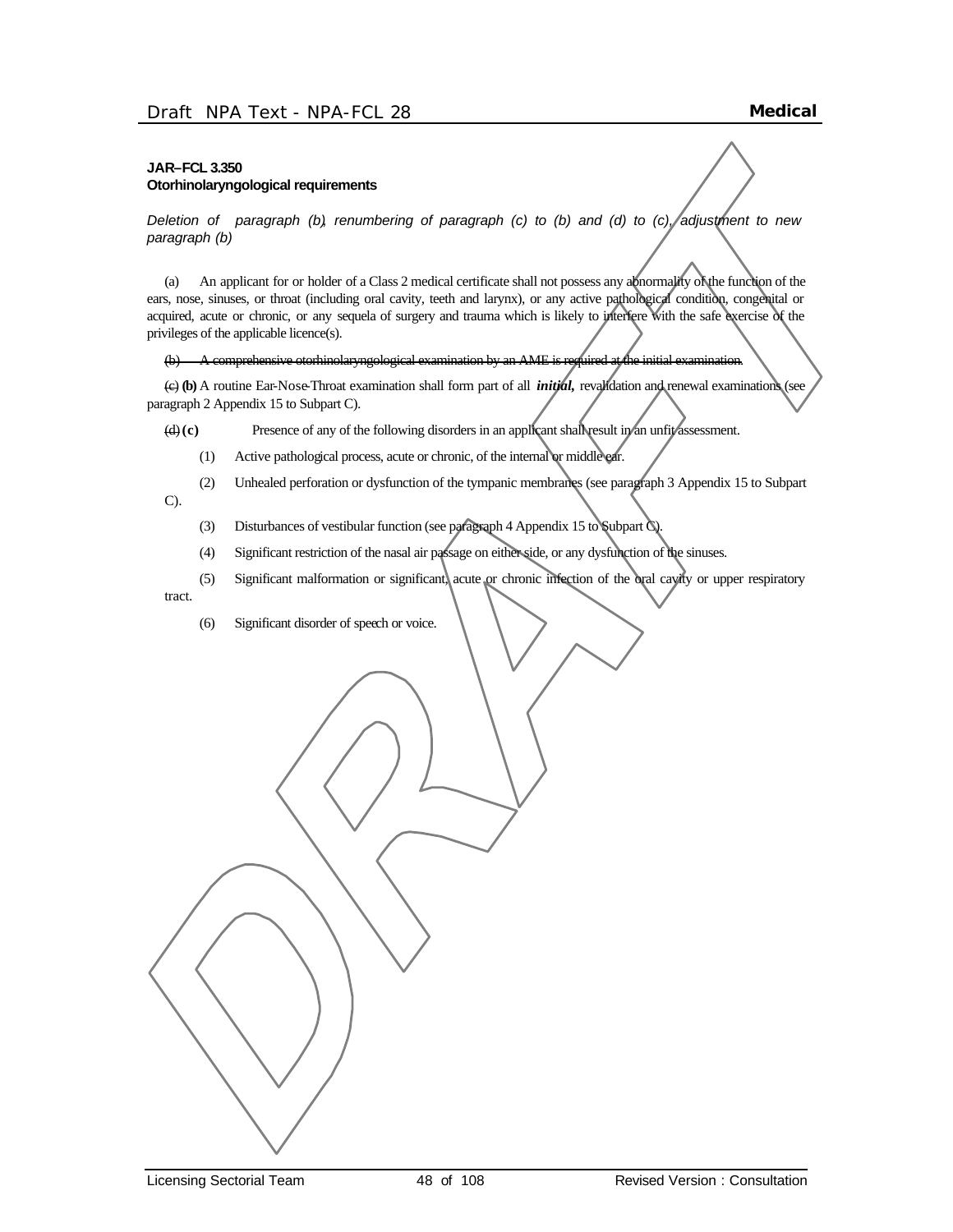**JAR–FCL 3.350**
**Otorhinolaryngological requirements**

*Deletion of paragraph (b), renumbering of paragraph (c) to (b) and (d) to (c), adjustment to new paragraph (b)*

(a) An applicant for or holder of a Class 2 medical certificate shall not possess any abnormality of the function of the ears, nose, sinuses, or throat (including oral cavity, teeth and larynx), or any active pathological condition, congenital or acquired, acute or chronic, or any sequela of surgery and trauma which is likely to interfere with the safe exercise of the privileges of the applicable licence(s).

~~(b) A comprehensive otorhinolaryngological examination by an AME is required at the initial examination.~~

~~(c)~~ **(b)** A routine Ear-Nose-Throat examination shall form part of all ***initial,*** revalidation and renewal examinations (see paragraph 2 Appendix 15 to Subpart C).

~~(d)~~ **(c)** Presence of any of the following disorders in an applicant shall result in an unfit assessment.

(1) Active pathological process, acute or chronic, of the internal or middle ear.

(2) Unhealed perforation or dysfunction of the tympanic membranes (see paragraph 3 Appendix 15 to Subpart C).

(3) Disturbances of vestibular function (see paragraph 4 Appendix 15 to Subpart C).

(4) Significant restriction of the nasal air passage on either side, or any dysfunction of the sinuses.

(5) Significant malformation or significant, acute or chronic infection of the oral cavity or upper respiratory tract.

(6) Significant disorder of speech or voice.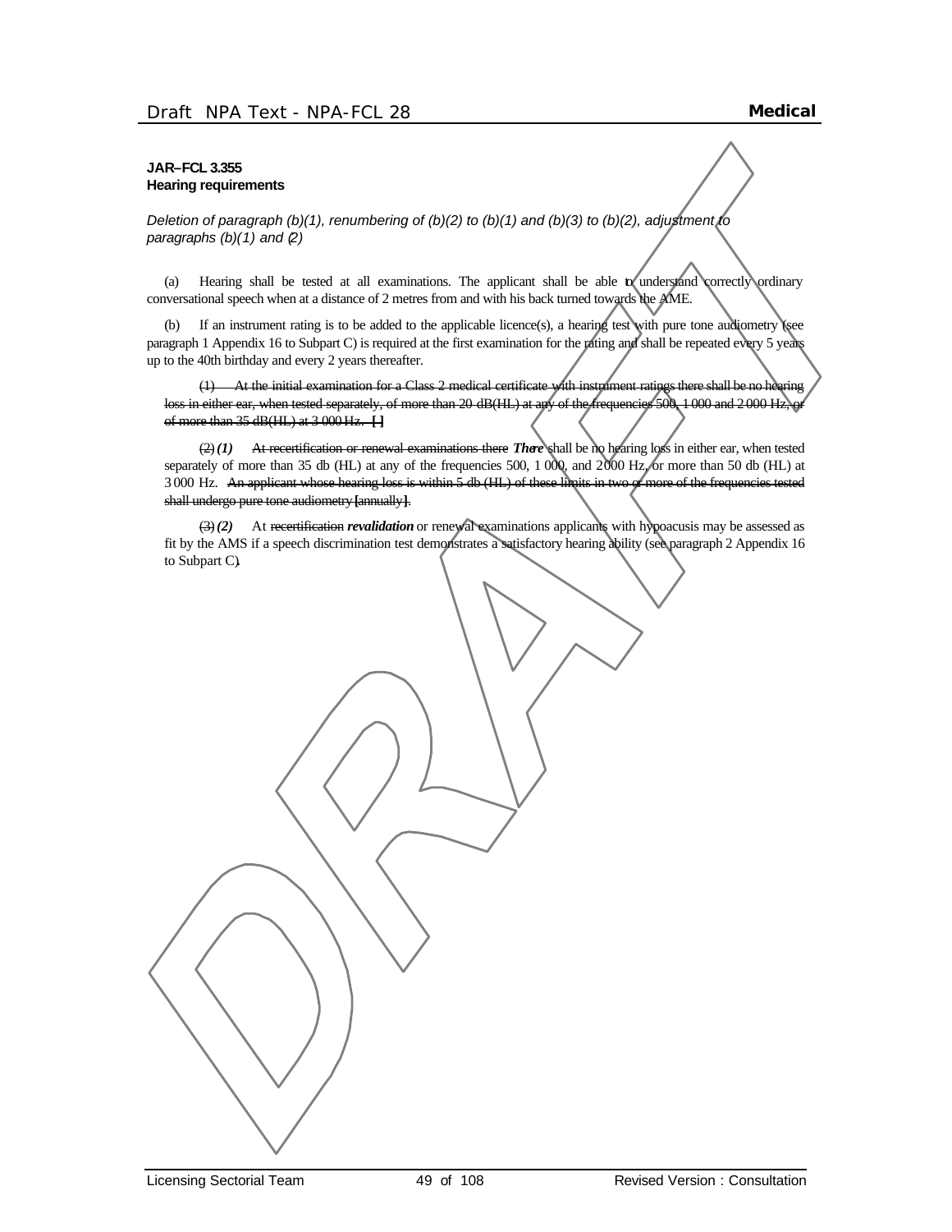**JAR–FCL 3.355**
**Hearing requirements**

*Deletion of paragraph (b)(1), renumbering of (b)(2) to (b)(1) and (b)(3) to (b)(2), adjustment to paragraphs (b)(1) and (2)*

(a) Hearing shall be tested at all examinations. The applicant shall be able to understand correctly ordinary conversational speech when at a distance of 2 metres from and with his back turned towards the AME.

(b) If an instrument rating is to be added to the applicable licence(s), a hearing test with pure tone audiometry (see paragraph 1 Appendix 16 to Subpart C) is required at the first examination for the rating and shall be repeated every 5 years up to the 40th birthday and every 2 years thereafter.

~~(1) At the initial examination for a Class 2 medical certificate with instrument ratings there shall be no hearing loss in either ear, when tested separately, of more than 20 dB(HL) at any of the frequencies 500, 1 000 and 2 000 Hz, or of more than 35 dB(HL) at 3 000 Hz.~~ **[ ]**

~~(2)~~ ***(1)*** ~~At recertification or renewal examinations there~~ ***There*** shall be no hearing loss in either ear, when tested separately of more than 35 db (HL) at any of the frequencies 500, 1 000, and 2000 Hz, or more than 50 db (HL) at 3 000 Hz. ~~An applicant whose hearing loss is within 5 db (HL) of these limits in two or more of the frequencies tested shall undergo pure tone audiometry~~ **[**~~annually~~**]**.

~~(3)~~ ***(2)*** At ~~recertification~~ ***revalidation*** or renewal examinations applicants with hypoacusis may be assessed as fit by the AMS if a speech discrimination test demonstrates a satisfactory hearing ability (see paragraph 2 Appendix 16 to Subpart C).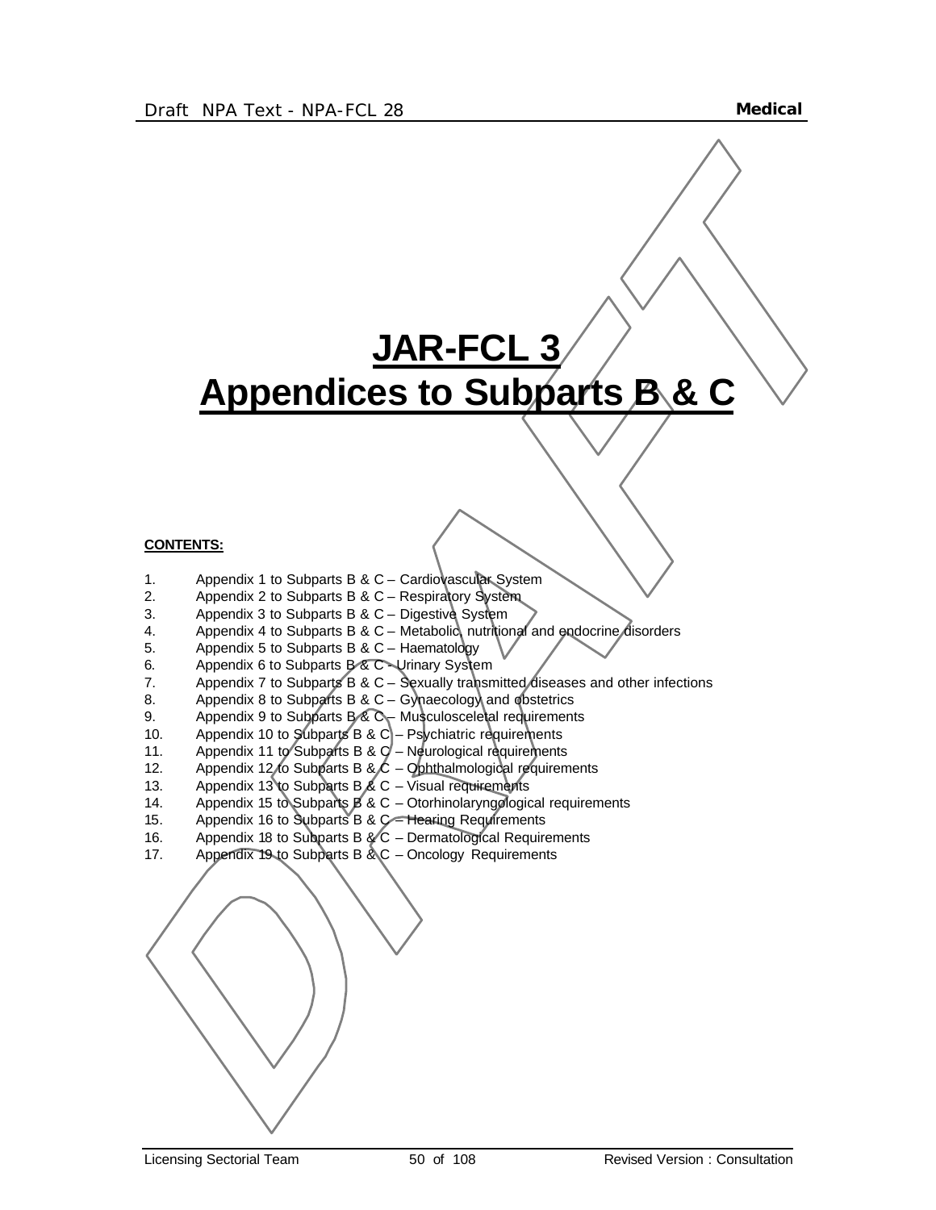# JAR-FCL 3
# Appendices to Subparts B & C

**CONTENTS:**

1. Appendix 1 to Subparts B & C – Cardiovascular System
2. Appendix 2 to Subparts B & C – Respiratory System
3. Appendix 3 to Subparts B & C – Digestive System
4. Appendix 4 to Subparts B & C – Metabolic, nutritional and endocrine disorders
5. Appendix 5 to Subparts B & C – Haematology
6. Appendix 6 to Subparts B & C - Urinary System
7. Appendix 7 to Subparts B & C – Sexually transmitted diseases and other infections
8. Appendix 8 to Subparts B & C – Gynaecology and obstetrics
9. Appendix 9 to Subparts B & C – Musculosceletal requirements
10. Appendix 10 to Subparts B & C – Psychiatric requirements
11. Appendix 11 to Subparts B & C – Neurological requirements
12. Appendix 12 to Subparts B & C – Ophthalmological requirements
13. Appendix 13 to Subparts B & C – Visual requirements
14. Appendix 15 to Subparts B & C – Otorhinolaryngological requirements
15. Appendix 16 to Subparts B & C – Hearing Requirements
16. Appendix 18 to Subparts B & C – Dermatological Requirements
17. Appendix 19 to Subparts B & C – Oncology Requirements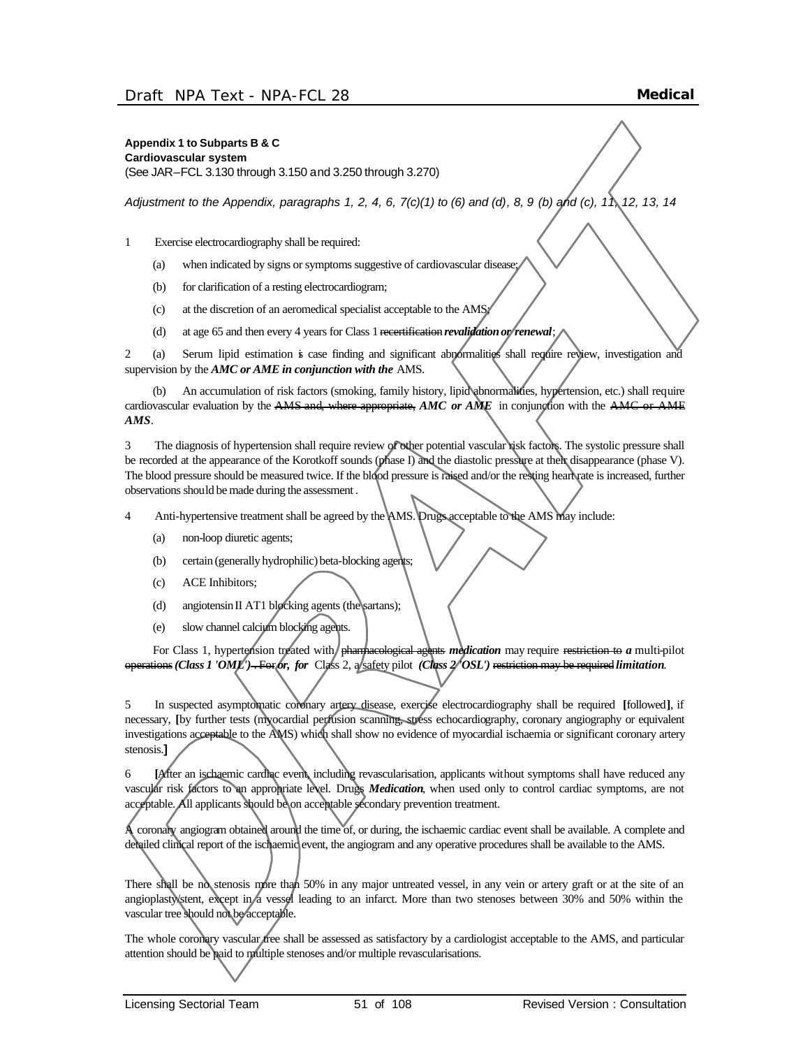**Appendix 1 to Subparts B & C**
**Cardiovascular system**
(See JAR–FCL 3.130 through 3.150 and 3.250 through 3.270)

*Adjustment to the Appendix, paragraphs 1, 2, 4, 6, 7(c)(1) to (6) and (d), 8, 9 (b) and (c), 11, 12, 13, 14*

1 Exercise electrocardiography shall be required:

(a) when indicated by signs or symptoms suggestive of cardiovascular disease;

(b) for clarification of a resting electrocardiogram;

(c) at the discretion of an aeromedical specialist acceptable to the AMS;

(d) at age 65 and then every 4 years for Class 1 ~~recertification~~ ***revalidation or renewal***;

2 (a) Serum lipid estimation is case finding and significant abnormalities shall require review, investigation and supervision by the ***AMC or AME in conjunction with the*** AMS.

(b) An accumulation of risk factors (smoking, family history, lipid abnormalities, hypertension, etc.) shall require cardiovascular evaluation by the ~~AMS and, where appropriate,~~ ***AMC or AME*** in conjunction with the ~~AMC or AME~~ ***AMS***.

3 The diagnosis of hypertension shall require review of other potential vascular risk factors. The systolic pressure shall be recorded at the appearance of the Korotkoff sounds (phase I) and the diastolic pressure at their disappearance (phase V). The blood pressure should be measured twice. If the blood pressure is raised and/or the resting heart rate is increased, further observations should be made during the assessment.

4 Anti-hypertensive treatment shall be agreed by the AMS. Drugs acceptable to the AMS may include:

(a) non-loop diuretic agents;

(b) certain (generally hydrophilic) beta-blocking agents;

(c) ACE Inhibitors;

(d) angiotensin II AT1 blocking agents (the sartans);

(e) slow channel calcium blocking agents.

For Class 1, hypertension treated with ~~pharmacological agents~~ ***medication*** may require ~~restriction to~~ ***a*** multi-pilot ~~operations~~ ***(Class 1 'OML')***~~. For~~ ***or, for*** Class 2, a safety pilot ***(Class 2 'OSL')*** ~~restriction may be required~~ ***limitation***.

5 In suspected asymptomatic coronary artery disease, exercise electrocardiography shall be required **[**followed**]**, if necessary, **[**by further tests (myocardial perfusion scanning, stress echocardiography, coronary angiography or equivalent investigations acceptable to the AMS) which shall show no evidence of myocardial ischaemia or significant coronary artery stenosis.**]**

6 **[**After an ischaemic cardiac event, including revascularisation, applicants without symptoms shall have reduced any vascular risk factors to an appropriate level. ~~Drugs~~ ***Medication***, when used only to control cardiac symptoms, are not acceptable. All applicants should be on acceptable secondary prevention treatment.

A coronary angiogram obtained around the time of, or during, the ischaemic cardiac event shall be available. A complete and detailed clinical report of the ischaemic event, the angiogram and any operative procedures shall be available to the AMS.

There shall be no stenosis more than 50% in any major untreated vessel, in any vein or artery graft or at the site of an angioplasty/stent, except in a vessel leading to an infarct. More than two stenoses between 30% and 50% within the vascular tree should not be acceptable.

The whole coronary vascular tree shall be assessed as satisfactory by a cardiologist acceptable to the AMS, and particular attention should be paid to multiple stenoses and/or multiple revascularisations.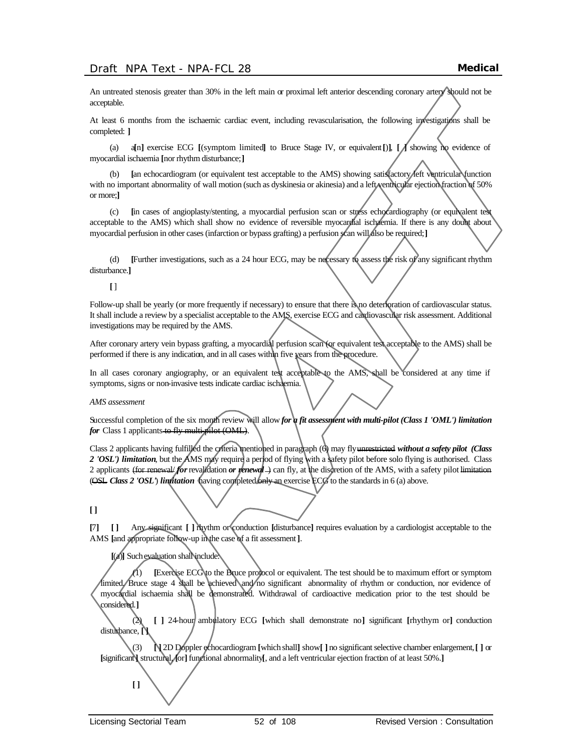An untreated stenosis greater than 30% in the left main or proximal left anterior descending coronary artery should not be acceptable.

At least 6 months from the ischaemic cardiac event, including revascularisation, the following investigations shall be completed: **]**

(a) a**[**n**]** exercise ECG **[**(symptom limited**]** to Bruce Stage IV, or equivalent**[**)**]**, **[ ]** showing no evidence of myocardial ischaemia **[**nor rhythm disturbance;**]**

(b) **[**an echocardiogram (or equivalent test acceptable to the AMS) showing satisfactory left ventricular function with no important abnormality of wall motion (such as dyskinesia or akinesia) and a left ventricular ejection fraction of 50% or more;**]**

(c) **[**in cases of angioplasty/stenting, a myocardial perfusion scan or stress echocardiography (or equivalent test acceptable to the AMS) which shall show no evidence of reversible myocardial ischaemia. If there is any doubt about myocardial perfusion in other cases (infarction or bypass grafting) a perfusion scan will also be required;**]**

(d) **[**Further investigations, such as a 24 hour ECG, may be necessary to assess the risk of any significant rhythm disturbance.**]**

**[** ]

Follow-up shall be yearly (or more frequently if necessary) to ensure that there is no deterioration of cardiovascular status. It shall include a review by a specialist acceptable to the AMS, exercise ECG and cardiovascular risk assessment. Additional investigations may be required by the AMS.

After coronary artery vein bypass grafting, a myocardial perfusion scan (or equivalent test acceptable to the AMS) shall be performed if there is any indication, and in all cases within five years from the procedure.

In all cases coronary angiography, or an equivalent test acceptable to the AMS, shall be considered at any time if symptoms, signs or non-invasive tests indicate cardiac ischaemia.

*AMS assessment*

Successful completion of the six month review will allow ***for a fit assessment with multi-pilot (Class 1 'OML') limitation for*** Class 1 applicants ~~to fly multi-pilot (OML)~~.

Class 2 applicants having fulfilled the criteria mentioned in paragraph (6) may fly ~~unrestricted~~ ***without a safety pilot (Class 2 'OSL') limitation***, but the AMS may require a period of flying with a safety pilot before solo flying is authorised. Class 2 applicants ~~(for renewal/~~ ***for*** revalidation ***or renewal*** ~~)~~ can fly, at the discretion of the AMS, with a safety pilot ~~limitation (OSL~~ ***Class 2 'OSL'***) ***limitation*** having completed only an exercise ECG to the standards in 6 (a) above.

**[ ]**

**[**7**]** **[ ]** Any significant **[ ]** rhythm or conduction **[**disturbance**]** requires evaluation by a cardiologist acceptable to the AMS **[**and appropriate follow-up in the case of a fit assessment**]**.

**[**(a)**]** Such evaluation shall include:

(1) **[**Exercise ECG to the Bruce protocol or equivalent. The test should be to maximum effort or symptom limited. Bruce stage 4 shall be achieved and no significant abnormality of rhythm or conduction, nor evidence of myocardial ischaemia shall be demonstrated. Withdrawal of cardioactive medication prior to the test should be considered.**]**

(2) **[ ]** 24-hour ambulatory ECG **[**which shall demonstrate no**]** significant **[**rhythym or**]** conduction disturbance, **[ ]**

(3) **[ ]** 2D Doppler echocardiogram **[**which shall**]** show**[ ]** no significant selective chamber enlargement, **[ ]** or **[**significant**]** structural, **[**or**]** functional abnormality**[**, and a left ventricular ejection fraction of at least 50%.**]**

**[ ]**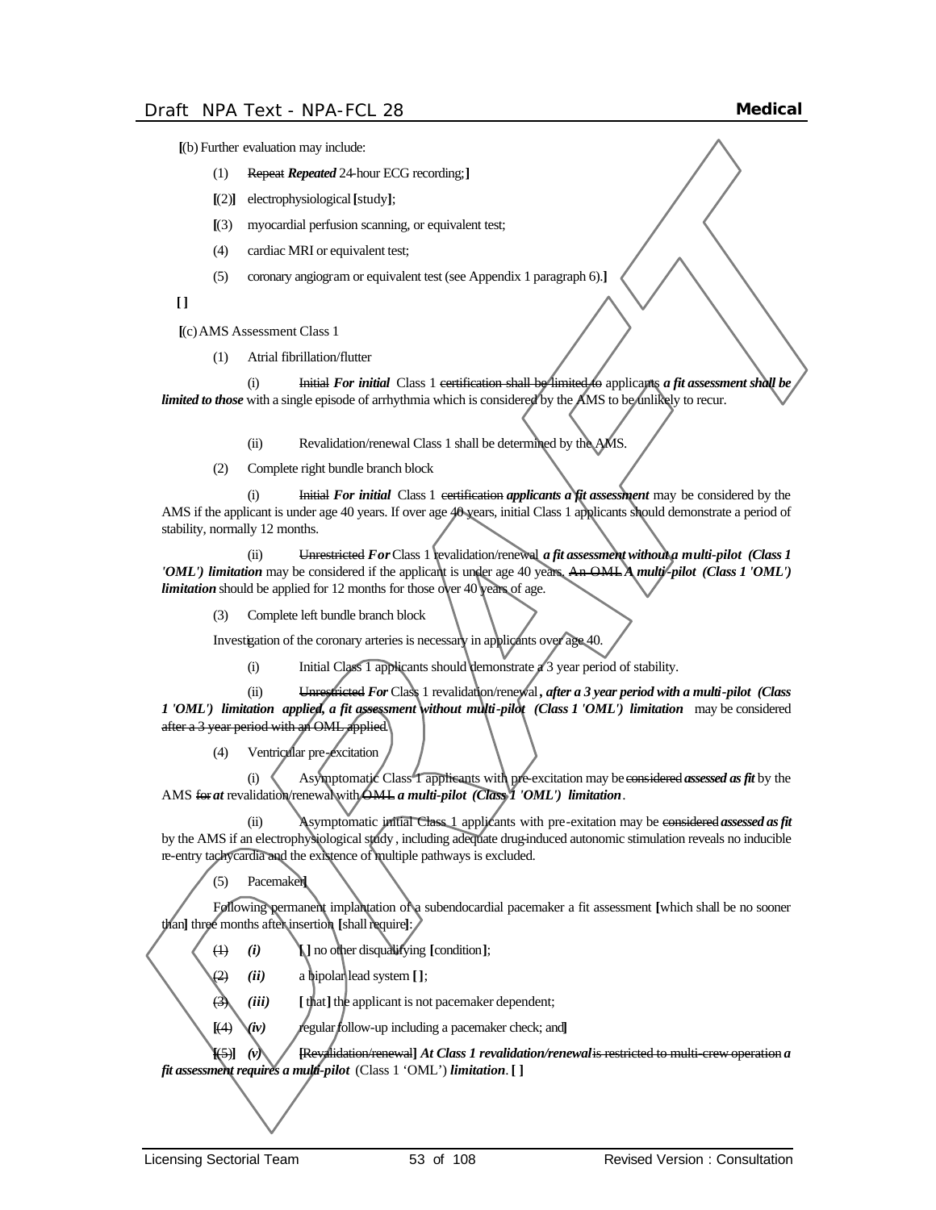**[**(b) Further evaluation may include:

(1) ~~Repeat~~ ***Repeated*** 24-hour ECG recording;**]**

**[**(2)**]** electrophysiological **[**study**]**;

**[**(3) myocardial perfusion scanning, or equivalent test;

(4) cardiac MRI or equivalent test;

(5) coronary angiogram or equivalent test (see Appendix 1 paragraph 6).**]**

**[ ]**

**[**(c) AMS Assessment Class 1

(1) Atrial fibrillation/flutter

(i) ~~Initial~~ ***For initial*** Class 1 ~~certification shall be limited to~~ applicants ***a fit assessment shall be limited to those*** with a single episode of arrhythmia which is considered by the AMS to be unlikely to recur.

(ii) Revalidation/renewal Class 1 shall be determined by the AMS.

(2) Complete right bundle branch block

(i) ~~Initial~~ ***For initial*** Class 1 ~~certification~~ ***applicants a fit assessment*** may be considered by the AMS if the applicant is under age 40 years. If over age 40 years, initial Class 1 applicants should demonstrate a period of stability, normally 12 months.

(ii) ~~Unrestricted~~ ***For*** Class 1 revalidation/renewal ***a fit assessment without a multi-pilot (Class 1 'OML') limitation*** may be considered if the applicant is under age 40 years. ~~An OML~~ ***A multi-pilot (Class 1 'OML') limitation*** should be applied for 12 months for those over 40 years of age.

(3) Complete left bundle branch block

Investigation of the coronary arteries is necessary in applicants over age 40.

(i) Initial Class 1 applicants should demonstrate a 3 year period of stability.

(ii) ~~Unrestricted~~ ***For*** Class 1 revalidation/renewal***, after a 3 year period with a multi-pilot (Class 1 'OML') limitation applied, a fit assessment without multi-pilot (Class 1 'OML') limitation*** may be considered ~~after a 3 year period with an OML applied~~.

(4) Ventricular pre-excitation

(i) Asymptomatic Class 1 applicants with pre-excitation may be ~~considered~~ ***assessed as fit*** by the AMS ~~for~~ ***at*** revalidation/renewal with ~~OML~~ ***a multi-pilot (Class 1 'OML') limitation***.

(ii) Asymptomatic initial Class 1 applicants with pre-exitation may be ~~considered~~ ***assessed as fit*** by the AMS if an electrophysiological study, including adequate drug-induced autonomic stimulation reveals no inducible re-entry tachycardia and the existence of multiple pathways is excluded.

(5) Pacemaker**]**

Following permanent implantation of a subendocardial pacemaker a fit assessment **[**which shall be no sooner than**]** three months after insertion **[**shall require**]**:

~~(1)~~ ***(i)*** **[ ]** no other disqualifying **[**condition**]**;

~~(2)~~ ***(ii)*** a bipolar lead system **[ ]**;

~~(3)~~ ***(iii)*** **[** that**]** the applicant is not pacemaker dependent;

**[**~~(4)~~ ***(iv)*** regular follow-up including a pacemaker check; and**]**

**[**~~(5)~~**]** ***(v)*** **[**~~Revalidation/renewal~~**]** ***At Class 1 revalidation/renewal*** ~~is restricted to multi-crew operation~~ ***a fit assessment requires a multi-pilot*** (Class 1 'OML') ***limitation***. **[ ]**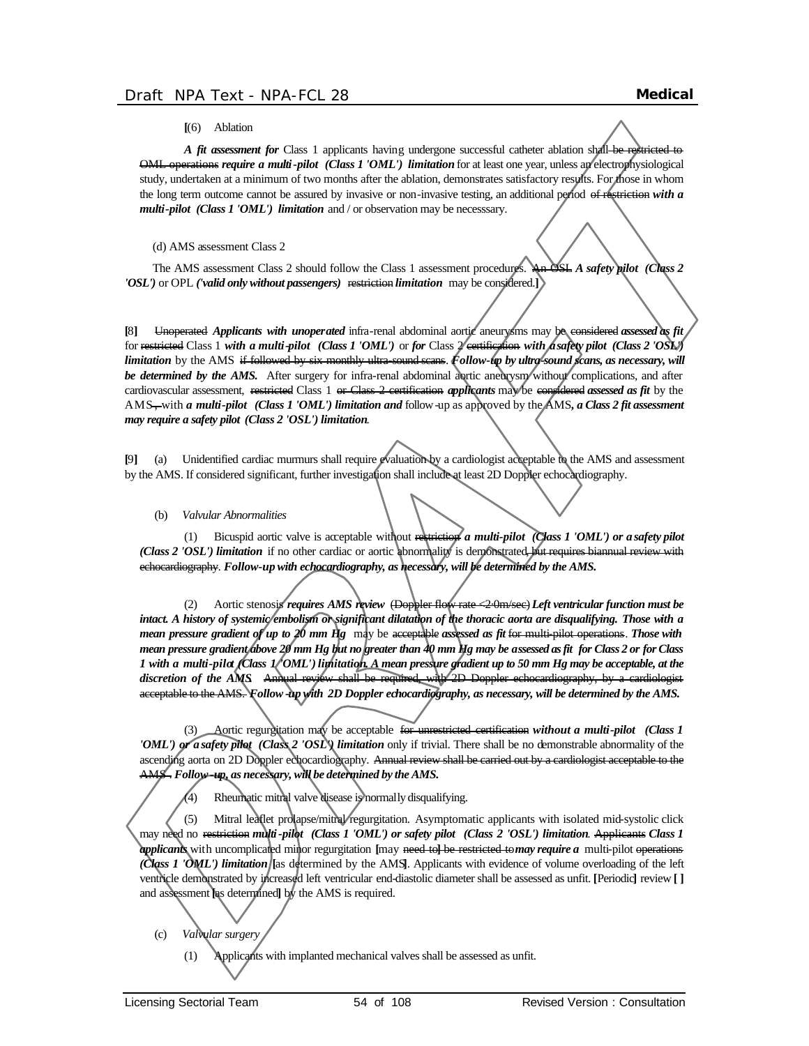[(6) Ablation

***A fit assessment for*** Class 1 applicants having undergone successful catheter ablation shall ~~be restricted to OML operations~~ ***require a multi-pilot (Class 1 'OML') limitation*** for at least one year, unless an electrophysiological study, undertaken at a minimum of two months after the ablation, demonstrates satisfactory results. For those in whom the long term outcome cannot be assured by invasive or non-invasive testing, an additional period ~~of restriction~~ ***with a multi-pilot (Class 1 'OML') limitation*** and / or observation may be necesssary.

(d) AMS assessment Class 2

The AMS assessment Class 2 should follow the Class 1 assessment procedures. ~~An OSL~~ ***A safety pilot (Class 2 'OSL')*** or OPL ***('valid only without passengers')*** ~~restriction~~ ***limitation*** may be considered.]

[8] ~~Unoperated~~ ***Applicants with unoperated*** infra-renal abdominal aortic aneurysms may be ~~considered~~ ***assessed as fit*** for ~~restricted~~ Class 1 ***with a multi-pilot (Class 1 'OML')*** or ***for*** Class 2 ~~certification~~ ***with a safety pilot (Class 2 'OSL') limitation*** by the AMS ~~if followed by six-monthly ultra-sound scans~~. ***Follow-up by ultra-sound scans, as necessary, will be determined by the AMS.*** After surgery for infra-renal abdominal aortic aneurysm without complications, and after cardiovascular assessment, ~~restricted~~ Class 1 ~~or Class 2 certification~~ ***applicants*** may be ~~considered~~ ***assessed as fit*** by the AMS~~,~~ with ***a multi-pilot (Class 1 'OML') limitation and*** follow-up as approved by the AMS***, a Class 2 fit assessment may require a safety pilot (Class 2 'OSL') limitation***.

[9] (a) Unidentified cardiac murmurs shall require evaluation by a cardiologist acceptable to the AMS and assessment by the AMS. If considered significant, further investigation shall include at least 2D Doppler echocardiography.

(b) *Valvular Abnormalities*

(1) Bicuspid aortic valve is acceptable without ~~restriction~~ ***a multi-pilot (Class 1 'OML') or a safety pilot (Class 2 'OSL') limitation*** if no other cardiac or aortic abnormality is demonstrated~~, but requires biannual review with echocardiography~~. ***Follow-up with echocardiography, as necessary, will be determined by the AMS.***

(2) Aortic stenosis ***requires AMS review*** ~~(Doppler flow rate <2·0m/sec)~~ ***Left ventricular function must be intact. A history of systemic embolism or significant dilatation of the thoracic aorta are disqualifying. Those with a mean pressure gradient of up to 20 mm Hg*** may be ~~acceptable~~ ***assessed as fit*** ~~for multi-pilot operations~~. ***Those with mean pressure gradient above 20 mm Hg but no greater than 40 mm Hg may be assessed as fit for Class 2 or for Class 1 with a multi-pilot (Class 1 'OML') limitation. A mean pressure gradient up to 50 mm Hg may be acceptable, at the discretion of the AMS.*** ~~Annual review shall be required, with 2D Doppler echocardiography, by a cardiologist acceptable to the AMS.~~ ***Follow-up with 2D Doppler echocardiography, as necessary, will be determined by the AMS.***

(3) Aortic regurgitation may be acceptable ~~for unrestricted certification~~ ***without a multi-pilot (Class 1 'OML') or a safety pilot (Class 2 'OSL') limitation*** only if trivial. There shall be no demonstrable abnormality of the ascending aorta on 2D Doppler echocardiography. ~~Annual review shall be carried out by a cardiologist acceptable to the AMS.~~ ***Follow-up, as necessary, will be determined by the AMS.***

(4) Rheumatic mitral valve disease is normally disqualifying.

(5) Mitral leaflet prolapse/mitral regurgitation. Asymptomatic applicants with isolated mid-systolic click may need no ~~restriction~~ ***multi-pilot (Class 1 'OML') or safety pilot (Class 2 'OSL') limitation***. ~~Applicants~~ ***Class 1 applicants*** with uncomplicated minor regurgitation [may ~~need to~~] ~~be restricted to~~ ***may require a*** multi-pilot ~~operations~~ ***(Class 1 'OML') limitation*** [as determined by the AMS]. Applicants with evidence of volume overloading of the left ventricle demonstrated by increased left ventricular end-diastolic diameter shall be assessed as unfit. [Periodic] review [ ] and assessment [as determined] by the AMS is required.

(c) *Valvular surgery*

(1) Applicants with implanted mechanical valves shall be assessed as unfit.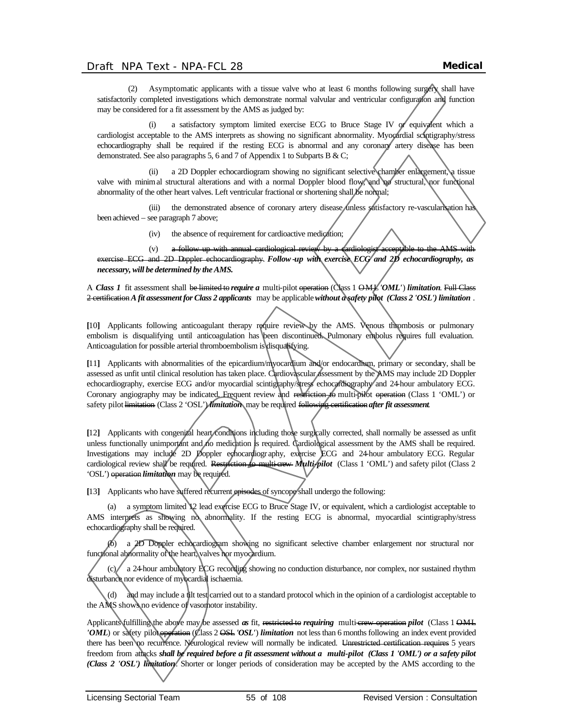(2) Asymptomatic applicants with a tissue valve who at least 6 months following surgery shall have satisfactorily completed investigations which demonstrate normal valvular and ventricular configuration and function may be considered for a fit assessment by the AMS as judged by:

(i) a satisfactory symptom limited exercise ECG to Bruce Stage IV or equivalent which a cardiologist acceptable to the AMS interprets as showing no significant abnormality. Myocardial scintigraphy/stress echocardiography shall be required if the resting ECG is abnormal and any coronary artery disease has been demonstrated. See also paragraphs 5, 6 and 7 of Appendix 1 to Subparts B & C;

(ii) a 2D Doppler echocardiogram showing no significant selective chamber enlargement, a tissue valve with minimal structural alterations and with a normal Doppler blood flow, and no structural, nor functional abnormality of the other heart valves. Left ventricular fractional or shortening shall be normal;

(iii) the demonstrated absence of coronary artery disease unless satisfactory re-vascularisation has been achieved – see paragraph 7 above;

(iv) the absence of requirement for cardioactive medication;

(v) ~~a follow up with annual cardiological review by a cardiologist acceptable to the AMS with exercise ECG and 2D Doppler echocardiography.~~ ***Follow-up with exercise ECG and 2D echocardiography, as necessary, will be determined by the AMS.***

A ***Class 1*** fit assessment shall ~~be limited to~~ ***require a*** multi-pilot ~~operation~~ (Class 1 ~~OML~~ ***'OML'***) ***limitation***. ~~Full Class 2 certification~~ ***A fit assessment for Class 2 applicants*** may be applicable ***without a safety pilot (Class 2 'OSL') limitation*** .

**[**10**]** Applicants following anticoagulant therapy require review by the AMS. Venous thrombosis or pulmonary embolism is disqualifying until anticoagulation has been discontinued. Pulmonary embolus requires full evaluation. Anticoagulation for possible arterial thromboembolism is disqualifying.

**[**11**]** Applicants with abnormalities of the epicardium/myocardium and/or endocardium, primary or secondary, shall be assessed as unfit until clinical resolution has taken place. Cardiovascular assessment by the AMS may include 2D Doppler echocardiography, exercise ECG and/or myocardial scintigraphy/stress echocardiography and 24-hour ambulatory ECG. Coronary angiography may be indicated. Frequent review and ~~restriction to~~ multi-pilot ~~operation~~ (Class 1 'OML') or safety pilot ~~limitation~~ (Class 2 'OSL') ***limitation*** may be required ~~following certification~~ ***after fit assessment***.

**[**12**]** Applicants with congenital heart conditions including those surgically corrected, shall normally be assessed as unfit unless functionally unimportant and no medication is required. Cardiological assessment by the AMS shall be required. Investigations may include 2D Doppler echocardiography, exercise ECG and 24-hour ambulatory ECG. Regular cardiological review shall be required. ~~Restriction to multi-crew~~ ***Multi-pilot*** (Class 1 'OML') and safety pilot (Class 2 'OSL') ~~operation~~ ***limitation*** may be required.

**[**13**]** Applicants who have suffered recurrent ~~episodes of~~ syncope shall undergo the following:

(a) a symptom limited 12 lead exercise ECG to Bruce Stage IV, or equivalent, which a cardiologist acceptable to AMS interprets as showing no abnormality. If the resting ECG is abnormal, myocardial scintigraphy/stress echocardiography shall be required.

(b) a 2D Doppler echocardiogram showing no significant selective chamber enlargement nor structural nor functional abnormality of the heart, valves nor myocardium.

(c) a 24-hour ambulatory ECG recording showing no conduction disturbance, nor complex, nor sustained rhythm disturbance nor evidence of myocardial ischaemia.

(d) and may include a tilt test carried out to a standard protocol which in the opinion of a cardiologist acceptable to the AMS shows no evidence of vasomotor instability.

Applicants fulfilling the above may be assessed ***as*** fit, ~~restricted to~~ ***requiring*** multi-~~crew operation~~ ***pilot*** (Class 1 ~~OML~~ ***'OML***) or safety pilot ~~operation~~ (Class 2 ~~OSL~~ ***'OSL'***) ***limitation*** not less than 6 months following an index event provided there has been no recurrence. Neurological review will normally be indicated. ~~Unrestricted certification requires~~ 5 years freedom from attacks ***shall be required before a fit assessment without a multi-pilot (Class 1 'OML') or a safety pilot (Class 2 'OSL') limitation***. Shorter or longer periods of consideration may be accepted by the AMS according to the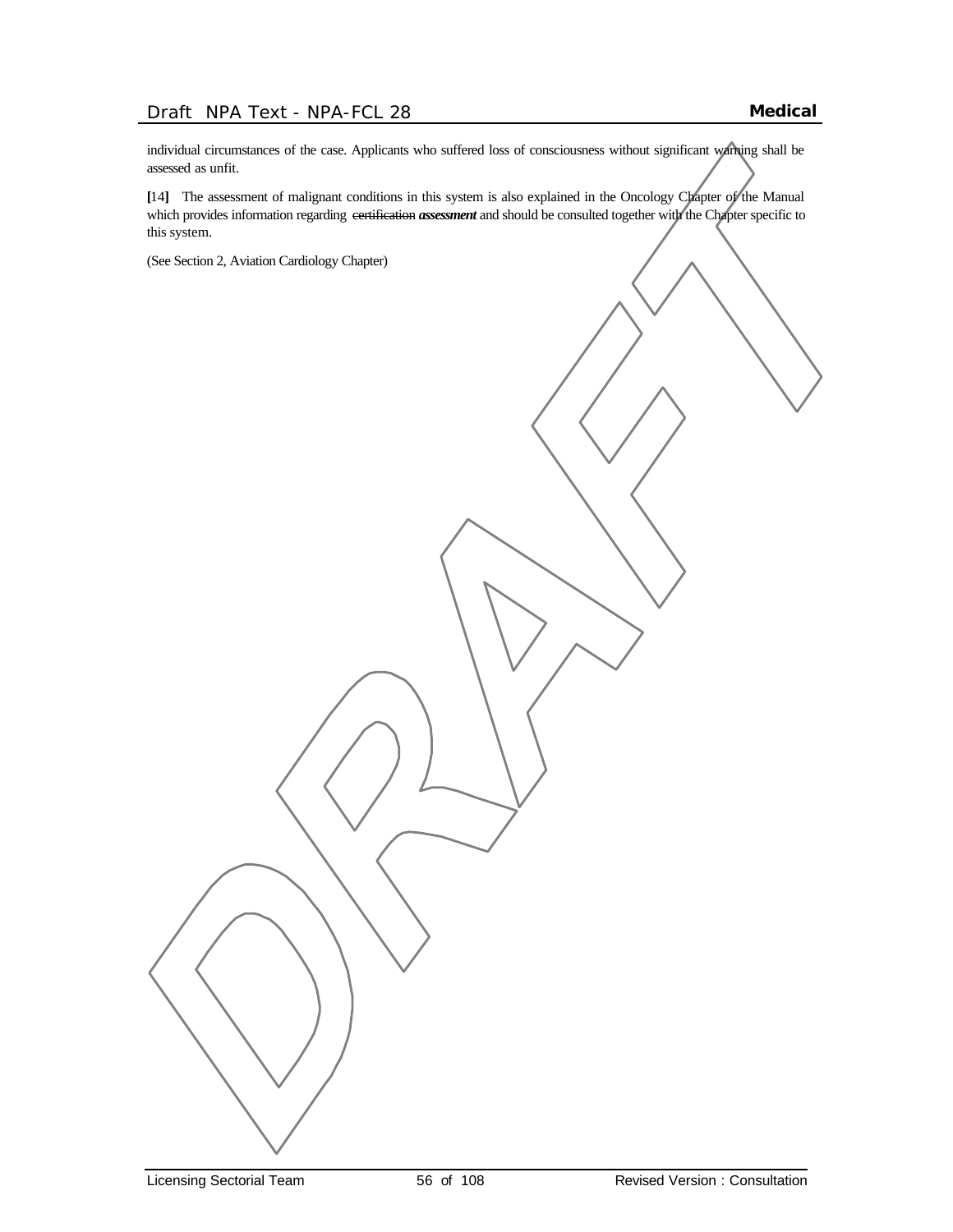individual circumstances of the case. Applicants who suffered loss of consciousness without significant warning shall be assessed as unfit.

**[**14**]** The assessment of malignant conditions in this system is also explained in the Oncology Chapter of the Manual which provides information regarding ~~certification~~ ***assessment*** and should be consulted together with the Chapter specific to this system.

(See Section 2, Aviation Cardiology Chapter)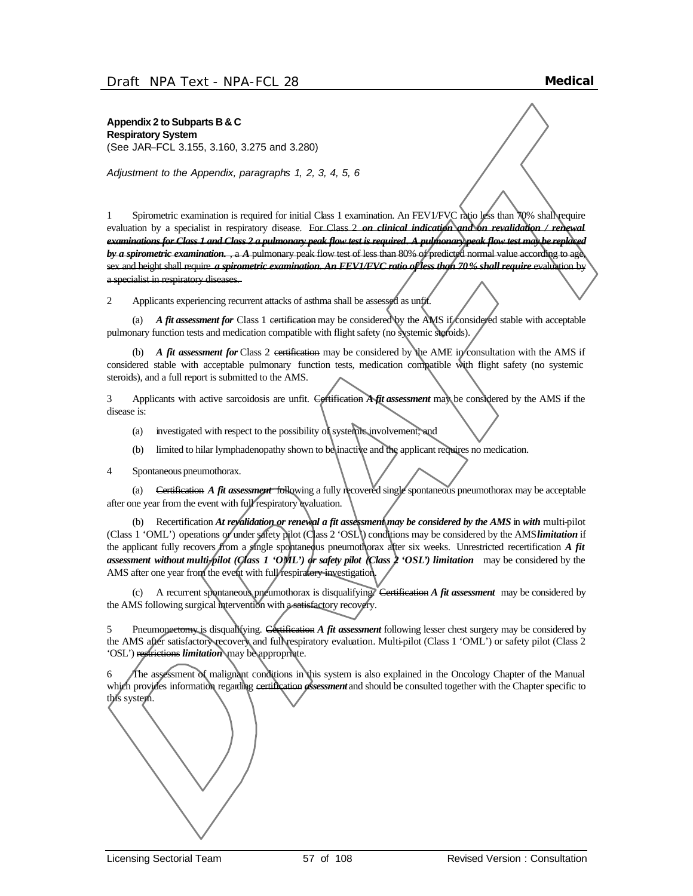**Appendix 2 to Subparts B & C**
**Respiratory System**
(See JAR–FCL 3.155, 3.160, 3.275 and 3.280)

*Adjustment to the Appendix, paragraphs 1, 2, 3, 4, 5, 6*

1 Spirometric examination is required for initial Class 1 examination. An FEV1/FVC ratio less than 70% shall require evaluation by a specialist in respiratory disease. ~~For Class 2~~ ***~~on clinical indication and on revalidation / renewal examinations for Class 1 and Class 2 a pulmonary peak flow test is required. A pulmonary peak flow test may be replaced by a spirometric examination.~~*** ~~, a~~ ***A*** ~~pulmonary peak flow test of less than 80% of predicted normal value according to age, sex and height shall require~~ ***~~a spirometric examination. An FEV1/FVC ratio of less than 70% shall require~~*** ~~evaluation by a specialist in respiratory diseases.~~

2 Applicants experiencing recurrent attacks of asthma shall be assessed as unfit.

(a) ***A fit assessment for*** Class 1 ~~certification~~ may be considered by the AMS if considered stable with acceptable pulmonary function tests and medication compatible with flight safety (no systemic steroids).

(b) ***A fit assessment for*** Class 2 ~~certification~~ may be considered by the AME in consultation with the AMS if considered stable with acceptable pulmonary function tests, medication compatible with flight safety (no systemic steroids), and a full report is submitted to the AMS.

3 Applicants with active sarcoidosis are unfit. ~~Certification~~ ***A fit assessment*** may be considered by the AMS if the disease is:

(a) investigated with respect to the possibility of systemic involvement; and

(b) limited to hilar lymphadenopathy shown to be inactive and the applicant requires no medication.

4 Spontaneous pneumothorax.

(a) ~~Certification~~ ***A fit assessment*** following a fully recovered single spontaneous pneumothorax may be acceptable after one year from the event with full respiratory evaluation.

(b) Recertification ***At revalidation or renewal a fit assessment may be considered by the AMS*** in ***with*** multi-pilot (Class 1 'OML') operations or under safety pilot (Class 2 'OSL') conditions may be considered by the AMS ***limitation*** if the applicant fully recovers from a single spontaneous pneumothorax after six weeks. Unrestricted recertification ***A fit assessment without multi-pilot (Class 1 'OML') or safety pilot (Class 2 'OSL') limitation*** may be considered by the AMS after one year from the event with full respiratory investigation.

(c) A recurrent spontaneous pneumothorax is disqualifying. ~~Certification~~ ***A fit assessment*** may be considered by the AMS following surgical intervention with a satisfactory recovery.

5 Pneumonectomy is disqualifying. ~~Certification~~ ***A fit assessment*** following lesser chest surgery may be considered by the AMS after satisfactory recovery and full respiratory evaluation. Multi-pilot (Class 1 'OML') or safety pilot (Class 2 'OSL') ~~restrictions~~ ***limitation*** may be appropriate.

6 The assessment of malignant conditions in this system is also explained in the Oncology Chapter of the Manual which provides information regarding ~~certification~~ ***assessment*** and should be consulted together with the Chapter specific to this system.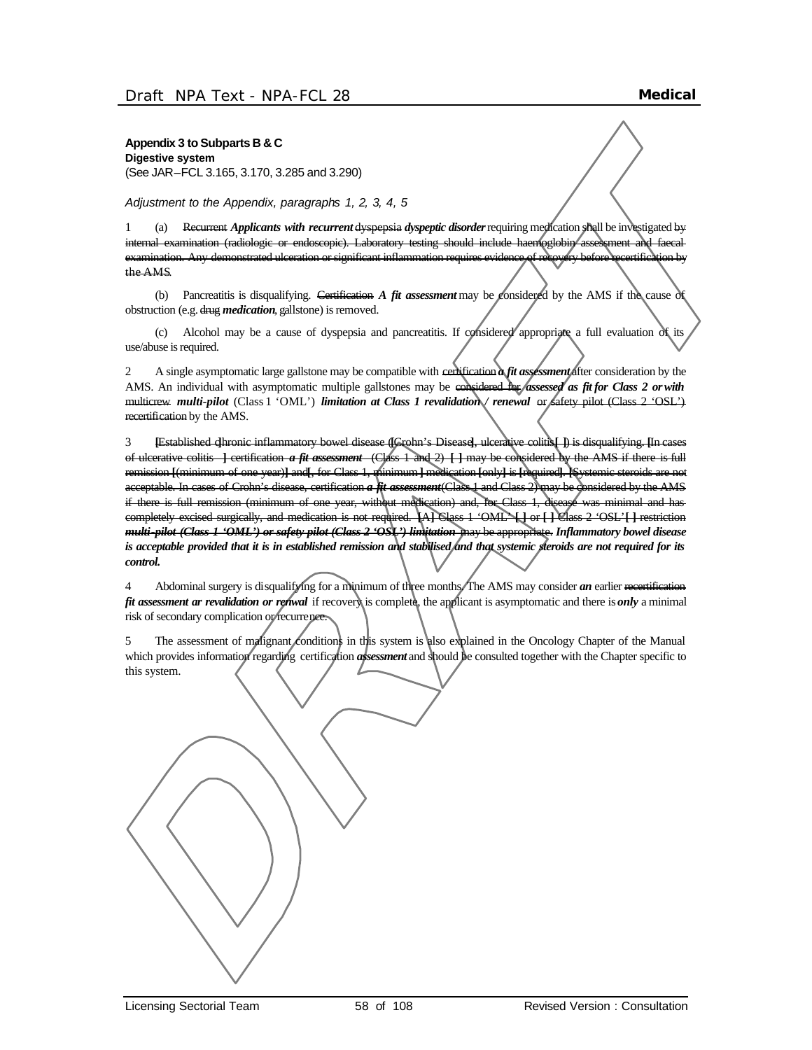**Appendix 3 to Subparts B & C**
**Digestive system**
(See JAR–FCL 3.165, 3.170, 3.285 and 3.290)

*Adjustment to the Appendix, paragraphs 1, 2, 3, 4, 5*

1 (a) ~~Recurrent~~ ***Applicants with recurrent*** ~~dyspepsia~~ ***dyspeptic disorder*** requiring medication shall be investigated ~~by internal examination (radiologic or endoscopic). Laboratory testing should include haemoglobin assessment and faecal examination. Any demonstrated ulceration or significant inflammation requires evidence of recovery before recertification by the AMS~~.

(b) Pancreatitis is disqualifying. ~~Certification~~ ***A fit assessment*** may be considered by the AMS if the cause of obstruction (e.g. ~~drug~~ ***medication***, gallstone) is removed.

(c) Alcohol may be a cause of dyspepsia and pancreatitis. If considered appropriate a full evaluation of its use/abuse is required.

2 A single asymptomatic large gallstone may be compatible with ~~certification~~ ***a fit assessment*** after consideration by the AMS. An individual with asymptomatic multiple gallstones may be ~~considered for~~ ***assessed as fit for Class 2 or with*** ~~multicrew~~ ***multi-pilot*** (Class 1 'OML') ***limitation at Class 1 revalidation / renewal*** ~~or safety pilot (Class 2 'OSL') recertification~~ by the AMS.

3 ~~[Established c]hronic inflammatory bowel disease ([Crohn's Disease], ulcerative colitis[ ]) is disqualifying. [In cases of ulcerative colitis ] certification~~ ~~***a fit assessment***~~ ~~(Class 1 and 2) [ ] may be considered by the AMS if there is full remission [(minimum of one year)] and[, for Class 1, minimum ] medication [only] is [required]. [Systemic steroids are not acceptable. In cases of Crohn's disease, certification~~ ~~***a fit assessment***~~ ~~(Class 1 and Class 2) may be considered by the AMS if there is full remission (minimum of one year, without medication) and, for Class 1, disease was minimal and has completely excised surgically, and medication is not required. [A] Class 1 'OML' [ ] or [ ] Class 2 'OSL'[ ] restriction~~ ~~***multi-pilot (Class 1 'OML') or safety pilot (Class 2 'OSL') limitation***~~ ~~may be appropriate.~~ ***Inflammatory bowel disease is acceptable provided that it is in established remission and stabilised and that systemic steroids are not required for its control.***

4 Abdominal surgery is disqualifying for a minimum of three months. The AMS may consider ***an*** earlier ~~recertification~~ ***fit assessment ar revalidation or renwal*** if recovery is complete, the applicant is asymptomatic and there is ***only*** a minimal risk of secondary complication or recurrence.

5 The assessment of malignant conditions in this system is also explained in the Oncology Chapter of the Manual which provides information regarding ~~certification~~ ***assessment*** and should be consulted together with the Chapter specific to this system.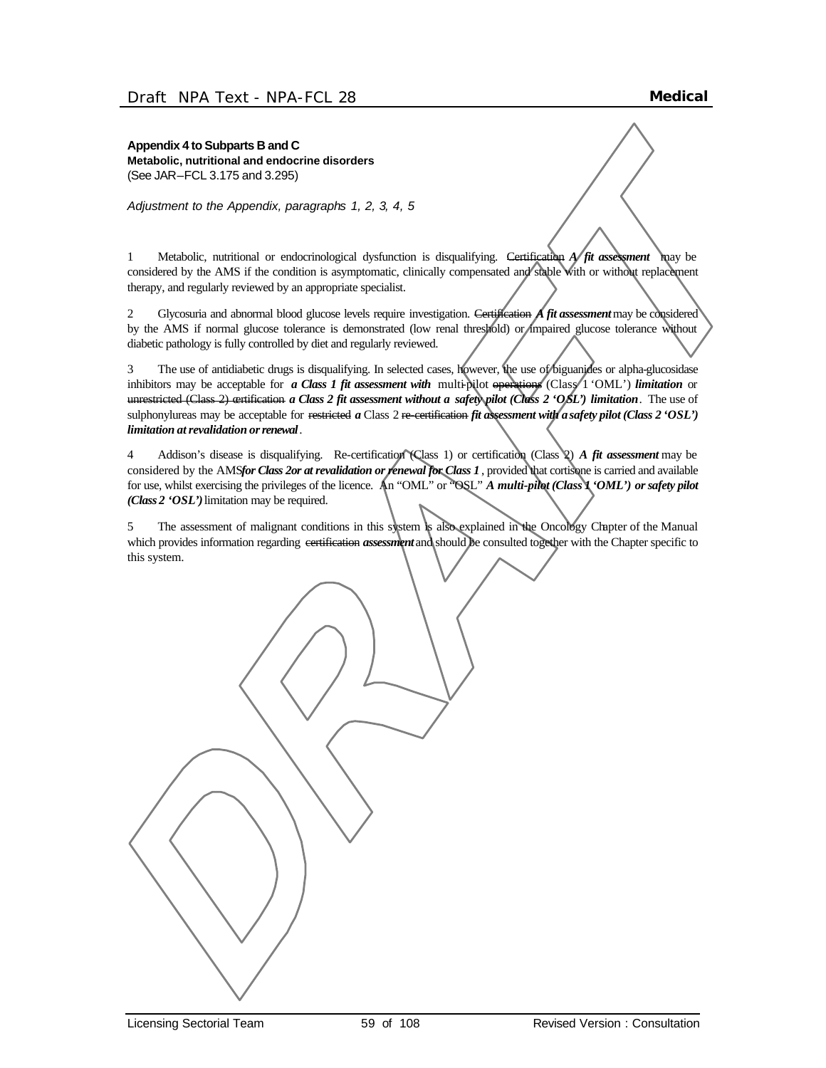**Appendix 4 to Subparts B and C**
**Metabolic, nutritional and endocrine disorders**
(See JAR–FCL 3.175 and 3.295)

*Adjustment to the Appendix, paragraphs 1, 2, 3, 4, 5*

1 Metabolic, nutritional or endocrinological dysfunction is disqualifying. ~~Certification~~ ***A fit assessment*** may be considered by the AMS if the condition is asymptomatic, clinically compensated and stable with or without replacement therapy, and regularly reviewed by an appropriate specialist.

2 Glycosuria and abnormal blood glucose levels require investigation. ~~Certification~~ ***A fit assessment*** may be considered by the AMS if normal glucose tolerance is demonstrated (low renal threshold) or impaired glucose tolerance without diabetic pathology is fully controlled by diet and regularly reviewed.

3 The use of antidiabetic drugs is disqualifying. In selected cases, however, the use of biguanides or alpha-glucosidase inhibitors may be acceptable for ***a Class 1 fit assessment with*** multi-pilot ~~operations~~ (Class 1 'OML') ***limitation*** or ~~unrestricted (Class 2) certification~~ ***a Class 2 fit assessment without a safety pilot (Class 2 'OSL') limitation***. The use of sulphonylureas may be acceptable for ~~restricted~~ ***a*** Class 2 ~~re-certification~~ ***fit assessment with a safety pilot (Class 2 'OSL') limitation at revalidation or renewal***.

4 Addison's disease is disqualifying. Re-certification (Class 1) or certification (Class 2) ***A fit assessment*** may be considered by the AMS ***for Class 2 or at revalidation or renewal for Class 1***, provided that cortisone is carried and available for use, whilst exercising the privileges of the licence. An "OML" or "OSL" ***A multi-pilot (Class 1 'OML') or safety pilot (Class 2 'OSL')*** limitation may be required.

5 The assessment of malignant conditions in this system is also explained in the Oncology Chapter of the Manual which provides information regarding ~~certification~~ ***assessment*** and should be consulted together with the Chapter specific to this system.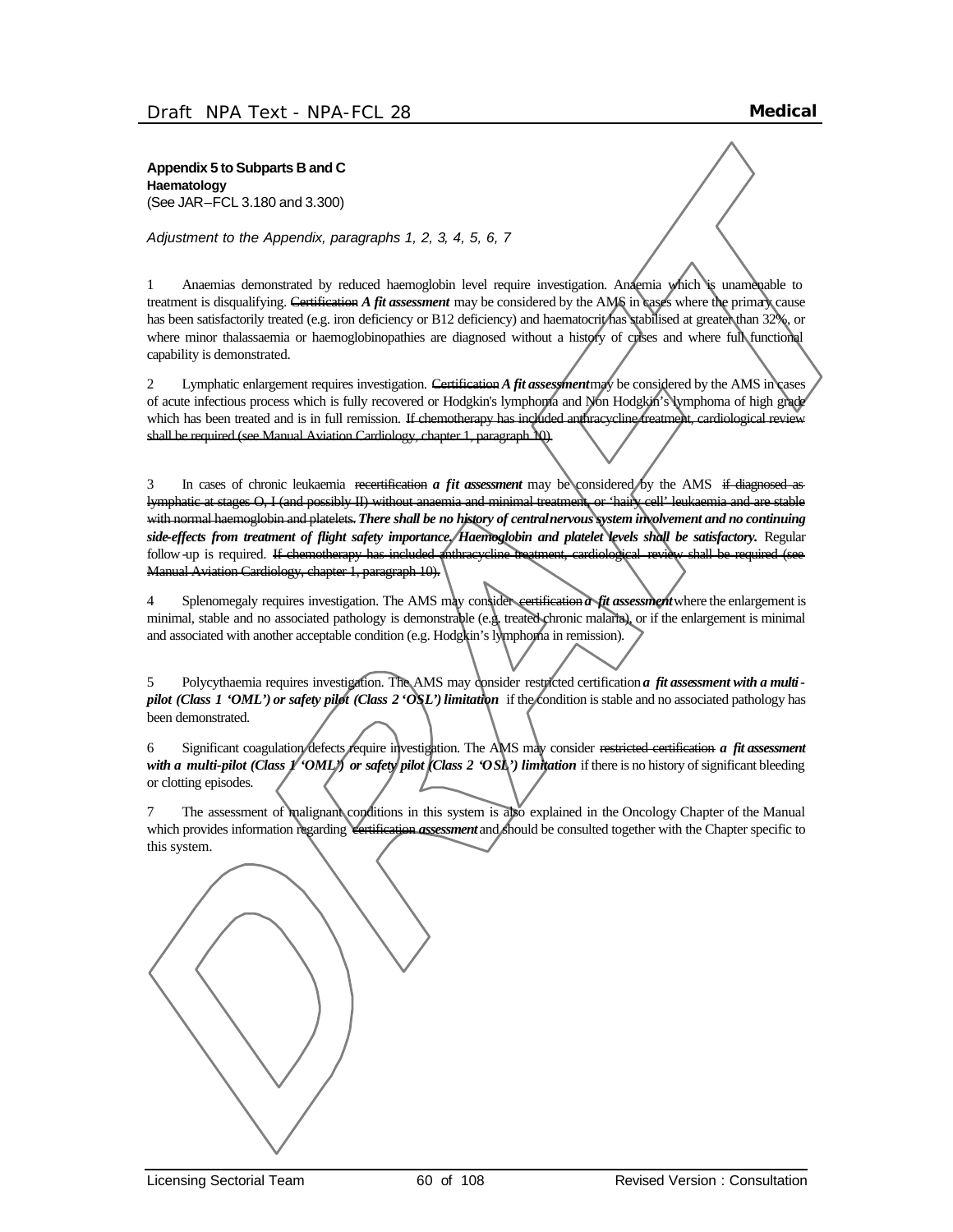**Appendix 5 to Subparts B and C**
**Haematology**
(See JAR–FCL 3.180 and 3.300)

*Adjustment to the Appendix, paragraphs 1, 2, 3, 4, 5, 6, 7*

1 Anaemias demonstrated by reduced haemoglobin level require investigation. Anaemia which is unamenable to treatment is disqualifying. ~~Certification~~ ***A fit assessment*** may be considered by the AMS in cases where the primary cause has been satisfactorily treated (e.g. iron deficiency or B12 deficiency) and haematocrit has stabilised at greater than 32%, or where minor thalassaemia or haemoglobinopathies are diagnosed without a history of crises and where full functional capability is demonstrated.

2 Lymphatic enlargement requires investigation. ~~Certification~~ ***A fit assessment*** may be considered by the AMS in cases of acute infectious process which is fully recovered or Hodgkin's lymphoma and Non Hodgkin's lymphoma of high grade which has been treated and is in full remission. ~~If chemotherapy has included anthracycline treatment, cardiological review shall be required (see Manual Aviation Cardiology, chapter 1, paragraph 10).~~

3 In cases of chronic leukaemia ~~recertification~~ ***a fit assessment*** may be considered by the AMS ~~if diagnosed as lymphatic at stages O, I (and possibly II) without anaemia and minimal treatment, or 'hairy cell' leukaemia and are stable with normal haemoglobin and platelets.~~ ***There shall be no history of central nervous system involvement and no continuing side-effects from treatment of flight safety importance. Haemoglobin and platelet levels shall be satisfactory.*** Regular follow-up is required. ~~If chemotherapy has included anthracycline treatment, cardiological review shall be required (see Manual Aviation Cardiology, chapter 1, paragraph 10).~~

4 Splenomegaly requires investigation. The AMS may consider ~~certification~~ ***a fit assessment*** where the enlargement is minimal, stable and no associated pathology is demonstrable (e.g. treated chronic malaria), or if the enlargement is minimal and associated with another acceptable condition (e.g. Hodgkin's lymphoma in remission).

5 Polycythaemia requires investigation. The AMS may consider ~~restricted certification~~ ***a fit assessment with a multi-pilot (Class 1 'OML') or safety pilot (Class 2 'OSL') limitation*** if the condition is stable and no associated pathology has been demonstrated.

6 Significant coagulation defects require investigation. The AMS may consider ~~restricted certification~~ ***a fit assessment with a multi-pilot (Class 1 'OML') or safety pilot (Class 2 'OSL') limitation*** if there is no history of significant bleeding or clotting episodes.

7 The assessment of malignant conditions in this system is also explained in the Oncology Chapter of the Manual which provides information regarding ~~certification~~ ***assessment*** and should be consulted together with the Chapter specific to this system.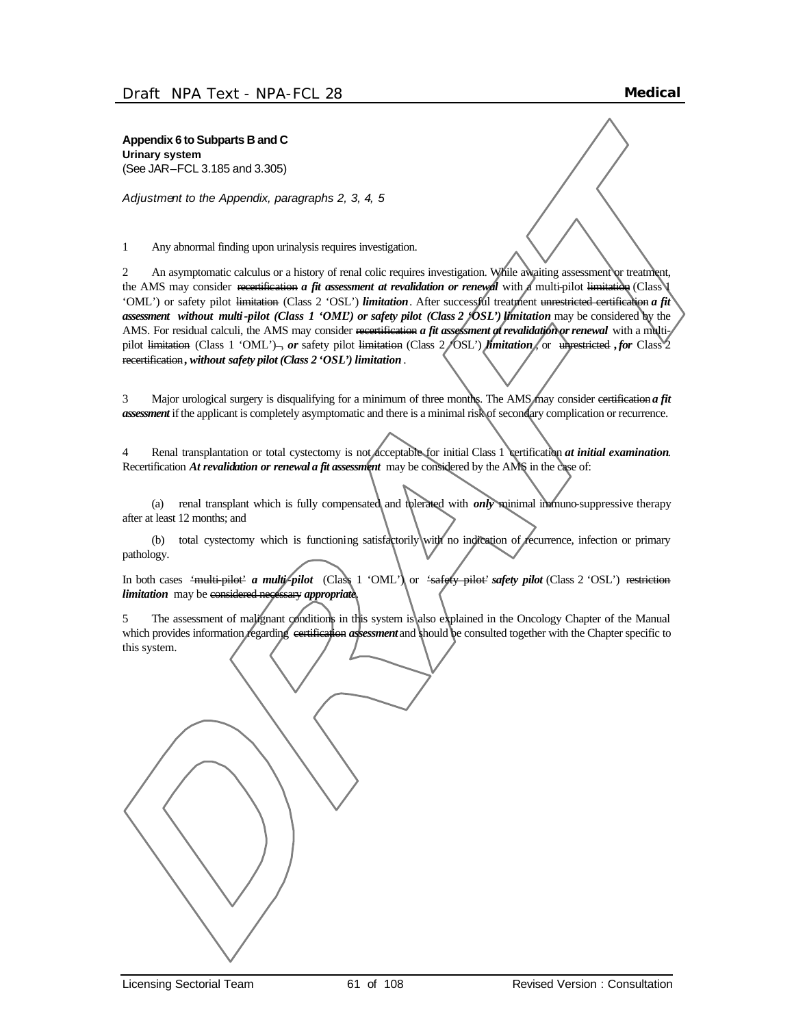**Appendix 6 to Subparts B and C**
**Urinary system**
(See JAR–FCL 3.185 and 3.305)

*Adjustment to the Appendix, paragraphs 2, 3, 4, 5*

1 Any abnormal finding upon urinalysis requires investigation.

2 An asymptomatic calculus or a history of renal colic requires investigation. While awaiting assessment or treatment, the AMS may consider ~~recertification~~ ***a fit assessment at revalidation or renewal*** with a multi-pilot ~~limitation~~ (Class 1 'OML') or safety pilot ~~limitation~~ (Class 2 'OSL') ***limitation***. After successful treatment ~~unrestricted certification~~ ***a fit assessment without multi-pilot (Class 1 'OML') or safety pilot (Class 2 'OSL') limitation*** may be considered by the AMS. For residual calculi, the AMS may consider ~~recertification~~ ***a fit assessment at revalidation or renewal*** with a multi-pilot ~~limitation~~ (Class 1 'OML')~~,~~ ***, or*** safety pilot ~~limitation~~ (Class 2 'OSL') ***limitation***, or ~~unrestricted~~ ***, for*** Class 2 ~~recertification~~***, without safety pilot (Class 2 'OSL') limitation***.

3 Major urological surgery is disqualifying for a minimum of three months. The AMS may consider ~~certification~~ ***a fit assessment*** if the applicant is completely asymptomatic and there is a minimal risk of secondary complication or recurrence.

4 Renal transplantation or total cystectomy is not acceptable for initial Class 1 ~~certification~~ ***at initial examination***. ~~Recertification~~ ***At revalidation or renewal a fit assessment*** may be considered by the AMS in the case of:

(a) renal transplant which is fully compensated and tolerated with ***only*** minimal immuno-suppressive therapy after at least 12 months; and

(b) total cystectomy which is functioning satisfactorily with no indication of recurrence, infection or primary pathology.

In both cases ~~'multi-pilot'~~ ***a multi-pilot*** (Class 1 'OML') or ~~'safety pilot'~~ ***safety pilot*** (Class 2 'OSL') ~~restriction~~ ***limitation*** may be ~~considered necessary~~ ***appropriate***.

5 The assessment of malignant conditions in this system is also explained in the Oncology Chapter of the Manual which provides information regarding ~~certification~~ ***assessment*** and should be consulted together with the Chapter specific to this system.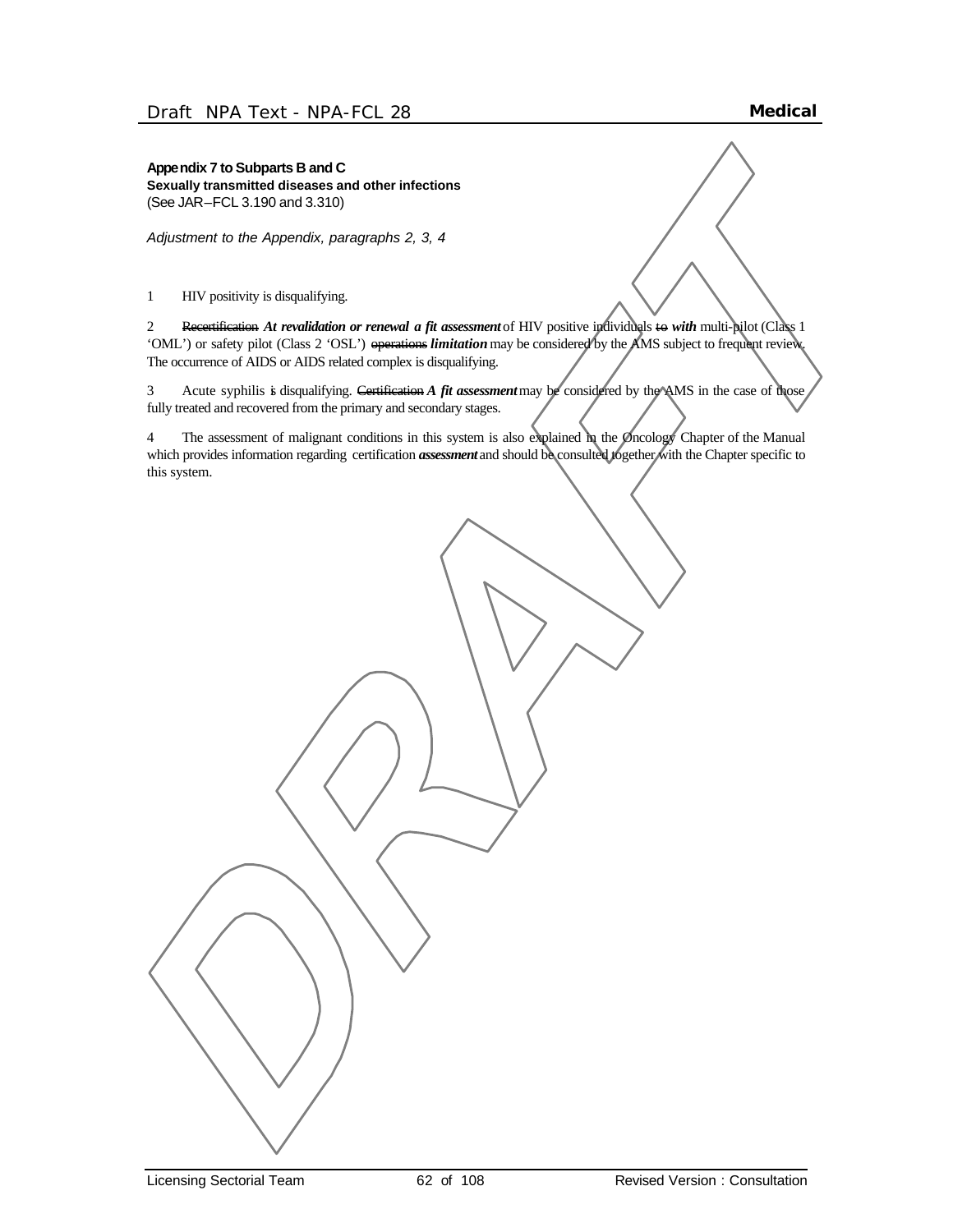**Appendix 7 to Subparts B and C**
**Sexually transmitted diseases and other infections**
(See JAR–FCL 3.190 and 3.310)

*Adjustment to the Appendix, paragraphs 2, 3, 4*

1 HIV positivity is disqualifying.

2 ~~Recertification~~ ***At revalidation or renewal a fit assessment*** of HIV positive individuals ~~to~~ ***with*** multi-pilot (Class 1 'OML') or safety pilot (Class 2 'OSL') ~~operations~~ ***limitation*** may be considered by the AMS subject to frequent review. The occurrence of AIDS or AIDS related complex is disqualifying.

3 Acute syphilis is disqualifying. ~~Certification~~ ***A fit assessment*** may be considered by the AMS in the case of those fully treated and recovered from the primary and secondary stages.

4 The assessment of malignant conditions in this system is also explained in the Oncology Chapter of the Manual which provides information regarding ~~certification~~ ***assessment*** and should be consulted together with the Chapter specific to this system.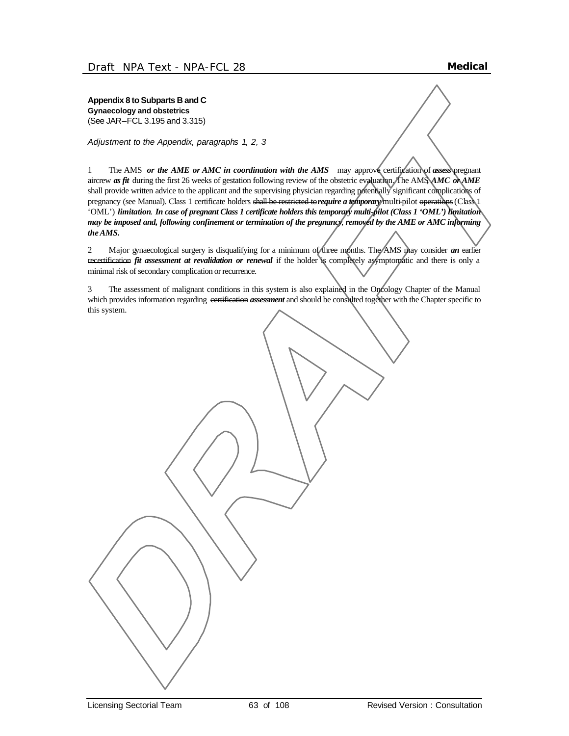**Appendix 8 to Subparts B and C**
**Gynaecology and obstetrics**
(See JAR–FCL 3.195 and 3.315)

*Adjustment to the Appendix, paragraphs 1, 2, 3*

1 The AMS ***or the AME or AMC in coordination with the AMS*** may ~~approve certification of~~ ***assess*** pregnant aircrew ***as fit*** during the first 26 weeks of gestation following review of the obstetric evaluation. The AMS, ***AMC or AME*** shall provide written advice to the applicant and the supervising physician regarding potentially significant complications of pregnancy (see Manual). Class 1 certificate holders ~~shall be restricted to~~ ***require a temporary*** multi-pilot ~~operations~~ (Class 1 'OML') ***limitation. In case of pregnant Class 1 certificate holders this temporary multi-pilot (Class 1 'OML') limitation may be imposed and, following confinement or termination of the pregnancy, removed by the AME or AMC informing the AMS.***

2 Major gynaecological surgery is disqualifying for a minimum of three months. The AMS may consider ***an*** earlier ~~recertification~~ ***fit assessment at revalidation or renewal*** if the holder is completely asymptomatic and there is only a minimal risk of secondary complication or recurrence.

3 The assessment of malignant conditions in this system is also explained in the Oncology Chapter of the Manual which provides information regarding ~~certification~~ ***assessment*** and should be consulted together with the Chapter specific to this system.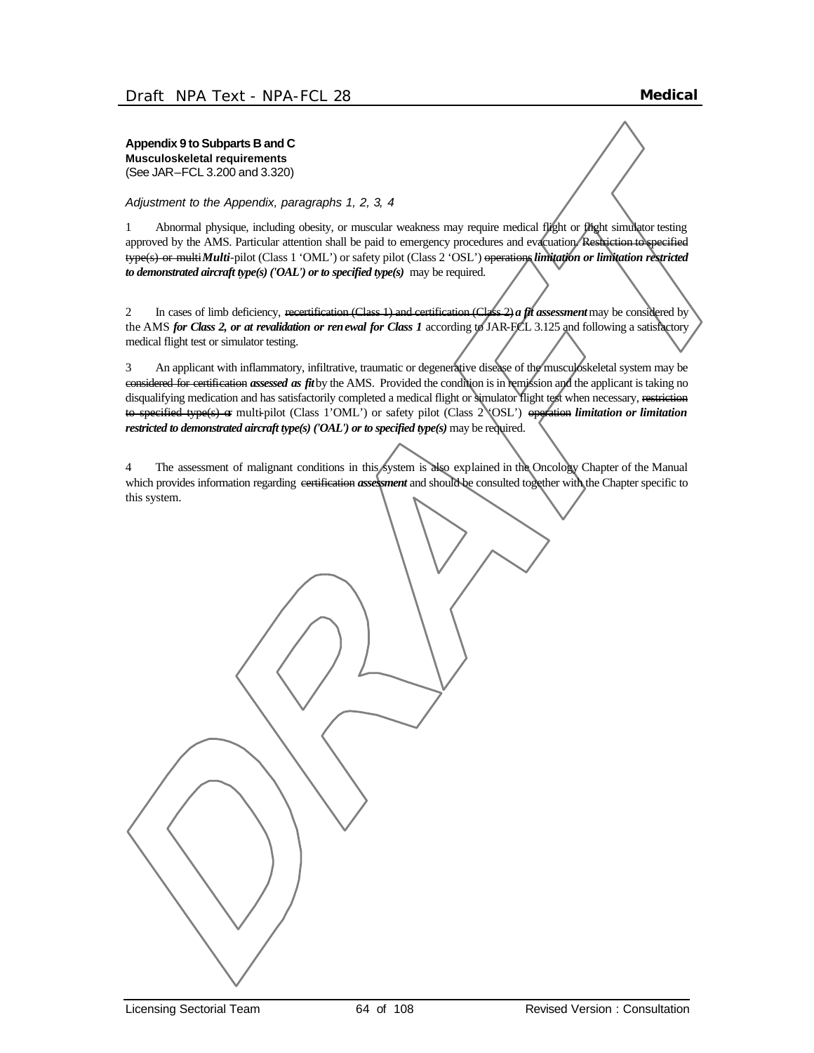**Appendix 9 to Subparts B and C**
**Musculoskeletal requirements**
(See JAR–FCL 3.200 and 3.320)

*Adjustment to the Appendix, paragraphs 1, 2, 3, 4*

1 Abnormal physique, including obesity, or muscular weakness may require medical flight or flight simulator testing approved by the AMS. Particular attention shall be paid to emergency procedures and evacuation. ~~Restriction to specified type(s) or multi~~ ***Multi***-pilot (Class 1 'OML') or safety pilot (Class 2 'OSL') ~~operations~~ ***limitation or limitation restricted to demonstrated aircraft type(s) ('OAL') or to specified type(s)*** may be required.

2 In cases of limb deficiency, ~~recertification (Class 1) and certification (Class 2)~~ ***a fit assessment*** may be considered by the AMS ***for Class 2, or at revalidation or renewal for Class 1*** according to JAR-FCL 3.125 and following a satisfactory medical flight test or simulator testing.

3 An applicant with inflammatory, infiltrative, traumatic or degenerative disease of the musculoskeletal system may be ~~considered for certification~~ ***assessed as fit*** by the AMS. Provided the condition is in remission and the applicant is taking no disqualifying medication and has satisfactorily completed a medical flight or simulator flight test when necessary, ~~restriction to specified type(s) or~~ multi-pilot (Class 1'OML') or safety pilot (Class 2 'OSL') ~~operation~~ ***limitation or limitation restricted to demonstrated aircraft type(s) ('OAL') or to specified type(s)*** may be required.

4 The assessment of malignant conditions in this system is also explained in the Oncology Chapter of the Manual which provides information regarding ~~certification~~ ***assessment*** and should be consulted together with the Chapter specific to this system.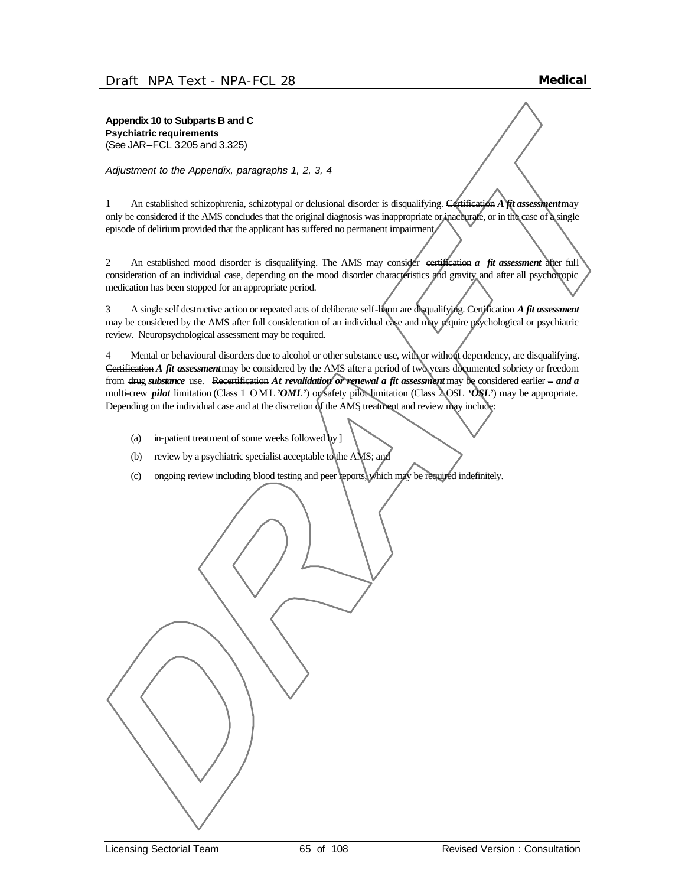**Appendix 10 to Subparts B and C**
**Psychiatric requirements**
(See JAR–FCL 3.205 and 3.325)

*Adjustment to the Appendix, paragraphs 1, 2, 3, 4*

1 An established schizophrenia, schizotypal or delusional disorder is disqualifying. ~~Certification~~ ***A fit assessment*** may only be considered if the AMS concludes that the original diagnosis was inappropriate or inaccurate, or in the case of a single episode of delirium provided that the applicant has suffered no permanent impairment.

2 An established mood disorder is disqualifying. The AMS may consider ~~certification~~ ***a fit assessment*** after full consideration of an individual case, depending on the mood disorder characteristics and gravity and after all psychotropic medication has been stopped for an appropriate period.

3 A single self destructive action or repeated acts of deliberate self-harm are disqualifying. ~~Certification~~ ***A fit assessment*** may be considered by the AMS after full consideration of an individual case and may require psychological or psychiatric review. Neuropsychological assessment may be required.

4 Mental or behavioural disorders due to alcohol or other substance use, with or without dependency, are disqualifying. ~~Certification~~ ***A fit assessment*** may be considered by the AMS after a period of two years documented sobriety or freedom from ~~drug~~ ***substance*** use. ~~Recertification~~ ***At revalidation or renewal a fit assessment*** may be considered earlier ~~–~~ ***and a*** multi-~~crew~~ ***pilot*** ~~limitation~~ (Class 1 ~~OML~~ ***'OML'***) or safety pilot limitation (Class 2 ~~OSL~~ ***'OSL'***) may be appropriate. Depending on the individual case and at the discretion of the AMS, treatment and review may include:

(a) in-patient treatment of some weeks followed by ]

(b) review by a psychiatric specialist acceptable to the AMS; and

(c) ongoing review including blood testing and peer reports, which may be required indefinitely.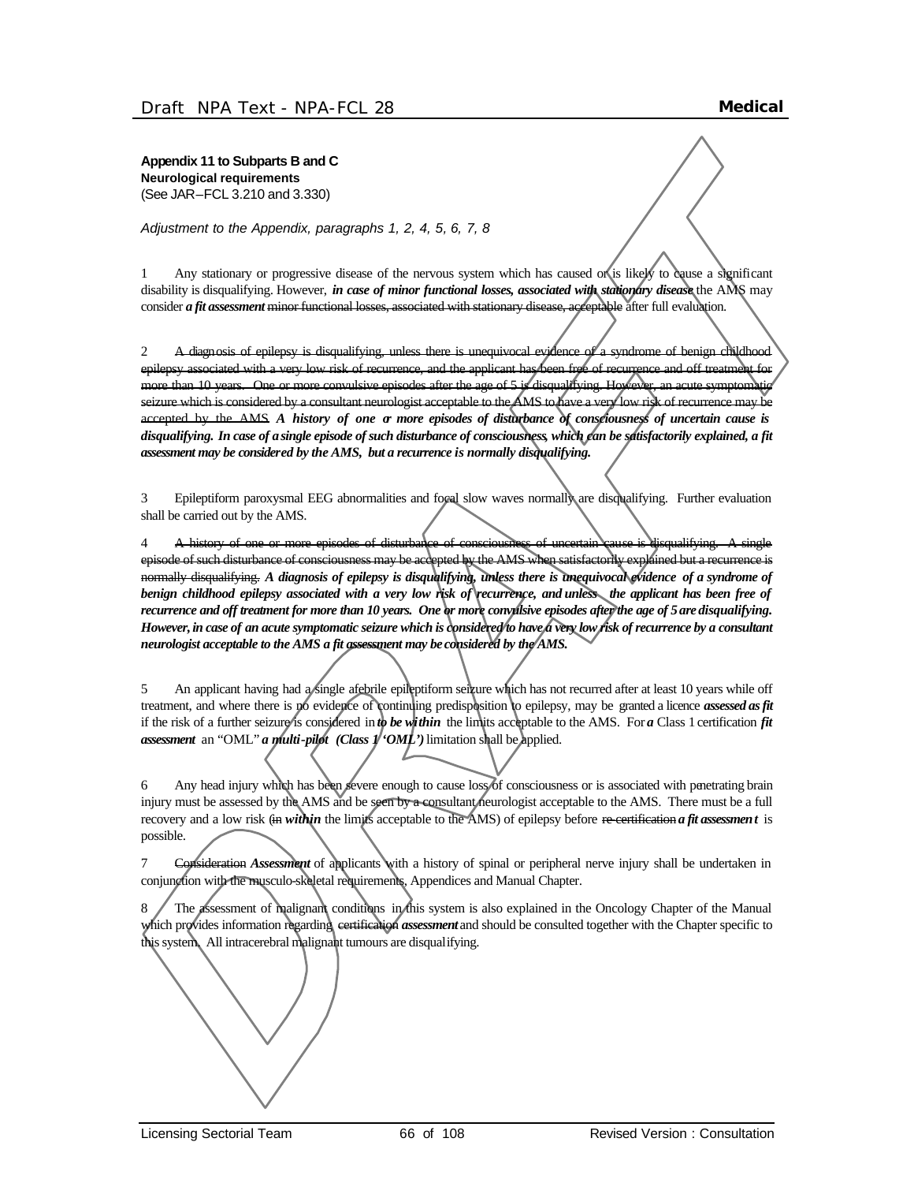**Appendix 11 to Subparts B and C**
**Neurological requirements**
(See JAR–FCL 3.210 and 3.330)

*Adjustment to the Appendix, paragraphs 1, 2, 4, 5, 6, 7, 8*

1 Any stationary or progressive disease of the nervous system which has caused or is likely to cause a significant disability is disqualifying. However, ***in case of minor functional losses, associated with stationary disease*** the AMS may consider ***a fit assessment*** ~~minor functional losses, associated with stationary disease, acceptable~~ after full evaluation.

2 ~~A diagnosis of epilepsy is disqualifying, unless there is unequivocal evidence of a syndrome of benign childhood epilepsy associated with a very low risk of recurrence, and the applicant has been free of recurrence and off treatment for more than 10 years. One or more convulsive episodes after the age of 5 is disqualifying. However, an acute symptomatic seizure which is considered by a consultant neurologist acceptable to the AMS to have a very low risk of recurrence may be accepted by the AMS.~~ ***A history of one or more episodes of disturbance of consciousness of uncertain cause is disqualifying. In case of a single episode of such disturbance of consciousness, which can be satisfactorily explained, a fit assessment may be considered by the AMS, but a recurrence is normally disqualifying.***

3 Epileptiform paroxysmal EEG abnormalities and focal slow waves normally are disqualifying. Further evaluation shall be carried out by the AMS.

4 ~~A history of one or more episodes of disturbance of consciousness of uncertain cause is disqualifying. A single episode of such disturbance of consciousness may be accepted by the AMS when satisfactorily explained but a recurrence is normally disqualifying.~~ ***A diagnosis of epilepsy is disqualifying, unless there is unequivocal evidence of a syndrome of benign childhood epilepsy associated with a very low risk of recurrence, and unless the applicant has been free of recurrence and off treatment for more than 10 years. One or more convulsive episodes after the age of 5 are disqualifying. However, in case of an acute symptomatic seizure which is considered to have a very low risk of recurrence by a consultant neurologist acceptable to the AMS a fit assessment may be considered by the AMS.***

5 An applicant having had a single afebrile epileptiform seizure which has not recurred after at least 10 years while off treatment, and where there is no evidence of continuing predisposition to epilepsy, may be granted a licence ***assessed as fit*** if the risk of a further seizure is considered ~~in~~ ***to be within*** the limits acceptable to the AMS. For ***a*** Class 1 certification ***fit assessment*** ~~an "OML"~~ ***a multi-pilot (Class 1 'OML')*** limitation shall be applied.

6 Any head injury which has been severe enough to cause loss of consciousness or is associated with penetrating brain injury must be assessed by the AMS and be ~~seen by~~ a consultant neurologist acceptable to the AMS. There must be a full recovery and a low risk (~~in~~ ***within*** the limits acceptable to the AMS) of epilepsy before ~~re-certification~~ ***a fit assessment*** is possible.

7 ~~Consideration~~ ***Assessment*** of applicants with a history of spinal or peripheral nerve injury shall be undertaken in conjunction with the musculo-skeletal requirements, Appendices and Manual Chapter.

8 The assessment of malignant conditions in this system is also explained in the Oncology Chapter of the Manual which provides information regarding ~~certification~~ ***assessment*** and should be consulted together with the Chapter specific to this system. All intracerebral malignant tumours are disqualifying.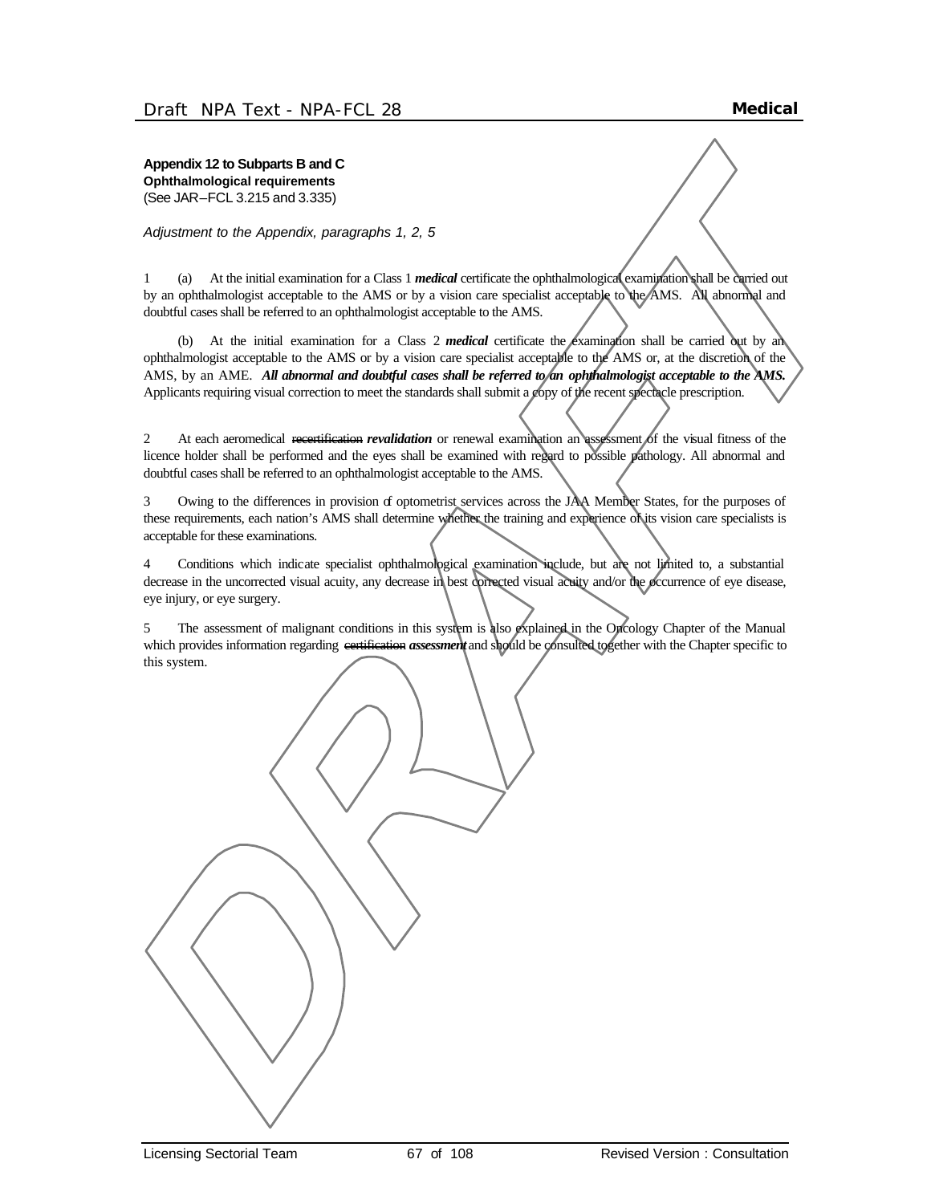**Appendix 12 to Subparts B and C**
**Ophthalmological requirements**
(See JAR–FCL 3.215 and 3.335)

*Adjustment to the Appendix, paragraphs 1, 2, 5*

1 (a) At the initial examination for a Class 1 ***medical*** certificate the ophthalmological examination shall be carried out by an ophthalmologist acceptable to the AMS or by a vision care specialist acceptable to the AMS. All abnormal and doubtful cases shall be referred to an ophthalmologist acceptable to the AMS.

(b) At the initial examination for a Class 2 ***medical*** certificate the examination shall be carried out by an ophthalmologist acceptable to the AMS or by a vision care specialist acceptable to the AMS or, at the discretion of the AMS, by an AME. ***All abnormal and doubtful cases shall be referred to an ophthalmologist acceptable to the AMS.*** Applicants requiring visual correction to meet the standards shall submit a copy of the recent spectacle prescription.

2 At each aeromedical ~~recertification~~ ***revalidation*** or renewal examination an assessment of the visual fitness of the licence holder shall be performed and the eyes shall be examined with regard to possible pathology. All abnormal and doubtful cases shall be referred to an ophthalmologist acceptable to the AMS.

3 Owing to the differences in provision of optometrist services across the JAA Member States, for the purposes of these requirements, each nation's AMS shall determine whether the training and experience of its vision care specialists is acceptable for these examinations.

4 Conditions which indicate specialist ophthalmological examination include, but are not limited to, a substantial decrease in the uncorrected visual acuity, any decrease in best corrected visual acuity and/or the occurrence of eye disease, eye injury, or eye surgery.

5 The assessment of malignant conditions in this system is also explained in the Oncology Chapter of the Manual which provides information regarding ~~certification~~ ***assessment*** and should be consulted together with the Chapter specific to this system.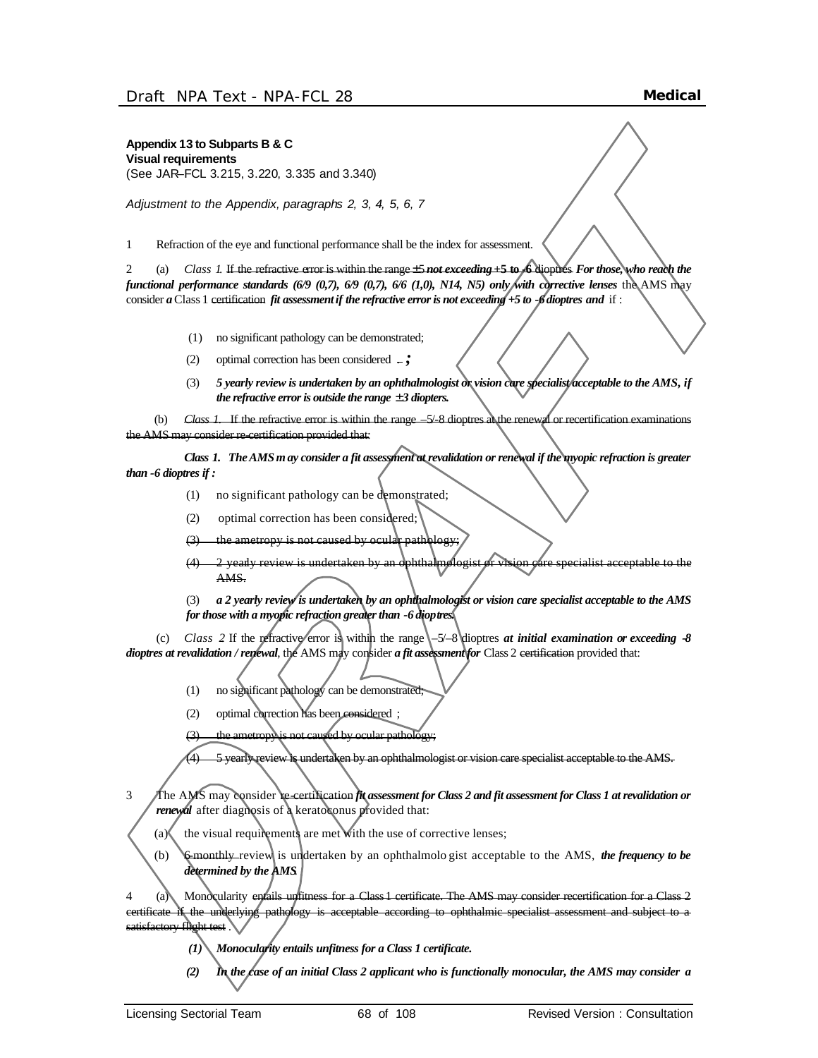**Appendix 13 to Subparts B & C**
**Visual requirements**
(See JAR–FCL 3.215, 3.220, 3.335 and 3.340)

*Adjustment to the Appendix, paragraphs 2, 3, 4, 5, 6, 7*

1 Refraction of the eye and functional performance shall be the index for assessment.

2 (a) *Class 1*. ~~If the refractive error is within the range ±5~~ ***not exceeding +5 to -6*** ~~dioptres~~ ***For those, who reach the functional performance standards (6/9 (0,7), 6/9 (0,7), 6/6 (1,0), N14, N5) only with corrective lenses*** the AMS may consider ***a*** Class 1 ~~certification~~ ***fit assessment if the refractive error is not exceeding +5 to -6 dioptres and*** if :

(1) no significant pathology can be demonstrated;

(2) optimal correction has been considered ~~.~~ ***;***

(3) ***5 yearly review is undertaken by an ophthalmologist or vision care specialist acceptable to the AMS, if the refractive error is outside the range ±3 diopters.***

(b) ~~*Class 1.* If the refractive error is within the range –5/-8 dioptres at the renewal or recertification examinations the AMS may consider re-certification provided that:~~

***Class 1. The AMS may consider a fit assessment at revalidation or renewal if the myopic refraction is greater than -6 dioptres if :***

(1) no significant pathology can be demonstrated;

(2) optimal correction has been considered;

~~(3) the ametropy is not caused by ocular pathology;~~

~~(4) 2 yearly review is undertaken by an ophthalmologist or vision care specialist acceptable to the AMS.~~

(3) ***a 2 yearly review is undertaken by an ophthalmologist or vision care specialist acceptable to the AMS for those with a myopic refraction greater than -6 dioptres.***

(c) *Class 2* If the refractive error is within the range –5/–8 dioptres ***at initial examination or exceeding -8 dioptres at revalidation / renewal***, the AMS may consider ***a fit assessment for*** Class 2 ~~certification~~ provided that:

(1) no significant pathology can be demonstrated;

(2) optimal correction has been considered ;

~~(3) the ametropy is not caused by ocular pathology;~~

~~(4) 5 yearly review is undertaken by an ophthalmologist or vision care specialist acceptable to the AMS.~~

3 The AMS may consider ~~re-certification~~ ***fit assessment for Class 2 and fit assessment for Class 1 at revalidation or renewal*** after diagnosis of a keratoconus provided that:

(a) the visual requirements are met with the use of corrective lenses;

(b) ~~6-monthly~~ review is undertaken by an ophthalmologist acceptable to the AMS, ***the frequency to be determined by the AMS***.

4 (a) Monocularity ~~entails unfitness for a Class 1 certificate. The AMS may consider recertification for a Class 2 certificate if the underlying pathology is acceptable according to ophthalmic specialist assessment and subject to a satisfactory flight test~~ .

***(1) Monocularity entails unfitness for a Class 1 certificate.***

***(2) In the case of an initial Class 2 applicant who is functionally monocular, the AMS may consider a***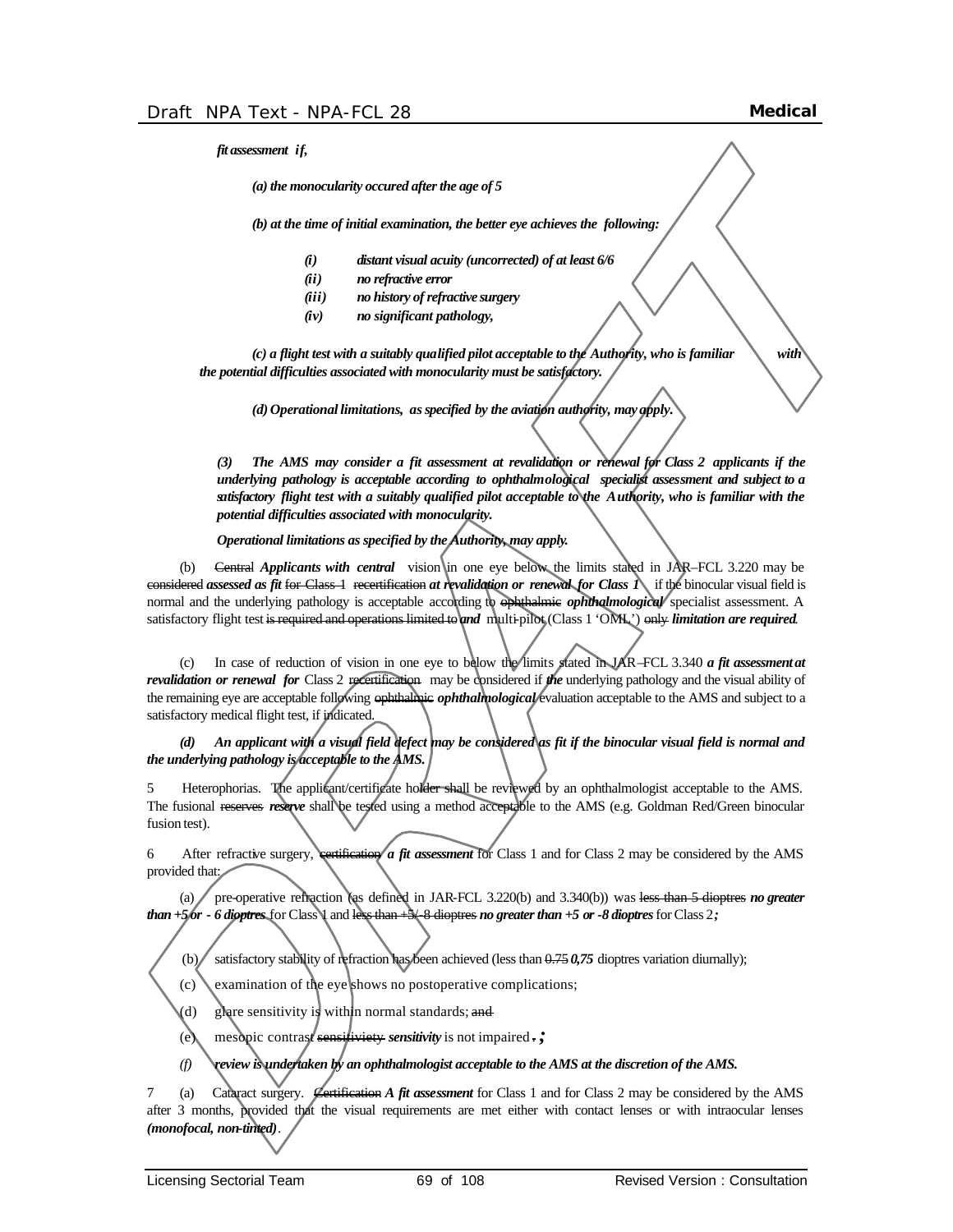***fit assessment if,***

***(a) the monocularity occured after the age of 5***

***(b) at the time of initial examination, the better eye achieves the following:***

- ***(i) distant visual acuity (uncorrected) of at least 6/6***
- ***(ii) no refractive error***
- ***(iii) no history of refractive surgery***
- ***(iv) no significant pathology,***

***(c) a flight test with a suitably qualified pilot acceptable to the Authority, who is familiar with the potential difficulties associated with monocularity must be satisfactory.***

***(d) Operational limitations, as specified by the aviation authority, may apply.***

***(3) The AMS may consider a fit assessment at revalidation or renewal for Class 2 applicants if the underlying pathology is acceptable according to ophthalmological specialist assessment and subject to a satisfactory flight test with a suitably qualified pilot acceptable to the Authority, who is familiar with the potential difficulties associated with monocularity.***

***Operational limitations as specified by the Authority, may apply.***

(b) ~~Central~~ ***Applicants with central*** vision in one eye below the limits stated in JAR–FCL 3.220 may be ~~considered~~ ***assessed as fit*** ~~for Class 1 recertification~~ ***at revalidation or renewal for Class 1*** if the binocular visual field is normal and the underlying pathology is acceptable according to ~~ophthalmic~~ ***ophthalmological*** specialist assessment. A satisfactory flight test ~~is required and operations limited to~~ ***and*** multi-pilot (Class 1 'OML') ~~only~~ ***limitation are required***.

(c) In case of reduction of vision in one eye to below the limits stated in JAR–FCL 3.340 ***a fit assessment at revalidation or renewal for*** Class 2 ~~recertification~~ may be considered if ***the*** underlying pathology and the visual ability of the remaining eye are acceptable following ~~ophthalmic~~ ***ophthalmological*** evaluation acceptable to the AMS and subject to a satisfactory medical flight test, if indicated.

***(d) An applicant with a visual field defect may be considered as fit if the binocular visual field is normal and the underlying pathology is acceptable to the AMS.***

5 Heterophorias. The applicant/certificate holder shall be reviewed by an ophthalmologist acceptable to the AMS. The fusional ~~reserves~~ ***reserve*** shall be tested using a method acceptable to the AMS (e.g. Goldman Red/Green binocular fusion test).

6 After refractive surgery, ~~certification~~ ***a fit assessment*** for Class 1 and for Class 2 may be considered by the AMS provided that:

(a) pre-operative refraction (as defined in JAR-FCL 3.220(b) and 3.340(b)) was ~~less than 5 dioptres~~ ***no greater than +5 or - 6 dioptres*** for Class 1 and ~~less than +5/-8 dioptres~~ ***no greater than +5 or -8 dioptres*** for Class 2***;***

(b) satisfactory stability of refraction has been achieved (less than ~~0.75~~ ***0,75*** dioptres variation diurnally);

(c) examination of the eye shows no postoperative complications;

(d) glare sensitivity is within normal standards; ~~and~~

(e) mesopic contrast ~~sensitiviety~~ ***sensitivity*** is not impaired~~.~~***;***

***(f) review is undertaken by an ophthalmologist acceptable to the AMS at the discretion of the AMS.***

7 (a) Cataract surgery. ~~Certification~~ ***A fit assessment*** for Class 1 and for Class 2 may be considered by the AMS after 3 months, provided that the visual requirements are met either with contact lenses or with intraocular lenses ***(monofocal, non-tinted)***.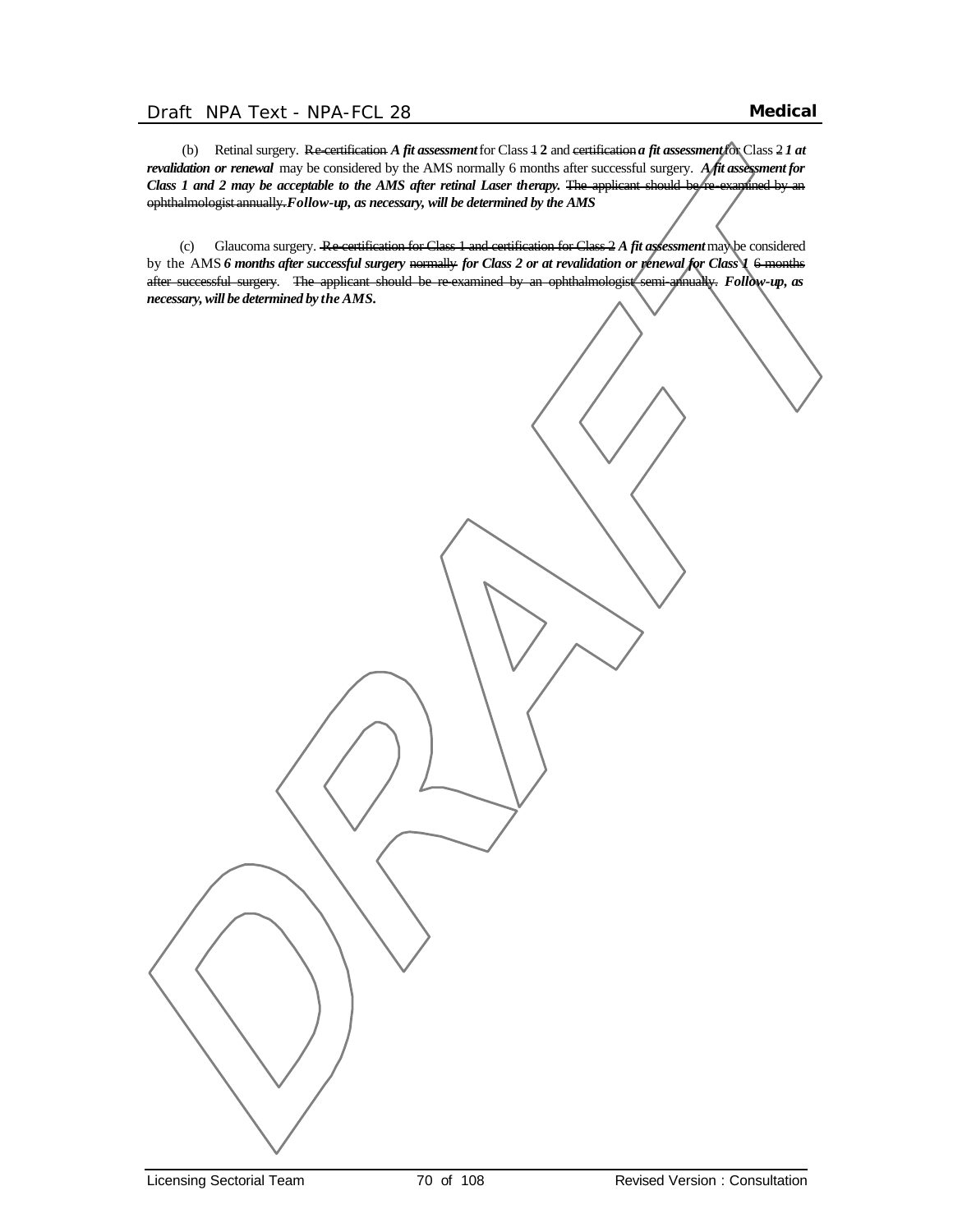(b) Retinal surgery. ~~Re-certification~~ ***A fit assessment*** for Class ~~1~~ **2** and ~~certification~~ ***a fit assessment*** for Class ~~2~~ ***1 at revalidation or renewal*** may be considered by the AMS normally 6 months after successful surgery. ***A fit assessment for Class 1 and 2 may be acceptable to the AMS after retinal Laser therapy.*** ~~The applicant should be re-examined by an ophthalmologist annually.~~ ***Follow-up, as necessary, will be determined by the AMS***

(c) Glaucoma surgery. ~~Re-certification for Class 1 and certification for Class 2~~ ***A fit assessment*** may be considered by the AMS ***6 months after successful surgery*** ~~normally~~ ***for Class 2 or at revalidation or renewal for Class 1*** ~~6 months after successful surgery~~. ~~The applicant should be re-examined by an ophthalmologist semi-annually.~~ ***Follow-up, as necessary, will be determined by the AMS.***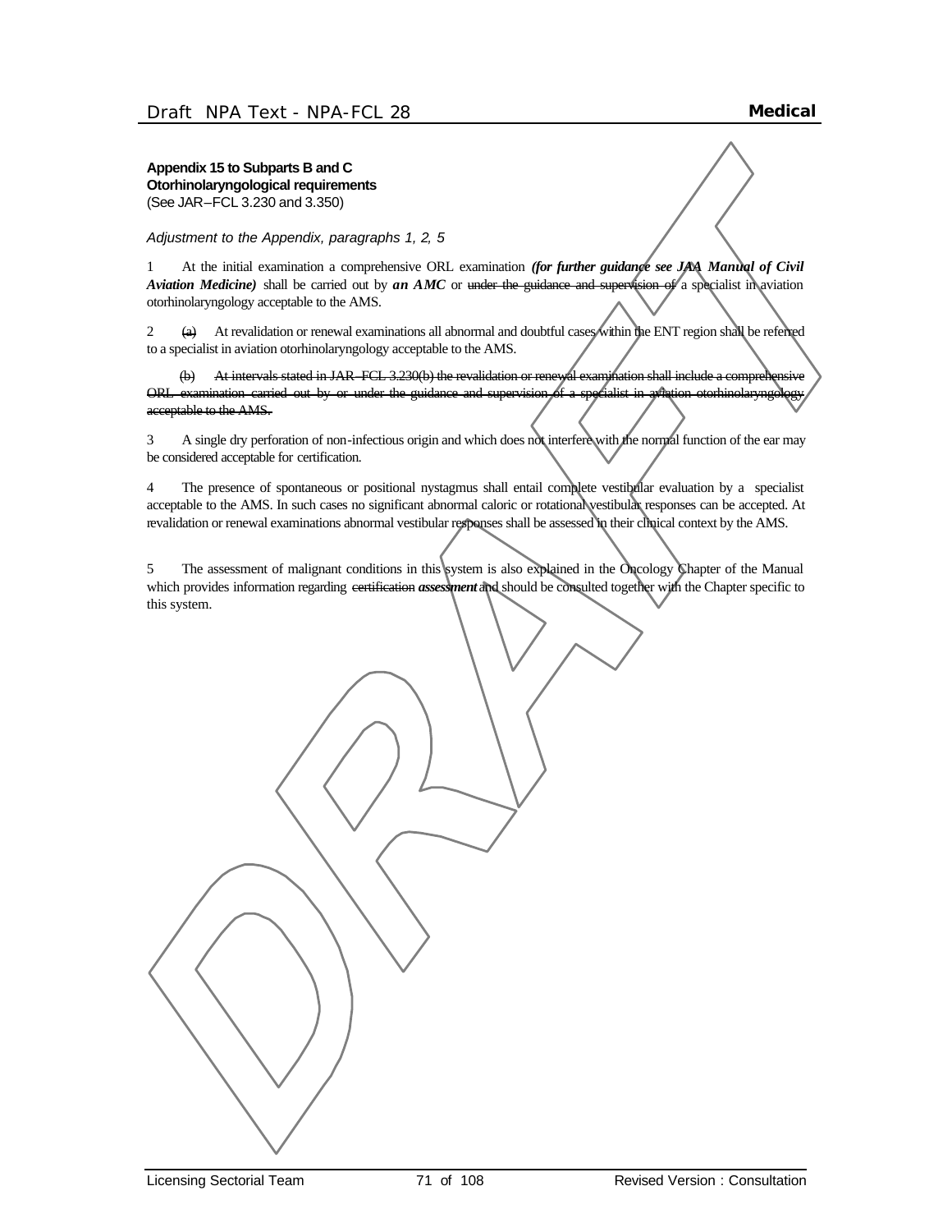**Appendix 15 to Subparts B and C**
**Otorhinolaryngological requirements**
(See JAR–FCL 3.230 and 3.350)

*Adjustment to the Appendix, paragraphs 1, 2, 5*

1 At the initial examination a comprehensive ORL examination ***(for further guidance see JAA Manual of Civil Aviation Medicine)*** shall be carried out by ***an AMC*** or ~~under the guidance and supervision of~~ a specialist in aviation otorhinolaryngology acceptable to the AMS.

2 ~~(a)~~ At revalidation or renewal examinations all abnormal and doubtful cases within the ENT region shall be referred to a specialist in aviation otorhinolaryngology acceptable to the AMS.

~~(b) At intervals stated in JAR–FCL 3.230(b) the revalidation or renewal examination shall include a comprehensive ORL examination carried out by or under the guidance and supervision of a specialist in aviation otorhinolaryngology acceptable to the AMS.~~

3 A single dry perforation of non-infectious origin and which does not interfere with the normal function of the ear may be considered acceptable for certification.

4 The presence of spontaneous or positional nystagmus shall entail complete vestibular evaluation by a specialist acceptable to the AMS. In such cases no significant abnormal caloric or rotational vestibular responses can be accepted. At revalidation or renewal examinations abnormal vestibular responses shall be assessed in their clinical context by the AMS.

5 The assessment of malignant conditions in this system is also explained in the Oncology Chapter of the Manual which provides information regarding ~~certification~~ ***assessment*** and should be consulted together with the Chapter specific to this system.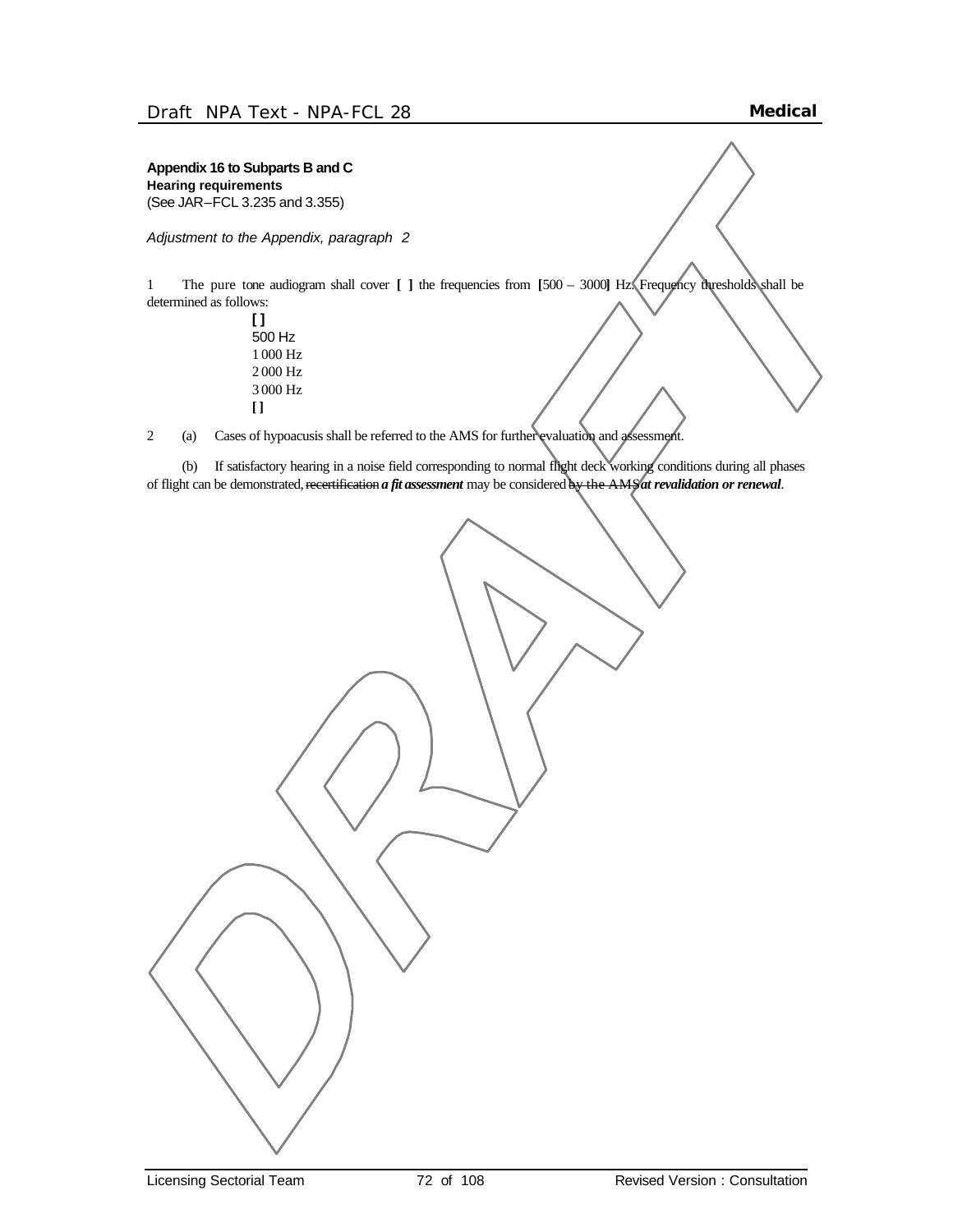**Appendix 16 to Subparts B and C**

**Hearing requirements**

(See JAR–FCL 3.235 and 3.355)

*Adjustment to the Appendix, paragraph 2*

1 The pure tone audiogram shall cover **[ ]** the frequencies from **[**500 – 3000**]** Hz. Frequency thresholds shall be determined as follows:

**[ ]**
500 Hz
1 000 Hz
2 000 Hz
3 000 Hz
**[ ]**

2 (a) Cases of hypoacusis shall be referred to the AMS for further evaluation and assessment.

(b) If satisfactory hearing in a noise field corresponding to normal flight deck working conditions during all phases of flight can be demonstrated, ~~recertification~~ ***a fit assessment*** may be considered ~~by the AMS~~ ***at revalidation or renewal***.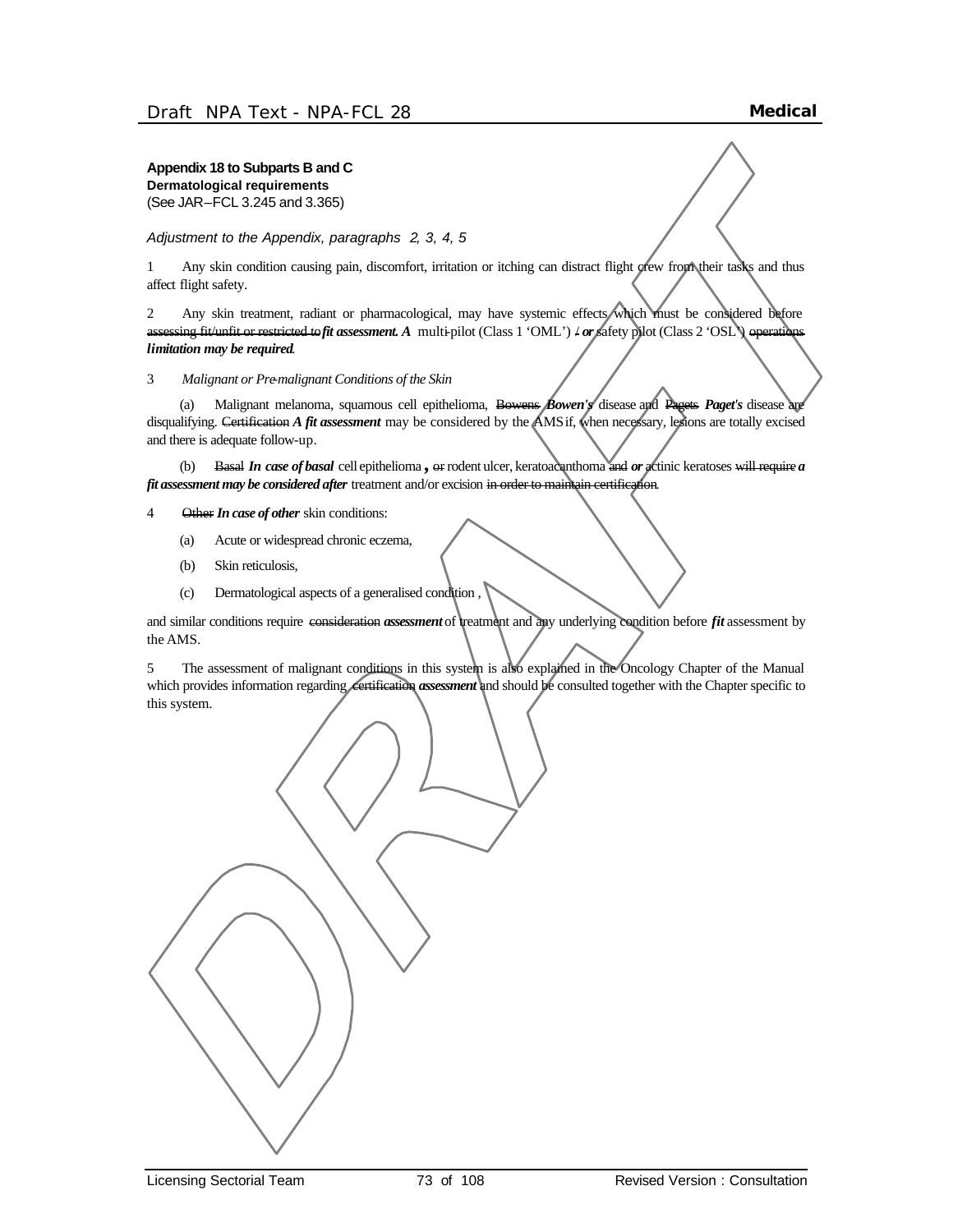**Appendix 18 to Subparts B and C**
**Dermatological requirements**
(See JAR–FCL 3.245 and 3.365)

*Adjustment to the Appendix, paragraphs 2, 3, 4, 5*

1 Any skin condition causing pain, discomfort, irritation or itching can distract flight crew from their tasks and thus affect flight safety.

2 Any skin treatment, radiant or pharmacological, may have systemic effects which must be considered before ~~assessing fit/unfit or restricted to~~ ***fit assessment. A*** multi-pilot (Class 1 'OML') ~~/~~ ***or*** safety pilot (Class 2 'OSL') ~~operations~~ ***limitation may be required***.

3 *Malignant or Pre-malignant Conditions of the Skin*

(a) Malignant melanoma, squamous cell epithelioma, ~~Bowens~~ ***Bowen's*** disease and ~~Pagets~~ ***Paget's*** disease are disqualifying. ~~Certification~~ ***A fit assessment*** may be considered by the AMS if, when necessary, lesions are totally excised and there is adequate follow-up.

(b) ~~Basal~~ ***In case of basal*** cell epithelioma***,*** ~~or~~ rodent ulcer, keratoacanthoma ~~and~~ ***or*** actinic keratoses ~~will require~~ ***a fit assessment may be considered after*** treatment and/or excision ~~in order to maintain certification~~.

4 ~~Other~~ ***In case of other*** skin conditions:

(a) Acute or widespread chronic eczema,

(b) Skin reticulosis,

(c) Dermatological aspects of a generalised condition ,

and similar conditions require ~~consideration~~ ***assessment*** of treatment and any underlying condition before ***fit*** assessment by the AMS.

5 The assessment of malignant conditions in this system is also explained in the Oncology Chapter of the Manual which provides information regarding ~~certification~~ ***assessment*** and should be consulted together with the Chapter specific to this system.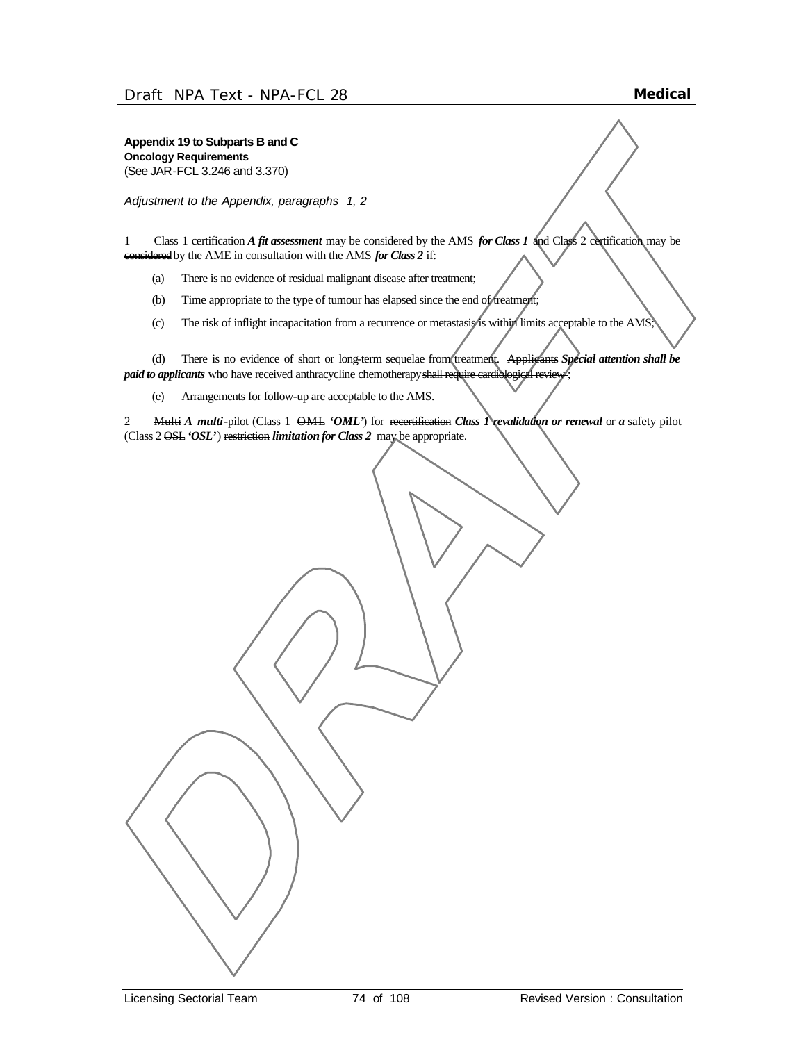**Appendix 19 to Subparts B and C**
**Oncology Requirements**
(See JAR-FCL 3.246 and 3.370)

*Adjustment to the Appendix, paragraphs 1, 2*

1 ~~Class 1 certification~~ ***A fit assessment*** may be considered by the AMS ***for Class 1*** and ~~Class 2 certification may be considered~~ by the AME in consultation with the AMS ***for Class 2*** if:

(a) There is no evidence of residual malignant disease after treatment;

(b) Time appropriate to the type of tumour has elapsed since the end of treatment;

(c) The risk of inflight incapacitation from a recurrence or metastasis is within limits acceptable to the AMS;

(d) There is no evidence of short or long-term sequelae from treatment. ~~Applicants~~ ***Special attention shall be paid to applicants*** who have received anthracycline chemotherapy ~~shall require cardiological review~~ ;

(e) Arrangements for follow-up are acceptable to the AMS.

2 ~~Multi~~ ***A multi***-pilot (Class 1 ~~OML~~ ***'OML'***) for ~~recertification~~ ***Class 1 revalidation or renewal*** or ***a*** safety pilot (Class 2 ~~OSL~~ ***'OSL'***) ~~restriction~~ ***limitation for Class 2*** may be appropriate.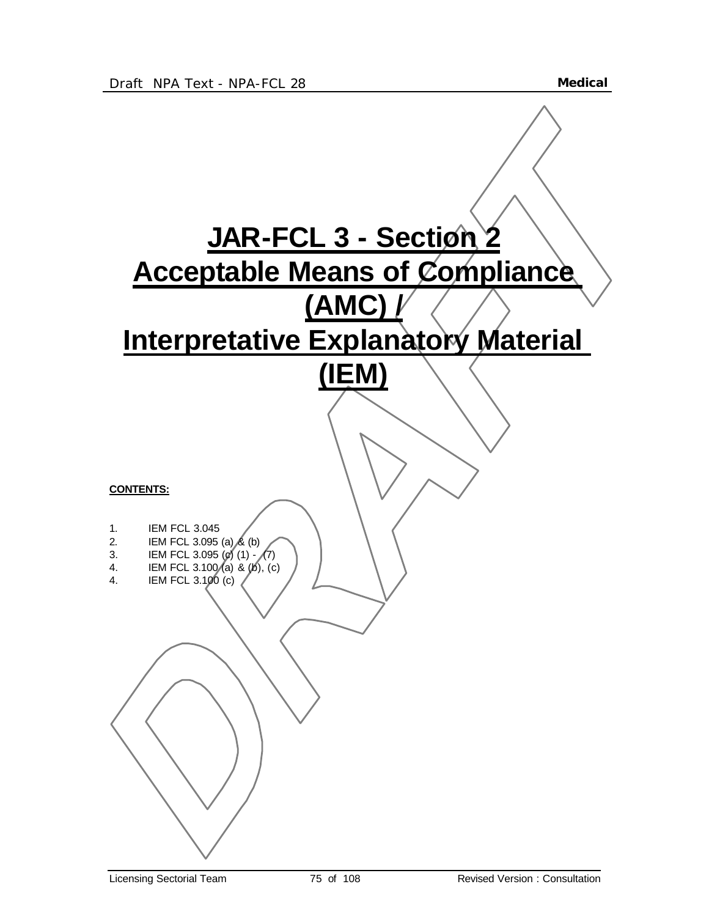# JAR-FCL 3 - Section 2 Acceptable Means of Compliance (AMC) / Interpretative Explanatory Material (IEM)

**CONTENTS:**

1. IEM FCL 3.045
2. IEM FCL 3.095 (a) & (b)
3. IEM FCL 3.095 (c) (1) - (7)
4. IEM FCL 3.100 (a) & (b), (c)
4. IEM FCL 3.100 (c)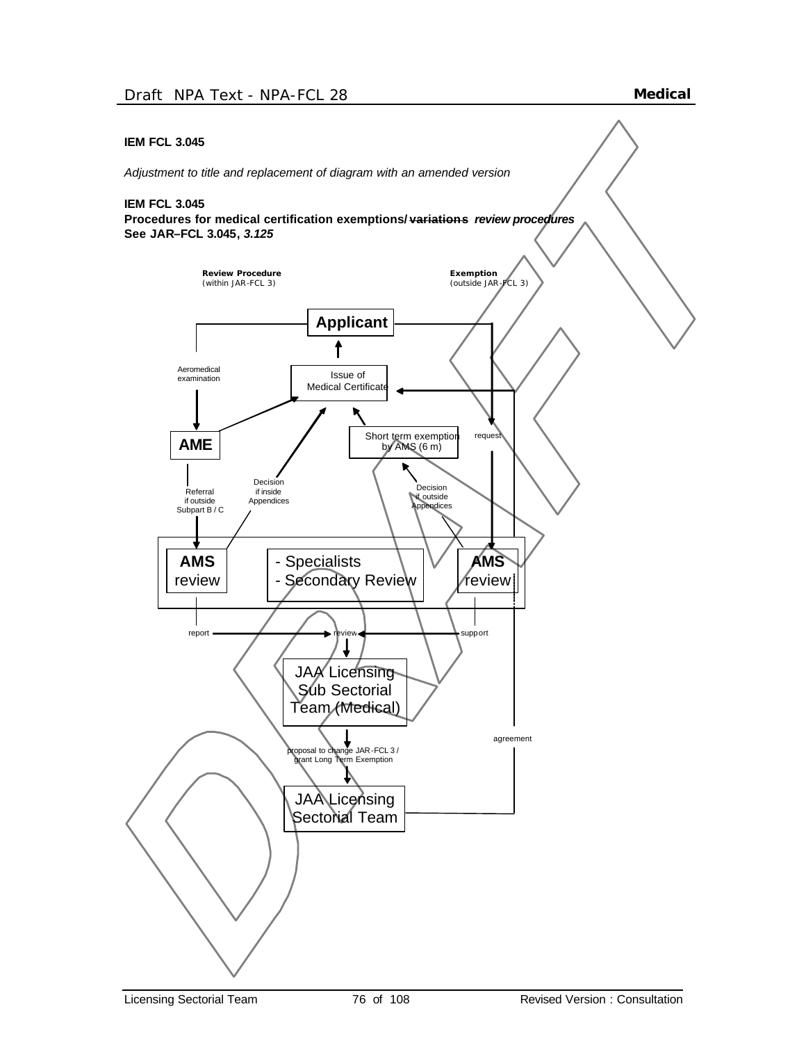**IEM FCL 3.045**

*Adjustment to title and replacement of diagram with an amended version*

**IEM FCL 3.045**
**Procedures for medical certification exemptions/ ~~variations~~ *review procedures***
**See JAR–FCL 3.045, *3.125***

**Review Procedure**
(within JAR-FCL 3)

**Exemption**
(outside JAR-FCL 3)

**Applicant**

Aeromedical examination

Issue of Medical Certificate

**AME**

Short term exemption by AMS (6 m)

request

Referral if outside Subpart B / C

Decision if inside Appendices

Decision if outside Appendices

**AMS** review

- Specialists
- Secondary Review

**AMS** review

report

review

support

JAA Licensing Sub Sectorial Team (Medical)

agreement

proposal to change JAR-FCL 3 / grant Long Term Exemption

JAA Licensing Sectorial Team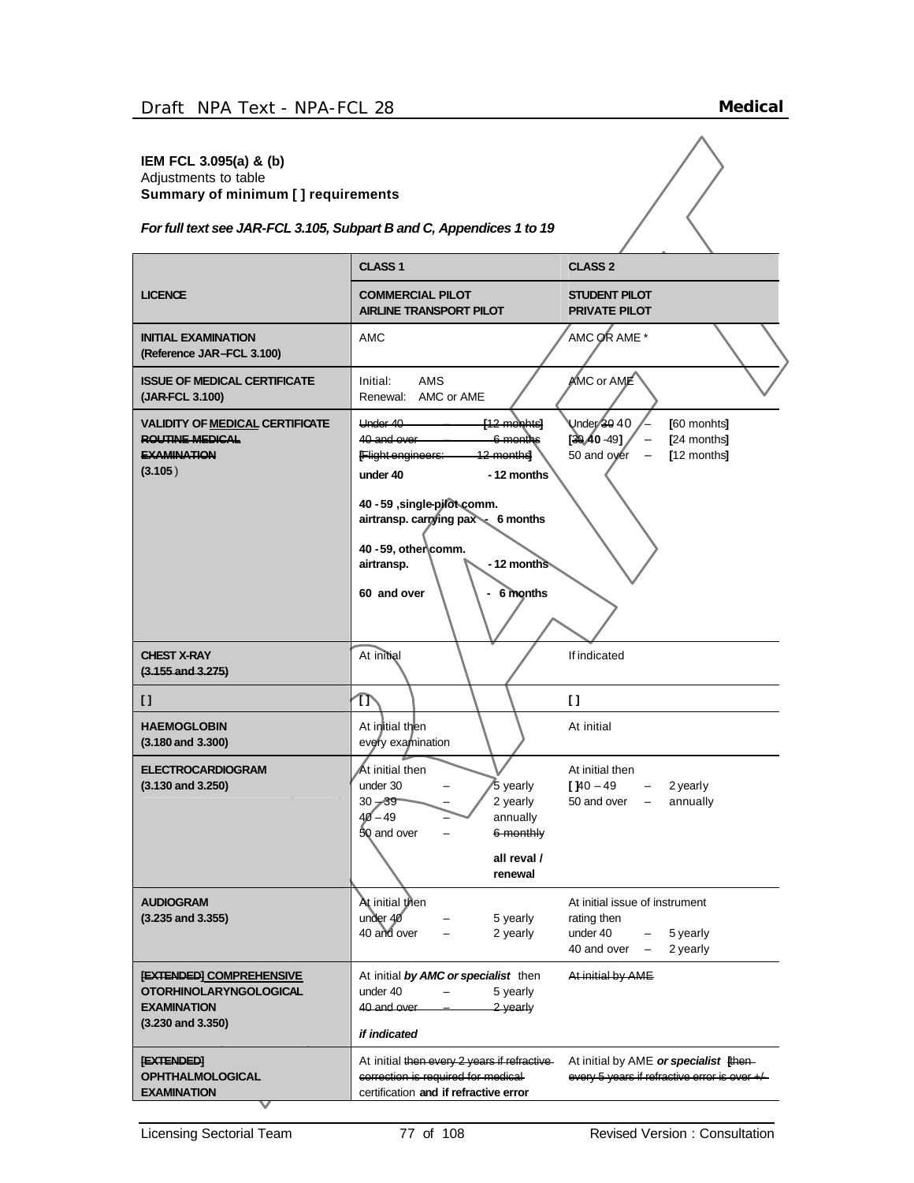**IEM FCL 3.095(a) & (b)**
Adjustments to table
**Summary of minimum [ ] requirements**

***For full text see JAR-FCL 3.105, Subpart B and C, Appendices 1 to 19***

| | CLASS 1 | CLASS 2 |
|---|---|---|
| **LICENCE** | **COMMERCIAL PILOT AIRLINE TRANSPORT PILOT** | **STUDENT PILOT PRIVATE PILOT** |
| **INITIAL EXAMINATION (Reference JAR–FCL 3.100)** | AMC | AMC OR AME * |
| **ISSUE OF MEDICAL CERTIFICATE (JAR-FCL 3.100)** | Initial: AMS<br>Renewal: AMC or AME | AMC or AME |
| **VALIDITY OF MEDICAL CERTIFICATE ~~ROUTINE MEDICAL EXAMINATION~~ (3.105 )** | ~~Under 40 – [12 monhts]~~<br>~~40 and over – 6 months~~<br>~~[Flight engineers: 12 months]~~<br>**under 40 - 12 months**<br>**40 - 59 ,single-pilot comm. airtransp. carrying pax - 6 months**<br>**40 -59, other comm. airtransp. - 12 months**<br>**60 and over - 6 months** | Under ~~30~~ 40 – [60 monhts]<br>[~~30~~ 40 -49] – [24 months]<br>50 and over – [12 months] |
| **CHEST X-RAY (~~3.155 and 3.275~~)** | At initial | If indicated |
| **[ ]** | [ ] | [ ] |
| **HAEMOGLOBIN (3.180 and 3.300)** | At initial then every examination | At initial |
| **ELECTROCARDIOGRAM (3.130 and 3.250)** | At initial then<br>under 30 – 5 yearly<br>30 – 39 – 2 yearly<br>40 – 49 – annually<br>50 and over – ~~6 monthly~~<br>**all reval / renewal** | At initial then<br>[ ]40 – 49 – 2 yearly<br>50 and over – annually |
| **AUDIOGRAM (3.235 and 3.355)** | At initial then<br>under 40 – 5 yearly<br>40 and over – 2 yearly | At initial issue of instrument rating then<br>under 40 – 5 yearly<br>40 and over – 2 yearly |
| **~~[EXTENDED]~~ COMPREHENSIVE OTORHINOLARYNGOLOGICAL EXAMINATION (3.230 and 3.350)** | At initial ***by AMC or specialist*** then<br>under 40 – 5 yearly<br>~~40 and over – 2 yearly~~<br>***if indicated*** | ~~At initial by AME~~ |
| **~~[EXTENDED]~~ OPHTHALMOLOGICAL EXAMINATION** | At initial ~~then every 2 years if refractive correction is required for medical certification~~ **and if refractive error** | At initial by AME ***or specialist*** ~~[then every 5 years if refractive error is over +/-~~ |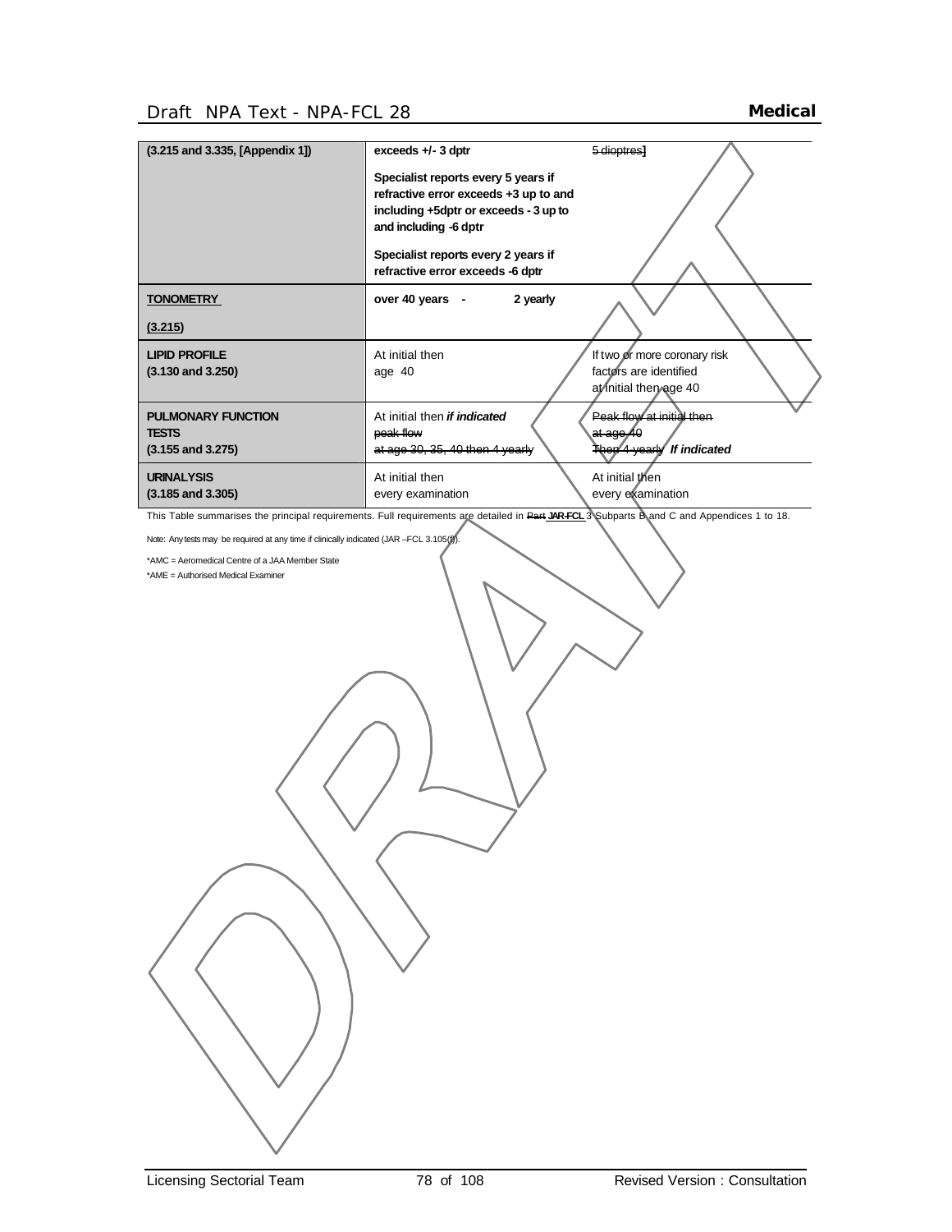| (3.215 and 3.335, [Appendix 1]) | exceeds +/- 3 dptr<br><br>Specialist reports every 5 years if refractive error exceeds +3 up to and including +5dptr or exceeds - 3 up to and including -6 dptr<br><br>Specialist reports every 2 years if refractive error exceeds -6 dptr | ~~5 dioptres~~] |
|---|---|---|
| **TONOMETRY**<br><br>**(3.215)** | **over 40 years - 2 yearly** | |
| **LIPID PROFILE**<br>**(3.130 and 3.250)** | At initial then<br>age 40 | If two or more coronary risk factors are identified<br>at initial then age 40 |
| **PULMONARY FUNCTION TESTS**<br>**(3.155 and 3.275)** | At initial then ***if indicated***<br>~~peak flow~~<br>~~at age 30, 35, 40 then 4 yearly~~ | ~~Peak flow at initial then~~<br>~~at age 40~~<br>~~Then 4 yearly~~ ***If indicated*** |
| **URINALYSIS**<br>**(3.185 and 3.305)** | At initial then<br>every examination | At initial then<br>every examination |

This Table summarises the principal requirements. Full requirements are detailed in ~~Part~~ **JAR-FCL** 3 Subparts B and C and Appendices 1 to 18.

Note: Any tests may be required at any time if clinically indicated (JAR –FCL 3.105(f)).

*AMC = Aeromedical Centre of a JAA Member State

*AME = Authorised Medical Examiner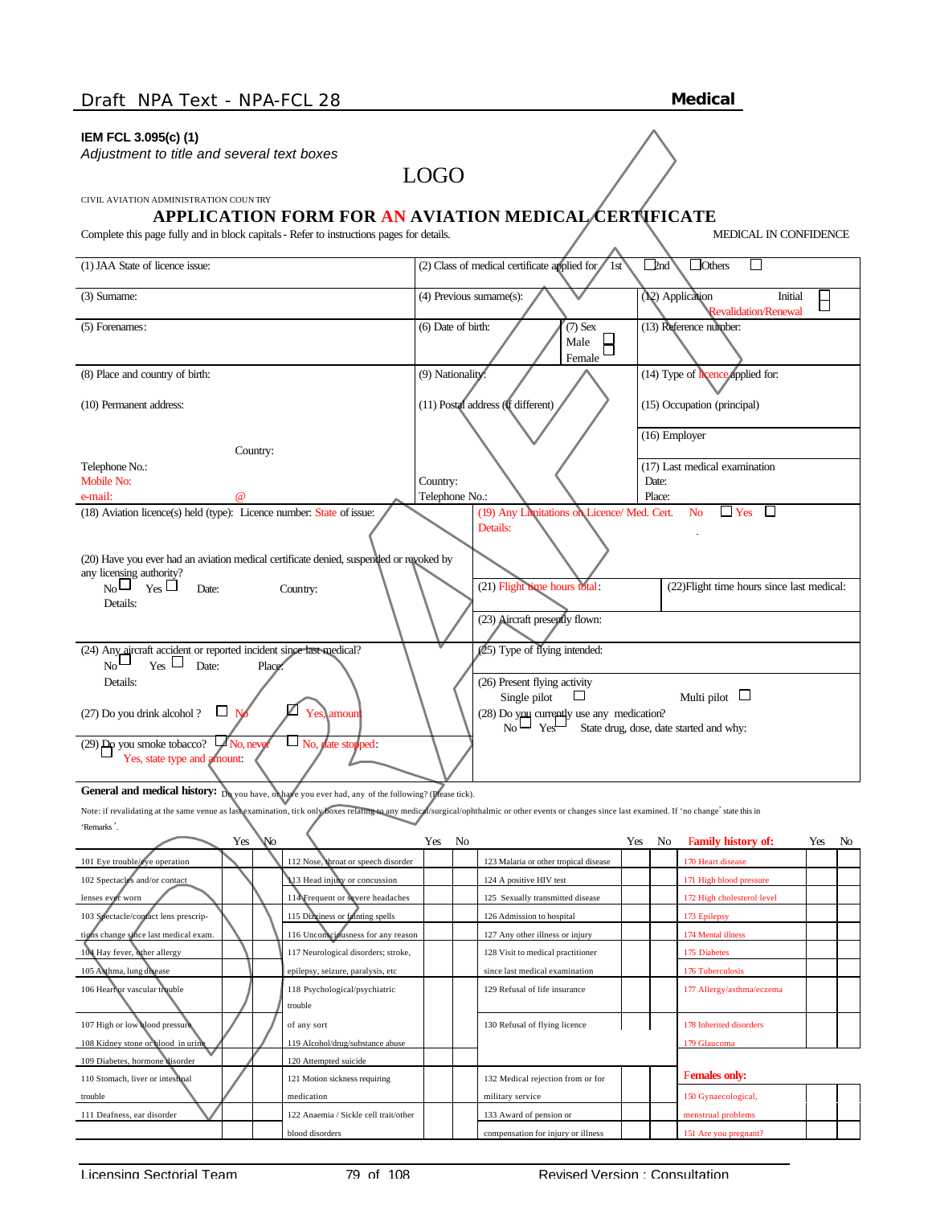**IEM FCL 3.095(c) (1)**

*Adjustment to title and several text boxes*

LOGO

CIVIL AVIATION ADMINISTRATION COUNTRY

## APPLICATION FORM FOR AN AVIATION MEDICAL CERTIFICATE

Complete this page fully and in block capitals - Refer to instructions pages for details. MEDICAL IN CONFIDENCE

| | | |
|---|---|---|
| (1) JAA State of licence issue: | (2) Class of medical certificate applied for 1st ☐ 2nd ☐ Others ☐ | |
| (3) Surname: | (4) Previous surname(s): | (12) Application Initial ☐ Revalidation/Renewal ☐ |
| (5) Forenames: | (6) Date of birth: (7) Sex Male ☐ Female ☐ | (13) Reference number: |
| (8) Place and country of birth: | (9) Nationality: | (14) Type of licence applied for: |
| (10) Permanent address: Country: Telephone No.: Mobile No: e-mail: @ | (11) Postal address (if different) Country: Telephone No.: | (15) Occupation (principal) (16) Employer (17) Last medical examination Date: Place: |
| (18) Aviation licence(s) held (type): Licence number: State of issue: | (19) Any Limitations on Licence/ Med. Cert. No ☐ Yes ☐ Details: | |
| (20) Have you ever had an aviation medical certificate denied, suspended or revoked by any licensing authority? No ☐ Yes ☐ Date: Country: Details: | (21) Flight time hours total: | (22) Flight time hours since last medical: |
| | (23) Aircraft presently flown: | |
| (24) Any aircraft accident or reported incident since last medical? No ☐ Yes ☐ Date: Place: Details: | (25) Type of flying intended: | |
| | (26) Present flying activity Single pilot ☐ Multi pilot ☐ | |
| (27) Do you drink alcohol ? ☐ No ☐ Yes, amount | (28) Do you currently use any medication? No ☐ Yes ☐ State drug, dose, date started and why: | |
| (29) Do you smoke tobacco? ☐ No, never ☐ No, date stopped: ☐ Yes, state type and amount: | | |

**General and medical history:** Do you have, or have you ever had, any of the following? (Please tick).

Note: if revalidating at the same venue as last examination, tick only boxes relating to any medical/surgical/ophthalmic or other events or changes since last examination. If 'no change' state this in 'Remarks'.

| | Yes | No | | Yes | No | | Yes | No | Family history of: | Yes | No |
|---|---|---|---|---|---|---|---|---|---|---|---|
| 101 Eye trouble/eye operation | | | 112 Nose, throat or speech disorder | | | 123 Malaria or other tropical disease | | | 170 Heart disease | | |
| 102 Spectacles and/or contact lenses ever worn | | | 113 Head injury or concussion | | | 124 A positive HIV test | | | 171 High blood pressure | | |
| | | | 114 Frequent or severe headaches | | | 125 Sexually transmitted disease | | | 172 High cholesterol level | | |
| 103 Spectacle/contact lens prescriptions change since last medical exam. | | | 115 Dizziness or fainting spells | | | 126 Admission to hospital | | | 173 Epilepsy | | |
| | | | 116 Unconsciousness for any reason | | | 127 Any other illness or injury | | | 174 Mental illness | | |
| 104 Hay fever, other allergy | | | 117 Neurological disorders; stroke, epilepsy, seizure, paralysis, etc | | | 128 Visit to medical practitioner since last medical examination | | | 175 Diabetes | | |
| 105 Asthma, lung disease | | | | | | | | | 176 Tuberculosis | | |
| 106 Heart or vascular trouble | | | 118 Psychological/psychiatric trouble of any sort | | | 129 Refusal of life insurance | | | 177 Allergy/asthma/eczema | | |
| 107 High or low blood pressure | | | | | | 130 Refusal of flying licence | | | 178 Inherited disorders | | |
| 108 Kidney stone or blood in urine | | | 119 Alcohol/drug/substance abuse | | | | | | 179 Glaucoma | | |
| 109 Diabetes, hormone disorder | | | 120 Attempted suicide | | | | | | **Females only:** | | |
| 110 Stomach, liver or intestinal trouble | | | 121 Motion sickness requiring medication | | | 132 Medical rejection from or for military service | | | 150 Gynaecological, menstrual problems | | |
| 111 Deafness, ear disorder | | | 122 Anaemia / Sickle cell trait/other blood disorders | | | 133 Award of pension or compensation for injury or illness | | | 151 Are you pregnant? | | |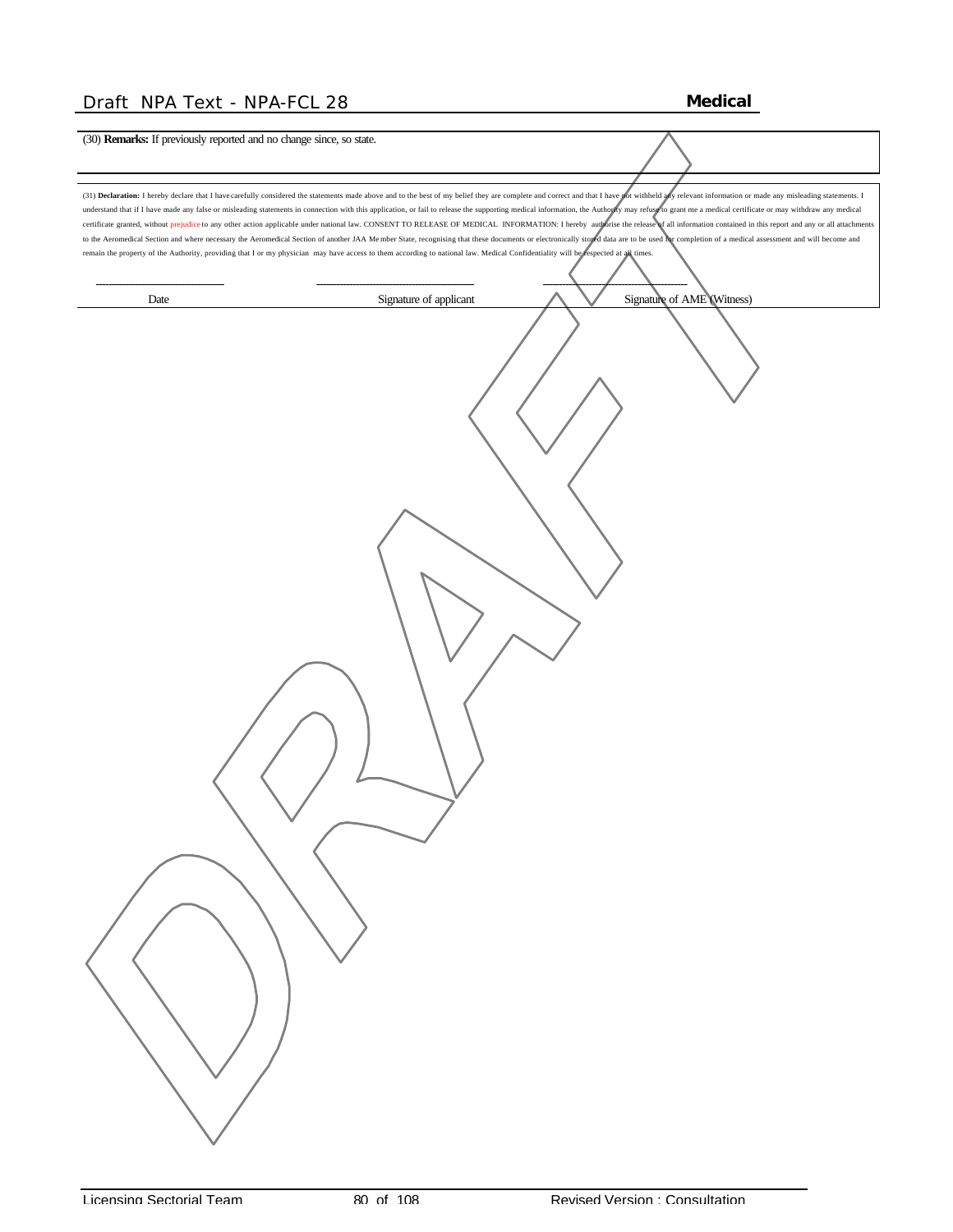(30) **Remarks:** If previously reported and no change since, so state.

(31) **Declaration:** I hereby declare that I have carefully considered the statements made above and to the best of my belief they are complete and correct and that I have not withheld any relevant information or made any misleading statements. I understand that if I have made any false or misleading statements in connection with this application, or fail to release the supporting medical information, the Authority may refuse to grant me a medical certificate or may withdraw any medical certificate granted, without prejudice to any other action applicable under national law. CONSENT TO RELEASE OF MEDICAL INFORMATION: I hereby authorise the release of all information contained in this report and any or all attachments to the Aeromedical Section and where necessary the Aeromedical Section of another JAA Member State, recognising that these documents or electronically stored data are to be used for completion of a medical assessment and will become and remain the property of the Authority, providing that I or my physician may have access to them according to national law. Medical Confidentiality will be respected at all times.

| ------------------------------ | ------------------------------------ | ------------------------------------ |
| --- | --- | --- |
| Date | Signature of applicant | Signature of AME (Witness) |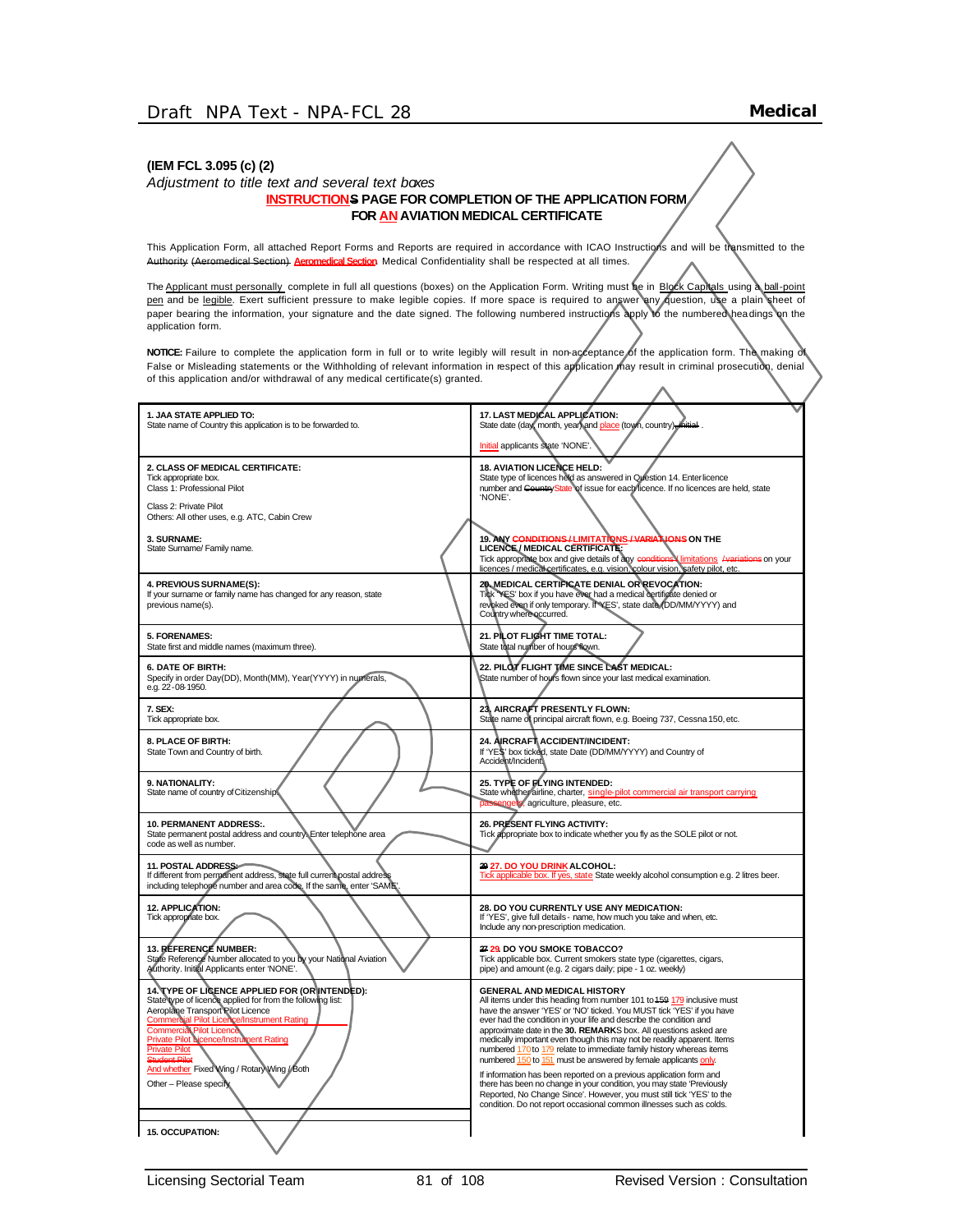**(IEM FCL 3.095 (c) (2)**

*Adjustment to title text and several text boxes*

### INSTRUCTIONS PAGE FOR COMPLETION OF THE APPLICATION FORM FOR AN AVIATION MEDICAL CERTIFICATE

This Application Form, all attached Report Forms and Reports are required in accordance with ICAO Instructions and will be transmitted to the Authority ~~(Aeromedical Section)~~ Aeromedical Section. Medical Confidentiality shall be respected at all times.

The Applicant must personally complete in full all questions (boxes) on the Application Form. Writing must be in Block Capitals using a ball-point pen and be legible. Exert sufficient pressure to make legible copies. If more space is required to answer any question, use a plain sheet of paper bearing the information, your signature and the date signed. The following numbered instructions apply to the numbered headings on the application form.

**NOTICE:** Failure to complete the application form in full or to write legibly will result in non-acceptance of the application form. The making of False or Misleading statements or the Withholding of relevant information in respect of this application may result in criminal prosecution, denial of this application and/or withdrawal of any medical certificate(s) granted.

**1. JAA STATE APPLIED TO:**
State name of Country this application is to be forwarded to.

**2. CLASS OF MEDICAL CERTIFICATE:**
Tick appropriate box.
Class 1: Professional Pilot
Class 2: Private Pilot
Others: All other uses, e.g. ATC, Cabin Crew

**3. SURNAME:**
State Surname/ Family name.

**4. PREVIOUS SURNAME(S):**
If your surname or family name has changed for any reason, state previous name(s).

**5. FORENAMES:**
State first and middle names (maximum three).

**6. DATE OF BIRTH:**
Specify in order Day(DD), Month(MM), Year(YYYY) in numerals, e.g. 22-08-1950.

**7. SEX:**
Tick appropriate box.

**8. PLACE OF BIRTH:**
State Town and Country of birth.

**9. NATIONALITY:**
State name of country of Citizenship.

**10. PERMANENT ADDRESS:.**
State permanent postal address and country. Enter telephone area code as well as number.

**11. POSTAL ADDRESS:**
If different from permanent address, state full current postal address including telephone number and area code. If the same, enter 'SAME'.

**12. APPLICATION:**
Tick appropriate box.

**13. REFERENCE NUMBER:**
State Reference Number allocated to you by your National Aviation Authority. Initial Applicants enter 'NONE'.

**14. TYPE OF LICENCE APPLIED FOR (OR INTENDED):**
State type of licence applied for from the following list:
Aeroplane Transport Pilot Licence
Commercial Pilot Licence/Instrument Rating
Commercial Pilot Licence
Private Pilot Licence/Instrument Rating
Private Pilot
~~Student Pilot~~
And whether Fixed Wing / Rotary Wing / Both
Other – Please specify

**15. OCCUPATION:**

**17. LAST MEDICAL APPLICATION:**
State date (day, month, year) and place (town, country)~~, Initial~~ .
Initial applicants state 'NONE'.

**18. AVIATION LICENCE HELD:**
State type of licences held as answered in Question 14. Enter licence number and ~~Country~~State of issue for each licence. If no licences are held, state 'NONE'.

**19. ANY CONDITIONS / LIMITATIONS / VARIATIONS ON THE LICENCE / MEDICAL CERTIFICATE:**
Tick appropriate box and give details of any conditions / limitations ~~/variations~~ on your licences / medical certificates, e.g. vision, colour vision, safety pilot, etc.

**20. MEDICAL CERTIFICATE DENIAL OR REVOCATION:**
Tick 'YES' box if you have ever had a medical certificate denied or revoked even if only temporary. If 'YES', state date (DD/MM/YYYY) and Country where occurred.

**21. PILOT FLIGHT TIME TOTAL:**
State total number of hours flown.

**22. PILOT FLIGHT TIME SINCE LAST MEDICAL:**
State number of hours flown since your last medical examination.

**23. AIRCRAFT PRESENTLY FLOWN:**
State name of principal aircraft flown, e.g. Boeing 737, Cessna 150, etc.

**24. AIRCRAFT ACCIDENT/INCIDENT:**
If 'YES' box ticked, state Date (DD/MM/YYYY) and Country of Accident/Incident.

**25. TYPE OF FLYING INTENDED:**
State whether airline, charter, single-pilot commercial air transport carrying passengers, agriculture, pleasure, etc.

**26. PRESENT FLYING ACTIVITY:**
Tick appropriate box to indicate whether you fly as the SOLE pilot or not.

**~~20~~ 27. DO YOU DRINK ALCOHOL:**
Tick applicable box. If yes, state State weekly alcohol consumption e.g. 2 litres beer.

**28. DO YOU CURRENTLY USE ANY MEDICATION:**
If 'YES', give full details - name, how much you take and when, etc. Include any non-prescription medication.

**~~27~~ 29. DO YOU SMOKE TOBACCO?**
Tick applicable box. Current smokers state type (cigarettes, cigars, pipe) and amount (e.g. 2 cigars daily; pipe - 1 oz. weekly)

**GENERAL AND MEDICAL HISTORY**
All items under this heading from number 101 to ~~159~~ 179 inclusive must have the answer 'YES' or 'NO' ticked. You MUST tick 'YES' if you have ever had the condition in your life and describe the condition and approximate date in the **30. REMARKS** box. All questions asked are medically important even though this may not be readily apparent. Items numbered 170 to 179 relate to immediate family history whereas items numbered 150 to 151 must be answered by female applicants only.

If information has been reported on a previous application form and there has been no change in your condition, you may state 'Previously Reported, No Change Since'. However, you must still tick 'YES' to the condition. Do not report occasional common illnesses such as colds.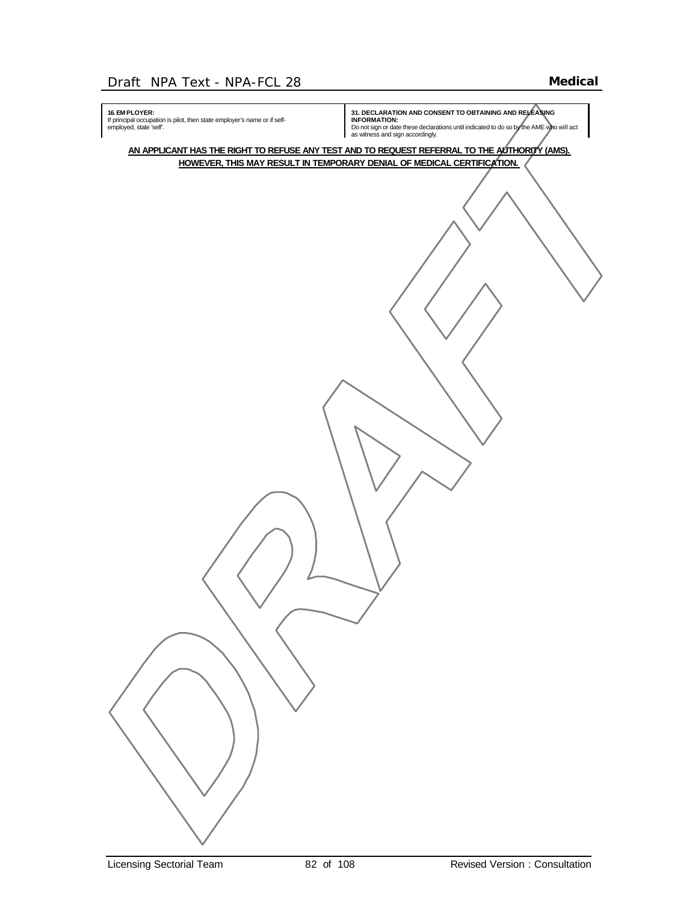| **16. EMPLOYER:** If principal occupation is pilot, then state employer's name or if self-employed, state 'self'. | **31. DECLARATION AND CONSENT TO OBTAINING AND RELEASING INFORMATION:** Do not sign or date these declarations until indicated to do so by the AME who will act as witness and sign accordingly. |
| --- | --- |

**AN APPLICANT HAS THE RIGHT TO REFUSE ANY TEST AND TO REQUEST REFERRAL TO THE AUTHORITY (AMS). HOWEVER, THIS MAY RESULT IN TEMPORARY DENIAL OF MEDICAL CERTIFICATION.**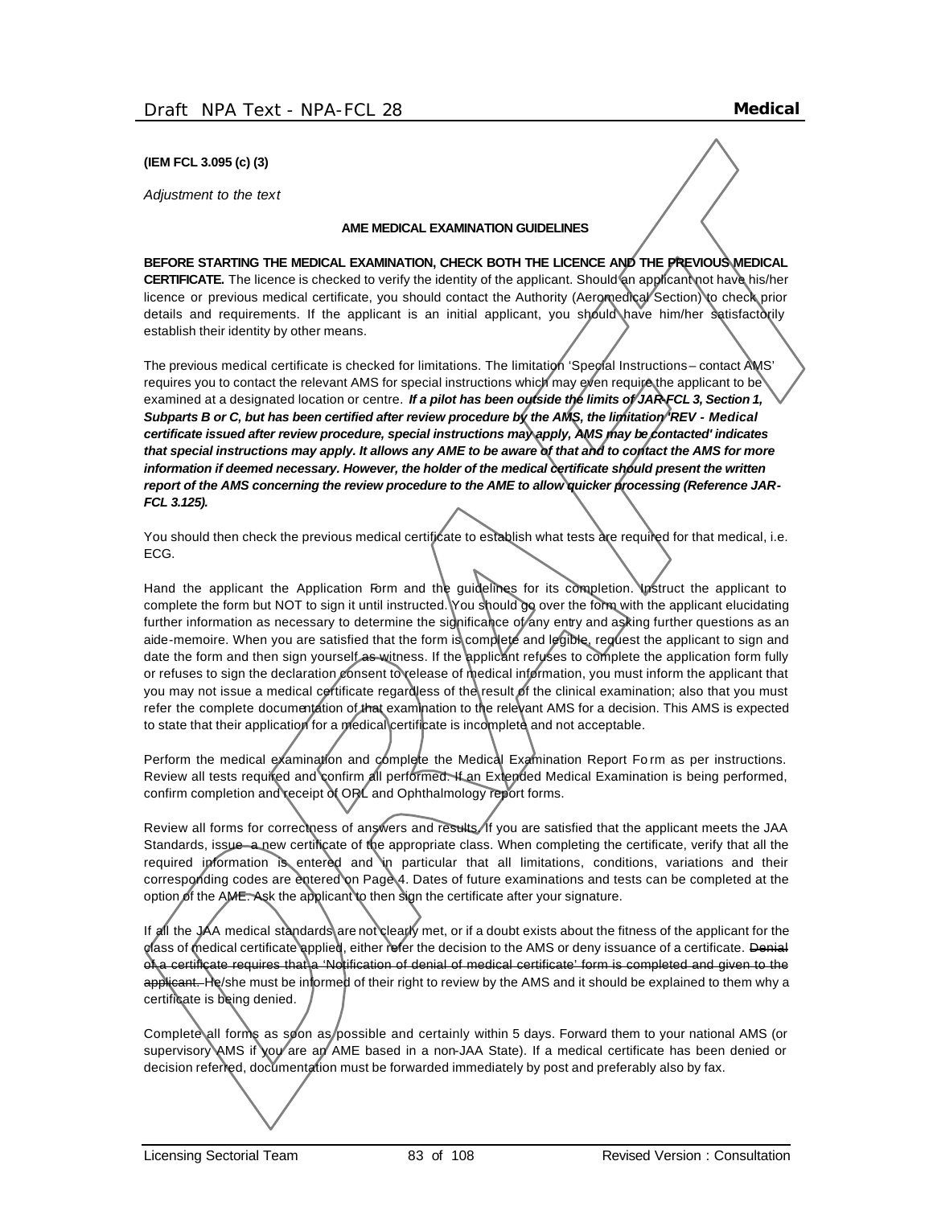**(IEM FCL 3.095 (c) (3)**

*Adjustment to the text*

**AME MEDICAL EXAMINATION GUIDELINES**

**BEFORE STARTING THE MEDICAL EXAMINATION, CHECK BOTH THE LICENCE AND THE PREVIOUS MEDICAL CERTIFICATE.** The licence is checked to verify the identity of the applicant. Should an applicant not have his/her licence or previous medical certificate, you should contact the Authority (Aeromedical Section) to check prior details and requirements. If the applicant is an initial applicant, you should have him/her satisfactorily establish their identity by other means.

The previous medical certificate is checked for limitations. The limitation 'Special Instructions – contact AMS' requires you to contact the relevant AMS for special instructions which may even require the applicant to be examined at a designated location or centre. ***If a pilot has been outside the limits of JAR-FCL 3, Section 1, Subparts B or C, but has been certified after review procedure by the AMS, the limitation 'REV - Medical certificate issued after review procedure, special instructions may apply, AMS may be contacted' indicates that special instructions may apply. It allows any AME to be aware of that and to contact the AMS for more information if deemed necessary. However, the holder of the medical certificate should present the written report of the AMS concerning the review procedure to the AME to allow quicker processing (Reference JAR-FCL 3.125).***

You should then check the previous medical certificate to establish what tests are required for that medical, i.e. ECG.

Hand the applicant the Application Form and the guidelines for its completion. Instruct the applicant to complete the form but NOT to sign it until instructed. You should go over the form with the applicant elucidating further information as necessary to determine the significance of any entry and asking further questions as an aide-memoire. When you are satisfied that the form is complete and legible, request the applicant to sign and date the form and then sign yourself as witness. If the applicant refuses to complete the application form fully or refuses to sign the declaration consent to release of medical information, you must inform the applicant that you may not issue a medical certificate regardless of the result of the clinical examination; also that you must refer the complete documentation of that examination to the relevant AMS for a decision. This AMS is expected to state that their application for a medical certificate is incomplete and not acceptable.

Perform the medical examination and complete the Medical Examination Report Form as per instructions. Review all tests required and confirm all performed. If an Extended Medical Examination is being performed, confirm completion and receipt of ORL and Ophthalmology report forms.

Review all forms for correctness of answers and results. If you are satisfied that the applicant meets the JAA Standards, issue a new certificate of the appropriate class. When completing the certificate, verify that all the required information is entered and in particular that all limitations, conditions, variations and their corresponding codes are entered on Page 4. Dates of future examinations and tests can be completed at the option of the AME. Ask the applicant to then sign the certificate after your signature.

If all the JAA medical standards are not clearly met, or if a doubt exists about the fitness of the applicant for the class of medical certificate applied, either refer the decision to the AMS or deny issuance of a certificate. ~~Denial of a certificate requires that a 'Notification of denial of medical certificate' form is completed and given to the applicant.~~ He/she must be informed of their right to review by the AMS and it should be explained to them why a certificate is being denied.

Complete all forms as soon as possible and certainly within 5 days. Forward them to your national AMS (or supervisory AMS if you are an AME based in a non-JAA State). If a medical certificate has been denied or decision referred, documentation must be forwarded immediately by post and preferably also by fax.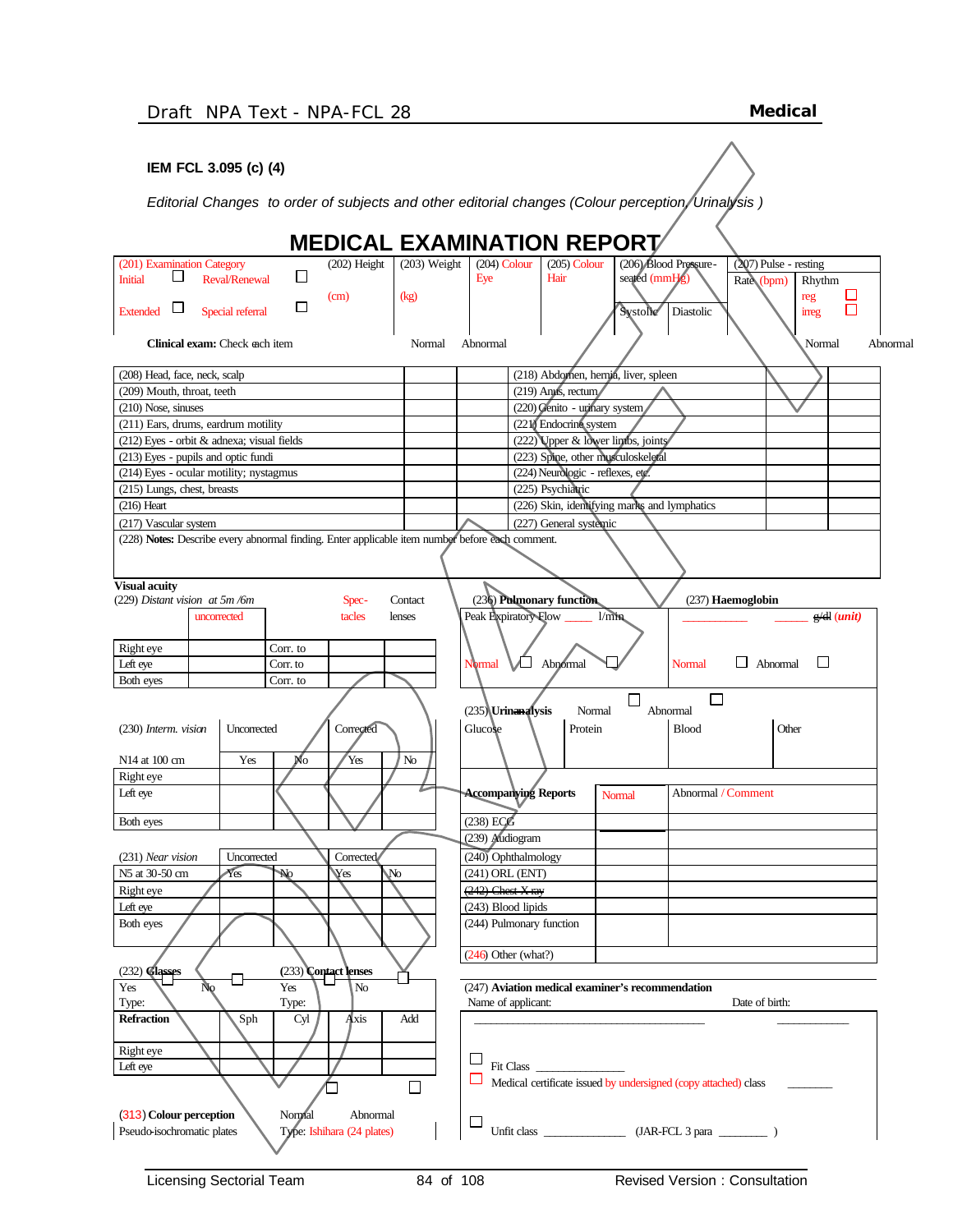## IEM FCL 3.095 (c) (4)

*Editorial Changes to order of subjects and other editorial changes (Colour perception, Urinalysis )*

# MEDICAL EXAMINATION REPORT

| (201) Examination Category | | (202) Height | (203) Weight | (204) Colour | (205) Colour | (206) Blood Pressure - seated (mmHg) | | (207) Pulse - resting | |
|---|---|---|---|---|---|---|---|---|---|
| Initial ☐ | Reval/Renewal ☐ | (cm) | (kg) | Eye | Hair | Systolic | Diastolic | Rate (bpm) | Rhythm: reg ☐ irreg ☐ |
| Extended ☐ | Special referral ☐ | | | | | | | | |

| Clinical exam: Check each item | Normal | Abnormal | | Normal | Abnormal |
|---|---|---|---|---|---|
| (208) Head, face, neck, scalp | | | (218) Abdomen, hernia, liver, spleen | | |
| (209) Mouth, throat, teeth | | | (219) Anus, rectum | | |
| (210) Nose, sinuses | | | (220) Genito - urinary system | | |
| (211) Ears, drums, eardrum motility | | | (221) Endocrine system | | |
| (212) Eyes - orbit & adnexa; visual fields | | | (222) Upper & lower limbs, joints | | |
| (213) Eyes - pupils and optic fundi | | | (223) Spine, other musculoskeletal | | |
| (214) Eyes - ocular motility; nystagmus | | | (224) Neurologic - reflexes, etc. | | |
| (215) Lungs, chest, breasts | | | (225) Psychiatric | | |
| (216) Heart | | | (226) Skin, identifying marks and lymphatics | | |
| (217) Vascular system | | | (227) General systemic | | |

(228) **Notes:** Describe every abnormal finding. Enter applicable item number before each comment.

**Visual acuity**

(229) *Distant vision at 5m /6m*

| | uncorrected | | Spec-tacles | Contact lenses |
|---|---|---|---|---|
| Right eye | | Corr. to | | |
| Left eye | | Corr. to | | |
| Both eyes | | Corr. to | | |

(236) **Pulmonary function**

Peak Expiratory Flow _____ l/min

Normal ☐ Abnormal ☐

(237) **Haemoglobin**

__________ ______ ~~g/dl~~ (*unit*)

Normal ☐ Abnormal ☐

(235) **Urinanalysis** Normal ☐ Abnormal ☐

| Glucose | Protein | Blood | Other |
|---|---|---|---|
| | | | |

(230) *Interm. vision*

| N14 at 100 cm | Uncorrected Yes | Uncorrected No | Corrected Yes | Corrected No |
|---|---|---|---|---|
| Right eye | | | | |
| Left eye | | | | |
| Both eyes | | | | |

| Accompanying Reports | Normal | Abnormal / Comment |
|---|---|---|
| (238) ECG | | |
| (239) Audiogram | | |
| (240) Ophthalmology | | |
| (241) ORL (ENT) | | |
| ~~(242) Chest X-ray~~ | | |
| (243) Blood lipids | | |
| (244) Pulmonary function | | |
| (246) Other (what?) | | |

(231) *Near vision*

| N5 at 30-50 cm | Uncorrected Yes | Uncorrected No | Corrected Yes | Corrected No |
|---|---|---|---|---|
| Right eye | | | | |
| Left eye | | | | |
| Both eyes | | | | |

(232) **Glasses** Yes ☐ No ☐ Type:

(233) **Contact lenses** Yes ☐ No ☐ Type:

| Refraction | Sph | Cyl | Axis | Add |
|---|---|---|---|---|
| Right eye | | | | |
| Left eye | | | | |

(313) **Colour perception** Normal ☐ Abnormal ☐

Pseudo-isochromatic plates Type: Ishihara (24 plates)

(247) **Aviation medical examiner's recommendation**

Name of applicant: ______________________________ Date of birth: __________

☐ Fit Class ______________

☐ Medical certificate issued by undersigned (copy attached) class ________

☐ Unfit class ______________ (JAR-FCL 3 para ________ )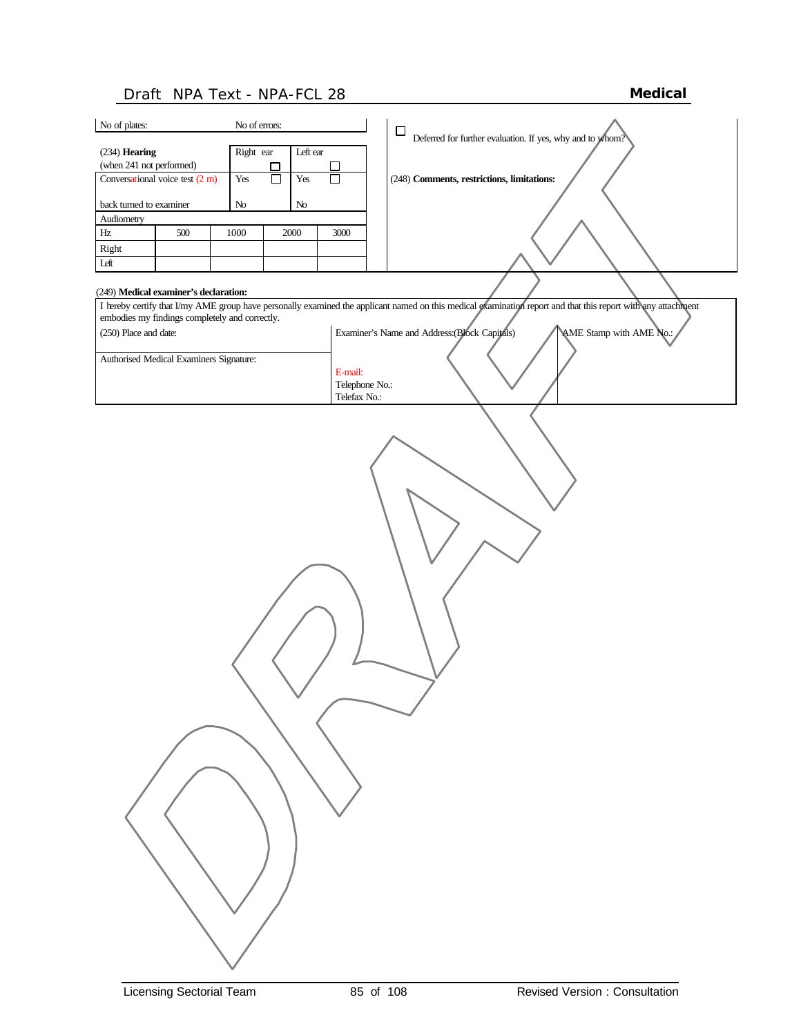| No of plates: | | No of errors: | | |
|---|---|---|---|---|

| (234) **Hearing** (when 241 not performed) | Right ear ☐ | Left ear ☐ |
|---|---|---|
| Conversational voice test (2 m) back turned to examiner | Yes ☐ No | Yes ☐ No |

| Audiometry | | | | |
|---|---|---|---|---|
| Hz | 500 | 1000 | 2000 | 3000 |
| Right | | | | |
| Left | | | | |

☐ Deferred for further evaluation. If yes, why and to whom?

(248) **Comments, restrictions, limitations:**

(249) **Medical examiner's declaration:**

| I hereby certify that I/my AME group have personally examined the applicant named on this medical examination report and that this report with any attachment embodies my findings completely and correctly. | | |
|---|---|---|
| (250) Place and date: | Examiner's Name and Address:(Block Capitals) | AME Stamp with AME No.: |
| Authorised Medical Examiners Signature: | E-mail: Telephone No.: Telefax No.: | |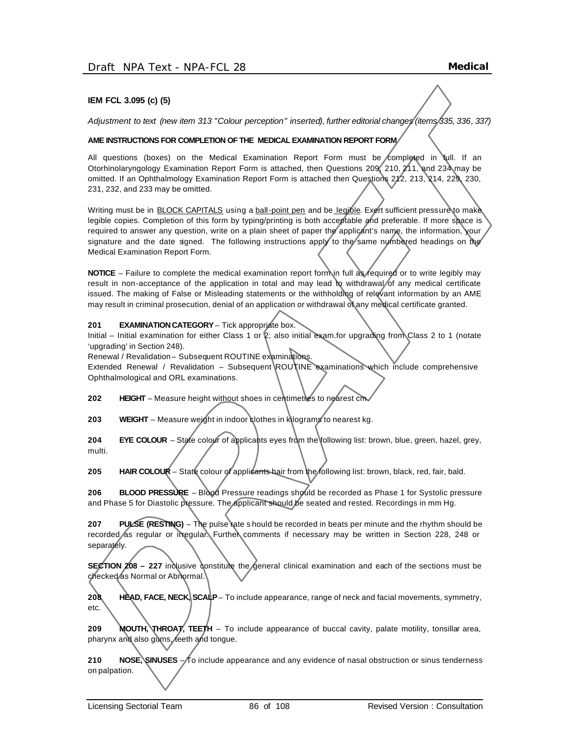**IEM FCL 3.095 (c) (5)**

*Adjustment to text (new item 313 "Colour perception" inserted), further editorial changes (items 335, 336, 337)*

**AME INSTRUCTIONS FOR COMPLETION OF THE MEDICAL EXAMINATION REPORT FORM**

All questions (boxes) on the Medical Examination Report Form must be completed in full. If an Otorhinolaryngology Examination Report Form is attached, then Questions 209, 210, 211, and 234 may be omitted. If an Ophthalmology Examination Report Form is attached then Questions 212, 213, 214, 229, 230, 231, 232, and 233 may be omitted.

Writing must be in BLOCK CAPITALS using a ball-point pen and be legible. Exert sufficient pressure to make legible copies. Completion of this form by typing/printing is both acceptable and preferable. If more space is required to answer any question, write on a plain sheet of paper the applicant's name, the information, your signature and the date signed. The following instructions apply to the same numbered headings on the Medical Examination Report Form.

**NOTICE** – Failure to complete the medical examination report form in full as required or to write legibly may result in non-acceptance of the application in total and may lead to withdrawal of any medical certificate issued. The making of False or Misleading statements or the withholding of relevant information by an AME may result in criminal prosecution, denial of an application or withdrawal of any medical certificate granted.

**201 EXAMINATION CATEGORY** – Tick appropriate box.
Initial – Initial examination for either Class 1 or 2; also initial exam.for upgrading from Class 2 to 1 (notate 'upgrading' in Section 248).
Renewal / Revalidation – Subsequent ROUTINE examinations.
Extended Renewal / Revalidation – Subsequent ROUTINE examinations which include comprehensive Ophthalmological and ORL examinations.

**202 HEIGHT** – Measure height without shoes in centimetres to nearest cm.

**203 WEIGHT** – Measure weight in indoor clothes in kilograms to nearest kg.

**204 EYE COLOUR** – State colour of applicants eyes from the following list: brown, blue, green, hazel, grey, multi.

**205 HAIR COLOUR** – State colour of applicants hair from the following list: brown, black, red, fair, bald.

**206 BLOOD PRESSURE** – Blood Pressure readings should be recorded as Phase 1 for Systolic pressure and Phase 5 for Diastolic pressure. The applicant should be seated and rested. Recordings in mm Hg.

**207 PULSE (RESTING)** – The pulse rate s hould be recorded in beats per minute and the rhythm should be recorded as regular or irregular. Further comments if necessary may be written in Section 228, 248 or separately.

**SECTION 208 – 227** inclusive constitute the general clinical examination and each of the sections must be checked as Normal or Abnormal.

**208 HEAD, FACE, NECK, SCALP** – To include appearance, range of neck and facial movements, symmetry, etc.

**209 MOUTH, THROAT, TEETH** – To include appearance of buccal cavity, palate motility, tonsillar area, pharynx and also gums, teeth and tongue.

**210 NOSE, SINUSES** – To include appearance and any evidence of nasal obstruction or sinus tenderness on palpation.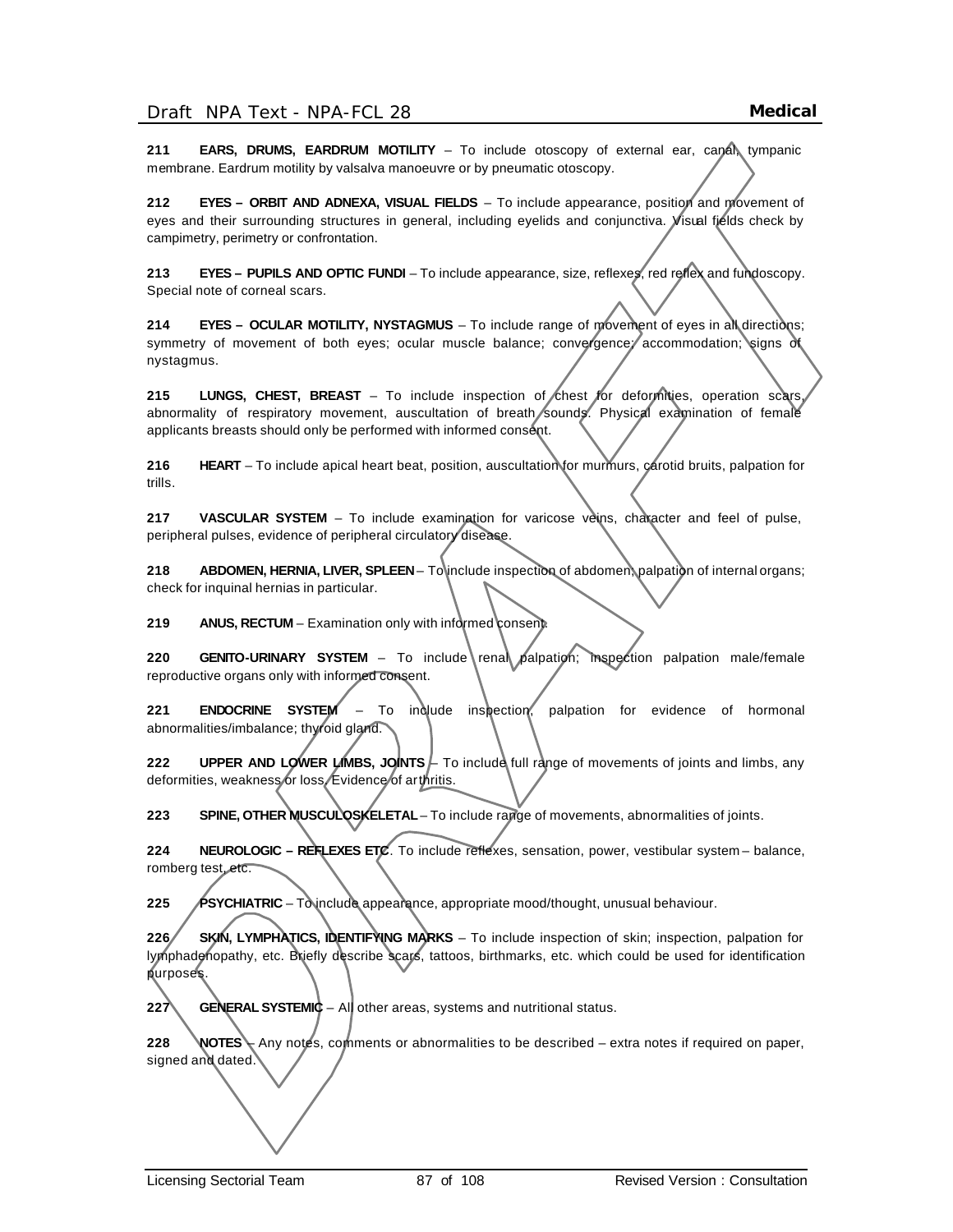**211 EARS, DRUMS, EARDRUM MOTILITY** – To include otoscopy of external ear, canal, tympanic membrane. Eardrum motility by valsalva manoeuvre or by pneumatic otoscopy.

**212 EYES – ORBIT AND ADNEXA, VISUAL FIELDS** – To include appearance, position and movement of eyes and their surrounding structures in general, including eyelids and conjunctiva. Visual fields check by campimetry, perimetry or confrontation.

**213 EYES – PUPILS AND OPTIC FUNDI** – To include appearance, size, reflexes, red reflex and fundoscopy. Special note of corneal scars.

**214 EYES – OCULAR MOTILITY, NYSTAGMUS** – To include range of movement of eyes in all directions; symmetry of movement of both eyes; ocular muscle balance; convergence; accommodation; signs of nystagmus.

**215 LUNGS, CHEST, BREAST** – To include inspection of chest for deformities, operation scars, abnormality of respiratory movement, auscultation of breath sounds. Physical examination of female applicants breasts should only be performed with informed consent.

**216 HEART** – To include apical heart beat, position, auscultation for murmurs, carotid bruits, palpation for trills.

**217 VASCULAR SYSTEM** – To include examination for varicose veins, character and feel of pulse, peripheral pulses, evidence of peripheral circulatory disease.

**218 ABDOMEN, HERNIA, LIVER, SPLEEN** – To include inspection of abdomen; palpation of internal organs; check for inquinal hernias in particular.

**219 ANUS, RECTUM** – Examination only with informed consent.

**220 GENITO-URINARY SYSTEM** – To include renal palpation; inspection palpation male/female reproductive organs only with informed consent.

**221 ENDOCRINE SYSTEM** – To include inspection, palpation for evidence of hormonal abnormalities/imbalance; thyroid gland.

**222 UPPER AND LOWER LIMBS, JOINTS** – To include full range of movements of joints and limbs, any deformities, weakness or loss. Evidence of arthritis.

**223 SPINE, OTHER MUSCULOSKELETAL** – To include range of movements, abnormalities of joints.

**224 NEUROLOGIC – REFLEXES ETC**. To include reflexes, sensation, power, vestibular system – balance, romberg test, etc.

**225 PSYCHIATRIC** – To include appearance, appropriate mood/thought, unusual behaviour.

**226 SKIN, LYMPHATICS, IDENTIFYING MARKS** – To include inspection of skin; inspection, palpation for lymphadenopathy, etc. Briefly describe scars, tattoos, birthmarks, etc. which could be used for identification purposes.

**227 GENERAL SYSTEMIC** – All other areas, systems and nutritional status.

**228 NOTES** – Any notes, comments or abnormalities to be described – extra notes if required on paper, signed and dated.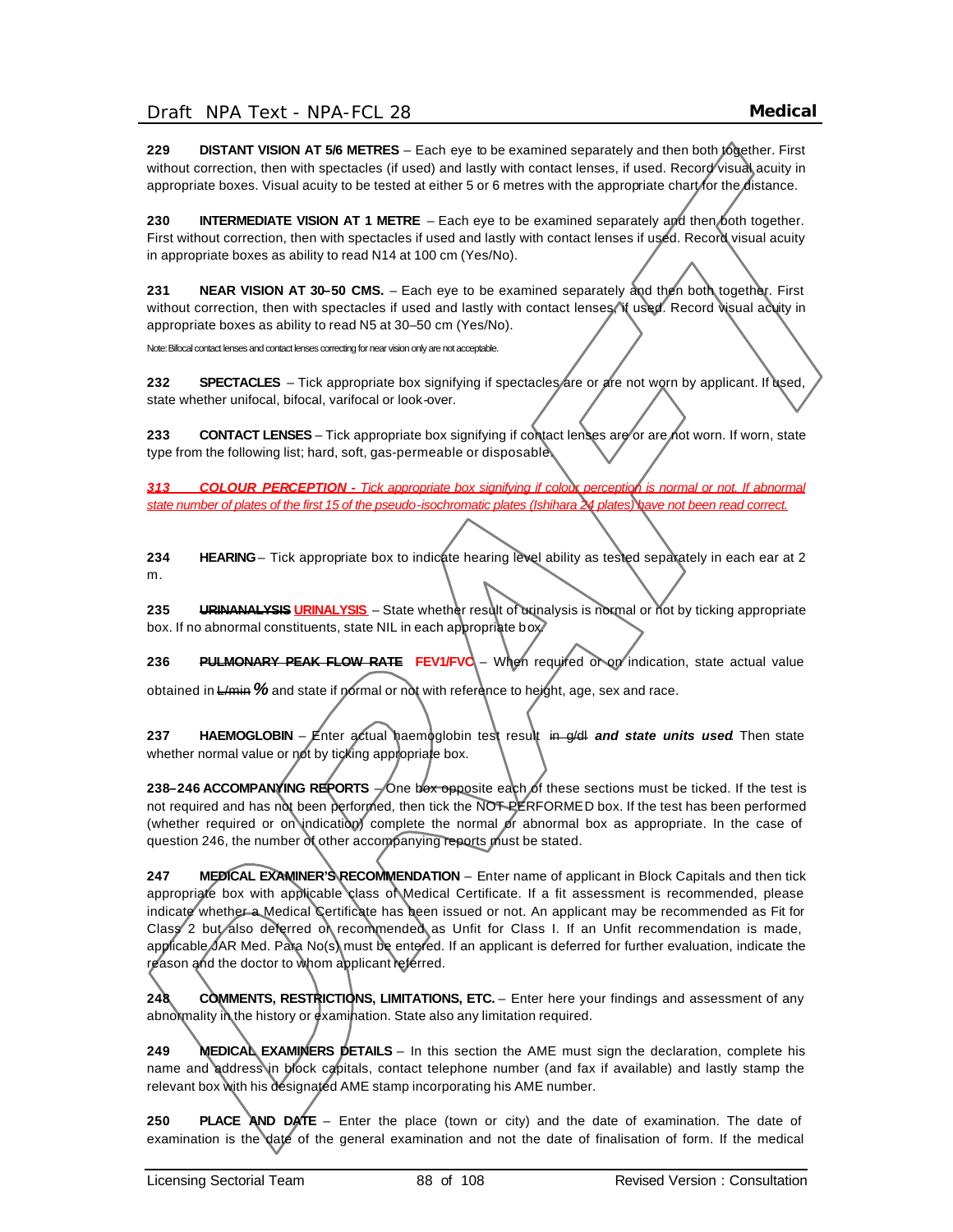**229 DISTANT VISION AT 5/6 METRES** – Each eye to be examined separately and then both together. First without correction, then with spectacles (if used) and lastly with contact lenses, if used. Record visual acuity in appropriate boxes. Visual acuity to be tested at either 5 or 6 metres with the appropriate chart for the distance.

**230 INTERMEDIATE VISION AT 1 METRE** – Each eye to be examined separately and then both together. First without correction, then with spectacles if used and lastly with contact lenses if used. Record visual acuity in appropriate boxes as ability to read N14 at 100 cm (Yes/No).

**231 NEAR VISION AT 30–50 CMS.** – Each eye to be examined separately and then both together. First without correction, then with spectacles if used and lastly with contact lenses, if used. Record visual acuity in appropriate boxes as ability to read N5 at 30–50 cm (Yes/No).

Note: Bifocal contact lenses and contact lenses correcting for near vision only are not acceptable.

**232 SPECTACLES** – Tick appropriate box signifying if spectacles are or are not worn by applicant. If used, state whether unifocal, bifocal, varifocal or look-over.

**233 CONTACT LENSES** – Tick appropriate box signifying if contact lenses are or are not worn. If worn, state type from the following list; hard, soft, gas-permeable or disposable.

***313 COLOUR PERCEPTION** - Tick appropriate box signifying if colour perception is normal or not. If abnormal state number of plates of the first 15 of the pseudo-isochromatic plates (Ishihara 24 plates) have not been read correct.*

**234 HEARING** – Tick appropriate box to indicate hearing level ability as tested separately in each ear at 2 m.

**235 ~~URINANALYSIS~~ URINALYSIS** – State whether result of urinalysis is normal or not by ticking appropriate box. If no abnormal constituents, state NIL in each appropriate box.

**236 ~~PULMONARY PEAK FLOW RATE~~ FEV1/FVC** – When required or on indication, state actual value obtained in ~~L/min~~ **%** and state if normal or not with reference to height, age, sex and race.

**237 HAEMOGLOBIN** – Enter actual haemoglobin test result ~~in g/dl~~ ***and state units used***. Then state whether normal value or not by ticking appropriate box.

**238–246 ACCOMPANYING REPORTS** – One box opposite each of these sections must be ticked. If the test is not required and has not been performed, then tick the NOT PERFORMED box. If the test has been performed (whether required or on indication) complete the normal or abnormal box as appropriate. In the case of question 246, the number of other accompanying reports must be stated.

**247 MEDICAL EXAMINER'S RECOMMENDATION** – Enter name of applicant in Block Capitals and then tick appropriate box with applicable class of Medical Certificate. If a fit assessment is recommended, please indicate whether a Medical Certificate has been issued or not. An applicant may be recommended as Fit for Class 2 but also deferred or recommended as Unfit for Class I. If an Unfit recommendation is made, applicable JAR Med. Para No(s) must be entered. If an applicant is deferred for further evaluation, indicate the reason and the doctor to whom applicant referred.

**248 COMMENTS, RESTRICTIONS, LIMITATIONS, ETC.** – Enter here your findings and assessment of any abnormality in the history or examination. State also any limitation required.

**249 MEDICAL EXAMINERS DETAILS** – In this section the AME must sign the declaration, complete his name and address in block capitals, contact telephone number (and fax if available) and lastly stamp the relevant box with his designated AME stamp incorporating his AME number.

**250 PLACE AND DATE** – Enter the place (town or city) and the date of examination. The date of examination is the date of the general examination and not the date of finalisation of form. If the medical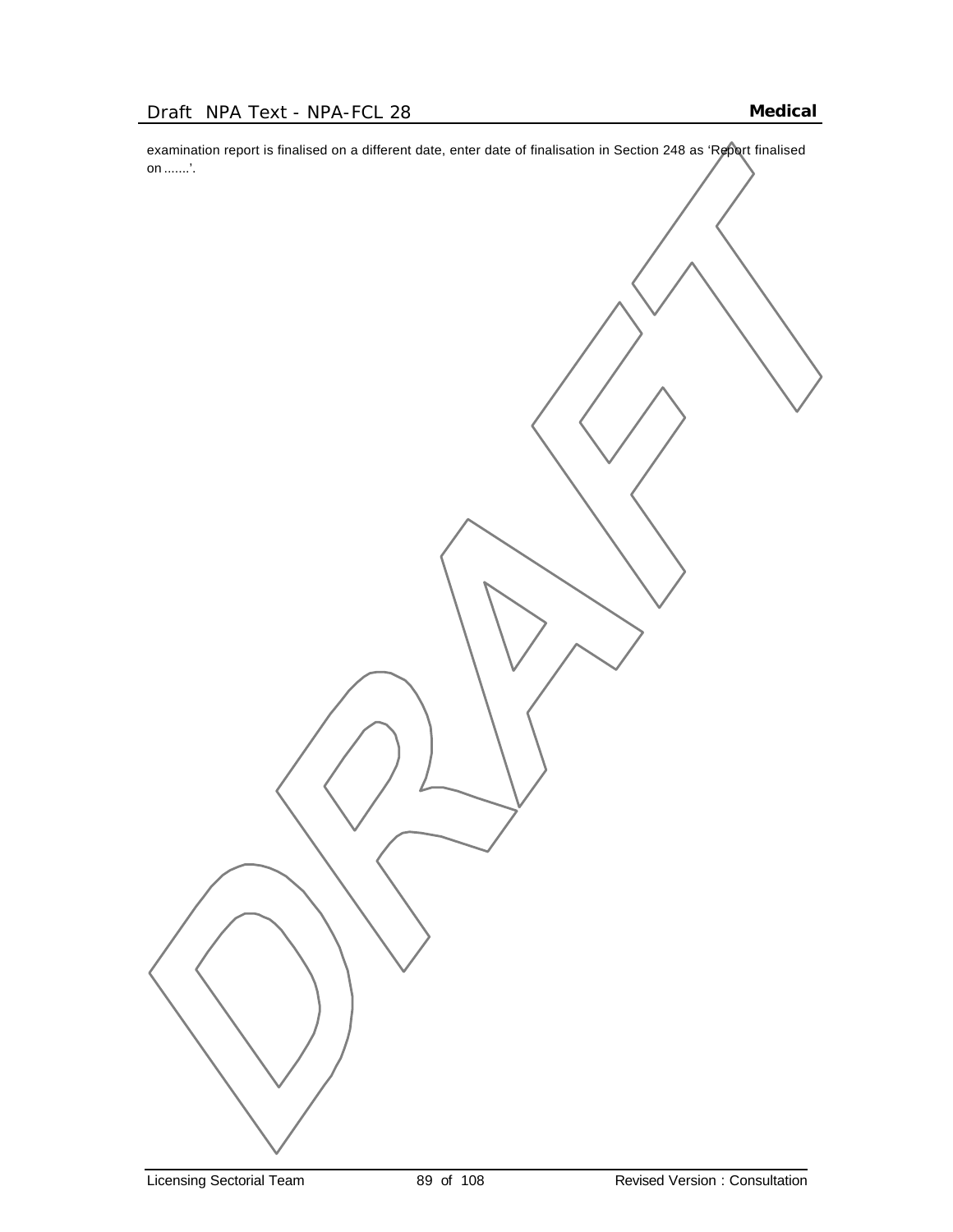examination report is finalised on a different date, enter date of finalisation in Section 248 as ‘Report finalised on .......’.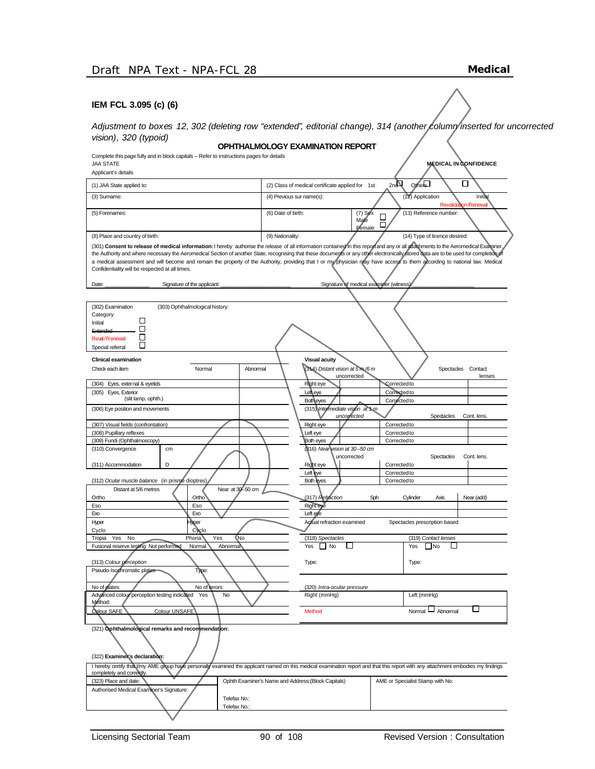## IEM FCL 3.095 (c) (6)

*Adjustment to boxes 12, 302 (deleting row "extended", editorial change), 314 (another column inserted for uncorrected vision), 320 (typoid)*

### OPHTHALMOLOGY EXAMINATION REPORT

Complete this page fully and in block capitals – Refer to instructions pages for details

JAA STATE

**MEDICAL IN CONFIDENCE**

Applicant's details

| | | | |
|---|---|---|---|
| (1) JAA State applied to: | (2) Class of medical certificate applied for 1st ☐ 2nd ☐ Others ☐ | | |
| (3) Surname: | (4) Previous sur name(s): | | (12) Application Initial ☐ Revalidation/Renewal ☐ |
| (5) Forenames: | (6) Date of birth: | (7) Sex Male ☐ Female ☐ | (13) Reference number: |
| (8) Place and country of birth: | (9) Nationality: | | (14) Type of licence desired: |

(301) **Consent to release of medical information:** I hereby authorise the release of all information contained in this report and any or all attachments to the Aeromedical Examiner, the Authority and where necessary the Aeromedical Section of another State, recognising that these documents or any other electronically stored data are to be used for completion of a medical assessment and will become and remain the property of the Authority, providing that I or my physician may have access to them according to national law. Medical Confidentiality will be respected at all times.

Date: _______________ Signature of the applicant: _______________________ Signature of medical examiner (witness): _______________________

(302) Examination Category
- Initial ☐
- ~~Extended~~ ☐
- Reval/Renewal ☐
- Special referral ☐

(303) Ophthalmological history:

**Clinical examination**

| Check each item | Normal | Abnormal |
|---|---|---|
| (304) Eyes, external & eyelids | | |
| (305) Eyes, Exterior (slit lamp, ophth.) | | |
| (306) Eye position and movements | | |
| (307) Visual fields (confrontation) | | |
| (308) Pupillary reflexes | | |
| (309) Fundi (Ophthalmoscopy) | | |
| (310) Convergence cm | | |
| (311) Accommodation D | | |

(312) *Ocular muscle balance* (in prisme dioptres)

| Distant at 5/6 metres | | Near at 30–50 cm | |
|---|---|---|---|
| Ortho | | Ortho | |
| Eso | | Eso | |
| Exo | | Exo | |
| Hyper | | Hyper | |
| Cyclo | | Cyclo | |
| Tropia Yes No | | Phoria Yes No | |
| Fusional reserve testing Not performed | | Normal Abnormal | |

(313) *Colour perception*

Pseudo-Isochromatic plates Type:

No of plates: No of errors:

Advanced colour perception testing indicated Yes No

Method:

Colour SAFE Colour UNSAFE

**Visual acuity**

(314) *Distant vision at 5 m/6 m*

| | uncorrected | | Spectacles | Contact lenses |
|---|---|---|---|---|
| Right eye | | Corrected to | | |
| Left eye | | Corrected to | | |
| Both eyes | | Corrected to | | |

(315) *Intermediate vision at 1 m*

| | uncorrected | | Spectacles | Cont. lens. |
|---|---|---|---|---|
| Right eye | | Corrected to | | |
| Left eye | | Corrected to | | |
| Both eyes | | Corrected to | | |

(316) *Near vision at 30–50 cm*

| | uncorrected | | Spectacles | Cont. lens. |
|---|---|---|---|---|
| Right eye | | Corrected to | | |
| Left eye | | Corrected to | | |
| Both eyes | | Corrected to | | |

| (317) *Refraction* | Sph | Cylinder | Axis | Near (add) |
|---|---|---|---|---|
| Right eye | | | | |
| Left eye | | | | |

Actual refraction examined Spectacles prescription based

| (318) *Spectacles* | (319) *Contact lenses* |
|---|---|
| Yes ☐ No ☐ | Yes ☐ No ☐ |
| Type: | Type: |

(320) *Intra-ocular pressure*

| Right (mmHg) | Left (mmHg) |
|---|---|
| Method | Normal ☐ Abnormal ☐ |

(321) **Ophthalmological remarks and recommendation:**

(322) **Examiner's declaration:**

I hereby certify that I/my AME group have personally examined the applicant named on this medical examination report and that this report with any attachment embodies my findings completely and correctly.

| | | |
|---|---|---|
| (323) Place and date: | Ophth Examiner's Name and Address:(Block Capitals) | AME or Specialist Stamp with No: |
| Authorised Medical Examiner's Signature: | Telefax No.: Telefax No.: | |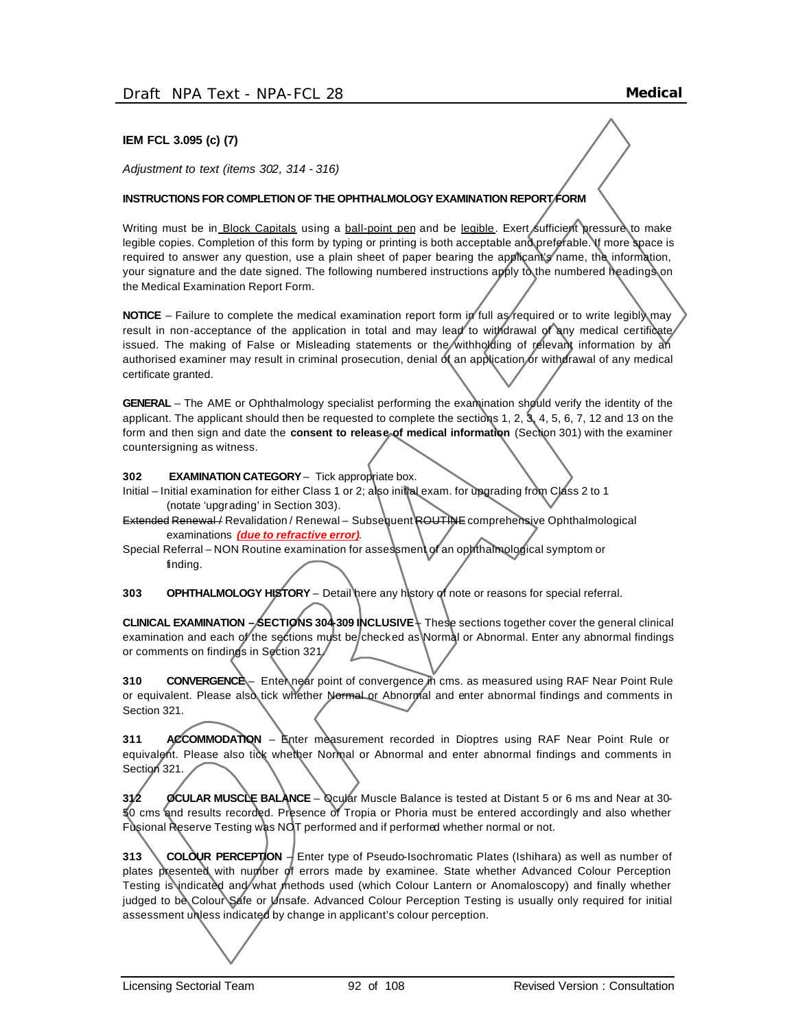**IEM FCL 3.095 (c) (7)**

*Adjustment to text (items 302, 314 - 316)*

**INSTRUCTIONS FOR COMPLETION OF THE OPHTHALMOLOGY EXAMINATION REPORT FORM**

Writing must be in Block Capitals using a ball-point pen and be legible. Exert sufficient pressure to make legible copies. Completion of this form by typing or printing is both acceptable and preferable. If more space is required to answer any question, use a plain sheet of paper bearing the applicant's name, the information, your signature and the date signed. The following numbered instructions apply to the numbered headings on the Medical Examination Report Form.

**NOTICE** – Failure to complete the medical examination report form in full as required or to write legibly may result in non-acceptance of the application in total and may lead to withdrawal of any medical certificate issued. The making of False or Misleading statements or the withholding of relevant information by an authorised examiner may result in criminal prosecution, denial of an application or withdrawal of any medical certificate granted.

**GENERAL** – The AME or Ophthalmology specialist performing the examination should verify the identity of the applicant. The applicant should then be requested to complete the sections 1, 2, 3, 4, 5, 6, 7, 12 and 13 on the form and then sign and date the **consent to release of medical information** (Section 301) with the examiner countersigning as witness.

**302 EXAMINATION CATEGORY** – Tick appropriate box.

Initial – Initial examination for either Class 1 or 2; also initial exam. for upgrading from Class 2 to 1 (notate 'upgrading' in Section 303).

~~Extended Renewal /~~ Revalidation / Renewal – Subsequent ~~ROUTINE~~ comprehensive Ophthalmological examinations ***(due to refractive error)***.

Special Referral – NON Routine examination for assessment of an ophthalmological symptom or finding.

**303 OPHTHALMOLOGY HISTORY** – Detail here any history of note or reasons for special referral.

**CLINICAL EXAMINATION – SECTIONS 304-309 INCLUSIVE** – These sections together cover the general clinical examination and each of the sections must be checked as Normal or Abnormal. Enter any abnormal findings or comments on findings in Section 321.

**310 CONVERGENCE** – Enter near point of convergence in cms. as measured using RAF Near Point Rule or equivalent. Please also tick whether Normal or Abnormal and enter abnormal findings and comments in Section 321.

**311 ACCOMMODATION** – Enter measurement recorded in Dioptres using RAF Near Point Rule or equivalent. Please also tick whether Normal or Abnormal and enter abnormal findings and comments in Section 321.

**312 OCULAR MUSCLE BALANCE** – Ocular Muscle Balance is tested at Distant 5 or 6 ms and Near at 30-50 cms and results recorded. Presence of Tropia or Phoria must be entered accordingly and also whether Fusional Reserve Testing was NOT performed and if performed whether normal or not.

**313 COLOUR PERCEPTION** – Enter type of Pseudo-Isochromatic Plates (Ishihara) as well as number of plates presented with number of errors made by examinee. State whether Advanced Colour Perception Testing is indicated and what methods used (which Colour Lantern or Anomaloscopy) and finally whether judged to be Colour Safe or Unsafe. Advanced Colour Perception Testing is usually only required for initial assessment unless indicated by change in applicant's colour perception.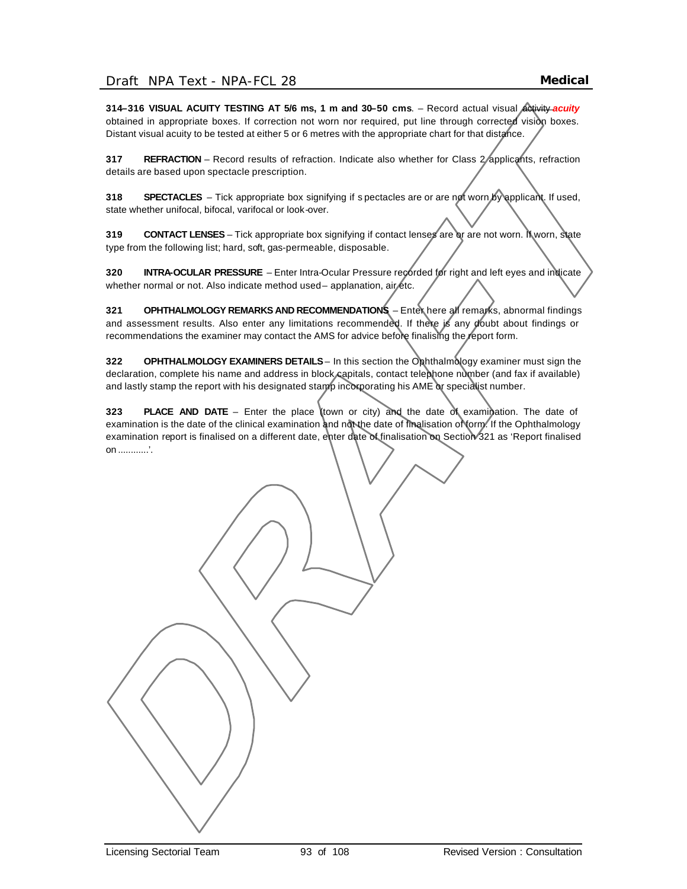**314–316 VISUAL ACUITY TESTING AT 5/6 ms, 1 m and 30–50 cms**. – Record actual visual ~~activity~~ ***acuity*** obtained in appropriate boxes. If correction not worn nor required, put line through corrected vision boxes. Distant visual acuity to be tested at either 5 or 6 metres with the appropriate chart for that distance.

**317 REFRACTION** – Record results of refraction. Indicate also whether for Class 2 applicants, refraction details are based upon spectacle prescription.

**318 SPECTACLES** – Tick appropriate box signifying if spectacles are or are not worn by applicant. If used, state whether unifocal, bifocal, varifocal or look-over.

**319 CONTACT LENSES** – Tick appropriate box signifying if contact lenses are or are not worn. If worn, state type from the following list; hard, soft, gas-permeable, disposable.

**320 INTRA-OCULAR PRESSURE** – Enter Intra-Ocular Pressure recorded for right and left eyes and indicate whether normal or not. Also indicate method used – applanation, air etc.

**321 OPHTHALMOLOGY REMARKS AND RECOMMENDATIONS** – Enter here all remarks, abnormal findings and assessment results. Also enter any limitations recommended. If there is any doubt about findings or recommendations the examiner may contact the AMS for advice before finalising the report form.

**322 OPHTHALMOLOGY EXAMINERS DETAILS** – In this section the Ophthalmology examiner must sign the declaration, complete his name and address in block capitals, contact telephone number (and fax if available) and lastly stamp the report with his designated stamp incorporating his AME or specialist number.

**323 PLACE AND DATE** – Enter the place (town or city) and the date of examination. The date of examination is the date of the clinical examination and not the date of finalisation of form. If the Ophthalmology examination report is finalised on a different date, enter date of finalisation on Section 321 as 'Report finalised on ...........'.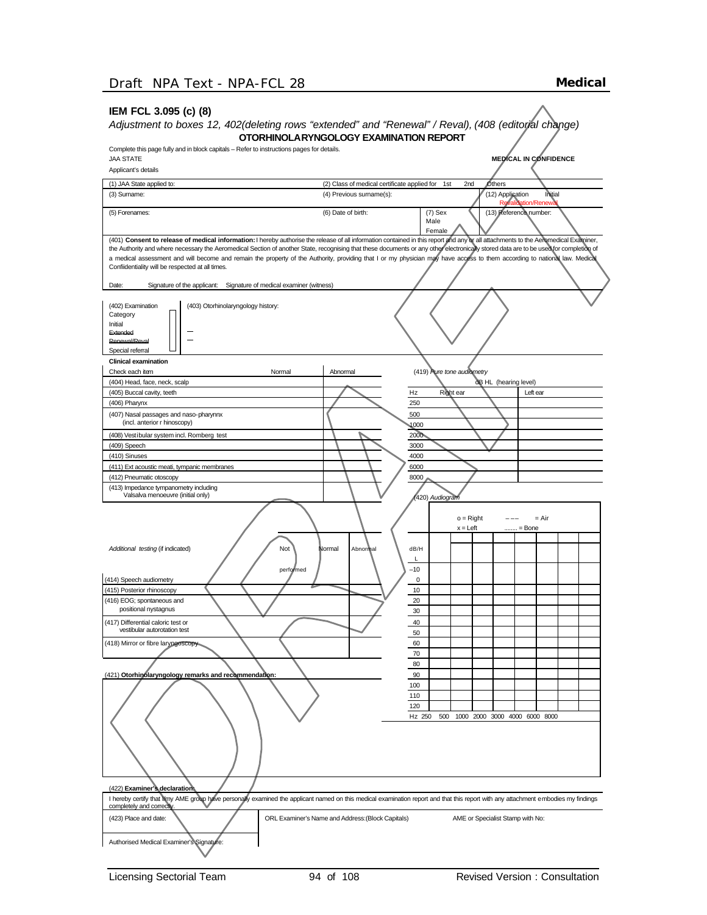## IEM FCL 3.095 (c) (8)

*Adjustment to boxes 12, 402(deleting rows "extended" and "Renewal" / Reval), (408 (editorial change)*

### OTORHINOLARYNGOLOGY EXAMINATION REPORT

Complete this page fully and in block capitals – Refer to instructions pages for details.

JAA STATE **MEDICAL IN CONFIDENCE**

Applicant's details

| (1) JAA State applied to: | (2) Class of medical certificate applied for 1st 2nd Others | |
|---|---|---|
| (3) Surname: | (4) Previous surname(s): | (12) Application Initial Revalidation/Renewal |
| (5) Forenames: | (6) Date of birth: (7) Sex Male Female | (13) Reference number: |

(401) **Consent to release of medical information:** I hereby authorise the release of all information contained in this report and any or all attachments to the Aeromedical Examiner, the Authority and where necessary the Aeromedical Section of another State, recognising that these documents or any other electronically stored data are to be used for completion of a medical assessment and will become and remain the property of the Authority, providing that I or my physician may have access to them according to national law. Medical Confiidentiality will be respected at all times.

Date: Signature of the applicant: Signature of medical examiner (witness)

(402) Examination Category
- Initial
- ~~Extended~~
- ~~Renewal/Reval~~
- Special referral

(403) Otorhinolaryngology history:

**Clinical examination**

| Check each item | Normal | Abnormal |
|---|---|---|
| (404) Head, face, neck, scalp | | |
| (405) Buccal cavity, teeth | | |
| (406) Pharynx | | |
| (407) Nasal passages and naso-pharynnx (incl. anterior r hinoscopy) | | |
| (408) Vestibular system incl. Romberg test | | |
| (409) Speech | | |
| (410) Sinuses | | |
| (411) Ext acoustic meati, tympanic membranes | | |
| (412) Pneumatic otoscopy | | |
| (413) Impedance tympanometry including Valsalva menoeuvre (initial only) | | |

*(419) Pure tone audiometry*

dB HL (hearing level)

| Hz | Right ear | Left ear |
|---|---|---|
| 250 | | |
| 500 | | |
| 1000 | | |
| 2000 | | |
| 3000 | | |
| 4000 | | |
| 6000 | | |
| 8000 | | |

| *Additional testing (if indicated)* | Not performed | Normal | Abnormal |
|---|---|---|---|
| (414) Speech audiometry | | | |
| (415) Posterior rhinoscopy | | | |
| (416) EOG; spontaneous and positional nystagnus | | | |
| (417) Differential caloric test or vestibular autorotation test | | | |
| (418) Mirror or fibre laryngoscopy | | | |

*(420) Audiogram*

o = Right – – – = Air
x = Left ........ = Bone

| dB/HL | 250 | 500 | 1000 | 2000 | 3000 | 4000 | 6000 | 8000 |
|---|---|---|---|---|---|---|---|---|
| –10 | | | | | | | | |
| 0 | | | | | | | | |
| 10 | | | | | | | | |
| 20 | | | | | | | | |
| 30 | | | | | | | | |
| 40 | | | | | | | | |
| 50 | | | | | | | | |
| 60 | | | | | | | | |
| 70 | | | | | | | | |
| 80 | | | | | | | | |
| 90 | | | | | | | | |
| 100 | | | | | | | | |
| 110 | | | | | | | | |
| 120 | | | | | | | | |

(421) **Otorhinolaryngology remarks and recommendation:**

(422) **Examiner's declaration:**

I hereby certify that I/my AME group have personally examined the applicant named on this medical examination report and that this report with any attachment embodies my findings completely and correctly.

| (423) Place and date: | ORL Examiner's Name and Address:(Block Capitals) | AME or Specialist Stamp with No: |
|---|---|---|
| Authorised Medical Examiner's Signature: | | |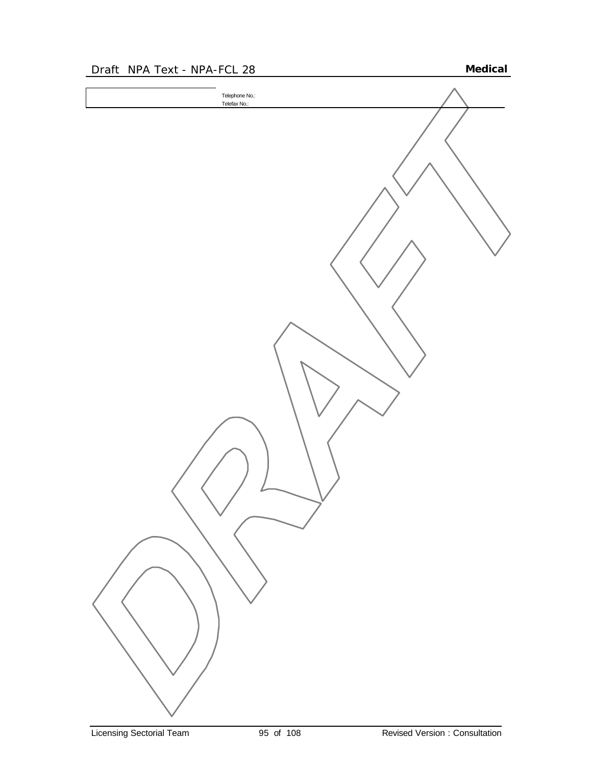| | Telephone No.:<br>Telefax No.: |
|---|---|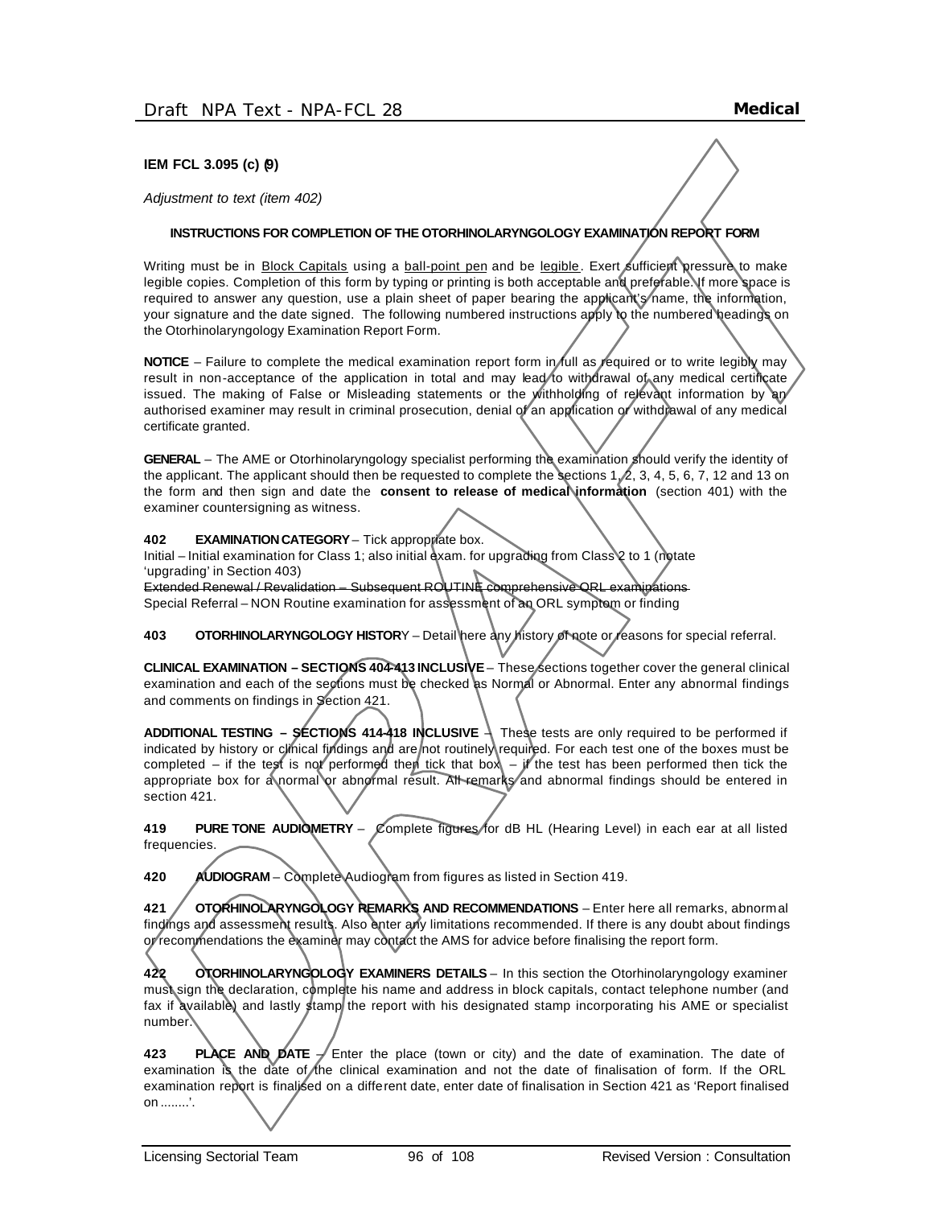**IEM FCL 3.095 (c) (9)**

*Adjustment to text (item 402)*

**INSTRUCTIONS FOR COMPLETION OF THE OTORHINOLARYNGOLOGY EXAMINATION REPORT FORM**

Writing must be in Block Capitals using a ball-point pen and be legible. Exert sufficient pressure to make legible copies. Completion of this form by typing or printing is both acceptable and preferable. If more space is required to answer any question, use a plain sheet of paper bearing the applicant's name, the information, your signature and the date signed. The following numbered instructions apply to the numbered headings on the Otorhinolaryngology Examination Report Form.

**NOTICE** – Failure to complete the medical examination report form in full as required or to write legibly may result in non-acceptance of the application in total and may lead to withdrawal of any medical certificate issued. The making of False or Misleading statements or the withholding of relevant information by an authorised examiner may result in criminal prosecution, denial of an application or withdrawal of any medical certificate granted.

**GENERAL** – The AME or Otorhinolaryngology specialist performing the examination should verify the identity of the applicant. The applicant should then be requested to complete the sections 1, 2, 3, 4, 5, 6, 7, 12 and 13 on the form and then sign and date the **consent to release of medical information** (section 401) with the examiner countersigning as witness.

**402 EXAMINATION CATEGORY** – Tick appropriate box.
Initial – Initial examination for Class 1; also initial exam. for upgrading from Class 2 to 1 (notate 'upgrading' in Section 403)
~~Extended Renewal / Revalidation – Subsequent ROUTINE comprehensive ORL examinations~~
Special Referral – NON Routine examination for assessment of an ORL symptom or finding

**403 OTORHINOLARYNGOLOGY HISTORY** – Detail here any history of note or reasons for special referral.

**CLINICAL EXAMINATION – SECTIONS 404-413 INCLUSIVE** – These sections together cover the general clinical examination and each of the sections must be checked as Normal or Abnormal. Enter any abnormal findings and comments on findings in Section 421.

**ADDITIONAL TESTING – SECTIONS 414-418 INCLUSIVE** – These tests are only required to be performed if indicated by history or clinical findings and are not routinely required. For each test one of the boxes must be completed – if the test is not performed then tick that box – if the test has been performed then tick the appropriate box for a normal or abnormal result. All remarks and abnormal findings should be entered in section 421.

**419 PURE TONE AUDIOMETRY** – Complete figures for dB HL (Hearing Level) in each ear at all listed frequencies.

**420 AUDIOGRAM** – Complete Audiogram from figures as listed in Section 419.

**421 OTORHINOLARYNGOLOGY REMARKS AND RECOMMENDATIONS** – Enter here all remarks, abnormal findings and assessment results. Also enter any limitations recommended. If there is any doubt about findings or recommendations the examiner may contact the AMS for advice before finalising the report form.

**422 OTORHINOLARYNGOLOGY EXAMINERS DETAILS** – In this section the Otorhinolaryngology examiner must sign the declaration, complete his name and address in block capitals, contact telephone number (and fax if available) and lastly stamp the report with his designated stamp incorporating his AME or specialist number.

**423 PLACE AND DATE** – Enter the place (town or city) and the date of examination. The date of examination is the date of the clinical examination and not the date of finalisation of form. If the ORL examination report is finalised on a different date, enter date of finalisation in Section 421 as 'Report finalised on ........'.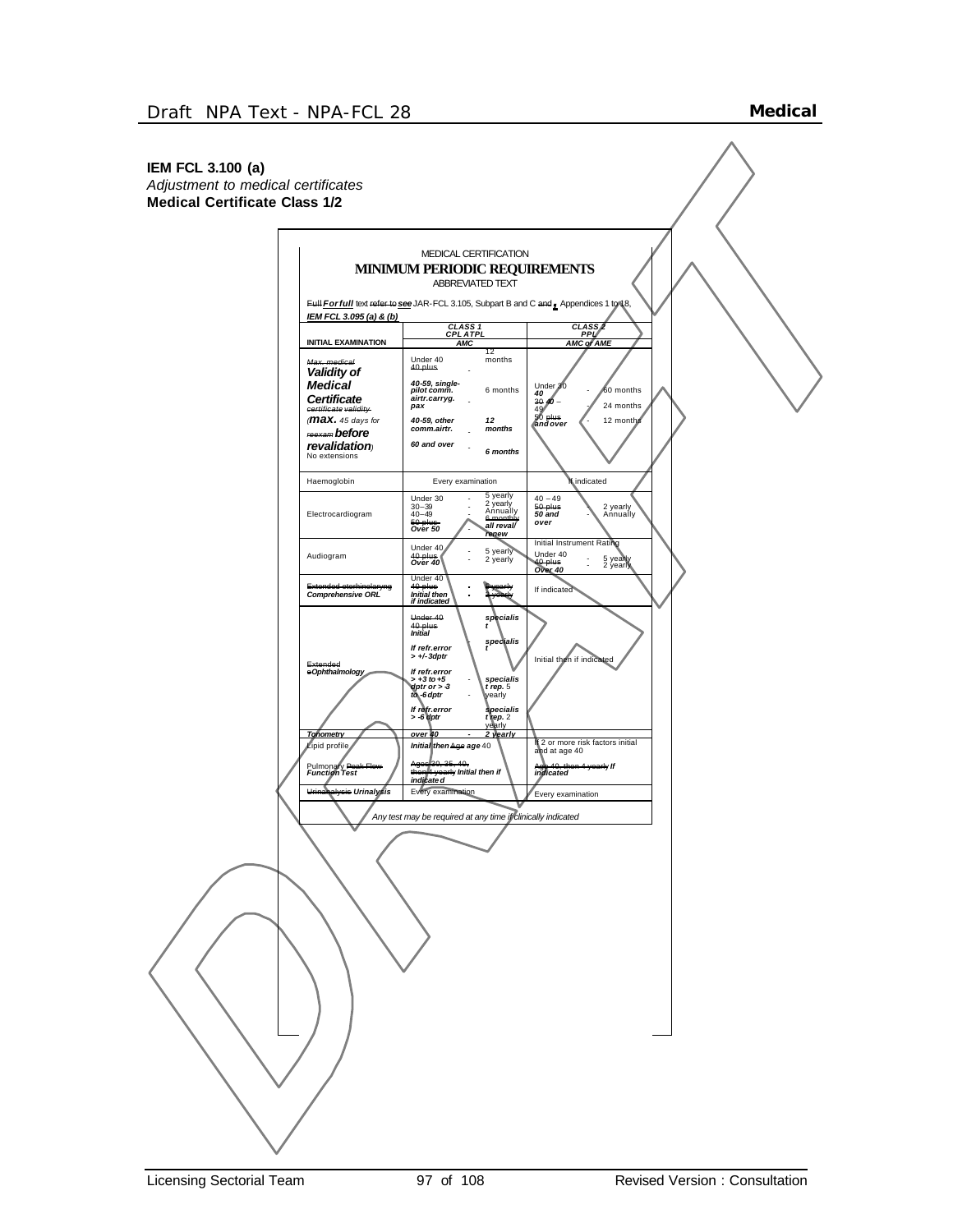**IEM FCL 3.100 (a)**
*Adjustment to medical certificates*
**Medical Certificate Class 1/2**

MEDICAL CERTIFICATION

**MINIMUM PERIODIC REQUIREMENTS**

ABBREVIATED TEXT

~~Full~~ ***For full*** text ~~refer to~~ ***see*** JAR-FCL 3.105, Subpart B and C ~~and~~ **,** Appendices 1 to 18, ***IEM FCL 3.095 (a) & (b)***

| INITIAL EXAMINATION | CLASS 1 CPL ATPL AMC | CLASS 2 PPL AMC or AME |
|---|---|---|
| ~~Max. medical~~ ***Validity of Medical Certificate*** ~~certificate validity~~ (***max.*** *45 days for* ~~reexam~~ ***before revalidation***) No extensions | Under 40 - 12 months<br>~~40 plus~~ -<br>***40-59, single-pilot comm. airtr.carryg. pax*** - 6 months<br>***40-59, other comm.airtr.*** - ***12 months***<br>***60 and over*** - ***6 months*** | Under ~~30~~ ***40*** - 60 months<br>~~30~~ ***40*** – 49 - 24 months<br>~~50 plus~~ ***and over*** - 12 months |
| Haemoglobin | Every examination | If indicated |
| Electrocardiogram | Under 30 - 5 yearly<br>30–39 - 2 yearly<br>40–49 - Annually<br>~~50 plus~~ ***Over 50*** - ~~6 monthly~~ ***all reval/ renew*** | 40 – 49 - 2 yearly<br>~~50 plus~~ ***50 and over*** - Annually |
| Audiogram | Under 40 - 5 yearly<br>~~40 plus~~ ***Over 40*** - 2 yearly | Initial Instrument Rating<br>Under 40 - 5 yearly<br>~~40 plus~~ ***Over 40*** - 2 yearly |
| ~~Extended otorhinolaryng~~ ***Comprehensive ORL*** | Under 40<br>~~40 plus~~ ***Initial then if indicated*** - ~~5 yearly~~ ~~2 yearly~~ | If indicated |
| ~~Extended~~ ~~o~~***Ophthalmology*** | ~~Under 40~~<br>~~40 plus~~ ***Initial*** - ***specialist***<br>***If refr.error > +/-3dptr*** - ***specialist***<br>***If refr.error > +3 to +5 dptr or > -3 to -6 dptr*** - ***specialist rep.*** 5 yearly<br>***If refr.error > -6 dptr*** - ***specialist rep.*** 2 yearly | Initial then if indicated |
| ***Tonometry*** | ***over 40 - 2 yearly*** | |
| Lipid profile | ***Initial then*** ~~Age~~ ***age*** 40 | If 2 or more risk factors initial and at age 40 |
| Pulmonary ~~Peak Flow~~ ***Function Test*** | ~~Ages 30, 35, 40, then 4 yearly~~ ***Initial then if indicated*** | ~~Age 40, then 4 yearly~~ ***If indicated*** |
| ~~Urinanalysis~~ ***Urinalysis*** | Every examination | Every examination |

*Any test may be required at any time if clinically indicated*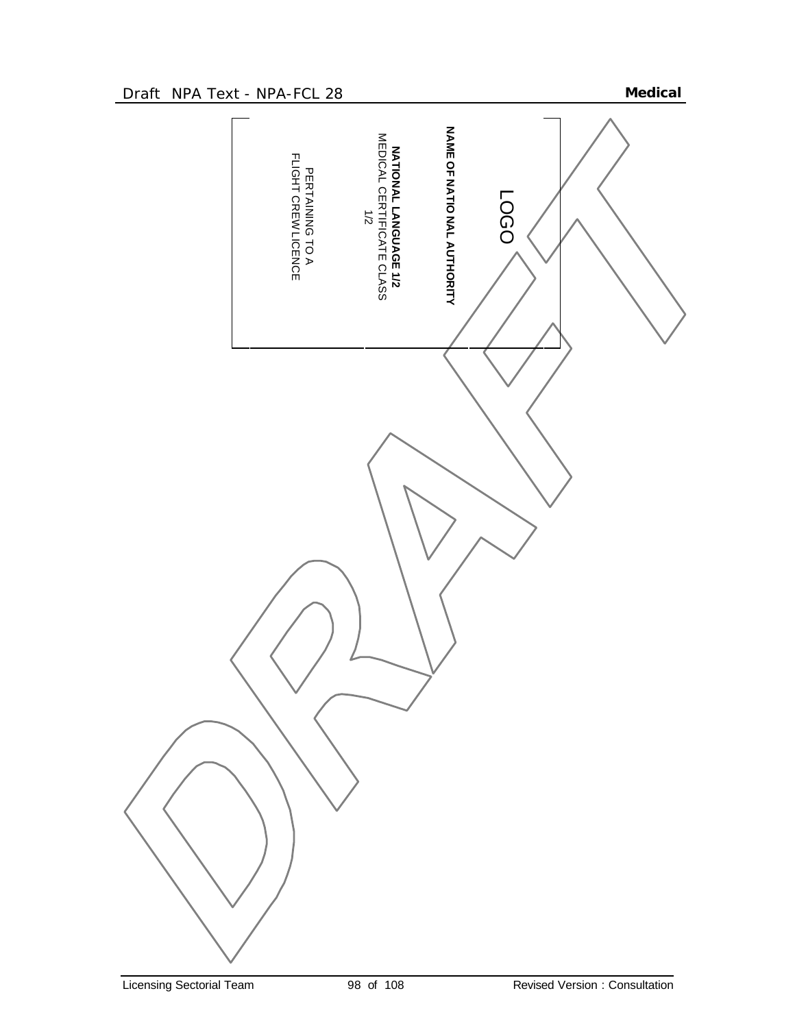LOGO

**NAME OF NATIONAL AUTHORITY**

**NATIONAL LANGUAGE 1/2**
MEDICAL CERTIFICATE CLASS
1/2

PERTAINING TO A
FLIGHT CREW LICENCE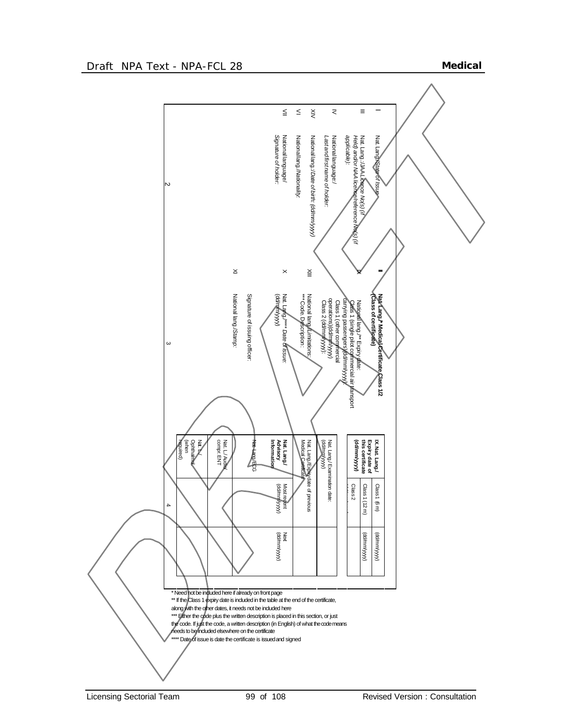**2**

I Nat. Lang./*State of issue*

III Nat. Lang./*JAA Licence No(s) (if Held) and/or NAA licence/reference No(s) (if applicable)*:

IV National language/ *Last and first name of holder*:

XIV National lang./*Date of birth: (dd/mm/yyyy)*

VI National lang./*Nationality*:

VII National language/ *Signature of holder*:

**3**

**II** **Nat. Lang./\* Medical Certificate Class 1/2 (Class of certificate)**

IX National lang./\*\* Expiry date: Class 1 (single pilot commercial air transport carrying passengers)(dd/mm/yyyy): Class 1 (other commercial operations)(dd/mm/yyyy) Class 2 (dd/mm/yyyy):

XIII National lang./*Limitations*: \*\*\* Code, Description:

X Nat. Lang./\*\*\*\* *Date of issue*: (dd/mm/yyyy)

Signature of issuing officer:

XI National lang./*Stamp*:

**4**

| **IX. Nat. Lang./ Expiry date of this certificate (dd/mm/yyyy)** | Class 1 (6 m) | (dd/mm/yyyy) |
|---|---|---|
| | Class 1 (12 m) | (dd/mm/yyyy) |
| | Class 2 | |

| Nat. Lang./ Examination date: (dd/mm/yyyy) | | |
|---|---|---|
| Nat. Lang./Expiry date of previous Medical Certificate | | |
| **Nat. Lang./ Advisory Information** | Most recent (dd/mm/yyyy) | Next (dd/mm/yyyy) |
| Nat. Lang./ECG | | |
| Nat. L./ Audio/ compr. ENT | | |
| Nat. L./ Ophthalmol. (when required) | | |

\* Need not be included here if already on front page

\*\* If the Class 1 expiry date is included in the table at the end of the certificate, along with the other dates, it needs not be included here

\*\*\* Either the code plus the written description is placed in this section, or just the code. If just the code, a written description (in English) of what the code means needs to be included elsewhere on the certificate

\*\*\*\* Date of issue is date the certificate is issued and signed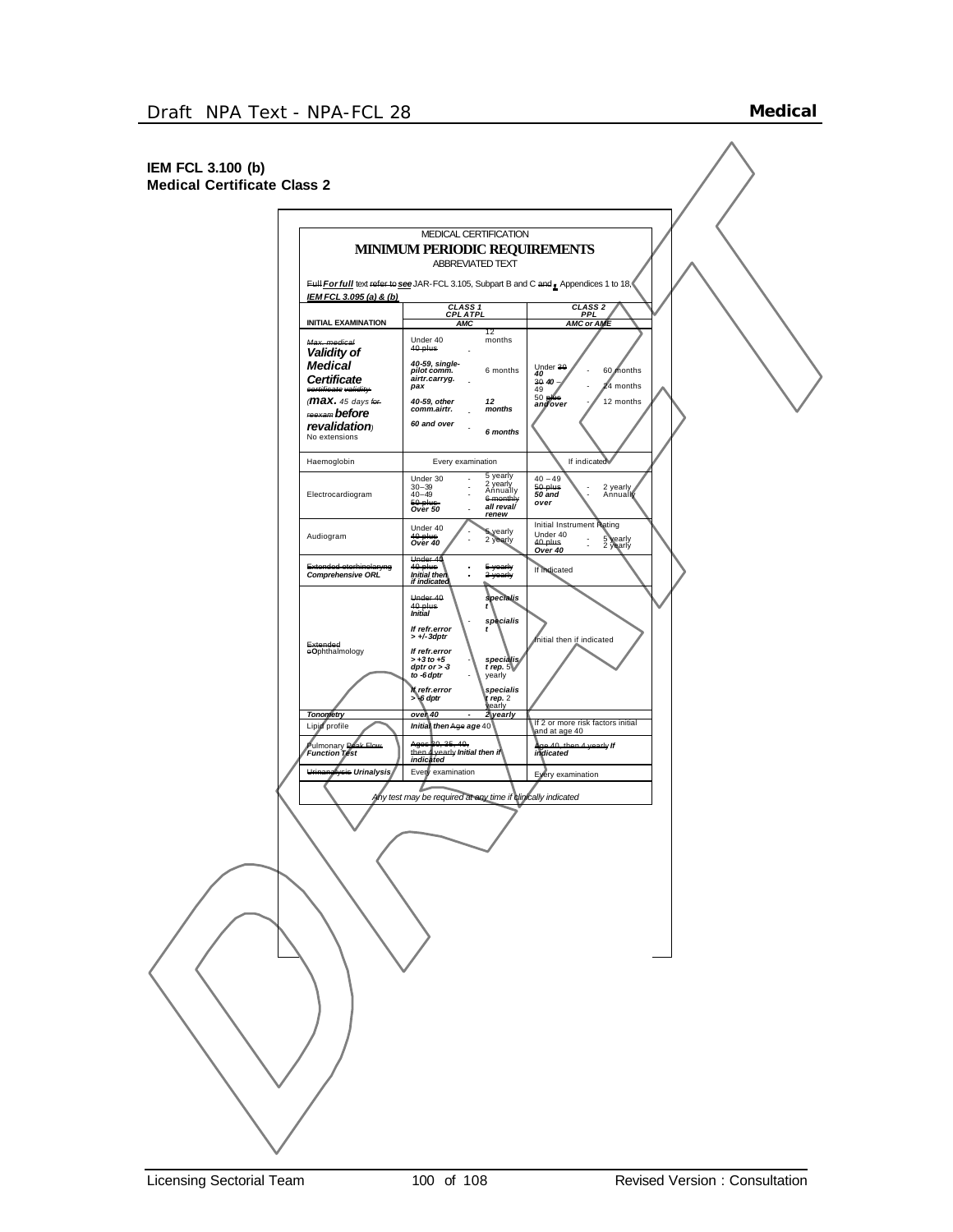**IEM FCL 3.100 (b)**
**Medical Certificate Class 2**

MEDICAL CERTIFICATION

**MINIMUM PERIODIC REQUIREMENTS**

ABBREVIATED TEXT

~~Full~~ ***For full*** text ~~refer to~~ ***see*** JAR-FCL 3.105, Subpart B and C and, Appendices 1 to 18, ***IEM FCL 3.095 (a) & (b)***

| INITIAL EXAMINATION | CLASS 1 CPL ATPL AMC | CLASS 2 PPL AMC or AME |
|---|---|---|
| ~~Max. medical~~ ***Validity of Medical Certificate*** ~~certificate validity~~ (***max.*** 45 days ~~for reexam~~ ***before revalidation***) No extensions | Under 40 - 12 months<br>~~40 plus~~<br>***40-59, single-pilot comm. airtr.carryg. pax*** - 6 months<br>***40-59, other comm.airtr.*** - ***12 months***<br>***60 and over*** - ***6 months*** | Under ~~30~~ ***40*** - 60 months<br>~~30~~ ***40*** – 49 - 24 months<br>50 ~~plus~~ ***and over*** - 12 months |
| Haemoglobin | Every examination | If indicated |
| Electrocardiogram | Under 30 - 5 yearly<br>30 – 39 - 2 yearly<br>40 – 49 - Annually<br>~~50 plus~~ - ~~6 monthly~~<br>***Over 50*** - ***all reval/ renew*** | 40 – 49 - 2 yearly<br>~~50 plus~~ ***50 and over*** - Annually |
| Audiogram | Under 40 - 5 yearly<br>~~40 plus~~ ***Over 40*** - 2 yearly | Initial Instrument Rating<br>Under 40 - 5 yearly<br>~~40 plus~~ ***Over 40*** - 2 yearly |
| ~~Extended otorhinolaryng~~ ***Comprehensive ORL*** | ~~Under 40~~ - ~~5 yearly~~<br>~~40 plus~~ - ~~2 yearly~~<br>***Initial then if indicated*** | If indicated |
| ~~Extended~~ ~~o~~***O***phthalmology | ~~Under 40~~<br>~~40 plus~~<br>***Initial*** - ***specialist***<br>***If refr.error > +/-3dptr*** - ***specialist***<br>***If refr.error > +3 to +5 dptr or > -3 to -6 dptr*** - ***specialist rep.*** 5 yearly<br>***If refr.error > -6 dptr*** - ***specialist rep.*** 2 yearly | Initial then if indicated |
| ***Tonometry*** | ***over 40 - 2 yearly*** | |
| Lipid profile | ***Initial then*** ~~Age~~ ***age*** 40 | If 2 or more risk factors initial and at age 40 |
| Pulmonary ~~Peak Flow~~ ***Function Test*** | ~~Ages 30, 35, 40, then 4 yearly~~ ***Initial then if indicated*** | ~~Age 40, then 4 yearly~~ ***If indicated*** |
| ~~Urinanalysis~~ ***Urinalysis*** | Every examination | Every examination |

*Any test may be required at any time if clinically indicated*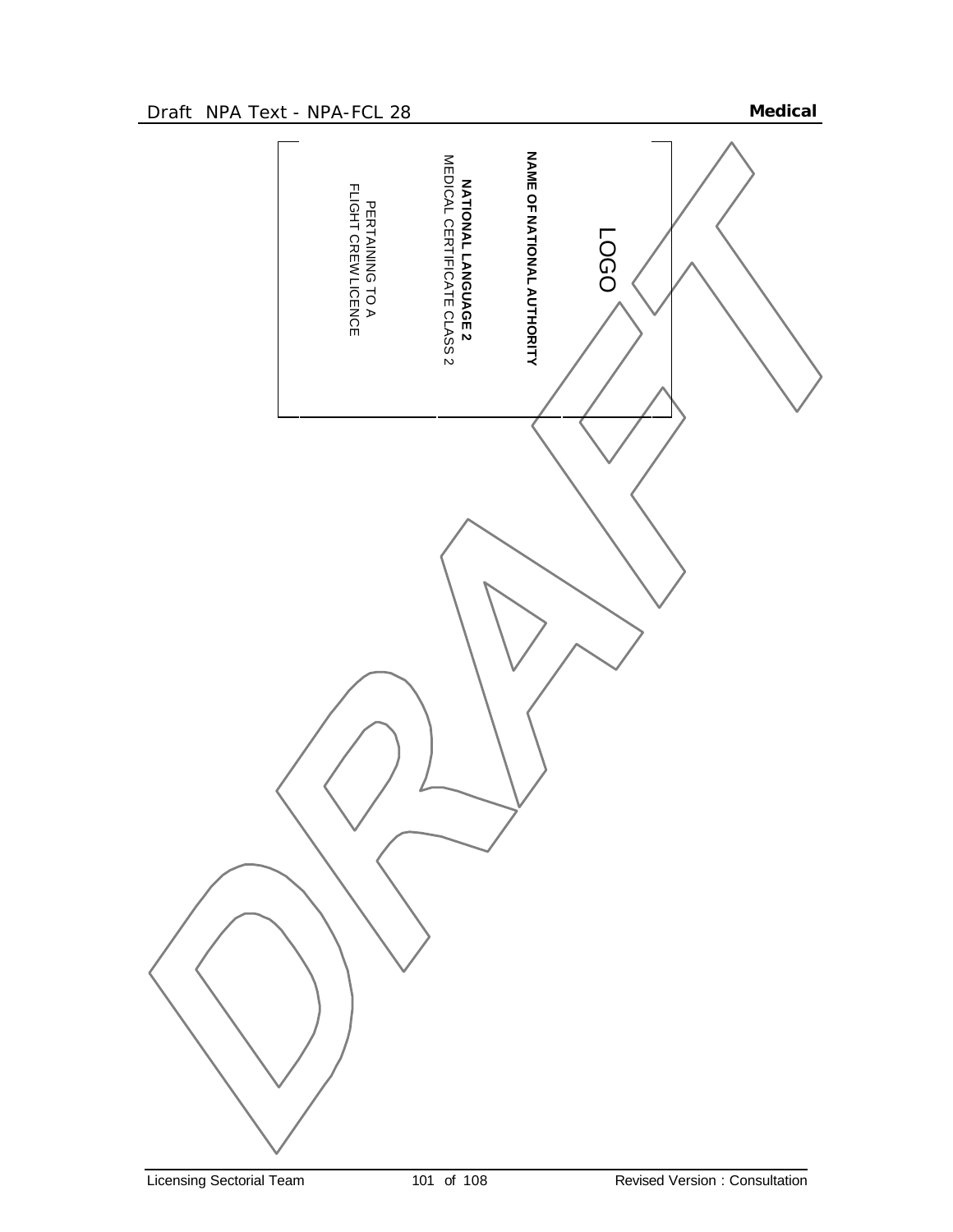LOGO

**NAME OF NATIONAL AUTHORITY**

**NATIONAL LANGUAGE 2**
MEDICAL CERTIFICATE CLASS 2

PERTAINING TO A
FLIGHT CREW LICENCE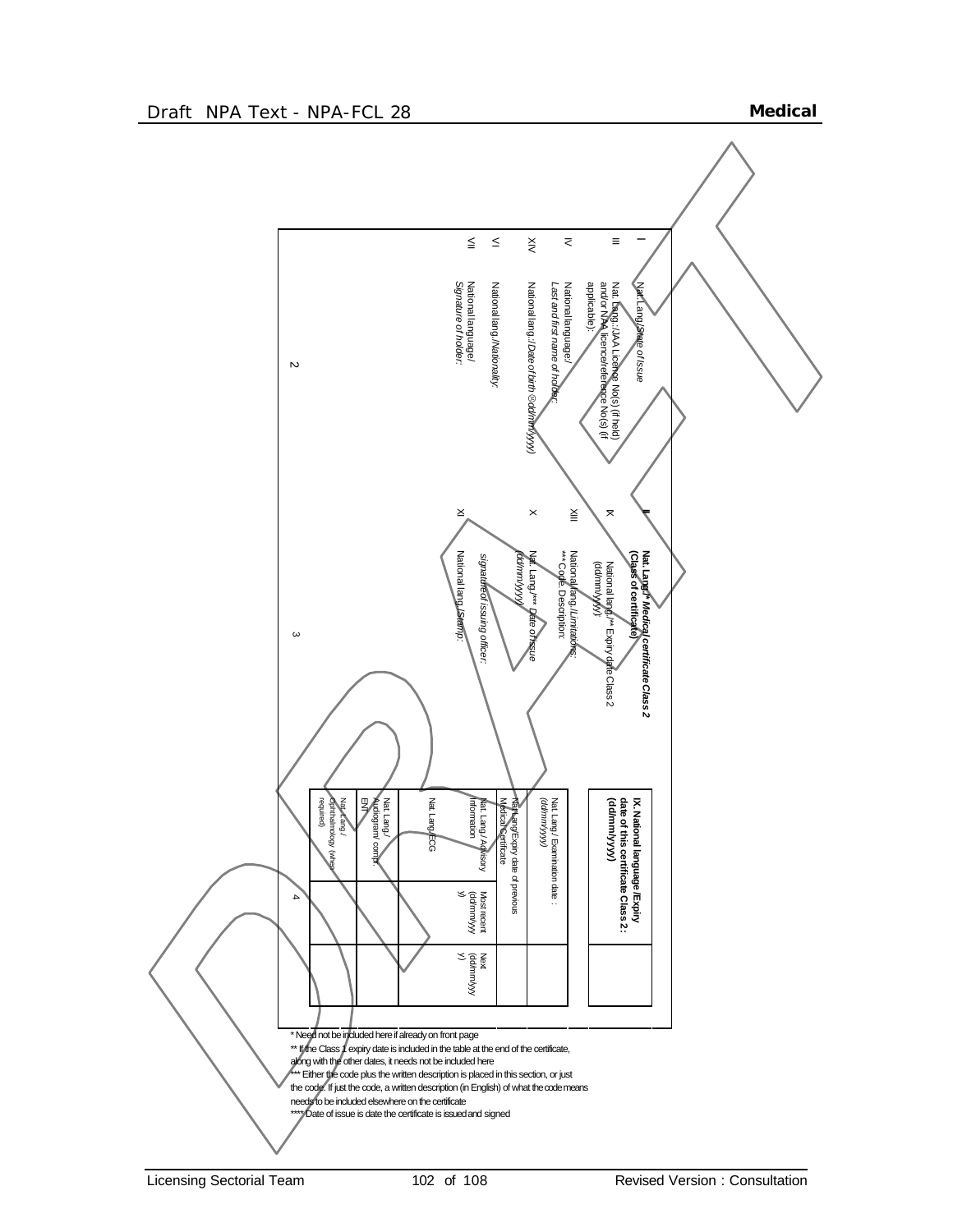**Section 2**

| | |
|---|---|
| I | Nat. Lang/State of Issue |
| III | Nat. Lang.:/JAA Licence No(s) (if held) and/or NAA licence/reference No(s) (if applicable): |
| V | National language/ *Last and first name of holder:* |
| XIV | National lang.:/*Date of birth* ®*dd/mm/yyyy)* |
| VI | National lang./*Nationality:* |
| VII | National language/ *Signature of holder:* |

**Section 3**

| | |
|---|---|
| II | **Nat. Lang/* Medical certificate Class 2 (Class of certificate)** |
| IX | National lang./** Expiry date Class 2 (dd/mm/yyyy): |
| XIII | National lang./*Limitations*: *** Code: Description: |
| X | Nat. Lang./**** *Date of issue (dd/mm/yyyy)* |
| | *signature of issuing officer:* |
| XI | National lang./*Stamp:* |

**Section 4**

| **IX. National language /Expiry date of this certificate Class 2 : (dd/mm/yyyy)** | | |
|---|---|---|
| | | |
| Nat. Lang./ Examination date : *(dd/mm/yyyy)* | | |
| Nat. Lang/Expiry date of previous Medical certificate | | |
| Nat. Lang./ Advisory information | Most recent (dd/mm/yyyy) | Next (dd/mm/yyyy) |
| Nat. Lang./ECG | | |
| Nat. Lang./ Audiogram/ compr. ENT | | |
| Nat. Lang./ Ophthalmology (when required) | | |

\* Need not be included here if already on front page

** If the Class 1 expiry date is included in the table at the end of the certificate, along with the other dates, it needs not be included here

*** Either the code plus the written description is placed in this section, or just the code. If just the code, a written description (in English) of what the code means needs to be included elsewhere on the certificate

**** Date of issue is date the certificate is issued and signed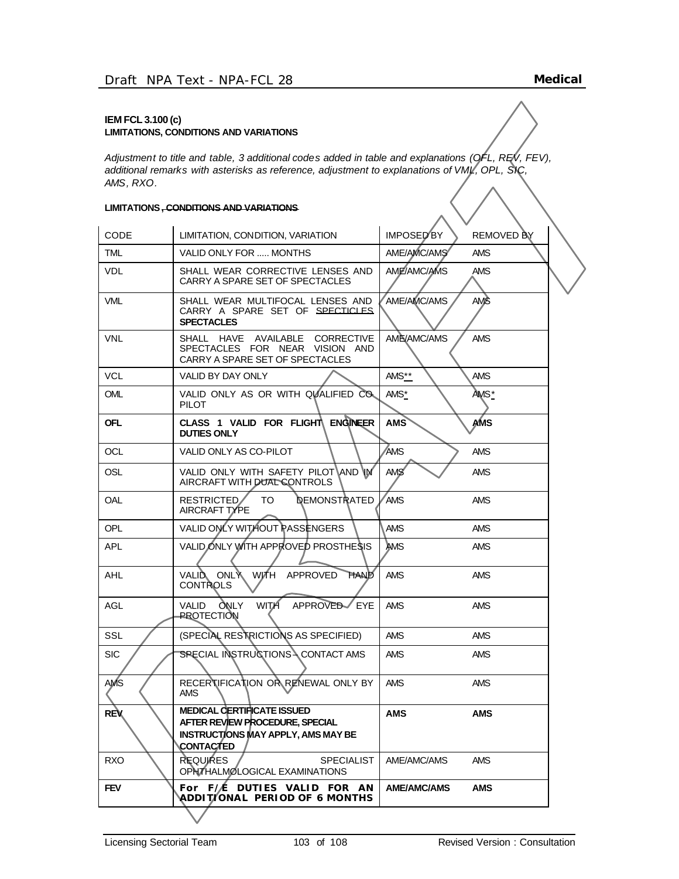**IEM FCL 3.100 (c)**
**LIMITATIONS, CONDITIONS AND VARIATIONS**

*Adjustment to title and table, 3 additional codes added in table and explanations (OFL, REV, FEV), additional remarks with asterisks as reference, adjustment to explanations of VML, OPL, SIC, AMS, RXO.*

**LIMITATIONS ~~, CONDITIONS AND VARIATIONS~~**

| CODE | LIMITATION, CONDITION, VARIATION | IMPOSED BY | REMOVED BY |
|---|---|---|---|
| TML | VALID ONLY FOR ..... MONTHS | AME/AMC/AMS | AMS |
| VDL | SHALL WEAR CORRECTIVE LENSES AND CARRY A SPARE SET OF SPECTACLES | AME/AMC/AMS | AMS |
| VML | SHALL WEAR MULTIFOCAL LENSES AND CARRY A SPARE SET OF ~~SPECTICLES~~ **SPECTACLES** | AME/AMC/AMS | AMS |
| VNL | SHALL HAVE AVAILABLE CORRECTIVE SPECTACLES FOR NEAR VISION AND CARRY A SPARE SET OF SPECTACLES | AME/AMC/AMS | AMS |
| VCL | VALID BY DAY ONLY | AMS** | AMS |
| OML | VALID ONLY AS OR WITH QUALIFIED CO-PILOT | AMS* | AMS* |
| **OFL** | **CLASS 1 VALID FOR FLIGHT ENGINEER DUTIES ONLY** | **AMS** | **AMS** |
| OCL | VALID ONLY AS CO-PILOT | AMS | AMS |
| OSL | VALID ONLY WITH SAFETY PILOT AND IN AIRCRAFT WITH DUAL CONTROLS | AMS | AMS |
| OAL | RESTRICTED TO DEMONSTRATED AIRCRAFT TYPE | AMS | AMS |
| OPL | VALID ONLY WITHOUT PASSENGERS | AMS | AMS |
| APL | VALID ONLY WITH APPROVED PROSTHESIS | AMS | AMS |
| AHL | VALID ONLY WITH APPROVED HAND CONTROLS | AMS | AMS |
| AGL | VALID ONLY WITH APPROVED EYE PROTECTION | AMS | AMS |
| SSL | (SPECIAL RESTRICTIONS AS SPECIFIED) | AMS | AMS |
| SIC | SPECIAL INSTRUCTIONS – CONTACT AMS | AMS | AMS |
| AMS | RECERTIFICATION OR RENEWAL ONLY BY AMS | AMS | AMS |
| **REV** | **MEDICAL CERTIFICATE ISSUED AFTER REVIEW PROCEDURE, SPECIAL INSTRUCTIONS MAY APPLY, AMS MAY BE CONTACTED** | **AMS** | **AMS** |
| RXO | REQUIRES SPECIALIST OPHTHALMOLOGICAL EXAMINATIONS | AME/AMC/AMS | AMS |
| **FEV** | **For F/E DUTIES VALID FOR AN ADDITIONAL PERIOD OF 6 MONTHS** | **AME/AMC/AMS** | **AMS** |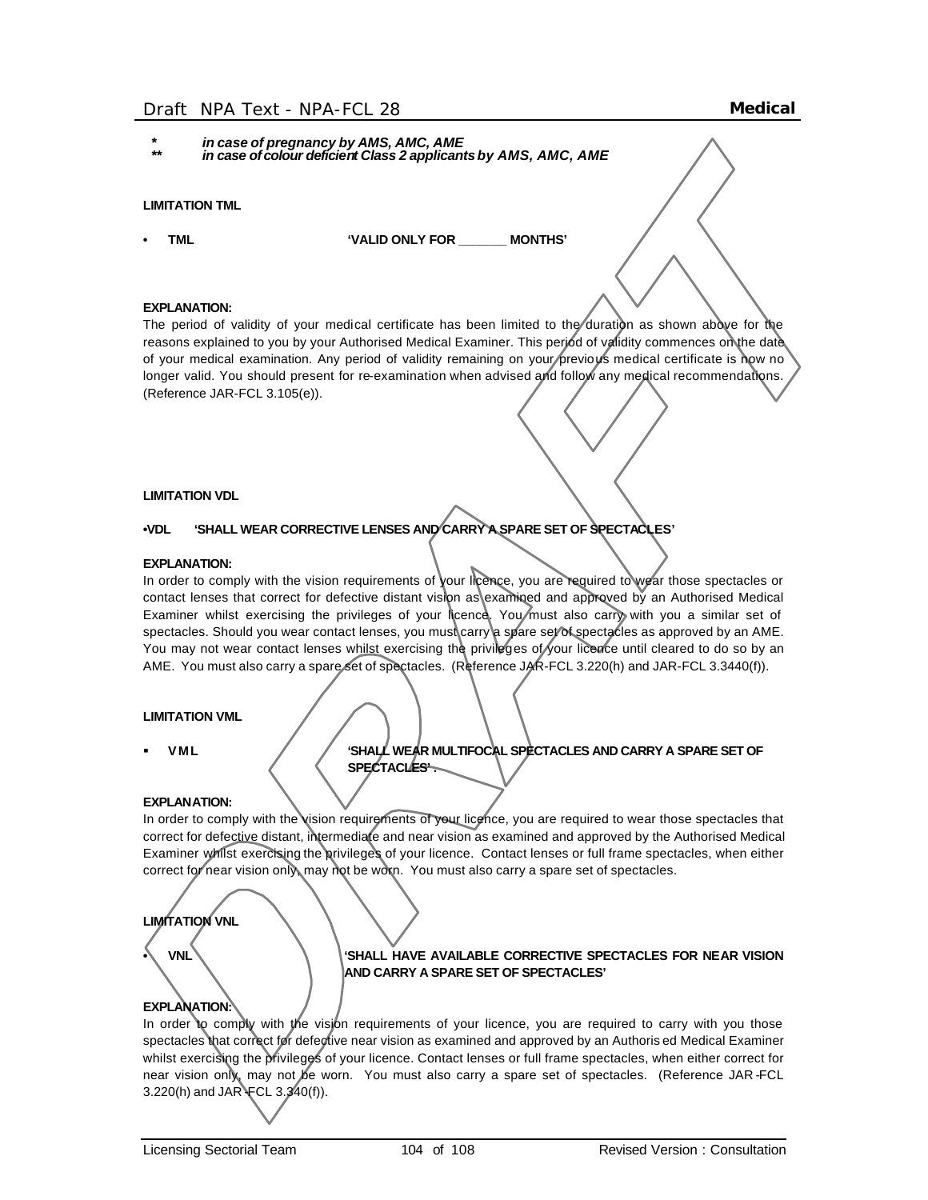*    *in case of pregnancy by AMS, AMC, AME*
**   *in case of colour deficient Class 2 applicants by AMS, AMC, AME*

**LIMITATION TML**

- **TML** **'VALID ONLY FOR _______ MONTHS'**

**EXPLANATION:**

The period of validity of your medical certificate has been limited to the duration as shown above for the reasons explained to you by your Authorised Medical Examiner. This period of validity commences on the date of your medical examination. Any period of validity remaining on your previous medical certificate is now no longer valid. You should present for re-examination when advised and follow any medical recommendations. (Reference JAR-FCL 3.105(e)).

**LIMITATION VDL**

- **VDL** **'SHALL WEAR CORRECTIVE LENSES AND CARRY A SPARE SET OF SPECTACLES'**

**EXPLANATION:**

In order to comply with the vision requirements of your licence, you are required to wear those spectacles or contact lenses that correct for defective distant vision as examined and approved by an Authorised Medical Examiner whilst exercising the privileges of your licence. You must also carry with you a similar set of spectacles. Should you wear contact lenses, you must carry a spare set of spectacles as approved by an AME. You may not wear contact lenses whilst exercising the privileges of your licence until cleared to do so by an AME. You must also carry a spare set of spectacles. (Reference JAR-FCL 3.220(h) and JAR-FCL 3.3440(f)).

**LIMITATION VML**

- **VML** **'SHALL WEAR MULTIFOCAL SPECTACLES AND CARRY A SPARE SET OF SPECTACLES'.**

**EXPLANATION:**

In order to comply with the vision requirements of your licence, you are required to wear those spectacles that correct for defective distant, intermediate and near vision as examined and approved by the Authorised Medical Examiner whilst exercising the privileges of your licence. Contact lenses or full frame spectacles, when either correct for near vision only, may not be worn. You must also carry a spare set of spectacles.

**LIMITATION VNL**

- **VNL** **'SHALL HAVE AVAILABLE CORRECTIVE SPECTACLES FOR NEAR VISION AND CARRY A SPARE SET OF SPECTACLES'**

**EXPLANATION:**

In order to comply with the vision requirements of your licence, you are required to carry with you those spectacles that correct for defective near vision as examined and approved by an Authorised Medical Examiner whilst exercising the privileges of your licence. Contact lenses or full frame spectacles, when either correct for near vision only, may not be worn. You must also carry a spare set of spectacles. (Reference JAR-FCL 3.220(h) and JAR-FCL 3.340(f)).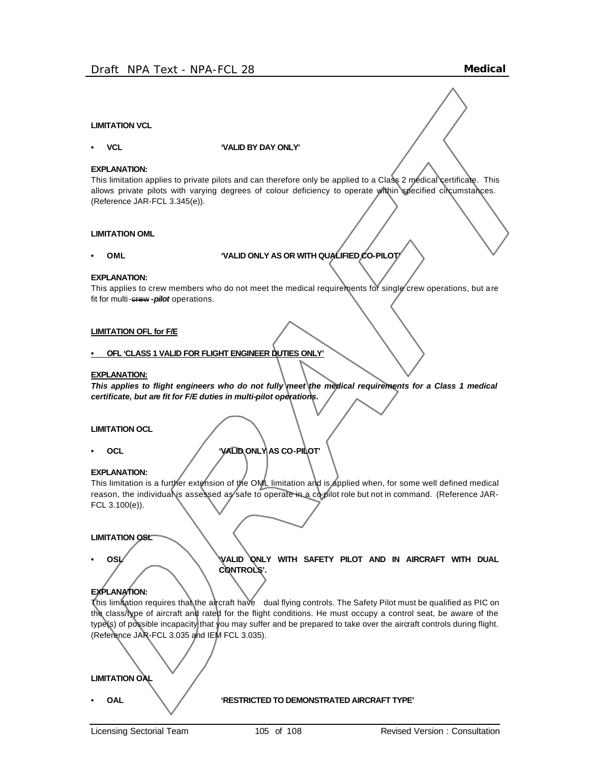**LIMITATION VCL**

- **VCL** **'VALID BY DAY ONLY'**

**EXPLANATION:**
This limitation applies to private pilots and can therefore only be applied to a Class 2 medical certificate. This allows private pilots with varying degrees of colour deficiency to operate within specified circumstances. (Reference JAR-FCL 3.345(e)).

**LIMITATION OML**

- **OML** **'VALID ONLY AS OR WITH QUALIFIED CO-PILOT'**

**EXPLANATION:**
This applies to crew members who do not meet the medical requirements for single crew operations, but are fit for multi-~~crew~~ ***-pilot*** operations.

**<u>LIMITATION OFL for F/E</u>**

- **<u>OFL 'CLASS 1 VALID FOR FLIGHT ENGINEER DUTIES ONLY'</u>**

**<u>EXPLANATION:</u>**
***This applies to flight engineers who do not fully meet the medical requirements for a Class 1 medical certificate, but are fit for F/E duties in multi-pilot operations.***

**LIMITATION OCL**

- **OCL** **'VALID ONLY AS CO-PILOT'**

**EXPLANATION:**
This limitation is a further extension of the OML limitation and is applied when, for some well defined medical reason, the individual is assessed as safe to operate in a co-pilot role but not in command. (Reference JAR-FCL 3.100(e)).

**LIMITATION OSL**

- **OSL** **'VALID ONLY WITH SAFETY PILOT AND IN AIRCRAFT WITH DUAL CONTROLS'.**

**EXPLANATION:**
This limitation requires that the aircraft have dual flying controls. The Safety Pilot must be qualified as PIC on the class/type of aircraft and rated for the flight conditions. He must occupy a control seat, be aware of the type(s) of possible incapacity that you may suffer and be prepared to take over the aircraft controls during flight. (Reference JAR-FCL 3.035 and IEM FCL 3.035).

**LIMITATION OAL**

- **OAL** **'RESTRICTED TO DEMONSTRATED AIRCRAFT TYPE'**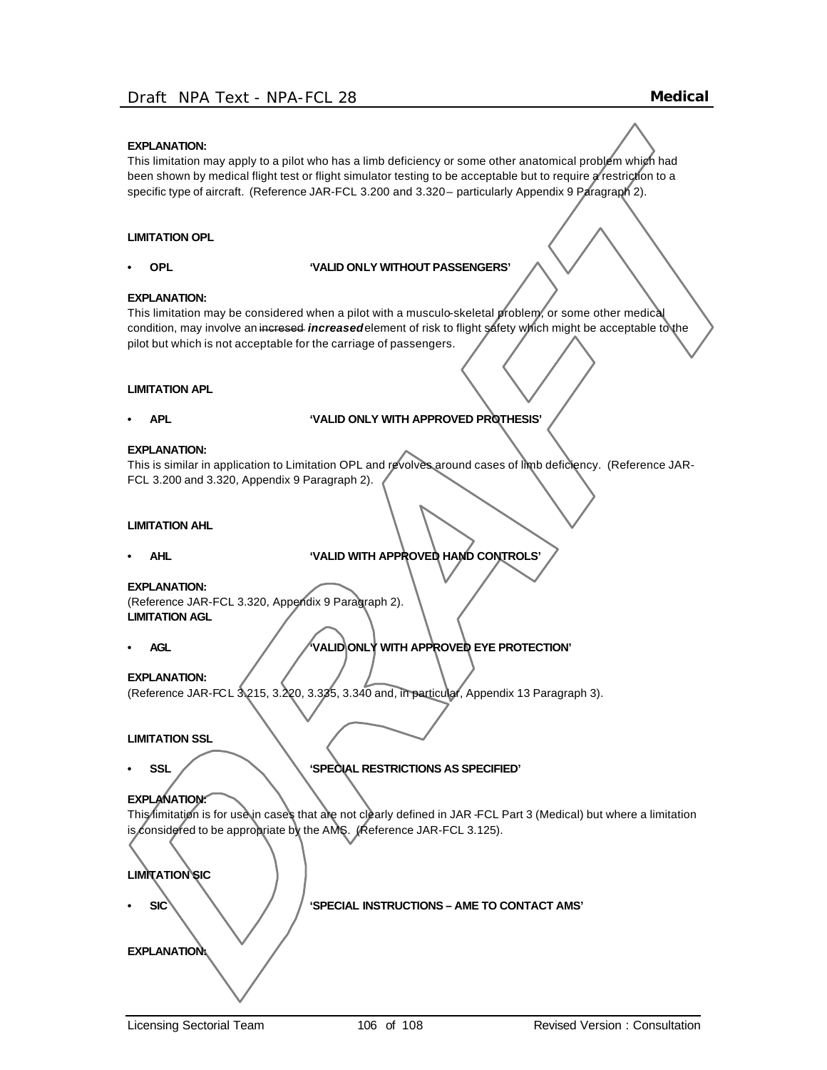**EXPLANATION:**
This limitation may apply to a pilot who has a limb deficiency or some other anatomical problem which had been shown by medical flight test or flight simulator testing to be acceptable but to require a restriction to a specific type of aircraft. (Reference JAR-FCL 3.200 and 3.320 – particularly Appendix 9 Paragraph 2).

**LIMITATION OPL**

- **OPL** **'VALID ONLY WITHOUT PASSENGERS'**

**EXPLANATION:**
This limitation may be considered when a pilot with a musculo-skeletal problem, or some other medical condition, may involve an ~~incresed~~ ***increased*** element of risk to flight safety which might be acceptable to the pilot but which is not acceptable for the carriage of passengers.

**LIMITATION APL**

- **APL** **'VALID ONLY WITH APPROVED PROTHESIS'**

**EXPLANATION:**
This is similar in application to Limitation OPL and revolves around cases of limb deficiency. (Reference JAR-FCL 3.200 and 3.320, Appendix 9 Paragraph 2).

**LIMITATION AHL**

- **AHL** **'VALID WITH APPROVED HAND CONTROLS'**

**EXPLANATION:**
(Reference JAR-FCL 3.320, Appendix 9 Paragraph 2).

**LIMITATION AGL**

- **AGL** **'VALID ONLY WITH APPROVED EYE PROTECTION'**

**EXPLANATION:**
(Reference JAR-FCL 3.215, 3.220, 3.335, 3.340 and, in particular, Appendix 13 Paragraph 3).

**LIMITATION SSL**

- **SSL** **'SPECIAL RESTRICTIONS AS SPECIFIED'**

**EXPLANATION:**
This limitation is for use in cases that are not clearly defined in JAR-FCL Part 3 (Medical) but where a limitation is considered to be appropriate by the AMS. (Reference JAR-FCL 3.125).

**LIMITATION SIC**

- **SIC** **'SPECIAL INSTRUCTIONS – AME TO CONTACT AMS'**

**EXPLANATION:**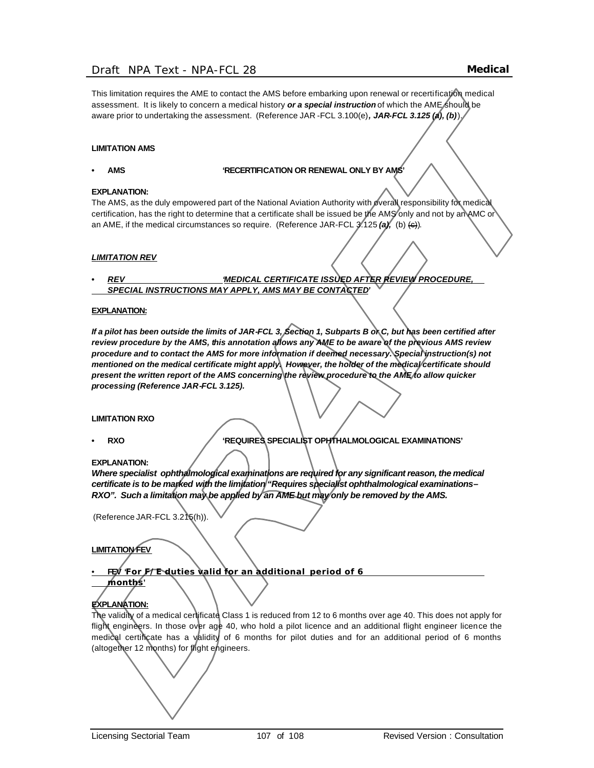This limitation requires the AME to contact the AMS before embarking upon renewal or recertification medical assessment. It is likely to concern a medical history ***or a special instruction*** of which the AME should be aware prior to undertaking the assessment. (Reference JAR -FCL 3.100(e)***, JAR-FCL 3.125 (a), (b)***).

**LIMITATION AMS**

- **AMS** **'RECERTIFICATION OR RENEWAL ONLY BY AMS'**

**EXPLANATION:**

The AMS, as the duly empowered part of the National Aviation Authority with overall responsibility for medical certification, has the right to determine that a certificate shall be issued be the AMS only and not by an AMC or an AME, if the medical circumstances so require. (Reference JAR-FCL 3.125 ***(a),*** (b) ~~(c)~~).

***LIMITATION REV***

- ***REV*** ***'MEDICAL CERTIFICATE ISSUED AFTER REVIEW PROCEDURE, SPECIAL INSTRUCTIONS MAY APPLY, AMS MAY BE CONTACTED'***

**EXPLANATION:**

***If a pilot has been outside the limits of JAR-FCL 3, Section 1, Subparts B or C, but has been certified after review procedure by the AMS, this annotation allows any AME to be aware of the previous AMS review procedure and to contact the AMS for more information if deemed necessary. Special instruction(s) not mentioned on the medical certificate might apply. However, the holder of the medical certificate should present the written report of the AMS concerning the review procedure to the AME to allow quicker processing (Reference JAR-FCL 3.125).***

**LIMITATION RXO**

- **RXO** **'REQUIRES SPECIALIST OPHTHALMOLOGICAL EXAMINATIONS'**

**EXPLANATION:**

***Where specialist ophthalmological examinations are required for any significant reason, the medical certificate is to be marked with the limitation "Requires specialist ophthalmological examinations– RXO". Such a limitation may be applied by an AME but may only be removed by the AMS.***

(Reference JAR-FCL 3.215(h)).

**LIMITATION FEV**

- **FEV 'For F/E duties valid for an additional period of 6 months'**

**EXPLANATION:**

The validity of a medical certificate Class 1 is reduced from 12 to 6 months over age 40. This does not apply for flight engineers. In those over age 40, who hold a pilot licence and an additional flight engineer licence the medical certificate has a validity of 6 months for pilot duties and for an additional period of 6 months (altogether 12 months) for flight engineers.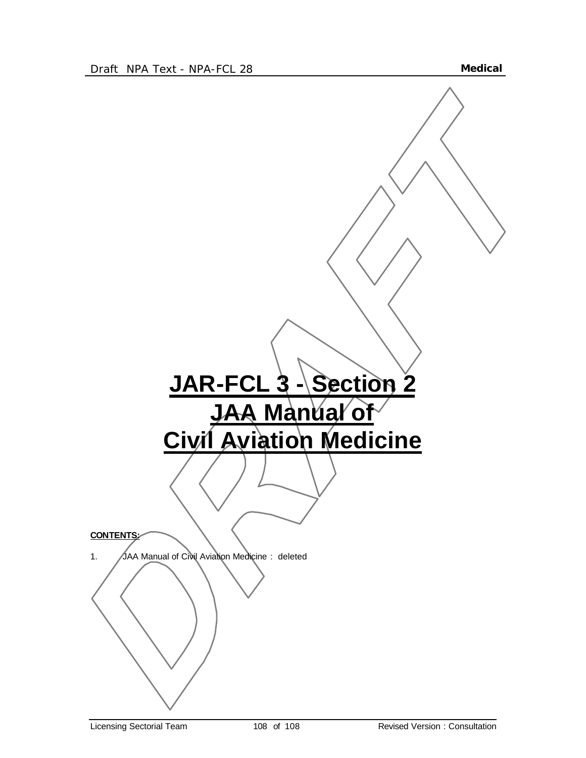# JAR-FCL 3 - Section 2
# JAA Manual of
# Civil Aviation Medicine

**CONTENTS:**

1. JAA Manual of Civil Aviation Medicine : deleted